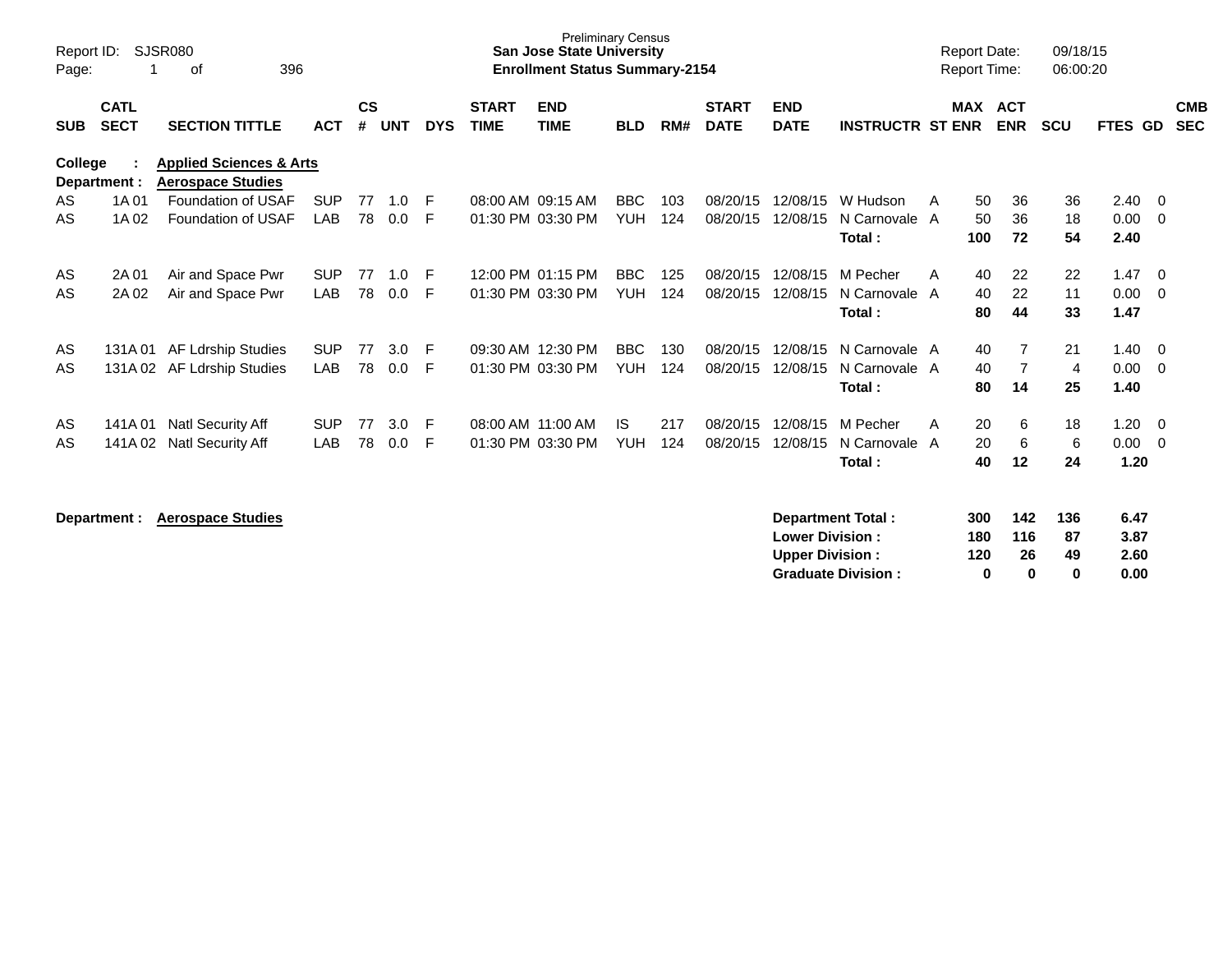Preliminary Census

**San Jose State University**

**Enrollment Status Summary-2154**

Report ID: SJSR080
Page: 1 of 396

Report Date: 09/18/15
Report Time: 06:00:20

| SUB | CATL SECT | SECTION TITTLE | ACT | CS # | UNT | DYS | START TIME | END TIME | BLD | RM# | START DATE | END DATE | INSTRUCTR | ST | MAX ENR | ACT ENR | SCU | FTES | GD | CMB SEC |
|---|---|---|---|---|---|---|---|---|---|---|---|---|---|---|---|---|---|---|---|---|
| **College :** | | **Applied Sciences & Arts** | | | | | | | | | | | | | | | | | | |
| **Department :** | | **Aerospace Studies** | | | | | | | | | | | | | | | | | | |
| AS | 1A 01 | Foundation of USAF | SUP | 77 | 1.0 | F | 08:00 AM | 09:15 AM | BBC | 103 | 08/20/15 | 12/08/15 | W Hudson | A | 50 | 36 | 36 | 2.40 | 0 | |
| AS | 1A 02 | Foundation of USAF | LAB | 78 | 0.0 | F | 01:30 PM | 03:30 PM | YUH | 124 | 08/20/15 | 12/08/15 | N Carnovale | A | 50 | 36 | 18 | 0.00 | 0 | |
| | | | | | | | | | | | | | **Total :** | | **100** | **72** | **54** | **2.40** | | |
| AS | 2A 01 | Air and Space Pwr | SUP | 77 | 1.0 | F | 12:00 PM | 01:15 PM | BBC | 125 | 08/20/15 | 12/08/15 | M Pecher | A | 40 | 22 | 22 | 1.47 | 0 | |
| AS | 2A 02 | Air and Space Pwr | LAB | 78 | 0.0 | F | 01:30 PM | 03:30 PM | YUH | 124 | 08/20/15 | 12/08/15 | N Carnovale | A | 40 | 22 | 11 | 0.00 | 0 | |
| | | | | | | | | | | | | | **Total :** | | **80** | **44** | **33** | **1.47** | | |
| AS | 131A 01 | AF Ldrship Studies | SUP | 77 | 3.0 | F | 09:30 AM | 12:30 PM | BBC | 130 | 08/20/15 | 12/08/15 | N Carnovale | A | 40 | 7 | 21 | 1.40 | 0 | |
| AS | 131A 02 | AF Ldrship Studies | LAB | 78 | 0.0 | F | 01:30 PM | 03:30 PM | YUH | 124 | 08/20/15 | 12/08/15 | N Carnovale | A | 40 | 7 | 4 | 0.00 | 0 | |
| | | | | | | | | | | | | | **Total :** | | **80** | **14** | **25** | **1.40** | | |
| AS | 141A 01 | Natl Security Aff | SUP | 77 | 3.0 | F | 08:00 AM | 11:00 AM | IS | 217 | 08/20/15 | 12/08/15 | M Pecher | A | 20 | 6 | 18 | 1.20 | 0 | |
| AS | 141A 02 | Natl Security Aff | LAB | 78 | 0.0 | F | 01:30 PM | 03:30 PM | YUH | 124 | 08/20/15 | 12/08/15 | N Carnovale | A | 20 | 6 | 6 | 0.00 | 0 | |
| | | | | | | | | | | | | | **Total :** | | **40** | **12** | **24** | **1.20** | | |

**Department : Aerospace Studies**

| | MAX ENR | ACT ENR | SCU | FTES |
|---|---|---|---|---|
| **Department Total :** | **300** | **142** | **136** | **6.47** |
| **Lower Division :** | **180** | **116** | **87** | **3.87** |
| **Upper Division :** | **120** | **26** | **49** | **2.60** |
| **Graduate Division :** | **0** | **0** | **0** | **0.00** |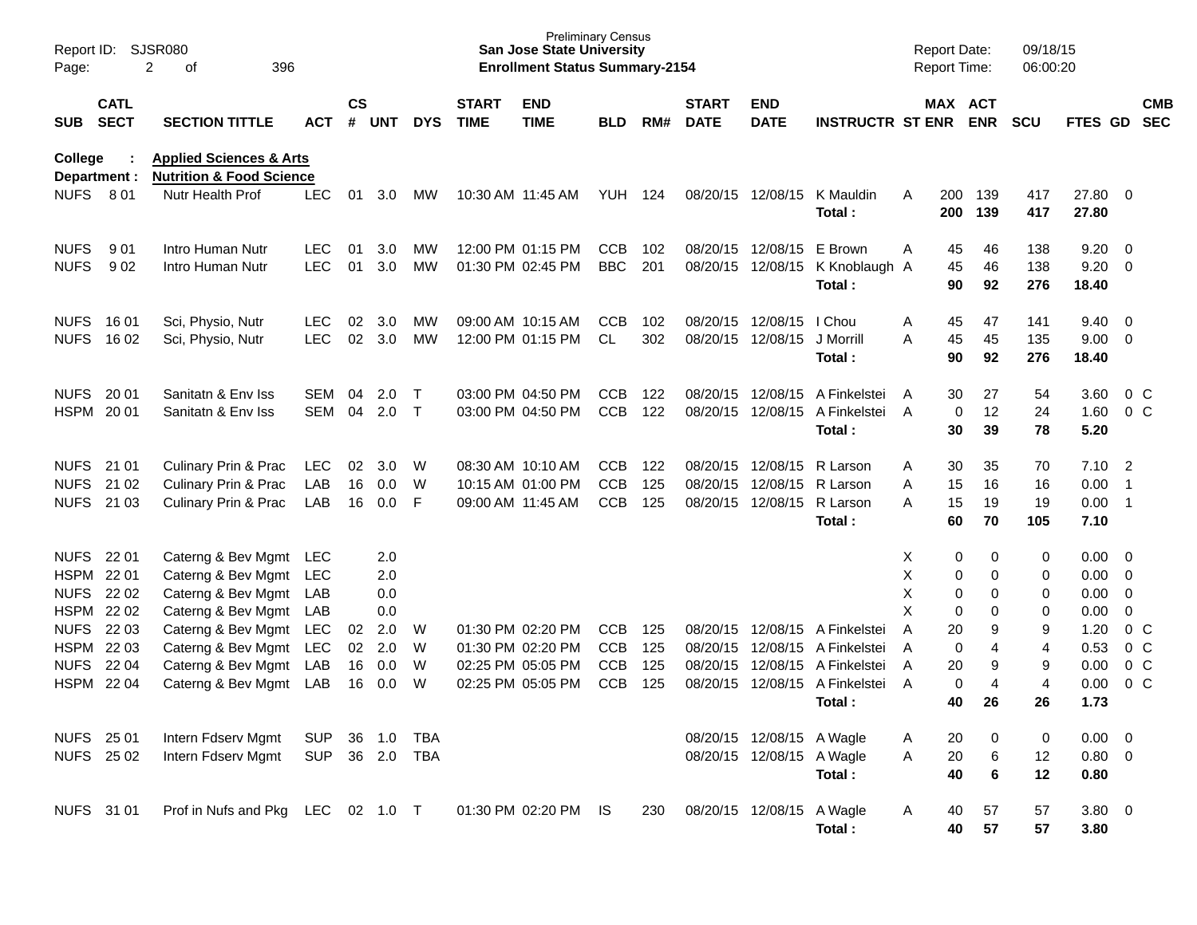Preliminary Census
**San Jose State University**
**Enrollment Status Summary-2154**

Report ID: SJSR080
Report Date: 09/18/15
Report Time: 06:00:20

**College : Applied Sciences & Arts**
**Department : Nutrition & Food Science**

| SUB | CATL SECT | SECTION TITTLE | ACT | CS # | UNT | DYS | START TIME | END TIME | BLD | RM# | START DATE | END DATE | INSTRUCTR | ST | MAX ENR | ACT ENR | SCU | FTES | GD | CMB SEC |
|---|---|---|---|---|---|---|---|---|---|---|---|---|---|---|---|---|---|---|---|---|
| NUFS | 8 01 | Nutr Health Prof | LEC | 01 | 3.0 | MW | 10:30 AM | 11:45 AM | YUH | 124 | 08/20/15 | 12/08/15 | K Mauldin | A | 200 | 139 | 417 | 27.80 | 0 | |
| | | | | | | | | | | | | | **Total :** | | **200** | **139** | **417** | **27.80** | | |
| NUFS | 9 01 | Intro Human Nutr | LEC | 01 | 3.0 | MW | 12:00 PM | 01:15 PM | CCB | 102 | 08/20/15 | 12/08/15 | E Brown | A | 45 | 46 | 138 | 9.20 | 0 | |
| NUFS | 9 02 | Intro Human Nutr | LEC | 01 | 3.0 | MW | 01:30 PM | 02:45 PM | BBC | 201 | 08/20/15 | 12/08/15 | K Knoblaugh | A | 45 | 46 | 138 | 9.20 | 0 | |
| | | | | | | | | | | | | | **Total :** | | **90** | **92** | **276** | **18.40** | | |
| NUFS | 16 01 | Sci, Physio, Nutr | LEC | 02 | 3.0 | MW | 09:00 AM | 10:15 AM | CCB | 102 | 08/20/15 | 12/08/15 | I Chou | A | 45 | 47 | 141 | 9.40 | 0 | |
| NUFS | 16 02 | Sci, Physio, Nutr | LEC | 02 | 3.0 | MW | 12:00 PM | 01:15 PM | CL | 302 | 08/20/15 | 12/08/15 | J Morrill | A | 45 | 45 | 135 | 9.00 | 0 | |
| | | | | | | | | | | | | | **Total :** | | **90** | **92** | **276** | **18.40** | | |
| NUFS | 20 01 | Sanitatn & Env Iss | SEM | 04 | 2.0 | T | 03:00 PM | 04:50 PM | CCB | 122 | 08/20/15 | 12/08/15 | A Finkelstei | A | 30 | 27 | 54 | 3.60 | 0 | C |
| HSPM | 20 01 | Sanitatn & Env Iss | SEM | 04 | 2.0 | T | 03:00 PM | 04:50 PM | CCB | 122 | 08/20/15 | 12/08/15 | A Finkelstei | A | 0 | 12 | 24 | 1.60 | 0 | C |
| | | | | | | | | | | | | | **Total :** | | **30** | **39** | **78** | **5.20** | | |
| NUFS | 21 01 | Culinary Prin & Prac | LEC | 02 | 3.0 | W | 08:30 AM | 10:10 AM | CCB | 122 | 08/20/15 | 12/08/15 | R Larson | A | 30 | 35 | 70 | 7.10 | 2 | |
| NUFS | 21 02 | Culinary Prin & Prac | LAB | 16 | 0.0 | W | 10:15 AM | 01:00 PM | CCB | 125 | 08/20/15 | 12/08/15 | R Larson | A | 15 | 16 | 16 | 0.00 | 1 | |
| NUFS | 21 03 | Culinary Prin & Prac | LAB | 16 | 0.0 | F | 09:00 AM | 11:45 AM | CCB | 125 | 08/20/15 | 12/08/15 | R Larson | A | 15 | 19 | 19 | 0.00 | 1 | |
| | | | | | | | | | | | | | **Total :** | | **60** | **70** | **105** | **7.10** | | |
| NUFS | 22 01 | Caterng & Bev Mgmt | LEC | | 2.0 | | | | | | | | | X | 0 | 0 | 0 | 0.00 | 0 | |
| HSPM | 22 01 | Caterng & Bev Mgmt | LEC | | 2.0 | | | | | | | | | X | 0 | 0 | 0 | 0.00 | 0 | |
| NUFS | 22 02 | Caterng & Bev Mgmt | LAB | | 0.0 | | | | | | | | | X | 0 | 0 | 0 | 0.00 | 0 | |
| HSPM | 22 02 | Caterng & Bev Mgmt | LAB | | 0.0 | | | | | | | | | X | 0 | 0 | 0 | 0.00 | 0 | |
| NUFS | 22 03 | Caterng & Bev Mgmt | LEC | 02 | 2.0 | W | 01:30 PM | 02:20 PM | CCB | 125 | 08/20/15 | 12/08/15 | A Finkelstei | A | 20 | 9 | 9 | 1.20 | 0 | C |
| HSPM | 22 03 | Caterng & Bev Mgmt | LEC | 02 | 2.0 | W | 01:30 PM | 02:20 PM | CCB | 125 | 08/20/15 | 12/08/15 | A Finkelstei | A | 0 | 4 | 4 | 0.53 | 0 | C |
| NUFS | 22 04 | Caterng & Bev Mgmt | LAB | 16 | 0.0 | W | 02:25 PM | 05:05 PM | CCB | 125 | 08/20/15 | 12/08/15 | A Finkelstei | A | 20 | 9 | 9 | 0.00 | 0 | C |
| HSPM | 22 04 | Caterng & Bev Mgmt | LAB | 16 | 0.0 | W | 02:25 PM | 05:05 PM | CCB | 125 | 08/20/15 | 12/08/15 | A Finkelstei | A | 0 | 4 | 4 | 0.00 | 0 | C |
| | | | | | | | | | | | | | **Total :** | | **40** | **26** | **26** | **1.73** | | |
| NUFS | 25 01 | Intern Fdserv Mgmt | SUP | 36 | 1.0 | TBA | | | | | 08/20/15 | 12/08/15 | A Wagle | A | 20 | 0 | 0 | 0.00 | 0 | |
| NUFS | 25 02 | Intern Fdserv Mgmt | SUP | 36 | 2.0 | TBA | | | | | 08/20/15 | 12/08/15 | A Wagle | A | 20 | 6 | 12 | 0.80 | 0 | |
| | | | | | | | | | | | | | **Total :** | | **40** | **6** | **12** | **0.80** | | |
| NUFS | 31 01 | Prof in Nufs and Pkg | LEC | 02 | 1.0 | T | 01:30 PM | 02:20 PM | IS | 230 | 08/20/15 | 12/08/15 | A Wagle | A | 40 | 57 | 57 | 3.80 | 0 | |
| | | | | | | | | | | | | | **Total :** | | **40** | **57** | **57** | **3.80** | | |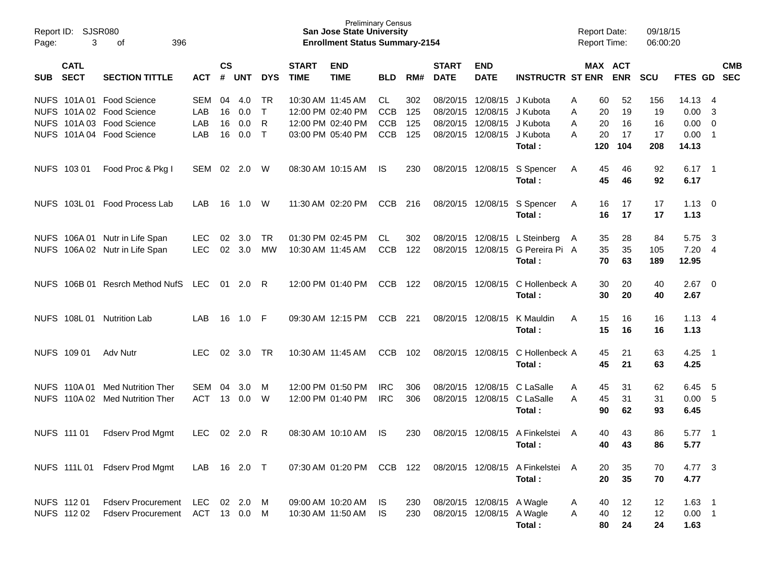Preliminary Census
**San Jose State University**
**Enrollment Status Summary-2154**

Report ID: SJSR080
Report Date: 09/18/15
Report Time: 06:00:20

| SUB | CATL SECT | SECTION TITTLE | ACT | CS # | UNT | DYS | START TIME | END TIME | BLD | RM# | START DATE | END DATE | INSTRUCTR | ST | MAX ENR | ACT ENR | SCU | FTES | GD | CMB SEC |
|---|---|---|---|---|---|---|---|---|---|---|---|---|---|---|---|---|---|---|---|---|
| NUFS | 101A 01 | Food Science | SEM | 04 | 4.0 | TR | 10:30 AM | 11:45 AM | CL | 302 | 08/20/15 | 12/08/15 | J Kubota | A | 60 | 52 | 156 | 14.13 | 4 | |
| NUFS | 101A 02 | Food Science | LAB | 16 | 0.0 | T | 12:00 PM | 02:40 PM | CCB | 125 | 08/20/15 | 12/08/15 | J Kubota | A | 20 | 19 | 19 | 0.00 | 3 | |
| NUFS | 101A 03 | Food Science | LAB | 16 | 0.0 | R | 12:00 PM | 02:40 PM | CCB | 125 | 08/20/15 | 12/08/15 | J Kubota | A | 20 | 16 | 16 | 0.00 | 0 | |
| NUFS | 101A 04 | Food Science | LAB | 16 | 0.0 | T | 03:00 PM | 05:40 PM | CCB | 125 | 08/20/15 | 12/08/15 | J Kubota | A | 20 | 17 | 17 | 0.00 | 1 | |
| | | | | | | | | | | | | | **Total :** | | **120** | **104** | **208** | **14.13** | | |
| NUFS | 103 01 | Food Proc & Pkg I | SEM | 02 | 2.0 | W | 08:30 AM | 10:15 AM | IS | 230 | 08/20/15 | 12/08/15 | S Spencer | A | 45 | 46 | 92 | 6.17 | 1 | |
| | | | | | | | | | | | | | **Total :** | | **45** | **46** | **92** | **6.17** | | |
| NUFS | 103L 01 | Food Process Lab | LAB | 16 | 1.0 | W | 11:30 AM | 02:20 PM | CCB | 216 | 08/20/15 | 12/08/15 | S Spencer | A | 16 | 17 | 17 | 1.13 | 0 | |
| | | | | | | | | | | | | | **Total :** | | **16** | **17** | **17** | **1.13** | | |
| NUFS | 106A 01 | Nutr in Life Span | LEC | 02 | 3.0 | TR | 01:30 PM | 02:45 PM | CL | 302 | 08/20/15 | 12/08/15 | L Steinberg | A | 35 | 28 | 84 | 5.75 | 3 | |
| NUFS | 106A 02 | Nutr in Life Span | LEC | 02 | 3.0 | MW | 10:30 AM | 11:45 AM | CCB | 122 | 08/20/15 | 12/08/15 | G Pereira Pi | A | 35 | 35 | 105 | 7.20 | 4 | |
| | | | | | | | | | | | | | **Total :** | | **70** | **63** | **189** | **12.95** | | |
| NUFS | 106B 01 | Resrch Method NufS | LEC | 01 | 2.0 | R | 12:00 PM | 01:40 PM | CCB | 122 | 08/20/15 | 12/08/15 | C Hollenbeck | A | 30 | 20 | 40 | 2.67 | 0 | |
| | | | | | | | | | | | | | **Total :** | | **30** | **20** | **40** | **2.67** | | |
| NUFS | 108L 01 | Nutrition Lab | LAB | 16 | 1.0 | F | 09:30 AM | 12:15 PM | CCB | 221 | 08/20/15 | 12/08/15 | K Mauldin | A | 15 | 16 | 16 | 1.13 | 4 | |
| | | | | | | | | | | | | | **Total :** | | **15** | **16** | **16** | **1.13** | | |
| NUFS | 109 01 | Adv Nutr | LEC | 02 | 3.0 | TR | 10:30 AM | 11:45 AM | CCB | 102 | 08/20/15 | 12/08/15 | C Hollenbeck | A | 45 | 21 | 63 | 4.25 | 1 | |
| | | | | | | | | | | | | | **Total :** | | **45** | **21** | **63** | **4.25** | | |
| NUFS | 110A 01 | Med Nutrition Ther | SEM | 04 | 3.0 | M | 12:00 PM | 01:50 PM | IRC | 306 | 08/20/15 | 12/08/15 | C LaSalle | A | 45 | 31 | 62 | 6.45 | 5 | |
| NUFS | 110A 02 | Med Nutrition Ther | ACT | 13 | 0.0 | W | 12:00 PM | 01:40 PM | IRC | 306 | 08/20/15 | 12/08/15 | C LaSalle | A | 45 | 31 | 31 | 0.00 | 5 | |
| | | | | | | | | | | | | | **Total :** | | **90** | **62** | **93** | **6.45** | | |
| NUFS | 111 01 | Fdserv Prod Mgmt | LEC | 02 | 2.0 | R | 08:30 AM | 10:10 AM | IS | 230 | 08/20/15 | 12/08/15 | A Finkelstei | A | 40 | 43 | 86 | 5.77 | 1 | |
| | | | | | | | | | | | | | **Total :** | | **40** | **43** | **86** | **5.77** | | |
| NUFS | 111L 01 | Fdserv Prod Mgmt | LAB | 16 | 2.0 | T | 07:30 AM | 01:20 PM | CCB | 122 | 08/20/15 | 12/08/15 | A Finkelstei | A | 20 | 35 | 70 | 4.77 | 3 | |
| | | | | | | | | | | | | | **Total :** | | **20** | **35** | **70** | **4.77** | | |
| NUFS | 112 01 | Fdserv Procurement | LEC | 02 | 2.0 | M | 09:00 AM | 10:20 AM | IS | 230 | 08/20/15 | 12/08/15 | A Wagle | A | 40 | 12 | 12 | 1.63 | 1 | |
| NUFS | 112 02 | Fdserv Procurement | ACT | 13 | 0.0 | M | 10:30 AM | 11:50 AM | IS | 230 | 08/20/15 | 12/08/15 | A Wagle | A | 40 | 12 | 12 | 0.00 | 1 | |
| | | | | | | | | | | | | | **Total :** | | **80** | **24** | **24** | **1.63** | | |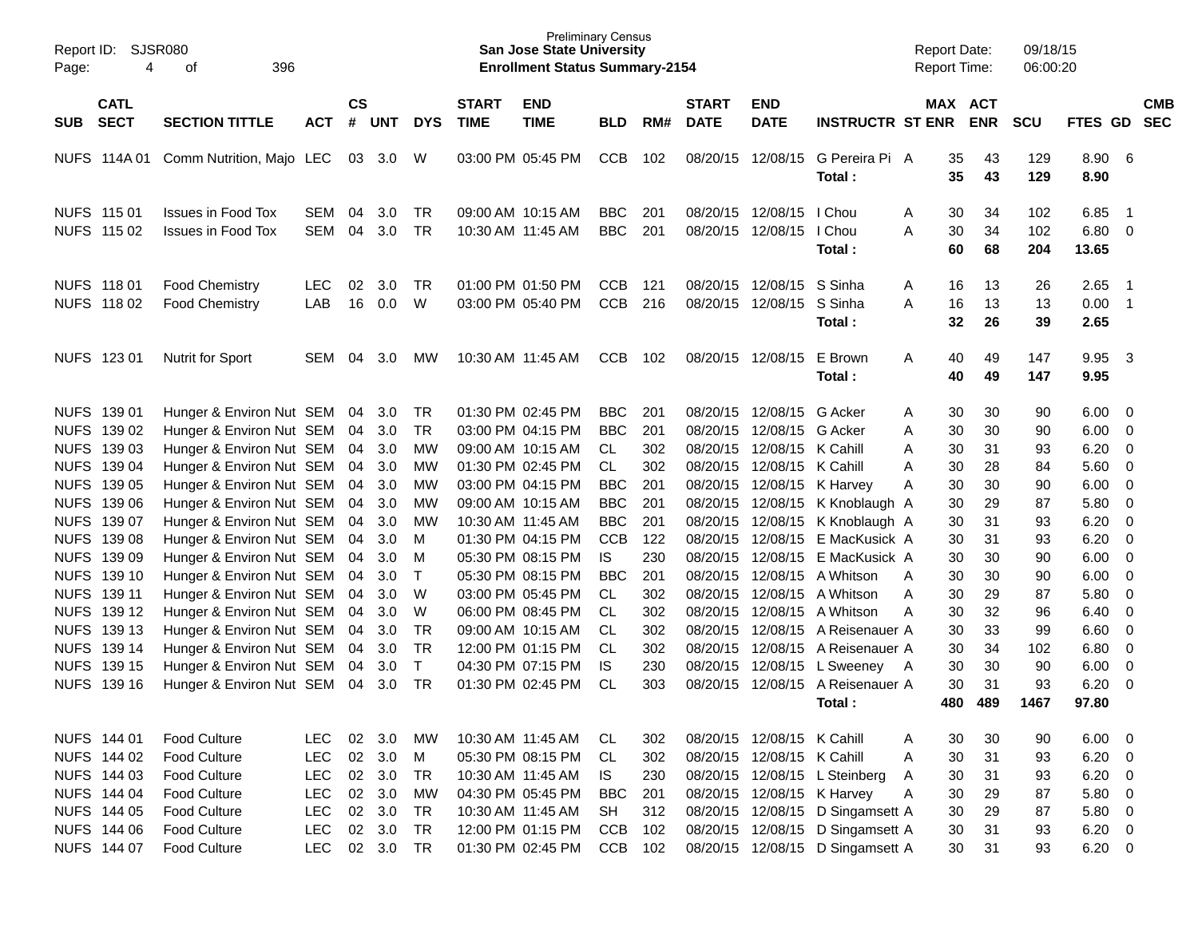Preliminary Census
**San Jose State University**
**Enrollment Status Summary-2154**

Report ID: SJSR080
Report Date: 09/18/15
Report Time: 06:00:20

| SUB | CATL SECT | SECTION TITTLE | ACT | CS # | UNT | DYS | START TIME | END TIME | BLD | RM# | START DATE | END DATE | INSTRUCTR | ST | MAX ENR | ACT ENR | SCU | FTES | GD | CMB SEC |
|---|---|---|---|---|---|---|---|---|---|---|---|---|---|---|---|---|---|---|---|---|
| NUFS | 114A 01 | Comm Nutrition, Majo | LEC | 03 | 3.0 | W | 03:00 PM | 05:45 PM | CCB | 102 | 08/20/15 | 12/08/15 | G Pereira Pi | A | 35 | 43 | 129 | 8.90 | 6 | |
| | | | | | | | | | | | | | **Total :** | | **35** | **43** | **129** | **8.90** | | |
| NUFS | 115 01 | Issues in Food Tox | SEM | 04 | 3.0 | TR | 09:00 AM | 10:15 AM | BBC | 201 | 08/20/15 | 12/08/15 | I Chou | A | 30 | 34 | 102 | 6.85 | 1 | |
| NUFS | 115 02 | Issues in Food Tox | SEM | 04 | 3.0 | TR | 10:30 AM | 11:45 AM | BBC | 201 | 08/20/15 | 12/08/15 | I Chou | A | 30 | 34 | 102 | 6.80 | 0 | |
| | | | | | | | | | | | | | **Total :** | | **60** | **68** | **204** | **13.65** | | |
| NUFS | 118 01 | Food Chemistry | LEC | 02 | 3.0 | TR | 01:00 PM | 01:50 PM | CCB | 121 | 08/20/15 | 12/08/15 | S Sinha | A | 16 | 13 | 26 | 2.65 | 1 | |
| NUFS | 118 02 | Food Chemistry | LAB | 16 | 0.0 | W | 03:00 PM | 05:40 PM | CCB | 216 | 08/20/15 | 12/08/15 | S Sinha | A | 16 | 13 | 13 | 0.00 | 1 | |
| | | | | | | | | | | | | | **Total :** | | **32** | **26** | **39** | **2.65** | | |
| NUFS | 123 01 | Nutrit for Sport | SEM | 04 | 3.0 | MW | 10:30 AM | 11:45 AM | CCB | 102 | 08/20/15 | 12/08/15 | E Brown | A | 40 | 49 | 147 | 9.95 | 3 | |
| | | | | | | | | | | | | | **Total :** | | **40** | **49** | **147** | **9.95** | | |
| NUFS | 139 01 | Hunger & Environ Nut | SEM | 04 | 3.0 | TR | 01:30 PM | 02:45 PM | BBC | 201 | 08/20/15 | 12/08/15 | G Acker | A | 30 | 30 | 90 | 6.00 | 0 | |
| NUFS | 139 02 | Hunger & Environ Nut | SEM | 04 | 3.0 | TR | 03:00 PM | 04:15 PM | BBC | 201 | 08/20/15 | 12/08/15 | G Acker | A | 30 | 30 | 90 | 6.00 | 0 | |
| NUFS | 139 03 | Hunger & Environ Nut | SEM | 04 | 3.0 | MW | 09:00 AM | 10:15 AM | CL | 302 | 08/20/15 | 12/08/15 | K Cahill | A | 30 | 31 | 93 | 6.20 | 0 | |
| NUFS | 139 04 | Hunger & Environ Nut | SEM | 04 | 3.0 | MW | 01:30 PM | 02:45 PM | CL | 302 | 08/20/15 | 12/08/15 | K Cahill | A | 30 | 28 | 84 | 5.60 | 0 | |
| NUFS | 139 05 | Hunger & Environ Nut | SEM | 04 | 3.0 | MW | 03:00 PM | 04:15 PM | BBC | 201 | 08/20/15 | 12/08/15 | K Harvey | A | 30 | 30 | 90 | 6.00 | 0 | |
| NUFS | 139 06 | Hunger & Environ Nut | SEM | 04 | 3.0 | MW | 09:00 AM | 10:15 AM | BBC | 201 | 08/20/15 | 12/08/15 | K Knoblaugh | A | 30 | 29 | 87 | 5.80 | 0 | |
| NUFS | 139 07 | Hunger & Environ Nut | SEM | 04 | 3.0 | MW | 10:30 AM | 11:45 AM | BBC | 201 | 08/20/15 | 12/08/15 | K Knoblaugh | A | 30 | 31 | 93 | 6.20 | 0 | |
| NUFS | 139 08 | Hunger & Environ Nut | SEM | 04 | 3.0 | M | 01:30 PM | 04:15 PM | CCB | 122 | 08/20/15 | 12/08/15 | E MacKusick | A | 30 | 31 | 93 | 6.20 | 0 | |
| NUFS | 139 09 | Hunger & Environ Nut | SEM | 04 | 3.0 | M | 05:30 PM | 08:15 PM | IS | 230 | 08/20/15 | 12/08/15 | E MacKusick | A | 30 | 30 | 90 | 6.00 | 0 | |
| NUFS | 139 10 | Hunger & Environ Nut | SEM | 04 | 3.0 | T | 05:30 PM | 08:15 PM | BBC | 201 | 08/20/15 | 12/08/15 | A Whitson | A | 30 | 30 | 90 | 6.00 | 0 | |
| NUFS | 139 11 | Hunger & Environ Nut | SEM | 04 | 3.0 | W | 03:00 PM | 05:45 PM | CL | 302 | 08/20/15 | 12/08/15 | A Whitson | A | 30 | 29 | 87 | 5.80 | 0 | |
| NUFS | 139 12 | Hunger & Environ Nut | SEM | 04 | 3.0 | W | 06:00 PM | 08:45 PM | CL | 302 | 08/20/15 | 12/08/15 | A Whitson | A | 30 | 32 | 96 | 6.40 | 0 | |
| NUFS | 139 13 | Hunger & Environ Nut | SEM | 04 | 3.0 | TR | 09:00 AM | 10:15 AM | CL | 302 | 08/20/15 | 12/08/15 | A Reisenauer | A | 30 | 33 | 99 | 6.60 | 0 | |
| NUFS | 139 14 | Hunger & Environ Nut | SEM | 04 | 3.0 | TR | 12:00 PM | 01:15 PM | CL | 302 | 08/20/15 | 12/08/15 | A Reisenauer | A | 30 | 34 | 102 | 6.80 | 0 | |
| NUFS | 139 15 | Hunger & Environ Nut | SEM | 04 | 3.0 | T | 04:30 PM | 07:15 PM | IS | 230 | 08/20/15 | 12/08/15 | L Sweeney | A | 30 | 30 | 90 | 6.00 | 0 | |
| NUFS | 139 16 | Hunger & Environ Nut | SEM | 04 | 3.0 | TR | 01:30 PM | 02:45 PM | CL | 303 | 08/20/15 | 12/08/15 | A Reisenauer | A | 30 | 31 | 93 | 6.20 | 0 | |
| | | | | | | | | | | | | | **Total :** | | **480** | **489** | **1467** | **97.80** | | |
| NUFS | 144 01 | Food Culture | LEC | 02 | 3.0 | MW | 10:30 AM | 11:45 AM | CL | 302 | 08/20/15 | 12/08/15 | K Cahill | A | 30 | 30 | 90 | 6.00 | 0 | |
| NUFS | 144 02 | Food Culture | LEC | 02 | 3.0 | M | 05:30 PM | 08:15 PM | CL | 302 | 08/20/15 | 12/08/15 | K Cahill | A | 30 | 31 | 93 | 6.20 | 0 | |
| NUFS | 144 03 | Food Culture | LEC | 02 | 3.0 | TR | 10:30 AM | 11:45 AM | IS | 230 | 08/20/15 | 12/08/15 | L Steinberg | A | 30 | 31 | 93 | 6.20 | 0 | |
| NUFS | 144 04 | Food Culture | LEC | 02 | 3.0 | MW | 04:30 PM | 05:45 PM | BBC | 201 | 08/20/15 | 12/08/15 | K Harvey | A | 30 | 29 | 87 | 5.80 | 0 | |
| NUFS | 144 05 | Food Culture | LEC | 02 | 3.0 | TR | 10:30 AM | 11:45 AM | SH | 312 | 08/20/15 | 12/08/15 | D Singamsett | A | 30 | 29 | 87 | 5.80 | 0 | |
| NUFS | 144 06 | Food Culture | LEC | 02 | 3.0 | TR | 12:00 PM | 01:15 PM | CCB | 102 | 08/20/15 | 12/08/15 | D Singamsett | A | 30 | 31 | 93 | 6.20 | 0 | |
| NUFS | 144 07 | Food Culture | LEC | 02 | 3.0 | TR | 01:30 PM | 02:45 PM | CCB | 102 | 08/20/15 | 12/08/15 | D Singamsett | A | 30 | 31 | 93 | 6.20 | 0 | |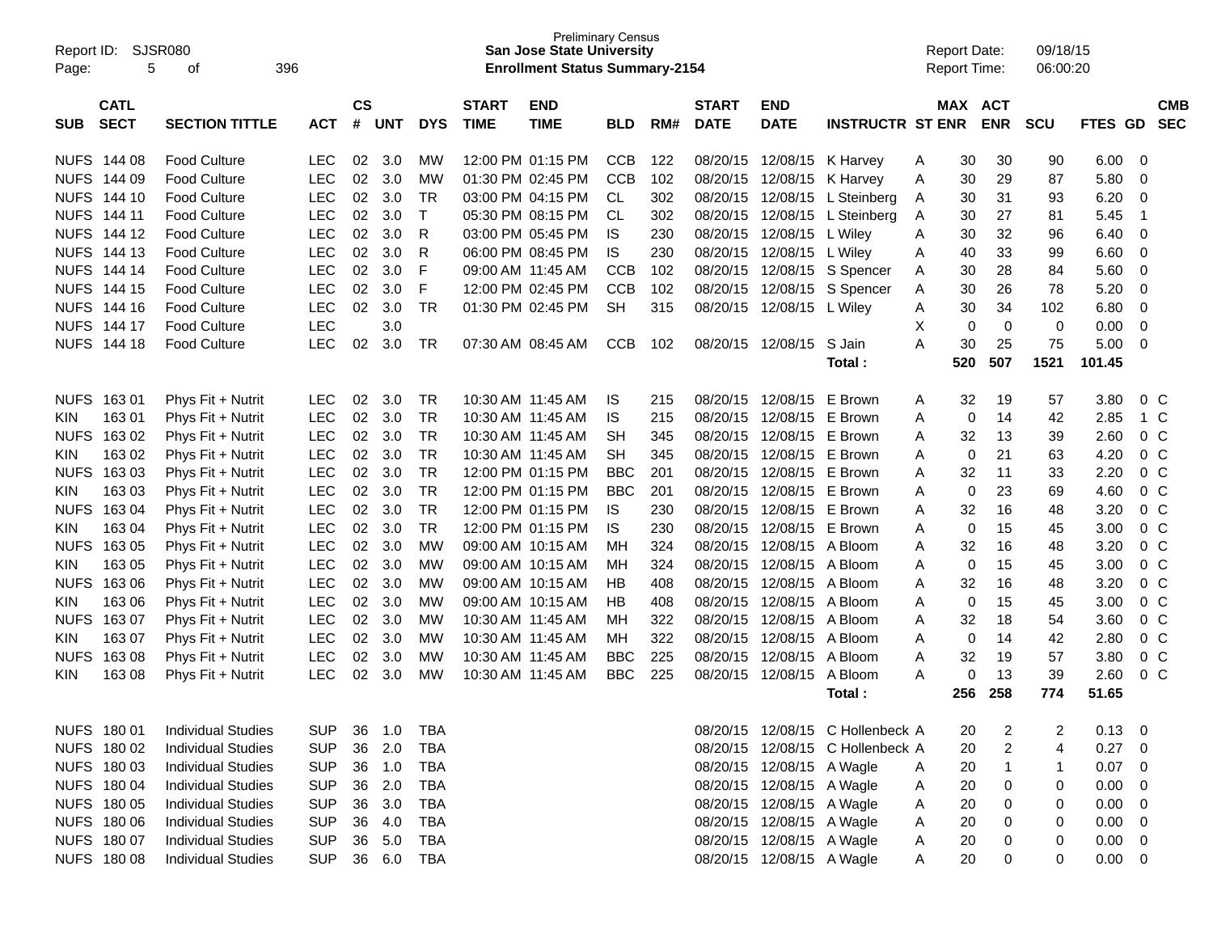Report ID: SJSR080

Preliminary Census
**San Jose State University**
**Enrollment Status Summary-2154**

Report Date: 09/18/15
Report Time: 06:00:20

| SUB | CATL SECT | SECTION TITTLE | ACT | CS # | UNT | DYS | START TIME | END TIME | BLD | RM# | START DATE | END DATE | INSTRUCTR | ST | MAX ENR | ACT ENR | SCU | FTES | GD | CMB SEC |
|---|---|---|---|---|---|---|---|---|---|---|---|---|---|---|---|---|---|---|---|---|
| NUFS | 144 08 | Food Culture | LEC | 02 | 3.0 | MW | 12:00 PM | 01:15 PM | CCB | 122 | 08/20/15 | 12/08/15 | K Harvey | A | 30 | 30 | 90 | 6.00 | 0 | |
| NUFS | 144 09 | Food Culture | LEC | 02 | 3.0 | MW | 01:30 PM | 02:45 PM | CCB | 102 | 08/20/15 | 12/08/15 | K Harvey | A | 30 | 29 | 87 | 5.80 | 0 | |
| NUFS | 144 10 | Food Culture | LEC | 02 | 3.0 | TR | 03:00 PM | 04:15 PM | CL | 302 | 08/20/15 | 12/08/15 | L Steinberg | A | 30 | 31 | 93 | 6.20 | 0 | |
| NUFS | 144 11 | Food Culture | LEC | 02 | 3.0 | T | 05:30 PM | 08:15 PM | CL | 302 | 08/20/15 | 12/08/15 | L Steinberg | A | 30 | 27 | 81 | 5.45 | 1 | |
| NUFS | 144 12 | Food Culture | LEC | 02 | 3.0 | R | 03:00 PM | 05:45 PM | IS | 230 | 08/20/15 | 12/08/15 | L Wiley | A | 30 | 32 | 96 | 6.40 | 0 | |
| NUFS | 144 13 | Food Culture | LEC | 02 | 3.0 | R | 06:00 PM | 08:45 PM | IS | 230 | 08/20/15 | 12/08/15 | L Wiley | A | 40 | 33 | 99 | 6.60 | 0 | |
| NUFS | 144 14 | Food Culture | LEC | 02 | 3.0 | F | 09:00 AM | 11:45 AM | CCB | 102 | 08/20/15 | 12/08/15 | S Spencer | A | 30 | 28 | 84 | 5.60 | 0 | |
| NUFS | 144 15 | Food Culture | LEC | 02 | 3.0 | F | 12:00 PM | 02:45 PM | CCB | 102 | 08/20/15 | 12/08/15 | S Spencer | A | 30 | 26 | 78 | 5.20 | 0 | |
| NUFS | 144 16 | Food Culture | LEC | 02 | 3.0 | TR | 01:30 PM | 02:45 PM | SH | 315 | 08/20/15 | 12/08/15 | L Wiley | A | 30 | 34 | 102 | 6.80 | 0 | |
| NUFS | 144 17 | Food Culture | LEC | | 3.0 | | | | | | | | | X | 0 | 0 | 0 | 0.00 | 0 | |
| NUFS | 144 18 | Food Culture | LEC | 02 | 3.0 | TR | 07:30 AM | 08:45 AM | CCB | 102 | 08/20/15 | 12/08/15 | S Jain | A | 30 | 25 | 75 | 5.00 | 0 | |
| | | | | | | | | | | | | | **Total :** | | **520** | **507** | **1521** | **101.45** | | |
| NUFS | 163 01 | Phys Fit + Nutrit | LEC | 02 | 3.0 | TR | 10:30 AM | 11:45 AM | IS | 215 | 08/20/15 | 12/08/15 | E Brown | A | 32 | 19 | 57 | 3.80 | 0 | C |
| KIN | 163 01 | Phys Fit + Nutrit | LEC | 02 | 3.0 | TR | 10:30 AM | 11:45 AM | IS | 215 | 08/20/15 | 12/08/15 | E Brown | A | 0 | 14 | 42 | 2.85 | 1 | C |
| NUFS | 163 02 | Phys Fit + Nutrit | LEC | 02 | 3.0 | TR | 10:30 AM | 11:45 AM | SH | 345 | 08/20/15 | 12/08/15 | E Brown | A | 32 | 13 | 39 | 2.60 | 0 | C |
| KIN | 163 02 | Phys Fit + Nutrit | LEC | 02 | 3.0 | TR | 10:30 AM | 11:45 AM | SH | 345 | 08/20/15 | 12/08/15 | E Brown | A | 0 | 21 | 63 | 4.20 | 0 | C |
| NUFS | 163 03 | Phys Fit + Nutrit | LEC | 02 | 3.0 | TR | 12:00 PM | 01:15 PM | BBC | 201 | 08/20/15 | 12/08/15 | E Brown | A | 32 | 11 | 33 | 2.20 | 0 | C |
| KIN | 163 03 | Phys Fit + Nutrit | LEC | 02 | 3.0 | TR | 12:00 PM | 01:15 PM | BBC | 201 | 08/20/15 | 12/08/15 | E Brown | A | 0 | 23 | 69 | 4.60 | 0 | C |
| NUFS | 163 04 | Phys Fit + Nutrit | LEC | 02 | 3.0 | TR | 12:00 PM | 01:15 PM | IS | 230 | 08/20/15 | 12/08/15 | E Brown | A | 32 | 16 | 48 | 3.20 | 0 | C |
| KIN | 163 04 | Phys Fit + Nutrit | LEC | 02 | 3.0 | TR | 12:00 PM | 01:15 PM | IS | 230 | 08/20/15 | 12/08/15 | E Brown | A | 0 | 15 | 45 | 3.00 | 0 | C |
| NUFS | 163 05 | Phys Fit + Nutrit | LEC | 02 | 3.0 | MW | 09:00 AM | 10:15 AM | MH | 324 | 08/20/15 | 12/08/15 | A Bloom | A | 32 | 16 | 48 | 3.20 | 0 | C |
| KIN | 163 05 | Phys Fit + Nutrit | LEC | 02 | 3.0 | MW | 09:00 AM | 10:15 AM | MH | 324 | 08/20/15 | 12/08/15 | A Bloom | A | 0 | 15 | 45 | 3.00 | 0 | C |
| NUFS | 163 06 | Phys Fit + Nutrit | LEC | 02 | 3.0 | MW | 09:00 AM | 10:15 AM | HB | 408 | 08/20/15 | 12/08/15 | A Bloom | A | 32 | 16 | 48 | 3.20 | 0 | C |
| KIN | 163 06 | Phys Fit + Nutrit | LEC | 02 | 3.0 | MW | 09:00 AM | 10:15 AM | HB | 408 | 08/20/15 | 12/08/15 | A Bloom | A | 0 | 15 | 45 | 3.00 | 0 | C |
| NUFS | 163 07 | Phys Fit + Nutrit | LEC | 02 | 3.0 | MW | 10:30 AM | 11:45 AM | MH | 322 | 08/20/15 | 12/08/15 | A Bloom | A | 32 | 18 | 54 | 3.60 | 0 | C |
| KIN | 163 07 | Phys Fit + Nutrit | LEC | 02 | 3.0 | MW | 10:30 AM | 11:45 AM | MH | 322 | 08/20/15 | 12/08/15 | A Bloom | A | 0 | 14 | 42 | 2.80 | 0 | C |
| NUFS | 163 08 | Phys Fit + Nutrit | LEC | 02 | 3.0 | MW | 10:30 AM | 11:45 AM | BBC | 225 | 08/20/15 | 12/08/15 | A Bloom | A | 32 | 19 | 57 | 3.80 | 0 | C |
| KIN | 163 08 | Phys Fit + Nutrit | LEC | 02 | 3.0 | MW | 10:30 AM | 11:45 AM | BBC | 225 | 08/20/15 | 12/08/15 | A Bloom | A | 0 | 13 | 39 | 2.60 | 0 | C |
| | | | | | | | | | | | | | **Total :** | | **256** | **258** | **774** | **51.65** | | |
| NUFS | 180 01 | Individual Studies | SUP | 36 | 1.0 | TBA | | | | | 08/20/15 | 12/08/15 | C Hollenbeck | A | 20 | 2 | 2 | 0.13 | 0 | |
| NUFS | 180 02 | Individual Studies | SUP | 36 | 2.0 | TBA | | | | | 08/20/15 | 12/08/15 | C Hollenbeck | A | 20 | 2 | 4 | 0.27 | 0 | |
| NUFS | 180 03 | Individual Studies | SUP | 36 | 1.0 | TBA | | | | | 08/20/15 | 12/08/15 | A Wagle | A | 20 | 1 | 1 | 0.07 | 0 | |
| NUFS | 180 04 | Individual Studies | SUP | 36 | 2.0 | TBA | | | | | 08/20/15 | 12/08/15 | A Wagle | A | 20 | 0 | 0 | 0.00 | 0 | |
| NUFS | 180 05 | Individual Studies | SUP | 36 | 3.0 | TBA | | | | | 08/20/15 | 12/08/15 | A Wagle | A | 20 | 0 | 0 | 0.00 | 0 | |
| NUFS | 180 06 | Individual Studies | SUP | 36 | 4.0 | TBA | | | | | 08/20/15 | 12/08/15 | A Wagle | A | 20 | 0 | 0 | 0.00 | 0 | |
| NUFS | 180 07 | Individual Studies | SUP | 36 | 5.0 | TBA | | | | | 08/20/15 | 12/08/15 | A Wagle | A | 20 | 0 | 0 | 0.00 | 0 | |
| NUFS | 180 08 | Individual Studies | SUP | 36 | 6.0 | TBA | | | | | 08/20/15 | 12/08/15 | A Wagle | A | 20 | 0 | 0 | 0.00 | 0 | |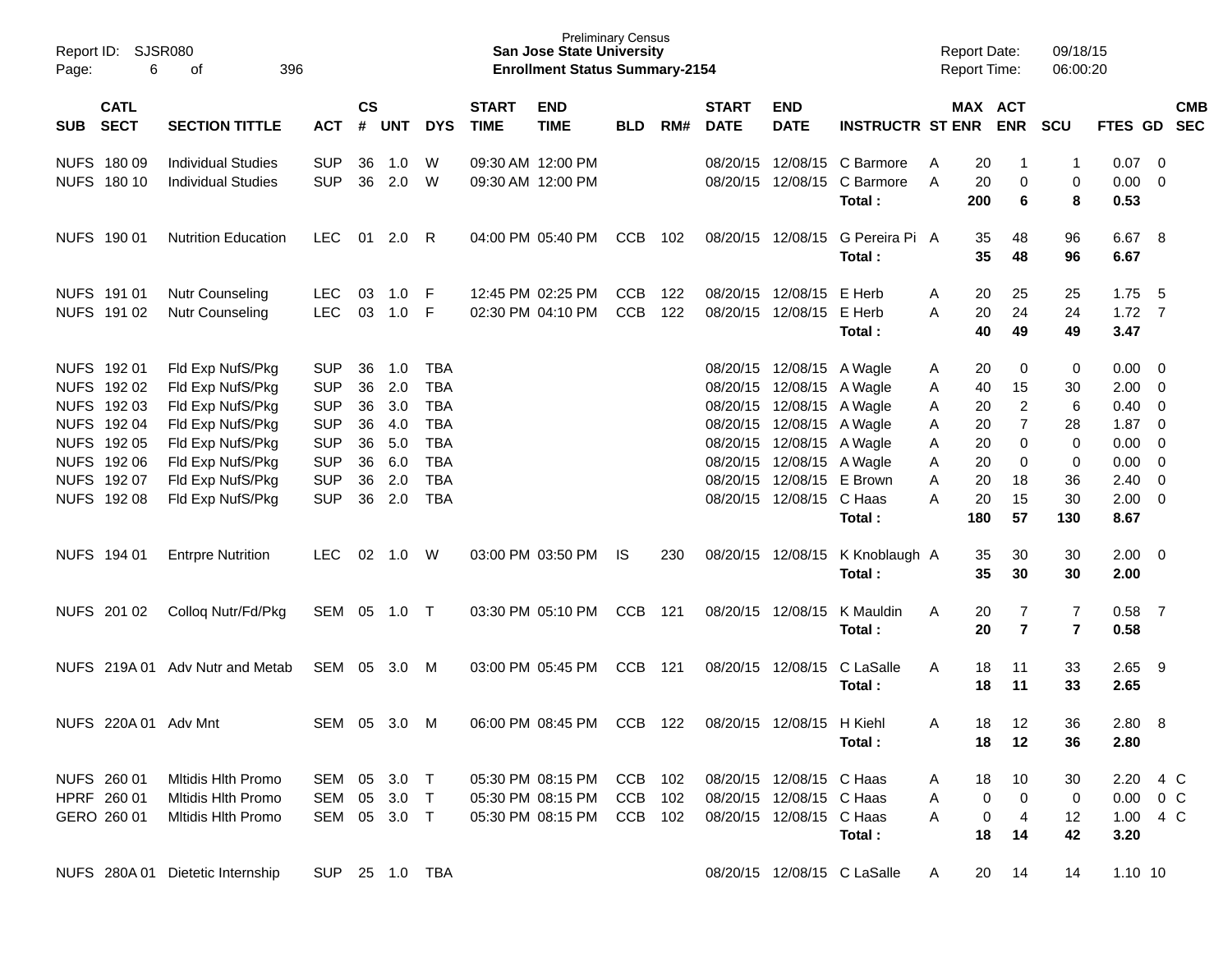Preliminary Census
**San Jose State University**
**Enrollment Status Summary-2154**

Report ID: SJSR080
Report Date: 09/18/15
Report Time: 06:00:20

| SUB | CATL SECT | SECTION TITTLE | ACT | CS # | UNT | DYS | START TIME | END TIME | BLD | RM# | START DATE | END DATE | INSTRUCTR | ST | MAX ENR | ACT ENR | SCU | FTES | GD | CMB SEC |
|---|---|---|---|---|---|---|---|---|---|---|---|---|---|---|---|---|---|---|---|---|
| NUFS | 180 09 | Individual Studies | SUP | 36 | 1.0 | W | 09:30 AM | 12:00 PM | | | 08/20/15 | 12/08/15 | C Barmore | A | 20 | 1 | 1 | 0.07 | 0 | |
| NUFS | 180 10 | Individual Studies | SUP | 36 | 2.0 | W | 09:30 AM | 12:00 PM | | | 08/20/15 | 12/08/15 | C Barmore | A | 20 | 0 | 0 | 0.00 | 0 | |
| | | | | | | | | | | | | | **Total :** | | **200** | **6** | **8** | **0.53** | | |
| NUFS | 190 01 | Nutrition Education | LEC | 01 | 2.0 | R | 04:00 PM | 05:40 PM | CCB | 102 | 08/20/15 | 12/08/15 | G Pereira Pi | A | 35 | 48 | 96 | 6.67 | 8 | |
| | | | | | | | | | | | | | **Total :** | | **35** | **48** | **96** | **6.67** | | |
| NUFS | 191 01 | Nutr Counseling | LEC | 03 | 1.0 | F | 12:45 PM | 02:25 PM | CCB | 122 | 08/20/15 | 12/08/15 | E Herb | A | 20 | 25 | 25 | 1.75 | 5 | |
| NUFS | 191 02 | Nutr Counseling | LEC | 03 | 1.0 | F | 02:30 PM | 04:10 PM | CCB | 122 | 08/20/15 | 12/08/15 | E Herb | A | 20 | 24 | 24 | 1.72 | 7 | |
| | | | | | | | | | | | | | **Total :** | | **40** | **49** | **49** | **3.47** | | |
| NUFS | 192 01 | Fld Exp NufS/Pkg | SUP | 36 | 1.0 | TBA | | | | | 08/20/15 | 12/08/15 | A Wagle | A | 20 | 0 | 0 | 0.00 | 0 | |
| NUFS | 192 02 | Fld Exp NufS/Pkg | SUP | 36 | 2.0 | TBA | | | | | 08/20/15 | 12/08/15 | A Wagle | A | 40 | 15 | 30 | 2.00 | 0 | |
| NUFS | 192 03 | Fld Exp NufS/Pkg | SUP | 36 | 3.0 | TBA | | | | | 08/20/15 | 12/08/15 | A Wagle | A | 20 | 2 | 6 | 0.40 | 0 | |
| NUFS | 192 04 | Fld Exp NufS/Pkg | SUP | 36 | 4.0 | TBA | | | | | 08/20/15 | 12/08/15 | A Wagle | A | 20 | 7 | 28 | 1.87 | 0 | |
| NUFS | 192 05 | Fld Exp NufS/Pkg | SUP | 36 | 5.0 | TBA | | | | | 08/20/15 | 12/08/15 | A Wagle | A | 20 | 0 | 0 | 0.00 | 0 | |
| NUFS | 192 06 | Fld Exp NufS/Pkg | SUP | 36 | 6.0 | TBA | | | | | 08/20/15 | 12/08/15 | A Wagle | A | 20 | 0 | 0 | 0.00 | 0 | |
| NUFS | 192 07 | Fld Exp NufS/Pkg | SUP | 36 | 2.0 | TBA | | | | | 08/20/15 | 12/08/15 | E Brown | A | 20 | 18 | 36 | 2.40 | 0 | |
| NUFS | 192 08 | Fld Exp NufS/Pkg | SUP | 36 | 2.0 | TBA | | | | | 08/20/15 | 12/08/15 | C Haas | A | 20 | 15 | 30 | 2.00 | 0 | |
| | | | | | | | | | | | | | **Total :** | | **180** | **57** | **130** | **8.67** | | |
| NUFS | 194 01 | Entrpre Nutrition | LEC | 02 | 1.0 | W | 03:00 PM | 03:50 PM | IS | 230 | 08/20/15 | 12/08/15 | K Knoblaugh | A | 35 | 30 | 30 | 2.00 | 0 | |
| | | | | | | | | | | | | | **Total :** | | **35** | **30** | **30** | **2.00** | | |
| NUFS | 201 02 | Colloq Nutr/Fd/Pkg | SEM | 05 | 1.0 | T | 03:30 PM | 05:10 PM | CCB | 121 | 08/20/15 | 12/08/15 | K Mauldin | A | 20 | 7 | 7 | 0.58 | 7 | |
| | | | | | | | | | | | | | **Total :** | | **20** | **7** | **7** | **0.58** | | |
| NUFS | 219A 01 | Adv Nutr and Metab | SEM | 05 | 3.0 | M | 03:00 PM | 05:45 PM | CCB | 121 | 08/20/15 | 12/08/15 | C LaSalle | A | 18 | 11 | 33 | 2.65 | 9 | |
| | | | | | | | | | | | | | **Total :** | | **18** | **11** | **33** | **2.65** | | |
| NUFS | 220A 01 | Adv Mnt | SEM | 05 | 3.0 | M | 06:00 PM | 08:45 PM | CCB | 122 | 08/20/15 | 12/08/15 | H Kiehl | A | 18 | 12 | 36 | 2.80 | 8 | |
| | | | | | | | | | | | | | **Total :** | | **18** | **12** | **36** | **2.80** | | |
| NUFS | 260 01 | Mltidis Hlth Promo | SEM | 05 | 3.0 | T | 05:30 PM | 08:15 PM | CCB | 102 | 08/20/15 | 12/08/15 | C Haas | A | 18 | 10 | 30 | 2.20 | 4 | C |
| HPRF | 260 01 | Mltidis Hlth Promo | SEM | 05 | 3.0 | T | 05:30 PM | 08:15 PM | CCB | 102 | 08/20/15 | 12/08/15 | C Haas | A | 0 | 0 | 0 | 0.00 | 0 | C |
| GERO | 260 01 | Mltidis Hlth Promo | SEM | 05 | 3.0 | T | 05:30 PM | 08:15 PM | CCB | 102 | 08/20/15 | 12/08/15 | C Haas | A | 0 | 4 | 12 | 1.00 | 4 | C |
| | | | | | | | | | | | | | **Total :** | | **18** | **14** | **42** | **3.20** | | |
| NUFS | 280A 01 | Dietetic Internship | SUP | 25 | 1.0 | TBA | | | | | 08/20/15 | 12/08/15 | C LaSalle | A | 20 | 14 | 14 | 1.10 | 10 | |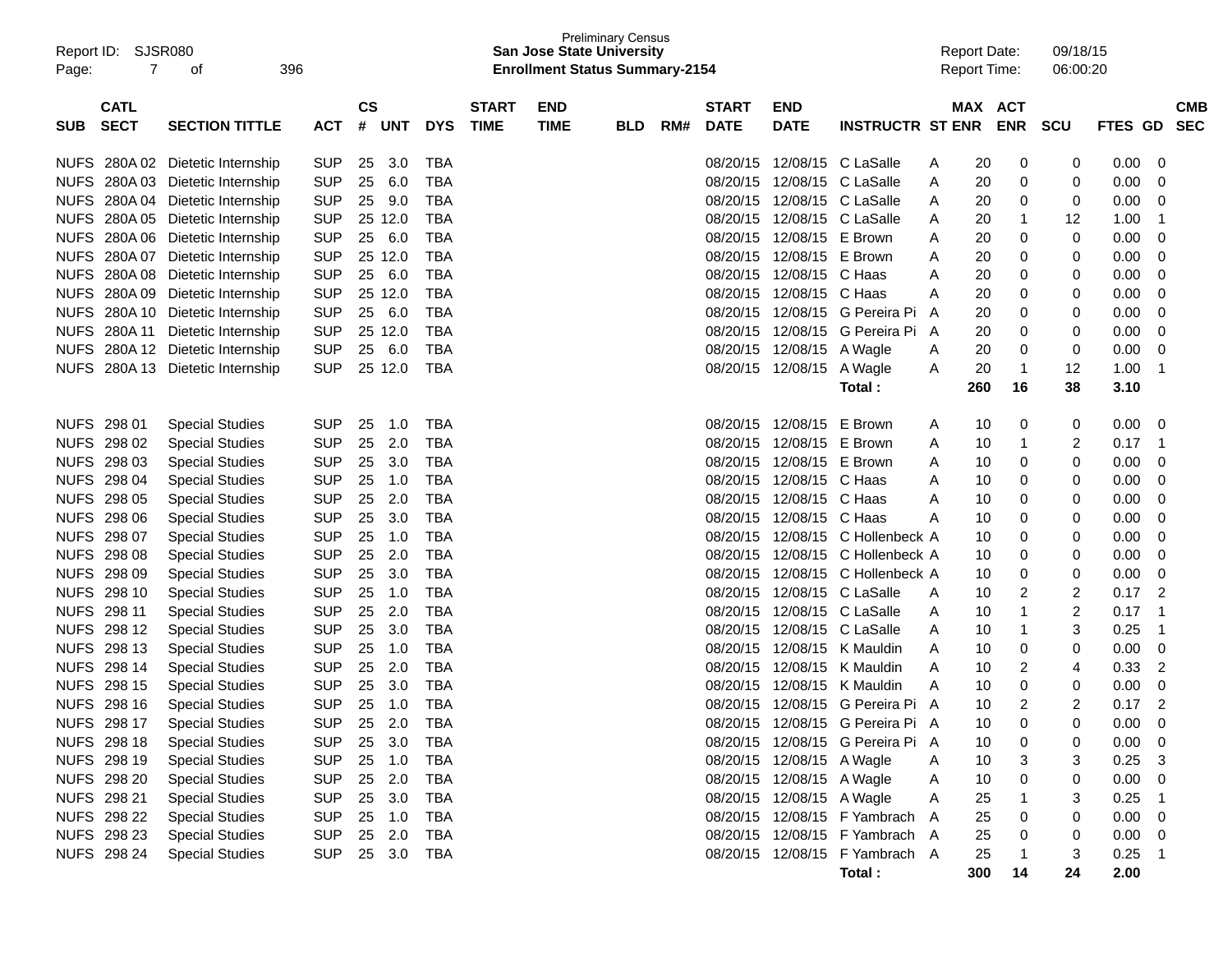Preliminary Census
**San Jose State University**
**Enrollment Status Summary-2154**

Report ID: SJSR080
Report Date: 09/18/15
Report Time: 06:00:20

| SUB | CATL SECT | SECTION TITTLE | ACT | CS # | UNT | DYS | START TIME | END TIME | BLD | RM# | START DATE | END DATE | INSTRUCTR | ST | MAX ENR | ACT ENR | SCU | FTES | GD | CMB SEC |
|---|---|---|---|---|---|---|---|---|---|---|---|---|---|---|---|---|---|---|---|---|
| NUFS | 280A 02 | Dietetic Internship | SUP | 25 | 3.0 | TBA | | | | | 08/20/15 | 12/08/15 | C LaSalle | A | 20 | 0 | 0 | 0.00 | 0 | |
| NUFS | 280A 03 | Dietetic Internship | SUP | 25 | 6.0 | TBA | | | | | 08/20/15 | 12/08/15 | C LaSalle | A | 20 | 0 | 0 | 0.00 | 0 | |
| NUFS | 280A 04 | Dietetic Internship | SUP | 25 | 9.0 | TBA | | | | | 08/20/15 | 12/08/15 | C LaSalle | A | 20 | 0 | 0 | 0.00 | 0 | |
| NUFS | 280A 05 | Dietetic Internship | SUP | 25 | 12.0 | TBA | | | | | 08/20/15 | 12/08/15 | C LaSalle | A | 20 | 1 | 12 | 1.00 | 1 | |
| NUFS | 280A 06 | Dietetic Internship | SUP | 25 | 6.0 | TBA | | | | | 08/20/15 | 12/08/15 | E Brown | A | 20 | 0 | 0 | 0.00 | 0 | |
| NUFS | 280A 07 | Dietetic Internship | SUP | 25 | 12.0 | TBA | | | | | 08/20/15 | 12/08/15 | E Brown | A | 20 | 0 | 0 | 0.00 | 0 | |
| NUFS | 280A 08 | Dietetic Internship | SUP | 25 | 6.0 | TBA | | | | | 08/20/15 | 12/08/15 | C Haas | A | 20 | 0 | 0 | 0.00 | 0 | |
| NUFS | 280A 09 | Dietetic Internship | SUP | 25 | 12.0 | TBA | | | | | 08/20/15 | 12/08/15 | C Haas | A | 20 | 0 | 0 | 0.00 | 0 | |
| NUFS | 280A 10 | Dietetic Internship | SUP | 25 | 6.0 | TBA | | | | | 08/20/15 | 12/08/15 | G Pereira Pi | A | 20 | 0 | 0 | 0.00 | 0 | |
| NUFS | 280A 11 | Dietetic Internship | SUP | 25 | 12.0 | TBA | | | | | 08/20/15 | 12/08/15 | G Pereira Pi | A | 20 | 0 | 0 | 0.00 | 0 | |
| NUFS | 280A 12 | Dietetic Internship | SUP | 25 | 6.0 | TBA | | | | | 08/20/15 | 12/08/15 | A Wagle | A | 20 | 0 | 0 | 0.00 | 0 | |
| NUFS | 280A 13 | Dietetic Internship | SUP | 25 | 12.0 | TBA | | | | | 08/20/15 | 12/08/15 | A Wagle | A | 20 | 1 | 12 | 1.00 | 1 | |
| | | | | | | | | | | | | | **Total :** | | **260** | **16** | **38** | **3.10** | | |
| NUFS | 298 01 | Special Studies | SUP | 25 | 1.0 | TBA | | | | | 08/20/15 | 12/08/15 | E Brown | A | 10 | 0 | 0 | 0.00 | 0 | |
| NUFS | 298 02 | Special Studies | SUP | 25 | 2.0 | TBA | | | | | 08/20/15 | 12/08/15 | E Brown | A | 10 | 1 | 2 | 0.17 | 1 | |
| NUFS | 298 03 | Special Studies | SUP | 25 | 3.0 | TBA | | | | | 08/20/15 | 12/08/15 | E Brown | A | 10 | 0 | 0 | 0.00 | 0 | |
| NUFS | 298 04 | Special Studies | SUP | 25 | 1.0 | TBA | | | | | 08/20/15 | 12/08/15 | C Haas | A | 10 | 0 | 0 | 0.00 | 0 | |
| NUFS | 298 05 | Special Studies | SUP | 25 | 2.0 | TBA | | | | | 08/20/15 | 12/08/15 | C Haas | A | 10 | 0 | 0 | 0.00 | 0 | |
| NUFS | 298 06 | Special Studies | SUP | 25 | 3.0 | TBA | | | | | 08/20/15 | 12/08/15 | C Haas | A | 10 | 0 | 0 | 0.00 | 0 | |
| NUFS | 298 07 | Special Studies | SUP | 25 | 1.0 | TBA | | | | | 08/20/15 | 12/08/15 | C Hollenbeck | A | 10 | 0 | 0 | 0.00 | 0 | |
| NUFS | 298 08 | Special Studies | SUP | 25 | 2.0 | TBA | | | | | 08/20/15 | 12/08/15 | C Hollenbeck | A | 10 | 0 | 0 | 0.00 | 0 | |
| NUFS | 298 09 | Special Studies | SUP | 25 | 3.0 | TBA | | | | | 08/20/15 | 12/08/15 | C Hollenbeck | A | 10 | 0 | 0 | 0.00 | 0 | |
| NUFS | 298 10 | Special Studies | SUP | 25 | 1.0 | TBA | | | | | 08/20/15 | 12/08/15 | C LaSalle | A | 10 | 2 | 2 | 0.17 | 2 | |
| NUFS | 298 11 | Special Studies | SUP | 25 | 2.0 | TBA | | | | | 08/20/15 | 12/08/15 | C LaSalle | A | 10 | 1 | 2 | 0.17 | 1 | |
| NUFS | 298 12 | Special Studies | SUP | 25 | 3.0 | TBA | | | | | 08/20/15 | 12/08/15 | C LaSalle | A | 10 | 1 | 3 | 0.25 | 1 | |
| NUFS | 298 13 | Special Studies | SUP | 25 | 1.0 | TBA | | | | | 08/20/15 | 12/08/15 | K Mauldin | A | 10 | 0 | 0 | 0.00 | 0 | |
| NUFS | 298 14 | Special Studies | SUP | 25 | 2.0 | TBA | | | | | 08/20/15 | 12/08/15 | K Mauldin | A | 10 | 2 | 4 | 0.33 | 2 | |
| NUFS | 298 15 | Special Studies | SUP | 25 | 3.0 | TBA | | | | | 08/20/15 | 12/08/15 | K Mauldin | A | 10 | 0 | 0 | 0.00 | 0 | |
| NUFS | 298 16 | Special Studies | SUP | 25 | 1.0 | TBA | | | | | 08/20/15 | 12/08/15 | G Pereira Pi | A | 10 | 2 | 2 | 0.17 | 2 | |
| NUFS | 298 17 | Special Studies | SUP | 25 | 2.0 | TBA | | | | | 08/20/15 | 12/08/15 | G Pereira Pi | A | 10 | 0 | 0 | 0.00 | 0 | |
| NUFS | 298 18 | Special Studies | SUP | 25 | 3.0 | TBA | | | | | 08/20/15 | 12/08/15 | G Pereira Pi | A | 10 | 0 | 0 | 0.00 | 0 | |
| NUFS | 298 19 | Special Studies | SUP | 25 | 1.0 | TBA | | | | | 08/20/15 | 12/08/15 | A Wagle | A | 10 | 3 | 3 | 0.25 | 3 | |
| NUFS | 298 20 | Special Studies | SUP | 25 | 2.0 | TBA | | | | | 08/20/15 | 12/08/15 | A Wagle | A | 10 | 0 | 0 | 0.00 | 0 | |
| NUFS | 298 21 | Special Studies | SUP | 25 | 3.0 | TBA | | | | | 08/20/15 | 12/08/15 | A Wagle | A | 25 | 1 | 3 | 0.25 | 1 | |
| NUFS | 298 22 | Special Studies | SUP | 25 | 1.0 | TBA | | | | | 08/20/15 | 12/08/15 | F Yambrach | A | 25 | 0 | 0 | 0.00 | 0 | |
| NUFS | 298 23 | Special Studies | SUP | 25 | 2.0 | TBA | | | | | 08/20/15 | 12/08/15 | F Yambrach | A | 25 | 0 | 0 | 0.00 | 0 | |
| NUFS | 298 24 | Special Studies | SUP | 25 | 3.0 | TBA | | | | | 08/20/15 | 12/08/15 | F Yambrach | A | 25 | 1 | 3 | 0.25 | 1 | |
| | | | | | | | | | | | | | **Total :** | | **300** | **14** | **24** | **2.00** | | |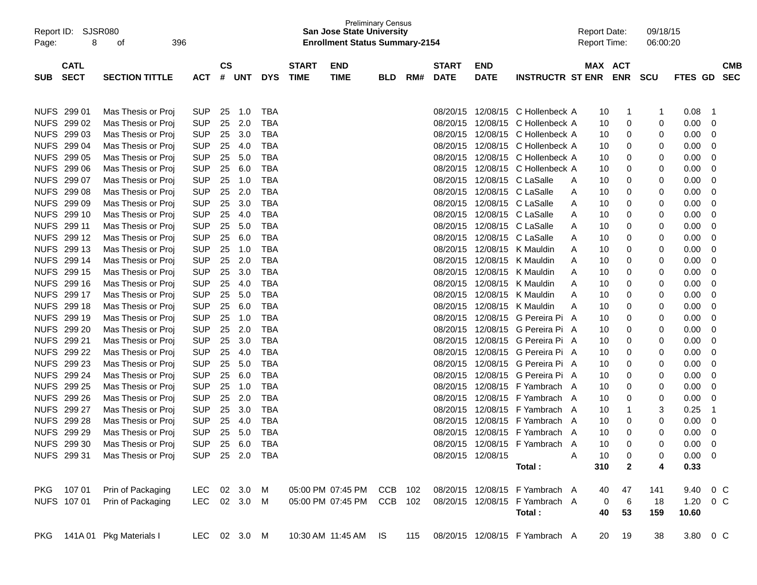Preliminary Census
**San Jose State University**
**Enrollment Status Summary-2154**

Report ID: SJSR080

Report Date: 09/18/15
Report Time: 06:00:20

| SUB | CATL SECT | SECTION TITTLE | ACT | CS # | UNT | DYS | START TIME | END TIME | BLD | RM# | START DATE | END DATE | INSTRUCTR | ST | MAX ENR | ACT ENR | SCU | FTES | GD | CMB SEC |
|---|---|---|---|---|---|---|---|---|---|---|---|---|---|---|---|---|---|---|---|---|
| NUFS | 299 01 | Mas Thesis or Proj | SUP | 25 | 1.0 | TBA | | | | | 08/20/15 | 12/08/15 | C Hollenbeck | A | 10 | 1 | 1 | 0.08 | 1 | |
| NUFS | 299 02 | Mas Thesis or Proj | SUP | 25 | 2.0 | TBA | | | | | 08/20/15 | 12/08/15 | C Hollenbeck | A | 10 | 0 | 0 | 0.00 | 0 | |
| NUFS | 299 03 | Mas Thesis or Proj | SUP | 25 | 3.0 | TBA | | | | | 08/20/15 | 12/08/15 | C Hollenbeck | A | 10 | 0 | 0 | 0.00 | 0 | |
| NUFS | 299 04 | Mas Thesis or Proj | SUP | 25 | 4.0 | TBA | | | | | 08/20/15 | 12/08/15 | C Hollenbeck | A | 10 | 0 | 0 | 0.00 | 0 | |
| NUFS | 299 05 | Mas Thesis or Proj | SUP | 25 | 5.0 | TBA | | | | | 08/20/15 | 12/08/15 | C Hollenbeck | A | 10 | 0 | 0 | 0.00 | 0 | |
| NUFS | 299 06 | Mas Thesis or Proj | SUP | 25 | 6.0 | TBA | | | | | 08/20/15 | 12/08/15 | C Hollenbeck | A | 10 | 0 | 0 | 0.00 | 0 | |
| NUFS | 299 07 | Mas Thesis or Proj | SUP | 25 | 1.0 | TBA | | | | | 08/20/15 | 12/08/15 | C LaSalle | A | 10 | 0 | 0 | 0.00 | 0 | |
| NUFS | 299 08 | Mas Thesis or Proj | SUP | 25 | 2.0 | TBA | | | | | 08/20/15 | 12/08/15 | C LaSalle | A | 10 | 0 | 0 | 0.00 | 0 | |
| NUFS | 299 09 | Mas Thesis or Proj | SUP | 25 | 3.0 | TBA | | | | | 08/20/15 | 12/08/15 | C LaSalle | A | 10 | 0 | 0 | 0.00 | 0 | |
| NUFS | 299 10 | Mas Thesis or Proj | SUP | 25 | 4.0 | TBA | | | | | 08/20/15 | 12/08/15 | C LaSalle | A | 10 | 0 | 0 | 0.00 | 0 | |
| NUFS | 299 11 | Mas Thesis or Proj | SUP | 25 | 5.0 | TBA | | | | | 08/20/15 | 12/08/15 | C LaSalle | A | 10 | 0 | 0 | 0.00 | 0 | |
| NUFS | 299 12 | Mas Thesis or Proj | SUP | 25 | 6.0 | TBA | | | | | 08/20/15 | 12/08/15 | C LaSalle | A | 10 | 0 | 0 | 0.00 | 0 | |
| NUFS | 299 13 | Mas Thesis or Proj | SUP | 25 | 1.0 | TBA | | | | | 08/20/15 | 12/08/15 | K Mauldin | A | 10 | 0 | 0 | 0.00 | 0 | |
| NUFS | 299 14 | Mas Thesis or Proj | SUP | 25 | 2.0 | TBA | | | | | 08/20/15 | 12/08/15 | K Mauldin | A | 10 | 0 | 0 | 0.00 | 0 | |
| NUFS | 299 15 | Mas Thesis or Proj | SUP | 25 | 3.0 | TBA | | | | | 08/20/15 | 12/08/15 | K Mauldin | A | 10 | 0 | 0 | 0.00 | 0 | |
| NUFS | 299 16 | Mas Thesis or Proj | SUP | 25 | 4.0 | TBA | | | | | 08/20/15 | 12/08/15 | K Mauldin | A | 10 | 0 | 0 | 0.00 | 0 | |
| NUFS | 299 17 | Mas Thesis or Proj | SUP | 25 | 5.0 | TBA | | | | | 08/20/15 | 12/08/15 | K Mauldin | A | 10 | 0 | 0 | 0.00 | 0 | |
| NUFS | 299 18 | Mas Thesis or Proj | SUP | 25 | 6.0 | TBA | | | | | 08/20/15 | 12/08/15 | K Mauldin | A | 10 | 0 | 0 | 0.00 | 0 | |
| NUFS | 299 19 | Mas Thesis or Proj | SUP | 25 | 1.0 | TBA | | | | | 08/20/15 | 12/08/15 | G Pereira Pi | A | 10 | 0 | 0 | 0.00 | 0 | |
| NUFS | 299 20 | Mas Thesis or Proj | SUP | 25 | 2.0 | TBA | | | | | 08/20/15 | 12/08/15 | G Pereira Pi | A | 10 | 0 | 0 | 0.00 | 0 | |
| NUFS | 299 21 | Mas Thesis or Proj | SUP | 25 | 3.0 | TBA | | | | | 08/20/15 | 12/08/15 | G Pereira Pi | A | 10 | 0 | 0 | 0.00 | 0 | |
| NUFS | 299 22 | Mas Thesis or Proj | SUP | 25 | 4.0 | TBA | | | | | 08/20/15 | 12/08/15 | G Pereira Pi | A | 10 | 0 | 0 | 0.00 | 0 | |
| NUFS | 299 23 | Mas Thesis or Proj | SUP | 25 | 5.0 | TBA | | | | | 08/20/15 | 12/08/15 | G Pereira Pi | A | 10 | 0 | 0 | 0.00 | 0 | |
| NUFS | 299 24 | Mas Thesis or Proj | SUP | 25 | 6.0 | TBA | | | | | 08/20/15 | 12/08/15 | G Pereira Pi | A | 10 | 0 | 0 | 0.00 | 0 | |
| NUFS | 299 25 | Mas Thesis or Proj | SUP | 25 | 1.0 | TBA | | | | | 08/20/15 | 12/08/15 | F Yambrach | A | 10 | 0 | 0 | 0.00 | 0 | |
| NUFS | 299 26 | Mas Thesis or Proj | SUP | 25 | 2.0 | TBA | | | | | 08/20/15 | 12/08/15 | F Yambrach | A | 10 | 0 | 0 | 0.00 | 0 | |
| NUFS | 299 27 | Mas Thesis or Proj | SUP | 25 | 3.0 | TBA | | | | | 08/20/15 | 12/08/15 | F Yambrach | A | 10 | 1 | 3 | 0.25 | 1 | |
| NUFS | 299 28 | Mas Thesis or Proj | SUP | 25 | 4.0 | TBA | | | | | 08/20/15 | 12/08/15 | F Yambrach | A | 10 | 0 | 0 | 0.00 | 0 | |
| NUFS | 299 29 | Mas Thesis or Proj | SUP | 25 | 5.0 | TBA | | | | | 08/20/15 | 12/08/15 | F Yambrach | A | 10 | 0 | 0 | 0.00 | 0 | |
| NUFS | 299 30 | Mas Thesis or Proj | SUP | 25 | 6.0 | TBA | | | | | 08/20/15 | 12/08/15 | F Yambrach | A | 10 | 0 | 0 | 0.00 | 0 | |
| NUFS | 299 31 | Mas Thesis or Proj | SUP | 25 | 2.0 | TBA | | | | | 08/20/15 | 12/08/15 | | A | 10 | 0 | 0 | 0.00 | 0 | |
| | | | | | | | | | | | | | **Total :** | | **310** | **2** | **4** | **0.33** | | |
| PKG | 107 01 | Prin of Packaging | LEC | 02 | 3.0 | M | 05:00 PM | 07:45 PM | CCB | 102 | 08/20/15 | 12/08/15 | F Yambrach | A | 40 | 47 | 141 | 9.40 | 0 | C |
| NUFS | 107 01 | Prin of Packaging | LEC | 02 | 3.0 | M | 05:00 PM | 07:45 PM | CCB | 102 | 08/20/15 | 12/08/15 | F Yambrach | A | 0 | 6 | 18 | 1.20 | 0 | C |
| | | | | | | | | | | | | | **Total :** | | **40** | **53** | **159** | **10.60** | | |
| PKG | 141A 01 | Pkg Materials I | LEC | 02 | 3.0 | M | 10:30 AM | 11:45 AM | IS | 115 | 08/20/15 | 12/08/15 | F Yambrach | A | 20 | 19 | 38 | 3.80 | 0 | C |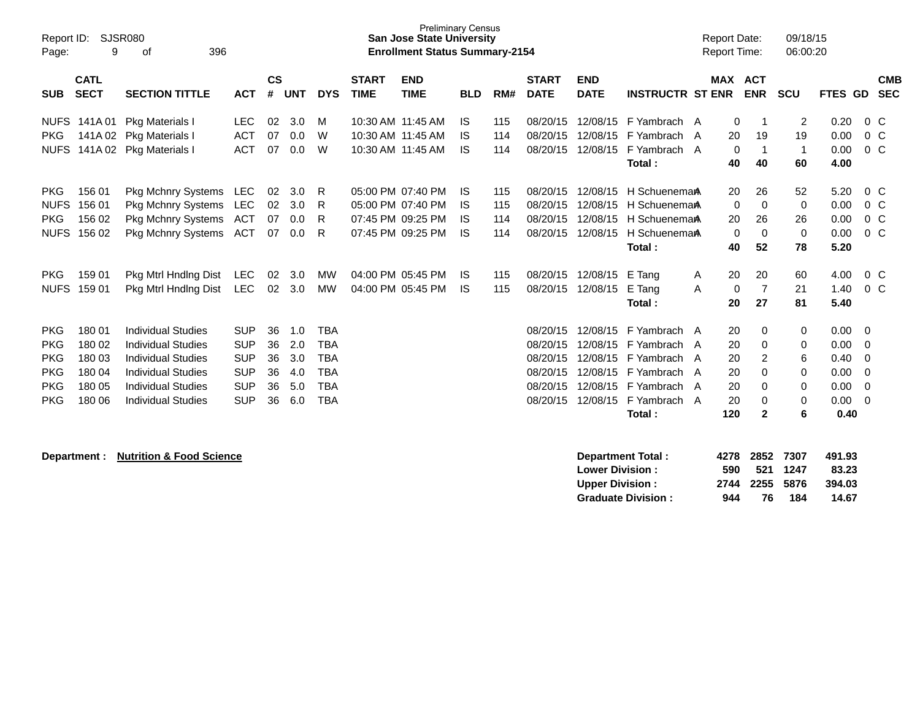Preliminary Census
**San Jose State University**
**Enrollment Status Summary-2154**

Report ID: SJSR080
Report Date: 09/18/15
Report Time: 06:00:20

| SUB | CATL SECT | SECTION TITTLE | ACT | CS # | UNT | DYS | START TIME | END TIME | BLD | RM# | START DATE | END DATE | INSTRUCTR | ST | MAX ENR | ACT ENR | SCU | FTES | GD | CMB SEC |
|---|---|---|---|---|---|---|---|---|---|---|---|---|---|---|---|---|---|---|---|---|
| NUFS | 141A 01 | Pkg Materials I | LEC | 02 | 3.0 | M | 10:30 AM | 11:45 AM | IS | 115 | 08/20/15 | 12/08/15 | F Yambrach | A | 0 | 1 | 2 | 0.20 | 0 | C |
| PKG | 141A 02 | Pkg Materials I | ACT | 07 | 0.0 | W | 10:30 AM | 11:45 AM | IS | 114 | 08/20/15 | 12/08/15 | F Yambrach | A | 20 | 19 | 19 | 0.00 | 0 | C |
| NUFS | 141A 02 | Pkg Materials I | ACT | 07 | 0.0 | W | 10:30 AM | 11:45 AM | IS | 114 | 08/20/15 | 12/08/15 | F Yambrach | A | 0 | 1 | 1 | 0.00 | 0 | C |
| | | | | | | | | | | | | | **Total :** | | **40** | **40** | **60** | **4.00** | | |
| PKG | 156 01 | Pkg Mchnry Systems | LEC | 02 | 3.0 | R | 05:00 PM | 07:40 PM | IS | 115 | 08/20/15 | 12/08/15 | H Schueneman | A | 20 | 26 | 52 | 5.20 | 0 | C |
| NUFS | 156 01 | Pkg Mchnry Systems | LEC | 02 | 3.0 | R | 05:00 PM | 07:40 PM | IS | 115 | 08/20/15 | 12/08/15 | H Schueneman | A | 0 | 0 | 0 | 0.00 | 0 | C |
| PKG | 156 02 | Pkg Mchnry Systems | ACT | 07 | 0.0 | R | 07:45 PM | 09:25 PM | IS | 114 | 08/20/15 | 12/08/15 | H Schueneman | A | 20 | 26 | 26 | 0.00 | 0 | C |
| NUFS | 156 02 | Pkg Mchnry Systems | ACT | 07 | 0.0 | R | 07:45 PM | 09:25 PM | IS | 114 | 08/20/15 | 12/08/15 | H Schueneman | A | 0 | 0 | 0 | 0.00 | 0 | C |
| | | | | | | | | | | | | | **Total :** | | **40** | **52** | **78** | **5.20** | | |
| PKG | 159 01 | Pkg Mtrl Hndlng Dist | LEC | 02 | 3.0 | MW | 04:00 PM | 05:45 PM | IS | 115 | 08/20/15 | 12/08/15 | E Tang | A | 20 | 20 | 60 | 4.00 | 0 | C |
| NUFS | 159 01 | Pkg Mtrl Hndlng Dist | LEC | 02 | 3.0 | MW | 04:00 PM | 05:45 PM | IS | 115 | 08/20/15 | 12/08/15 | E Tang | A | 0 | 7 | 21 | 1.40 | 0 | C |
| | | | | | | | | | | | | | **Total :** | | **20** | **27** | **81** | **5.40** | | |
| PKG | 180 01 | Individual Studies | SUP | 36 | 1.0 | TBA | | | | | 08/20/15 | 12/08/15 | F Yambrach | A | 20 | 0 | 0 | 0.00 | 0 | |
| PKG | 180 02 | Individual Studies | SUP | 36 | 2.0 | TBA | | | | | 08/20/15 | 12/08/15 | F Yambrach | A | 20 | 0 | 0 | 0.00 | 0 | |
| PKG | 180 03 | Individual Studies | SUP | 36 | 3.0 | TBA | | | | | 08/20/15 | 12/08/15 | F Yambrach | A | 20 | 2 | 6 | 0.40 | 0 | |
| PKG | 180 04 | Individual Studies | SUP | 36 | 4.0 | TBA | | | | | 08/20/15 | 12/08/15 | F Yambrach | A | 20 | 0 | 0 | 0.00 | 0 | |
| PKG | 180 05 | Individual Studies | SUP | 36 | 5.0 | TBA | | | | | 08/20/15 | 12/08/15 | F Yambrach | A | 20 | 0 | 0 | 0.00 | 0 | |
| PKG | 180 06 | Individual Studies | SUP | 36 | 6.0 | TBA | | | | | 08/20/15 | 12/08/15 | F Yambrach | A | 20 | 0 | 0 | 0.00 | 0 | |
| | | | | | | | | | | | | | **Total :** | | **120** | **2** | **6** | **0.40** | | |

**Department : Nutrition & Food Science**

| | MAX ENR | ACT ENR | SCU | FTES |
|---|---|---|---|---|
| **Department Total :** | **4278** | **2852** | **7307** | **491.93** |
| **Lower Division :** | **590** | **521** | **1247** | **83.23** |
| **Upper Division :** | **2744** | **2255** | **5876** | **394.03** |
| **Graduate Division :** | **944** | **76** | **184** | **14.67** |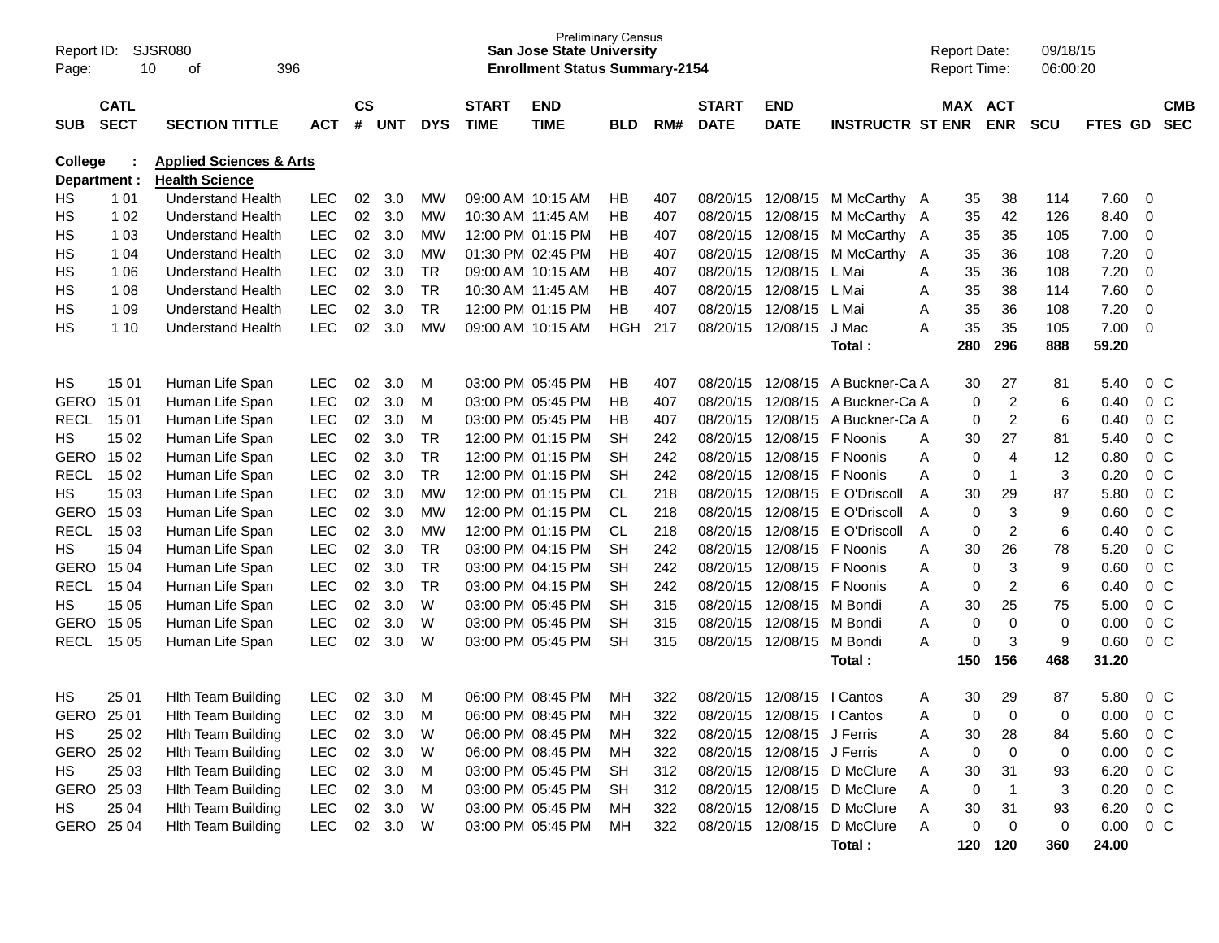Preliminary Census
**San Jose State University**
**Enrollment Status Summary-2154**

Report ID: SJSR080
Report Date: 09/18/15
Report Time: 06:00:20

| SUB | CATL SECT | SECTION TITTLE | ACT | CS # | UNT | DYS | START TIME | END TIME | BLD | RM# | START DATE | END DATE | INSTRUCTR | ST | MAX ENR | ACT ENR | SCU | FTES | GD | CMB SEC |
|---|---|---|---|---|---|---|---|---|---|---|---|---|---|---|---|---|---|---|---|---|
| **College :** | | **Applied Sciences & Arts** | | | | | | | | | | | | | | | | | | |
| **Department :** | | **Health Science** | | | | | | | | | | | | | | | | | | |
| HS | 1 01 | Understand Health | LEC | 02 | 3.0 | MW | 09:00 AM | 10:15 AM | HB | 407 | 08/20/15 | 12/08/15 | M McCarthy | A | 35 | 38 | 114 | 7.60 | 0 | |
| HS | 1 02 | Understand Health | LEC | 02 | 3.0 | MW | 10:30 AM | 11:45 AM | HB | 407 | 08/20/15 | 12/08/15 | M McCarthy | A | 35 | 42 | 126 | 8.40 | 0 | |
| HS | 1 03 | Understand Health | LEC | 02 | 3.0 | MW | 12:00 PM | 01:15 PM | HB | 407 | 08/20/15 | 12/08/15 | M McCarthy | A | 35 | 35 | 105 | 7.00 | 0 | |
| HS | 1 04 | Understand Health | LEC | 02 | 3.0 | MW | 01:30 PM | 02:45 PM | HB | 407 | 08/20/15 | 12/08/15 | M McCarthy | A | 35 | 36 | 108 | 7.20 | 0 | |
| HS | 1 06 | Understand Health | LEC | 02 | 3.0 | TR | 09:00 AM | 10:15 AM | HB | 407 | 08/20/15 | 12/08/15 | L Mai | A | 35 | 36 | 108 | 7.20 | 0 | |
| HS | 1 08 | Understand Health | LEC | 02 | 3.0 | TR | 10:30 AM | 11:45 AM | HB | 407 | 08/20/15 | 12/08/15 | L Mai | A | 35 | 38 | 114 | 7.60 | 0 | |
| HS | 1 09 | Understand Health | LEC | 02 | 3.0 | TR | 12:00 PM | 01:15 PM | HB | 407 | 08/20/15 | 12/08/15 | L Mai | A | 35 | 36 | 108 | 7.20 | 0 | |
| HS | 1 10 | Understand Health | LEC | 02 | 3.0 | MW | 09:00 AM | 10:15 AM | HGH | 217 | 08/20/15 | 12/08/15 | J Mac | A | 35 | 35 | 105 | 7.00 | 0 | |
| | | | | | | | | | | | | | **Total :** | | **280** | **296** | **888** | **59.20** | | |
| HS | 15 01 | Human Life Span | LEC | 02 | 3.0 | M | 03:00 PM | 05:45 PM | HB | 407 | 08/20/15 | 12/08/15 | A Buckner-Ca | A | 30 | 27 | 81 | 5.40 | 0 | C |
| GERO | 15 01 | Human Life Span | LEC | 02 | 3.0 | M | 03:00 PM | 05:45 PM | HB | 407 | 08/20/15 | 12/08/15 | A Buckner-Ca | A | 0 | 2 | 6 | 0.40 | 0 | C |
| RECL | 15 01 | Human Life Span | LEC | 02 | 3.0 | M | 03:00 PM | 05:45 PM | HB | 407 | 08/20/15 | 12/08/15 | A Buckner-Ca | A | 0 | 2 | 6 | 0.40 | 0 | C |
| HS | 15 02 | Human Life Span | LEC | 02 | 3.0 | TR | 12:00 PM | 01:15 PM | SH | 242 | 08/20/15 | 12/08/15 | F Noonis | A | 30 | 27 | 81 | 5.40 | 0 | C |
| GERO | 15 02 | Human Life Span | LEC | 02 | 3.0 | TR | 12:00 PM | 01:15 PM | SH | 242 | 08/20/15 | 12/08/15 | F Noonis | A | 0 | 4 | 12 | 0.80 | 0 | C |
| RECL | 15 02 | Human Life Span | LEC | 02 | 3.0 | TR | 12:00 PM | 01:15 PM | SH | 242 | 08/20/15 | 12/08/15 | F Noonis | A | 0 | 1 | 3 | 0.20 | 0 | C |
| HS | 15 03 | Human Life Span | LEC | 02 | 3.0 | MW | 12:00 PM | 01:15 PM | CL | 218 | 08/20/15 | 12/08/15 | E O'Driscoll | A | 30 | 29 | 87 | 5.80 | 0 | C |
| GERO | 15 03 | Human Life Span | LEC | 02 | 3.0 | MW | 12:00 PM | 01:15 PM | CL | 218 | 08/20/15 | 12/08/15 | E O'Driscoll | A | 0 | 3 | 9 | 0.60 | 0 | C |
| RECL | 15 03 | Human Life Span | LEC | 02 | 3.0 | MW | 12:00 PM | 01:15 PM | CL | 218 | 08/20/15 | 12/08/15 | E O'Driscoll | A | 0 | 2 | 6 | 0.40 | 0 | C |
| HS | 15 04 | Human Life Span | LEC | 02 | 3.0 | TR | 03:00 PM | 04:15 PM | SH | 242 | 08/20/15 | 12/08/15 | F Noonis | A | 30 | 26 | 78 | 5.20 | 0 | C |
| GERO | 15 04 | Human Life Span | LEC | 02 | 3.0 | TR | 03:00 PM | 04:15 PM | SH | 242 | 08/20/15 | 12/08/15 | F Noonis | A | 0 | 3 | 9 | 0.60 | 0 | C |
| RECL | 15 04 | Human Life Span | LEC | 02 | 3.0 | TR | 03:00 PM | 04:15 PM | SH | 242 | 08/20/15 | 12/08/15 | F Noonis | A | 0 | 2 | 6 | 0.40 | 0 | C |
| HS | 15 05 | Human Life Span | LEC | 02 | 3.0 | W | 03:00 PM | 05:45 PM | SH | 315 | 08/20/15 | 12/08/15 | M Bondi | A | 30 | 25 | 75 | 5.00 | 0 | C |
| GERO | 15 05 | Human Life Span | LEC | 02 | 3.0 | W | 03:00 PM | 05:45 PM | SH | 315 | 08/20/15 | 12/08/15 | M Bondi | A | 0 | 0 | 0 | 0.00 | 0 | C |
| RECL | 15 05 | Human Life Span | LEC | 02 | 3.0 | W | 03:00 PM | 05:45 PM | SH | 315 | 08/20/15 | 12/08/15 | M Bondi | A | 0 | 3 | 9 | 0.60 | 0 | C |
| | | | | | | | | | | | | | **Total :** | | **150** | **156** | **468** | **31.20** | | |
| HS | 25 01 | Hlth Team Building | LEC | 02 | 3.0 | M | 06:00 PM | 08:45 PM | MH | 322 | 08/20/15 | 12/08/15 | I Cantos | A | 30 | 29 | 87 | 5.80 | 0 | C |
| GERO | 25 01 | Hlth Team Building | LEC | 02 | 3.0 | M | 06:00 PM | 08:45 PM | MH | 322 | 08/20/15 | 12/08/15 | I Cantos | A | 0 | 0 | 0 | 0.00 | 0 | C |
| HS | 25 02 | Hlth Team Building | LEC | 02 | 3.0 | W | 06:00 PM | 08:45 PM | MH | 322 | 08/20/15 | 12/08/15 | J Ferris | A | 30 | 28 | 84 | 5.60 | 0 | C |
| GERO | 25 02 | Hlth Team Building | LEC | 02 | 3.0 | W | 06:00 PM | 08:45 PM | MH | 322 | 08/20/15 | 12/08/15 | J Ferris | A | 0 | 0 | 0 | 0.00 | 0 | C |
| HS | 25 03 | Hlth Team Building | LEC | 02 | 3.0 | M | 03:00 PM | 05:45 PM | SH | 312 | 08/20/15 | 12/08/15 | D McClure | A | 30 | 31 | 93 | 6.20 | 0 | C |
| GERO | 25 03 | Hlth Team Building | LEC | 02 | 3.0 | M | 03:00 PM | 05:45 PM | SH | 312 | 08/20/15 | 12/08/15 | D McClure | A | 0 | 1 | 3 | 0.20 | 0 | C |
| HS | 25 04 | Hlth Team Building | LEC | 02 | 3.0 | W | 03:00 PM | 05:45 PM | MH | 322 | 08/20/15 | 12/08/15 | D McClure | A | 30 | 31 | 93 | 6.20 | 0 | C |
| GERO | 25 04 | Hlth Team Building | LEC | 02 | 3.0 | W | 03:00 PM | 05:45 PM | MH | 322 | 08/20/15 | 12/08/15 | D McClure | A | 0 | 0 | 0 | 0.00 | 0 | C |
| | | | | | | | | | | | | | **Total :** | | **120** | **120** | **360** | **24.00** | | |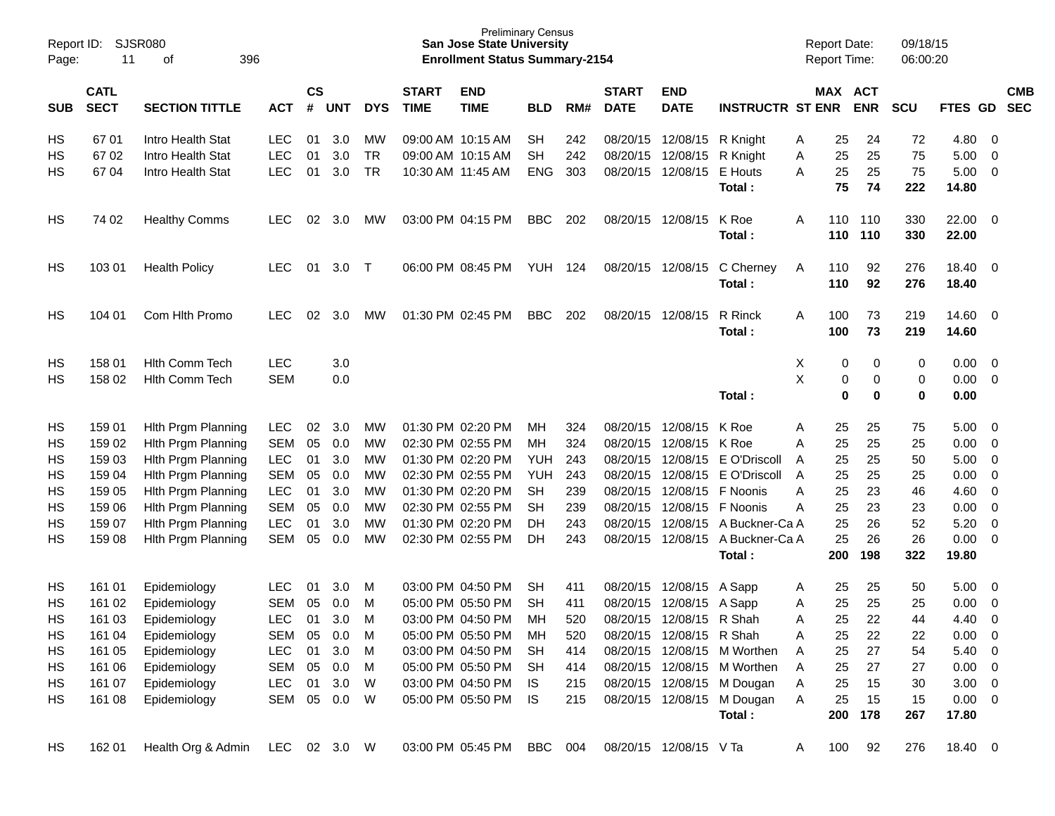Preliminary Census
**San Jose State University**
**Enrollment Status Summary-2154**

Report ID: SJSR080
Report Date: 09/18/15
Report Time: 06:00:20

| SUB | CATL SECT | SECTION TITTLE | ACT | CS # | UNT | DYS | START TIME | END TIME | BLD | RM# | START DATE | END DATE | INSTRUCTR | ST | MAX ENR | ACT ENR | SCU | FTES | GD | CMB SEC |
|---|---|---|---|---|---|---|---|---|---|---|---|---|---|---|---|---|---|---|---|---|
| HS | 67 01 | Intro Health Stat | LEC | 01 | 3.0 | MW | 09:00 AM | 10:15 AM | SH | 242 | 08/20/15 | 12/08/15 | R Knight | A | 25 | 24 | 72 | 4.80 | 0 | |
| HS | 67 02 | Intro Health Stat | LEC | 01 | 3.0 | TR | 09:00 AM | 10:15 AM | SH | 242 | 08/20/15 | 12/08/15 | R Knight | A | 25 | 25 | 75 | 5.00 | 0 | |
| HS | 67 04 | Intro Health Stat | LEC | 01 | 3.0 | TR | 10:30 AM | 11:45 AM | ENG | 303 | 08/20/15 | 12/08/15 | E Houts | A | 25 | 25 | 75 | 5.00 | 0 | |
| | | | | | | | | | | | | | **Total :** | | **75** | **74** | **222** | **14.80** | | |
| HS | 74 02 | Healthy Comms | LEC | 02 | 3.0 | MW | 03:00 PM | 04:15 PM | BBC | 202 | 08/20/15 | 12/08/15 | K Roe | A | 110 | 110 | 330 | 22.00 | 0 | |
| | | | | | | | | | | | | | **Total :** | | **110** | **110** | **330** | **22.00** | | |
| HS | 103 01 | Health Policy | LEC | 01 | 3.0 | T | 06:00 PM | 08:45 PM | YUH | 124 | 08/20/15 | 12/08/15 | C Cherney | A | 110 | 92 | 276 | 18.40 | 0 | |
| | | | | | | | | | | | | | **Total :** | | **110** | **92** | **276** | **18.40** | | |
| HS | 104 01 | Com Hlth Promo | LEC | 02 | 3.0 | MW | 01:30 PM | 02:45 PM | BBC | 202 | 08/20/15 | 12/08/15 | R Rinck | A | 100 | 73 | 219 | 14.60 | 0 | |
| | | | | | | | | | | | | | **Total :** | | **100** | **73** | **219** | **14.60** | | |
| HS | 158 01 | Hlth Comm Tech | LEC | | 3.0 | | | | | | | | | X | 0 | 0 | 0 | 0.00 | 0 | |
| HS | 158 02 | Hlth Comm Tech | SEM | | 0.0 | | | | | | | | | X | 0 | 0 | 0 | 0.00 | 0 | |
| | | | | | | | | | | | | | **Total :** | | **0** | **0** | **0** | **0.00** | | |
| HS | 159 01 | Hlth Prgm Planning | LEC | 02 | 3.0 | MW | 01:30 PM | 02:20 PM | MH | 324 | 08/20/15 | 12/08/15 | K Roe | A | 25 | 25 | 75 | 5.00 | 0 | |
| HS | 159 02 | Hlth Prgm Planning | SEM | 05 | 0.0 | MW | 02:30 PM | 02:55 PM | MH | 324 | 08/20/15 | 12/08/15 | K Roe | A | 25 | 25 | 25 | 0.00 | 0 | |
| HS | 159 03 | Hlth Prgm Planning | LEC | 01 | 3.0 | MW | 01:30 PM | 02:20 PM | YUH | 243 | 08/20/15 | 12/08/15 | E O'Driscoll | A | 25 | 25 | 50 | 5.00 | 0 | |
| HS | 159 04 | Hlth Prgm Planning | SEM | 05 | 0.0 | MW | 02:30 PM | 02:55 PM | YUH | 243 | 08/20/15 | 12/08/15 | E O'Driscoll | A | 25 | 25 | 25 | 0.00 | 0 | |
| HS | 159 05 | Hlth Prgm Planning | LEC | 01 | 3.0 | MW | 01:30 PM | 02:20 PM | SH | 239 | 08/20/15 | 12/08/15 | F Noonis | A | 25 | 23 | 46 | 4.60 | 0 | |
| HS | 159 06 | Hlth Prgm Planning | SEM | 05 | 0.0 | MW | 02:30 PM | 02:55 PM | SH | 239 | 08/20/15 | 12/08/15 | F Noonis | A | 25 | 23 | 23 | 0.00 | 0 | |
| HS | 159 07 | Hlth Prgm Planning | LEC | 01 | 3.0 | MW | 01:30 PM | 02:20 PM | DH | 243 | 08/20/15 | 12/08/15 | A Buckner-Ca | A | 25 | 26 | 52 | 5.20 | 0 | |
| HS | 159 08 | Hlth Prgm Planning | SEM | 05 | 0.0 | MW | 02:30 PM | 02:55 PM | DH | 243 | 08/20/15 | 12/08/15 | A Buckner-Ca | A | 25 | 26 | 26 | 0.00 | 0 | |
| | | | | | | | | | | | | | **Total :** | | **200** | **198** | **322** | **19.80** | | |
| HS | 161 01 | Epidemiology | LEC | 01 | 3.0 | M | 03:00 PM | 04:50 PM | SH | 411 | 08/20/15 | 12/08/15 | A Sapp | A | 25 | 25 | 50 | 5.00 | 0 | |
| HS | 161 02 | Epidemiology | SEM | 05 | 0.0 | M | 05:00 PM | 05:50 PM | SH | 411 | 08/20/15 | 12/08/15 | A Sapp | A | 25 | 25 | 25 | 0.00 | 0 | |
| HS | 161 03 | Epidemiology | LEC | 01 | 3.0 | M | 03:00 PM | 04:50 PM | MH | 520 | 08/20/15 | 12/08/15 | R Shah | A | 25 | 22 | 44 | 4.40 | 0 | |
| HS | 161 04 | Epidemiology | SEM | 05 | 0.0 | M | 05:00 PM | 05:50 PM | MH | 520 | 08/20/15 | 12/08/15 | R Shah | A | 25 | 22 | 22 | 0.00 | 0 | |
| HS | 161 05 | Epidemiology | LEC | 01 | 3.0 | M | 03:00 PM | 04:50 PM | SH | 414 | 08/20/15 | 12/08/15 | M Worthen | A | 25 | 27 | 54 | 5.40 | 0 | |
| HS | 161 06 | Epidemiology | SEM | 05 | 0.0 | M | 05:00 PM | 05:50 PM | SH | 414 | 08/20/15 | 12/08/15 | M Worthen | A | 25 | 27 | 27 | 0.00 | 0 | |
| HS | 161 07 | Epidemiology | LEC | 01 | 3.0 | W | 03:00 PM | 04:50 PM | IS | 215 | 08/20/15 | 12/08/15 | M Dougan | A | 25 | 15 | 30 | 3.00 | 0 | |
| HS | 161 08 | Epidemiology | SEM | 05 | 0.0 | W | 05:00 PM | 05:50 PM | IS | 215 | 08/20/15 | 12/08/15 | M Dougan | A | 25 | 15 | 15 | 0.00 | 0 | |
| | | | | | | | | | | | | | **Total :** | | **200** | **178** | **267** | **17.80** | | |
| HS | 162 01 | Health Org & Admin | LEC | 02 | 3.0 | W | 03:00 PM | 05:45 PM | BBC | 004 | 08/20/15 | 12/08/15 | V Ta | A | 100 | 92 | 276 | 18.40 | 0 | |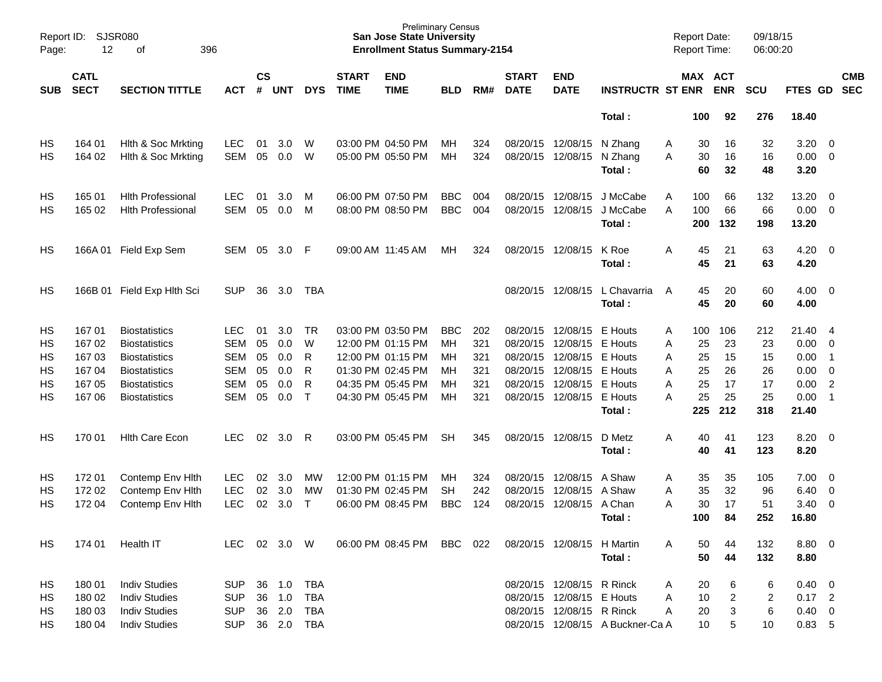| SUB | CATL SECT | SECTION TITTLE | ACT | CS # | UNT | DYS | START TIME | END TIME | BLD | RM# | START DATE | END DATE | INSTRUCTR | ST | MAX ENR | ACT ENR | SCU | FTES | GD | CMB SEC |
|---|---|---|---|---|---|---|---|---|---|---|---|---|---|---|---|---|---|---|---|---|
| | | | | | | | | | | | | | Total : | | 100 | 92 | 276 | 18.40 | | |
| HS | 164 01 | Hlth & Soc Mrkting | LEC | 01 | 3.0 | W | 03:00 PM | 04:50 PM | MH | 324 | 08/20/15 | 12/08/15 | N Zhang | A | 30 | 16 | 32 | 3.20 | 0 | |
| HS | 164 02 | Hlth & Soc Mrkting | SEM | 05 | 0.0 | W | 05:00 PM | 05:50 PM | MH | 324 | 08/20/15 | 12/08/15 | N Zhang | A | 30 | 16 | 16 | 0.00 | 0 | |
| | | | | | | | | | | | | | Total : | | 60 | 32 | 48 | 3.20 | | |
| HS | 165 01 | Hlth Professional | LEC | 01 | 3.0 | M | 06:00 PM | 07:50 PM | BBC | 004 | 08/20/15 | 12/08/15 | J McCabe | A | 100 | 66 | 132 | 13.20 | 0 | |
| HS | 165 02 | Hlth Professional | SEM | 05 | 0.0 | M | 08:00 PM | 08:50 PM | BBC | 004 | 08/20/15 | 12/08/15 | J McCabe | A | 100 | 66 | 66 | 0.00 | 0 | |
| | | | | | | | | | | | | | Total : | | 200 | 132 | 198 | 13.20 | | |
| HS | 166A 01 | Field Exp Sem | SEM | 05 | 3.0 | F | 09:00 AM | 11:45 AM | MH | 324 | 08/20/15 | 12/08/15 | K Roe | A | 45 | 21 | 63 | 4.20 | 0 | |
| | | | | | | | | | | | | | Total : | | 45 | 21 | 63 | 4.20 | | |
| HS | 166B 01 | Field Exp Hlth Sci | SUP | 36 | 3.0 | TBA | | | | | 08/20/15 | 12/08/15 | L Chavarria | A | 45 | 20 | 60 | 4.00 | 0 | |
| | | | | | | | | | | | | | Total : | | 45 | 20 | 60 | 4.00 | | |
| HS | 167 01 | Biostatistics | LEC | 01 | 3.0 | TR | 03:00 PM | 03:50 PM | BBC | 202 | 08/20/15 | 12/08/15 | E Houts | A | 100 | 106 | 212 | 21.40 | 4 | |
| HS | 167 02 | Biostatistics | SEM | 05 | 0.0 | W | 12:00 PM | 01:15 PM | MH | 321 | 08/20/15 | 12/08/15 | E Houts | A | 25 | 23 | 23 | 0.00 | 0 | |
| HS | 167 03 | Biostatistics | SEM | 05 | 0.0 | R | 12:00 PM | 01:15 PM | MH | 321 | 08/20/15 | 12/08/15 | E Houts | A | 25 | 15 | 15 | 0.00 | 1 | |
| HS | 167 04 | Biostatistics | SEM | 05 | 0.0 | R | 01:30 PM | 02:45 PM | MH | 321 | 08/20/15 | 12/08/15 | E Houts | A | 25 | 26 | 26 | 0.00 | 0 | |
| HS | 167 05 | Biostatistics | SEM | 05 | 0.0 | R | 04:35 PM | 05:45 PM | MH | 321 | 08/20/15 | 12/08/15 | E Houts | A | 25 | 17 | 17 | 0.00 | 2 | |
| HS | 167 06 | Biostatistics | SEM | 05 | 0.0 | T | 04:30 PM | 05:45 PM | MH | 321 | 08/20/15 | 12/08/15 | E Houts | A | 25 | 25 | 25 | 0.00 | 1 | |
| | | | | | | | | | | | | | Total : | | 225 | 212 | 318 | 21.40 | | |
| HS | 170 01 | Hlth Care Econ | LEC | 02 | 3.0 | R | 03:00 PM | 05:45 PM | SH | 345 | 08/20/15 | 12/08/15 | D Metz | A | 40 | 41 | 123 | 8.20 | 0 | |
| | | | | | | | | | | | | | Total : | | 40 | 41 | 123 | 8.20 | | |
| HS | 172 01 | Contemp Env Hlth | LEC | 02 | 3.0 | MW | 12:00 PM | 01:15 PM | MH | 324 | 08/20/15 | 12/08/15 | A Shaw | A | 35 | 35 | 105 | 7.00 | 0 | |
| HS | 172 02 | Contemp Env Hlth | LEC | 02 | 3.0 | MW | 01:30 PM | 02:45 PM | SH | 242 | 08/20/15 | 12/08/15 | A Shaw | A | 35 | 32 | 96 | 6.40 | 0 | |
| HS | 172 04 | Contemp Env Hlth | LEC | 02 | 3.0 | T | 06:00 PM | 08:45 PM | BBC | 124 | 08/20/15 | 12/08/15 | A Chan | A | 30 | 17 | 51 | 3.40 | 0 | |
| | | | | | | | | | | | | | Total : | | 100 | 84 | 252 | 16.80 | | |
| HS | 174 01 | Health IT | LEC | 02 | 3.0 | W | 06:00 PM | 08:45 PM | BBC | 022 | 08/20/15 | 12/08/15 | H Martin | A | 50 | 44 | 132 | 8.80 | 0 | |
| | | | | | | | | | | | | | Total : | | 50 | 44 | 132 | 8.80 | | |
| HS | 180 01 | Indiv Studies | SUP | 36 | 1.0 | TBA | | | | | 08/20/15 | 12/08/15 | R Rinck | A | 20 | 6 | 6 | 0.40 | 0 | |
| HS | 180 02 | Indiv Studies | SUP | 36 | 1.0 | TBA | | | | | 08/20/15 | 12/08/15 | E Houts | A | 10 | 2 | 2 | 0.17 | 2 | |
| HS | 180 03 | Indiv Studies | SUP | 36 | 2.0 | TBA | | | | | 08/20/15 | 12/08/15 | R Rinck | A | 20 | 3 | 6 | 0.40 | 0 | |
| HS | 180 04 | Indiv Studies | SUP | 36 | 2.0 | TBA | | | | | 08/20/15 | 12/08/15 | A Buckner-Ca | A | 10 | 5 | 10 | 0.83 | 5 | |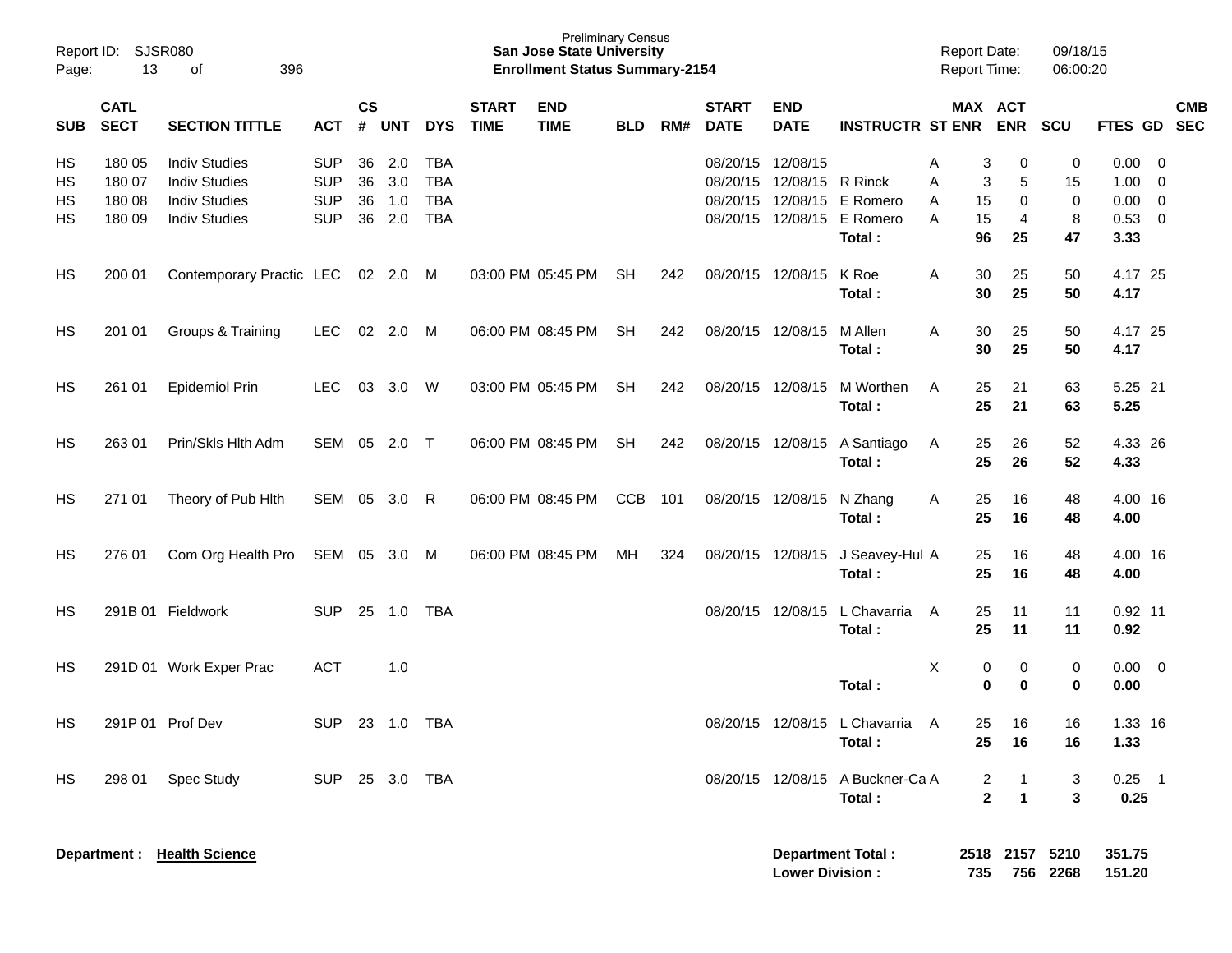Report ID: SJSR080

Preliminary Census
**San Jose State University**
**Enrollment Status Summary-2154**

Report Date: 09/18/15
Report Time: 06:00:20

| SUB | CATL SECT | SECTION TITTLE | ACT | CS # | UNT | DYS | START TIME | END TIME | BLD | RM# | START DATE | END DATE | INSTRUCTR | ST | MAX ENR | ACT ENR | SCU | FTES | GD | CMB SEC |
|---|---|---|---|---|---|---|---|---|---|---|---|---|---|---|---|---|---|---|---|---|
| HS | 180 05 | Indiv Studies | SUP | 36 | 2.0 | TBA | | | | | 08/20/15 | 12/08/15 | | A | 3 | 0 | 0 | 0.00 | 0 | |
| HS | 180 07 | Indiv Studies | SUP | 36 | 3.0 | TBA | | | | | 08/20/15 | 12/08/15 | R Rinck | A | 3 | 5 | 15 | 1.00 | 0 | |
| HS | 180 08 | Indiv Studies | SUP | 36 | 1.0 | TBA | | | | | 08/20/15 | 12/08/15 | E Romero | A | 15 | 0 | 0 | 0.00 | 0 | |
| HS | 180 09 | Indiv Studies | SUP | 36 | 2.0 | TBA | | | | | 08/20/15 | 12/08/15 | E Romero | A | 15 | 4 | 8 | 0.53 | 0 | |
| | | | | | | | | | | | | | **Total :** | | **96** | **25** | **47** | **3.33** | | |
| HS | 200 01 | Contemporary Practic | LEC | 02 | 2.0 | M | 03:00 PM | 05:45 PM | SH | 242 | 08/20/15 | 12/08/15 | K Roe | A | 30 | 25 | 50 | 4.17 | 25 | |
| | | | | | | | | | | | | | **Total :** | | **30** | **25** | **50** | **4.17** | | |
| HS | 201 01 | Groups & Training | LEC | 02 | 2.0 | M | 06:00 PM | 08:45 PM | SH | 242 | 08/20/15 | 12/08/15 | M Allen | A | 30 | 25 | 50 | 4.17 | 25 | |
| | | | | | | | | | | | | | **Total :** | | **30** | **25** | **50** | **4.17** | | |
| HS | 261 01 | Epidemiol Prin | LEC | 03 | 3.0 | W | 03:00 PM | 05:45 PM | SH | 242 | 08/20/15 | 12/08/15 | M Worthen | A | 25 | 21 | 63 | 5.25 | 21 | |
| | | | | | | | | | | | | | **Total :** | | **25** | **21** | **63** | **5.25** | | |
| HS | 263 01 | Prin/Skls Hlth Adm | SEM | 05 | 2.0 | T | 06:00 PM | 08:45 PM | SH | 242 | 08/20/15 | 12/08/15 | A Santiago | A | 25 | 26 | 52 | 4.33 | 26 | |
| | | | | | | | | | | | | | **Total :** | | **25** | **26** | **52** | **4.33** | | |
| HS | 271 01 | Theory of Pub Hlth | SEM | 05 | 3.0 | R | 06:00 PM | 08:45 PM | CCB | 101 | 08/20/15 | 12/08/15 | N Zhang | A | 25 | 16 | 48 | 4.00 | 16 | |
| | | | | | | | | | | | | | **Total :** | | **25** | **16** | **48** | **4.00** | | |
| HS | 276 01 | Com Org Health Pro | SEM | 05 | 3.0 | M | 06:00 PM | 08:45 PM | MH | 324 | 08/20/15 | 12/08/15 | J Seavey-Hul | A | 25 | 16 | 48 | 4.00 | 16 | |
| | | | | | | | | | | | | | **Total :** | | **25** | **16** | **48** | **4.00** | | |
| HS | 291B 01 | Fieldwork | SUP | 25 | 1.0 | TBA | | | | | 08/20/15 | 12/08/15 | L Chavarria | A | 25 | 11 | 11 | 0.92 | 11 | |
| | | | | | | | | | | | | | **Total :** | | **25** | **11** | **11** | **0.92** | | |
| HS | 291D 01 | Work Exper Prac | ACT | | 1.0 | | | | | | | | | X | 0 | 0 | 0 | 0.00 | 0 | |
| | | | | | | | | | | | | | **Total :** | | **0** | **0** | **0** | **0.00** | | |
| HS | 291P 01 | Prof Dev | SUP | 23 | 1.0 | TBA | | | | | 08/20/15 | 12/08/15 | L Chavarria | A | 25 | 16 | 16 | 1.33 | 16 | |
| | | | | | | | | | | | | | **Total :** | | **25** | **16** | **16** | **1.33** | | |
| HS | 298 01 | Spec Study | SUP | 25 | 3.0 | TBA | | | | | 08/20/15 | 12/08/15 | A Buckner-Ca | A | 2 | 1 | 3 | 0.25 | 1 | |
| | | | | | | | | | | | | | **Total :** | | **2** | **1** | **3** | **0.25** | | |

**Department : Health Science**

| | MAX ENR | ACT ENR | SCU | FTES |
|---|---|---|---|---|
| **Department Total :** | **2518** | **2157** | **5210** | **351.75** |
| **Lower Division :** | **735** | **756** | **2268** | **151.20** |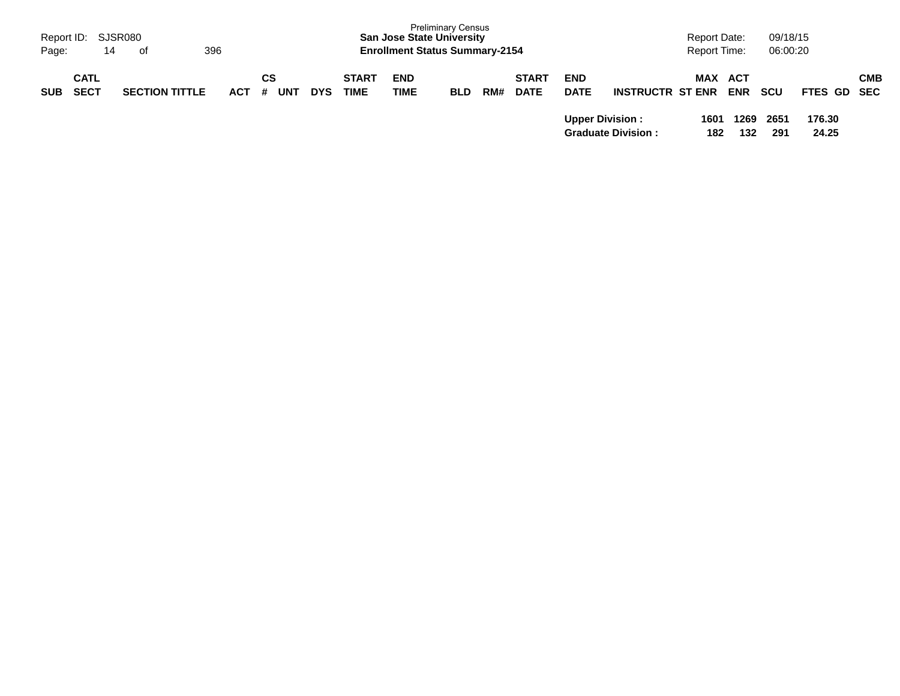| SUB | CATL SECT | SECTION TITTLE | ACT | CS # | UNT | DYS | START TIME | END TIME | BLD | RM# | START DATE | END DATE | INSTRUCTR | ST | MAX ENR | ACT ENR | SCU | FTES | GD | CMB SEC |
|---|---|---|---|---|---|---|---|---|---|---|---|---|---|---|---|---|---|---|---|---|
| | | | | | | | | | | | | **Upper Division :** | | | **1601** | **1269** | **2651** | **176.30** | | |
| | | | | | | | | | | | | **Graduate Division :** | | | **182** | **132** | **291** | **24.25** | | |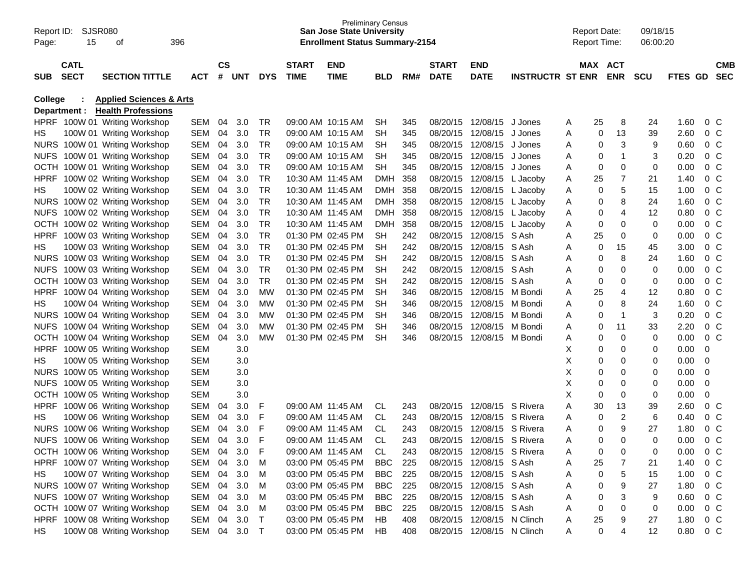Preliminary Census
**San Jose State University**
**Enrollment Status Summary-2154**

Report ID: SJSR080
Report Date: 09/18/15
Report Time: 06:00:20

**College : Applied Sciences & Arts**
**Department : Health Professions**

| SUB | CATL SECT | SECTION TITTLE | ACT | CS # | UNT | DYS | START TIME | END TIME | BLD | RM# | START DATE | END DATE | INSTRUCTR | ST | MAX ENR | ACT ENR | SCU | FTES | GD | CMB SEC |
|---|---|---|---|---|---|---|---|---|---|---|---|---|---|---|---|---|---|---|---|---|
| HPRF | 100W 01 | Writing Workshop | SEM | 04 | 3.0 | TR | 09:00 AM | 10:15 AM | SH | 345 | 08/20/15 | 12/08/15 | J Jones | A | 25 | 8 | 24 | 1.60 | 0 | C |
| HS | 100W 01 | Writing Workshop | SEM | 04 | 3.0 | TR | 09:00 AM | 10:15 AM | SH | 345 | 08/20/15 | 12/08/15 | J Jones | A | 0 | 13 | 39 | 2.60 | 0 | C |
| NURS | 100W 01 | Writing Workshop | SEM | 04 | 3.0 | TR | 09:00 AM | 10:15 AM | SH | 345 | 08/20/15 | 12/08/15 | J Jones | A | 0 | 3 | 9 | 0.60 | 0 | C |
| NUFS | 100W 01 | Writing Workshop | SEM | 04 | 3.0 | TR | 09:00 AM | 10:15 AM | SH | 345 | 08/20/15 | 12/08/15 | J Jones | A | 0 | 1 | 3 | 0.20 | 0 | C |
| OCTH | 100W 01 | Writing Workshop | SEM | 04 | 3.0 | TR | 09:00 AM | 10:15 AM | SH | 345 | 08/20/15 | 12/08/15 | J Jones | A | 0 | 0 | 0 | 0.00 | 0 | C |
| HPRF | 100W 02 | Writing Workshop | SEM | 04 | 3.0 | TR | 10:30 AM | 11:45 AM | DMH | 358 | 08/20/15 | 12/08/15 | L Jacoby | A | 25 | 7 | 21 | 1.40 | 0 | C |
| HS | 100W 02 | Writing Workshop | SEM | 04 | 3.0 | TR | 10:30 AM | 11:45 AM | DMH | 358 | 08/20/15 | 12/08/15 | L Jacoby | A | 0 | 5 | 15 | 1.00 | 0 | C |
| NURS | 100W 02 | Writing Workshop | SEM | 04 | 3.0 | TR | 10:30 AM | 11:45 AM | DMH | 358 | 08/20/15 | 12/08/15 | L Jacoby | A | 0 | 8 | 24 | 1.60 | 0 | C |
| NUFS | 100W 02 | Writing Workshop | SEM | 04 | 3.0 | TR | 10:30 AM | 11:45 AM | DMH | 358 | 08/20/15 | 12/08/15 | L Jacoby | A | 0 | 4 | 12 | 0.80 | 0 | C |
| OCTH | 100W 02 | Writing Workshop | SEM | 04 | 3.0 | TR | 10:30 AM | 11:45 AM | DMH | 358 | 08/20/15 | 12/08/15 | L Jacoby | A | 0 | 0 | 0 | 0.00 | 0 | C |
| HPRF | 100W 03 | Writing Workshop | SEM | 04 | 3.0 | TR | 01:30 PM | 02:45 PM | SH | 242 | 08/20/15 | 12/08/15 | S Ash | A | 25 | 0 | 0 | 0.00 | 0 | C |
| HS | 100W 03 | Writing Workshop | SEM | 04 | 3.0 | TR | 01:30 PM | 02:45 PM | SH | 242 | 08/20/15 | 12/08/15 | S Ash | A | 0 | 15 | 45 | 3.00 | 0 | C |
| NURS | 100W 03 | Writing Workshop | SEM | 04 | 3.0 | TR | 01:30 PM | 02:45 PM | SH | 242 | 08/20/15 | 12/08/15 | S Ash | A | 0 | 8 | 24 | 1.60 | 0 | C |
| NUFS | 100W 03 | Writing Workshop | SEM | 04 | 3.0 | TR | 01:30 PM | 02:45 PM | SH | 242 | 08/20/15 | 12/08/15 | S Ash | A | 0 | 0 | 0 | 0.00 | 0 | C |
| OCTH | 100W 03 | Writing Workshop | SEM | 04 | 3.0 | TR | 01:30 PM | 02:45 PM | SH | 242 | 08/20/15 | 12/08/15 | S Ash | A | 0 | 0 | 0 | 0.00 | 0 | C |
| HPRF | 100W 04 | Writing Workshop | SEM | 04 | 3.0 | MW | 01:30 PM | 02:45 PM | SH | 346 | 08/20/15 | 12/08/15 | M Bondi | A | 25 | 4 | 12 | 0.80 | 0 | C |
| HS | 100W 04 | Writing Workshop | SEM | 04 | 3.0 | MW | 01:30 PM | 02:45 PM | SH | 346 | 08/20/15 | 12/08/15 | M Bondi | A | 0 | 8 | 24 | 1.60 | 0 | C |
| NURS | 100W 04 | Writing Workshop | SEM | 04 | 3.0 | MW | 01:30 PM | 02:45 PM | SH | 346 | 08/20/15 | 12/08/15 | M Bondi | A | 0 | 1 | 3 | 0.20 | 0 | C |
| NUFS | 100W 04 | Writing Workshop | SEM | 04 | 3.0 | MW | 01:30 PM | 02:45 PM | SH | 346 | 08/20/15 | 12/08/15 | M Bondi | A | 0 | 11 | 33 | 2.20 | 0 | C |
| OCTH | 100W 04 | Writing Workshop | SEM | 04 | 3.0 | MW | 01:30 PM | 02:45 PM | SH | 346 | 08/20/15 | 12/08/15 | M Bondi | A | 0 | 0 | 0 | 0.00 | 0 | C |
| HPRF | 100W 05 | Writing Workshop | SEM | | 3.0 | | | | | | | | | X | 0 | 0 | 0 | 0.00 | 0 | |
| HS | 100W 05 | Writing Workshop | SEM | | 3.0 | | | | | | | | | X | 0 | 0 | 0 | 0.00 | 0 | |
| NURS | 100W 05 | Writing Workshop | SEM | | 3.0 | | | | | | | | | X | 0 | 0 | 0 | 0.00 | 0 | |
| NUFS | 100W 05 | Writing Workshop | SEM | | 3.0 | | | | | | | | | X | 0 | 0 | 0 | 0.00 | 0 | |
| OCTH | 100W 05 | Writing Workshop | SEM | | 3.0 | | | | | | | | | X | 0 | 0 | 0 | 0.00 | 0 | |
| HPRF | 100W 06 | Writing Workshop | SEM | 04 | 3.0 | F | 09:00 AM | 11:45 AM | CL | 243 | 08/20/15 | 12/08/15 | S Rivera | A | 30 | 13 | 39 | 2.60 | 0 | C |
| HS | 100W 06 | Writing Workshop | SEM | 04 | 3.0 | F | 09:00 AM | 11:45 AM | CL | 243 | 08/20/15 | 12/08/15 | S Rivera | A | 0 | 2 | 6 | 0.40 | 0 | C |
| NURS | 100W 06 | Writing Workshop | SEM | 04 | 3.0 | F | 09:00 AM | 11:45 AM | CL | 243 | 08/20/15 | 12/08/15 | S Rivera | A | 0 | 9 | 27 | 1.80 | 0 | C |
| NUFS | 100W 06 | Writing Workshop | SEM | 04 | 3.0 | F | 09:00 AM | 11:45 AM | CL | 243 | 08/20/15 | 12/08/15 | S Rivera | A | 0 | 0 | 0 | 0.00 | 0 | C |
| OCTH | 100W 06 | Writing Workshop | SEM | 04 | 3.0 | F | 09:00 AM | 11:45 AM | CL | 243 | 08/20/15 | 12/08/15 | S Rivera | A | 0 | 0 | 0 | 0.00 | 0 | C |
| HPRF | 100W 07 | Writing Workshop | SEM | 04 | 3.0 | M | 03:00 PM | 05:45 PM | BBC | 225 | 08/20/15 | 12/08/15 | S Ash | A | 25 | 7 | 21 | 1.40 | 0 | C |
| HS | 100W 07 | Writing Workshop | SEM | 04 | 3.0 | M | 03:00 PM | 05:45 PM | BBC | 225 | 08/20/15 | 12/08/15 | S Ash | A | 0 | 5 | 15 | 1.00 | 0 | C |
| NURS | 100W 07 | Writing Workshop | SEM | 04 | 3.0 | M | 03:00 PM | 05:45 PM | BBC | 225 | 08/20/15 | 12/08/15 | S Ash | A | 0 | 9 | 27 | 1.80 | 0 | C |
| NUFS | 100W 07 | Writing Workshop | SEM | 04 | 3.0 | M | 03:00 PM | 05:45 PM | BBC | 225 | 08/20/15 | 12/08/15 | S Ash | A | 0 | 3 | 9 | 0.60 | 0 | C |
| OCTH | 100W 07 | Writing Workshop | SEM | 04 | 3.0 | M | 03:00 PM | 05:45 PM | BBC | 225 | 08/20/15 | 12/08/15 | S Ash | A | 0 | 0 | 0 | 0.00 | 0 | C |
| HPRF | 100W 08 | Writing Workshop | SEM | 04 | 3.0 | T | 03:00 PM | 05:45 PM | HB | 408 | 08/20/15 | 12/08/15 | N Clinch | A | 25 | 9 | 27 | 1.80 | 0 | C |
| HS | 100W 08 | Writing Workshop | SEM | 04 | 3.0 | T | 03:00 PM | 05:45 PM | HB | 408 | 08/20/15 | 12/08/15 | N Clinch | A | 0 | 4 | 12 | 0.80 | 0 | C |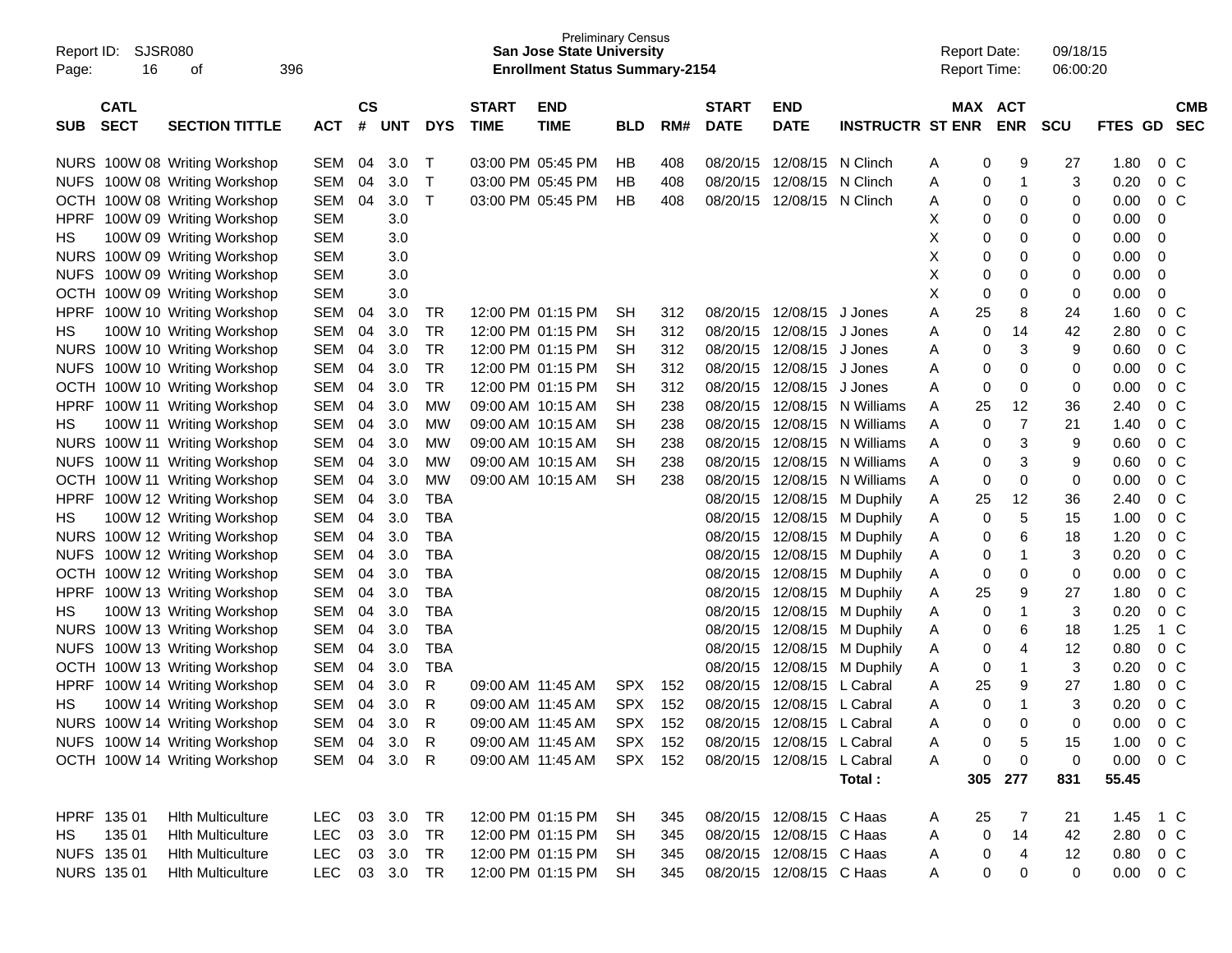Preliminary Census
**San Jose State University**
**Enrollment Status Summary-2154**

Report ID: SJSR080
Report Date: 09/18/15
Report Time: 06:00:20

| SUB | CATL SECT | SECTION TITTLE | ACT | CS # | UNT | DYS | START TIME | END TIME | BLD | RM# | START DATE | END DATE | INSTRUCTR | ST | MAX ENR | ACT ENR | SCU | FTES | GD | CMB SEC |
|---|---|---|---|---|---|---|---|---|---|---|---|---|---|---|---|---|---|---|---|---|
| NURS | 100W 08 | Writing Workshop | SEM | 04 | 3.0 | T | 03:00 PM | 05:45 PM | HB | 408 | 08/20/15 | 12/08/15 | N Clinch | A | 0 | 9 | 27 | 1.80 | 0 | C |
| NUFS | 100W 08 | Writing Workshop | SEM | 04 | 3.0 | T | 03:00 PM | 05:45 PM | HB | 408 | 08/20/15 | 12/08/15 | N Clinch | A | 0 | 1 | 3 | 0.20 | 0 | C |
| OCTH | 100W 08 | Writing Workshop | SEM | 04 | 3.0 | T | 03:00 PM | 05:45 PM | HB | 408 | 08/20/15 | 12/08/15 | N Clinch | A | 0 | 0 | 0 | 0.00 | 0 | C |
| HPRF | 100W 09 | Writing Workshop | SEM | | 3.0 | | | | | | | | | X | 0 | 0 | 0 | 0.00 | 0 | |
| HS | 100W 09 | Writing Workshop | SEM | | 3.0 | | | | | | | | | X | 0 | 0 | 0 | 0.00 | 0 | |
| NURS | 100W 09 | Writing Workshop | SEM | | 3.0 | | | | | | | | | X | 0 | 0 | 0 | 0.00 | 0 | |
| NUFS | 100W 09 | Writing Workshop | SEM | | 3.0 | | | | | | | | | X | 0 | 0 | 0 | 0.00 | 0 | |
| OCTH | 100W 09 | Writing Workshop | SEM | | 3.0 | | | | | | | | | X | 0 | 0 | 0 | 0.00 | 0 | |
| HPRF | 100W 10 | Writing Workshop | SEM | 04 | 3.0 | TR | 12:00 PM | 01:15 PM | SH | 312 | 08/20/15 | 12/08/15 | J Jones | A | 25 | 8 | 24 | 1.60 | 0 | C |
| HS | 100W 10 | Writing Workshop | SEM | 04 | 3.0 | TR | 12:00 PM | 01:15 PM | SH | 312 | 08/20/15 | 12/08/15 | J Jones | A | 0 | 14 | 42 | 2.80 | 0 | C |
| NURS | 100W 10 | Writing Workshop | SEM | 04 | 3.0 | TR | 12:00 PM | 01:15 PM | SH | 312 | 08/20/15 | 12/08/15 | J Jones | A | 0 | 3 | 9 | 0.60 | 0 | C |
| NUFS | 100W 10 | Writing Workshop | SEM | 04 | 3.0 | TR | 12:00 PM | 01:15 PM | SH | 312 | 08/20/15 | 12/08/15 | J Jones | A | 0 | 0 | 0 | 0.00 | 0 | C |
| OCTH | 100W 10 | Writing Workshop | SEM | 04 | 3.0 | TR | 12:00 PM | 01:15 PM | SH | 312 | 08/20/15 | 12/08/15 | J Jones | A | 0 | 0 | 0 | 0.00 | 0 | C |
| HPRF | 100W 11 | Writing Workshop | SEM | 04 | 3.0 | MW | 09:00 AM | 10:15 AM | SH | 238 | 08/20/15 | 12/08/15 | N Williams | A | 25 | 12 | 36 | 2.40 | 0 | C |
| HS | 100W 11 | Writing Workshop | SEM | 04 | 3.0 | MW | 09:00 AM | 10:15 AM | SH | 238 | 08/20/15 | 12/08/15 | N Williams | A | 0 | 7 | 21 | 1.40 | 0 | C |
| NURS | 100W 11 | Writing Workshop | SEM | 04 | 3.0 | MW | 09:00 AM | 10:15 AM | SH | 238 | 08/20/15 | 12/08/15 | N Williams | A | 0 | 3 | 9 | 0.60 | 0 | C |
| NUFS | 100W 11 | Writing Workshop | SEM | 04 | 3.0 | MW | 09:00 AM | 10:15 AM | SH | 238 | 08/20/15 | 12/08/15 | N Williams | A | 0 | 3 | 9 | 0.60 | 0 | C |
| OCTH | 100W 11 | Writing Workshop | SEM | 04 | 3.0 | MW | 09:00 AM | 10:15 AM | SH | 238 | 08/20/15 | 12/08/15 | N Williams | A | 0 | 0 | 0 | 0.00 | 0 | C |
| HPRF | 100W 12 | Writing Workshop | SEM | 04 | 3.0 | TBA | | | | | 08/20/15 | 12/08/15 | M Duphily | A | 25 | 12 | 36 | 2.40 | 0 | C |
| HS | 100W 12 | Writing Workshop | SEM | 04 | 3.0 | TBA | | | | | 08/20/15 | 12/08/15 | M Duphily | A | 0 | 5 | 15 | 1.00 | 0 | C |
| NURS | 100W 12 | Writing Workshop | SEM | 04 | 3.0 | TBA | | | | | 08/20/15 | 12/08/15 | M Duphily | A | 0 | 6 | 18 | 1.20 | 0 | C |
| NUFS | 100W 12 | Writing Workshop | SEM | 04 | 3.0 | TBA | | | | | 08/20/15 | 12/08/15 | M Duphily | A | 0 | 1 | 3 | 0.20 | 0 | C |
| OCTH | 100W 12 | Writing Workshop | SEM | 04 | 3.0 | TBA | | | | | 08/20/15 | 12/08/15 | M Duphily | A | 0 | 0 | 0 | 0.00 | 0 | C |
| HPRF | 100W 13 | Writing Workshop | SEM | 04 | 3.0 | TBA | | | | | 08/20/15 | 12/08/15 | M Duphily | A | 25 | 9 | 27 | 1.80 | 0 | C |
| HS | 100W 13 | Writing Workshop | SEM | 04 | 3.0 | TBA | | | | | 08/20/15 | 12/08/15 | M Duphily | A | 0 | 1 | 3 | 0.20 | 0 | C |
| NURS | 100W 13 | Writing Workshop | SEM | 04 | 3.0 | TBA | | | | | 08/20/15 | 12/08/15 | M Duphily | A | 0 | 6 | 18 | 1.25 | 1 | C |
| NUFS | 100W 13 | Writing Workshop | SEM | 04 | 3.0 | TBA | | | | | 08/20/15 | 12/08/15 | M Duphily | A | 0 | 4 | 12 | 0.80 | 0 | C |
| OCTH | 100W 13 | Writing Workshop | SEM | 04 | 3.0 | TBA | | | | | 08/20/15 | 12/08/15 | M Duphily | A | 0 | 1 | 3 | 0.20 | 0 | C |
| HPRF | 100W 14 | Writing Workshop | SEM | 04 | 3.0 | R | 09:00 AM | 11:45 AM | SPX | 152 | 08/20/15 | 12/08/15 | L Cabral | A | 25 | 9 | 27 | 1.80 | 0 | C |
| HS | 100W 14 | Writing Workshop | SEM | 04 | 3.0 | R | 09:00 AM | 11:45 AM | SPX | 152 | 08/20/15 | 12/08/15 | L Cabral | A | 0 | 1 | 3 | 0.20 | 0 | C |
| NURS | 100W 14 | Writing Workshop | SEM | 04 | 3.0 | R | 09:00 AM | 11:45 AM | SPX | 152 | 08/20/15 | 12/08/15 | L Cabral | A | 0 | 0 | 0 | 0.00 | 0 | C |
| NUFS | 100W 14 | Writing Workshop | SEM | 04 | 3.0 | R | 09:00 AM | 11:45 AM | SPX | 152 | 08/20/15 | 12/08/15 | L Cabral | A | 0 | 5 | 15 | 1.00 | 0 | C |
| OCTH | 100W 14 | Writing Workshop | SEM | 04 | 3.0 | R | 09:00 AM | 11:45 AM | SPX | 152 | 08/20/15 | 12/08/15 | L Cabral | A | 0 | 0 | 0 | 0.00 | 0 | C |
| | | | | | | | | | | | | | **Total :** | | **305** | **277** | **831** | **55.45** | | |
| HPRF | 135 01 | Hlth Multiculture | LEC | 03 | 3.0 | TR | 12:00 PM | 01:15 PM | SH | 345 | 08/20/15 | 12/08/15 | C Haas | A | 25 | 7 | 21 | 1.45 | 1 | C |
| HS | 135 01 | Hlth Multiculture | LEC | 03 | 3.0 | TR | 12:00 PM | 01:15 PM | SH | 345 | 08/20/15 | 12/08/15 | C Haas | A | 0 | 14 | 42 | 2.80 | 0 | C |
| NUFS | 135 01 | Hlth Multiculture | LEC | 03 | 3.0 | TR | 12:00 PM | 01:15 PM | SH | 345 | 08/20/15 | 12/08/15 | C Haas | A | 0 | 4 | 12 | 0.80 | 0 | C |
| NURS | 135 01 | Hlth Multiculture | LEC | 03 | 3.0 | TR | 12:00 PM | 01:15 PM | SH | 345 | 08/20/15 | 12/08/15 | C Haas | A | 0 | 0 | 0 | 0.00 | 0 | C |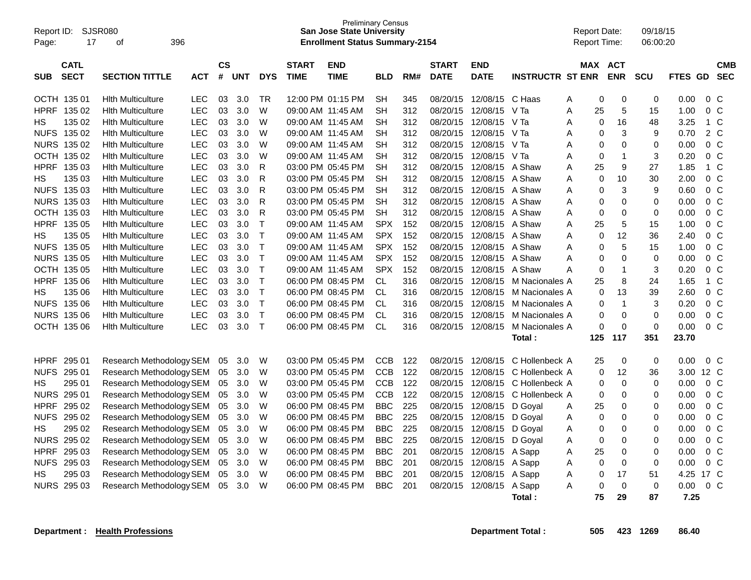Preliminary Census

**San Jose State University**

**Enrollment Status Summary-2154**

Report ID: SJSR080
Report Date: 09/18/15
Report Time: 06:00:20

| SUB | CATL SECT | SECTION TITTLE | ACT | CS # | UNT | DYS | START TIME | END TIME | BLD | RM# | START DATE | END DATE | INSTRUCTR | ST | MAX ENR | ACT ENR | SCU | FTES | GD | CMB SEC |
|---|---|---|---|---|---|---|---|---|---|---|---|---|---|---|---|---|---|---|---|---|
| OCTH | 135 01 | Hlth Multiculture | LEC | 03 | 3.0 | TR | 12:00 PM | 01:15 PM | SH | 345 | 08/20/15 | 12/08/15 | C Haas | A | 0 | 0 | 0 | 0.00 | 0 | C |
| HPRF | 135 02 | Hlth Multiculture | LEC | 03 | 3.0 | W | 09:00 AM | 11:45 AM | SH | 312 | 08/20/15 | 12/08/15 | V Ta | A | 25 | 5 | 15 | 1.00 | 0 | C |
| HS | 135 02 | Hlth Multiculture | LEC | 03 | 3.0 | W | 09:00 AM | 11:45 AM | SH | 312 | 08/20/15 | 12/08/15 | V Ta | A | 0 | 16 | 48 | 3.25 | 1 | C |
| NUFS | 135 02 | Hlth Multiculture | LEC | 03 | 3.0 | W | 09:00 AM | 11:45 AM | SH | 312 | 08/20/15 | 12/08/15 | V Ta | A | 0 | 3 | 9 | 0.70 | 2 | C |
| NURS | 135 02 | Hlth Multiculture | LEC | 03 | 3.0 | W | 09:00 AM | 11:45 AM | SH | 312 | 08/20/15 | 12/08/15 | V Ta | A | 0 | 0 | 0 | 0.00 | 0 | C |
| OCTH | 135 02 | Hlth Multiculture | LEC | 03 | 3.0 | W | 09:00 AM | 11:45 AM | SH | 312 | 08/20/15 | 12/08/15 | V Ta | A | 0 | 1 | 3 | 0.20 | 0 | C |
| HPRF | 135 03 | Hlth Multiculture | LEC | 03 | 3.0 | R | 03:00 PM | 05:45 PM | SH | 312 | 08/20/15 | 12/08/15 | A Shaw | A | 25 | 9 | 27 | 1.85 | 1 | C |
| HS | 135 03 | Hlth Multiculture | LEC | 03 | 3.0 | R | 03:00 PM | 05:45 PM | SH | 312 | 08/20/15 | 12/08/15 | A Shaw | A | 0 | 10 | 30 | 2.00 | 0 | C |
| NUFS | 135 03 | Hlth Multiculture | LEC | 03 | 3.0 | R | 03:00 PM | 05:45 PM | SH | 312 | 08/20/15 | 12/08/15 | A Shaw | A | 0 | 3 | 9 | 0.60 | 0 | C |
| NURS | 135 03 | Hlth Multiculture | LEC | 03 | 3.0 | R | 03:00 PM | 05:45 PM | SH | 312 | 08/20/15 | 12/08/15 | A Shaw | A | 0 | 0 | 0 | 0.00 | 0 | C |
| OCTH | 135 03 | Hlth Multiculture | LEC | 03 | 3.0 | R | 03:00 PM | 05:45 PM | SH | 312 | 08/20/15 | 12/08/15 | A Shaw | A | 0 | 0 | 0 | 0.00 | 0 | C |
| HPRF | 135 05 | Hlth Multiculture | LEC | 03 | 3.0 | T | 09:00 AM | 11:45 AM | SPX | 152 | 08/20/15 | 12/08/15 | A Shaw | A | 25 | 5 | 15 | 1.00 | 0 | C |
| HS | 135 05 | Hlth Multiculture | LEC | 03 | 3.0 | T | 09:00 AM | 11:45 AM | SPX | 152 | 08/20/15 | 12/08/15 | A Shaw | A | 0 | 12 | 36 | 2.40 | 0 | C |
| NUFS | 135 05 | Hlth Multiculture | LEC | 03 | 3.0 | T | 09:00 AM | 11:45 AM | SPX | 152 | 08/20/15 | 12/08/15 | A Shaw | A | 0 | 5 | 15 | 1.00 | 0 | C |
| NURS | 135 05 | Hlth Multiculture | LEC | 03 | 3.0 | T | 09:00 AM | 11:45 AM | SPX | 152 | 08/20/15 | 12/08/15 | A Shaw | A | 0 | 0 | 0 | 0.00 | 0 | C |
| OCTH | 135 05 | Hlth Multiculture | LEC | 03 | 3.0 | T | 09:00 AM | 11:45 AM | SPX | 152 | 08/20/15 | 12/08/15 | A Shaw | A | 0 | 1 | 3 | 0.20 | 0 | C |
| HPRF | 135 06 | Hlth Multiculture | LEC | 03 | 3.0 | T | 06:00 PM | 08:45 PM | CL | 316 | 08/20/15 | 12/08/15 | M Nacionales | A | 25 | 8 | 24 | 1.65 | 1 | C |
| HS | 135 06 | Hlth Multiculture | LEC | 03 | 3.0 | T | 06:00 PM | 08:45 PM | CL | 316 | 08/20/15 | 12/08/15 | M Nacionales | A | 0 | 13 | 39 | 2.60 | 0 | C |
| NUFS | 135 06 | Hlth Multiculture | LEC | 03 | 3.0 | T | 06:00 PM | 08:45 PM | CL | 316 | 08/20/15 | 12/08/15 | M Nacionales | A | 0 | 1 | 3 | 0.20 | 0 | C |
| NURS | 135 06 | Hlth Multiculture | LEC | 03 | 3.0 | T | 06:00 PM | 08:45 PM | CL | 316 | 08/20/15 | 12/08/15 | M Nacionales | A | 0 | 0 | 0 | 0.00 | 0 | C |
| OCTH | 135 06 | Hlth Multiculture | LEC | 03 | 3.0 | T | 06:00 PM | 08:45 PM | CL | 316 | 08/20/15 | 12/08/15 | M Nacionales | A | 0 | 0 | 0 | 0.00 | 0 | C |
| | | | | | | | | | | | | | **Total :** | | **125** | **117** | **351** | **23.70** | | |
| HPRF | 295 01 | Research Methodology | SEM | 05 | 3.0 | W | 03:00 PM | 05:45 PM | CCB | 122 | 08/20/15 | 12/08/15 | C Hollenbeck | A | 25 | 0 | 0 | 0.00 | 0 | C |
| NUFS | 295 01 | Research Methodology | SEM | 05 | 3.0 | W | 03:00 PM | 05:45 PM | CCB | 122 | 08/20/15 | 12/08/15 | C Hollenbeck | A | 0 | 12 | 36 | 3.00 | 12 | C |
| HS | 295 01 | Research Methodology | SEM | 05 | 3.0 | W | 03:00 PM | 05:45 PM | CCB | 122 | 08/20/15 | 12/08/15 | C Hollenbeck | A | 0 | 0 | 0 | 0.00 | 0 | C |
| NURS | 295 01 | Research Methodology | SEM | 05 | 3.0 | W | 03:00 PM | 05:45 PM | CCB | 122 | 08/20/15 | 12/08/15 | C Hollenbeck | A | 0 | 0 | 0 | 0.00 | 0 | C |
| HPRF | 295 02 | Research Methodology | SEM | 05 | 3.0 | W | 06:00 PM | 08:45 PM | BBC | 225 | 08/20/15 | 12/08/15 | D Goyal | A | 25 | 0 | 0 | 0.00 | 0 | C |
| NUFS | 295 02 | Research Methodology | SEM | 05 | 3.0 | W | 06:00 PM | 08:45 PM | BBC | 225 | 08/20/15 | 12/08/15 | D Goyal | A | 0 | 0 | 0 | 0.00 | 0 | C |
| HS | 295 02 | Research Methodology | SEM | 05 | 3.0 | W | 06:00 PM | 08:45 PM | BBC | 225 | 08/20/15 | 12/08/15 | D Goyal | A | 0 | 0 | 0 | 0.00 | 0 | C |
| NURS | 295 02 | Research Methodology | SEM | 05 | 3.0 | W | 06:00 PM | 08:45 PM | BBC | 225 | 08/20/15 | 12/08/15 | D Goyal | A | 0 | 0 | 0 | 0.00 | 0 | C |
| HPRF | 295 03 | Research Methodology | SEM | 05 | 3.0 | W | 06:00 PM | 08:45 PM | BBC | 201 | 08/20/15 | 12/08/15 | A Sapp | A | 25 | 0 | 0 | 0.00 | 0 | C |
| NUFS | 295 03 | Research Methodology | SEM | 05 | 3.0 | W | 06:00 PM | 08:45 PM | BBC | 201 | 08/20/15 | 12/08/15 | A Sapp | A | 0 | 0 | 0 | 0.00 | 0 | C |
| HS | 295 03 | Research Methodology | SEM | 05 | 3.0 | W | 06:00 PM | 08:45 PM | BBC | 201 | 08/20/15 | 12/08/15 | A Sapp | A | 0 | 17 | 51 | 4.25 | 17 | C |
| NURS | 295 03 | Research Methodology | SEM | 05 | 3.0 | W | 06:00 PM | 08:45 PM | BBC | 201 | 08/20/15 | 12/08/15 | A Sapp | A | 0 | 0 | 0 | 0.00 | 0 | C |
| | | | | | | | | | | | | | **Total :** | | **75** | **29** | **87** | **7.25** | | |

**Department :** **Health Professions** **Department Total :** **505** **423** **1269** **86.40**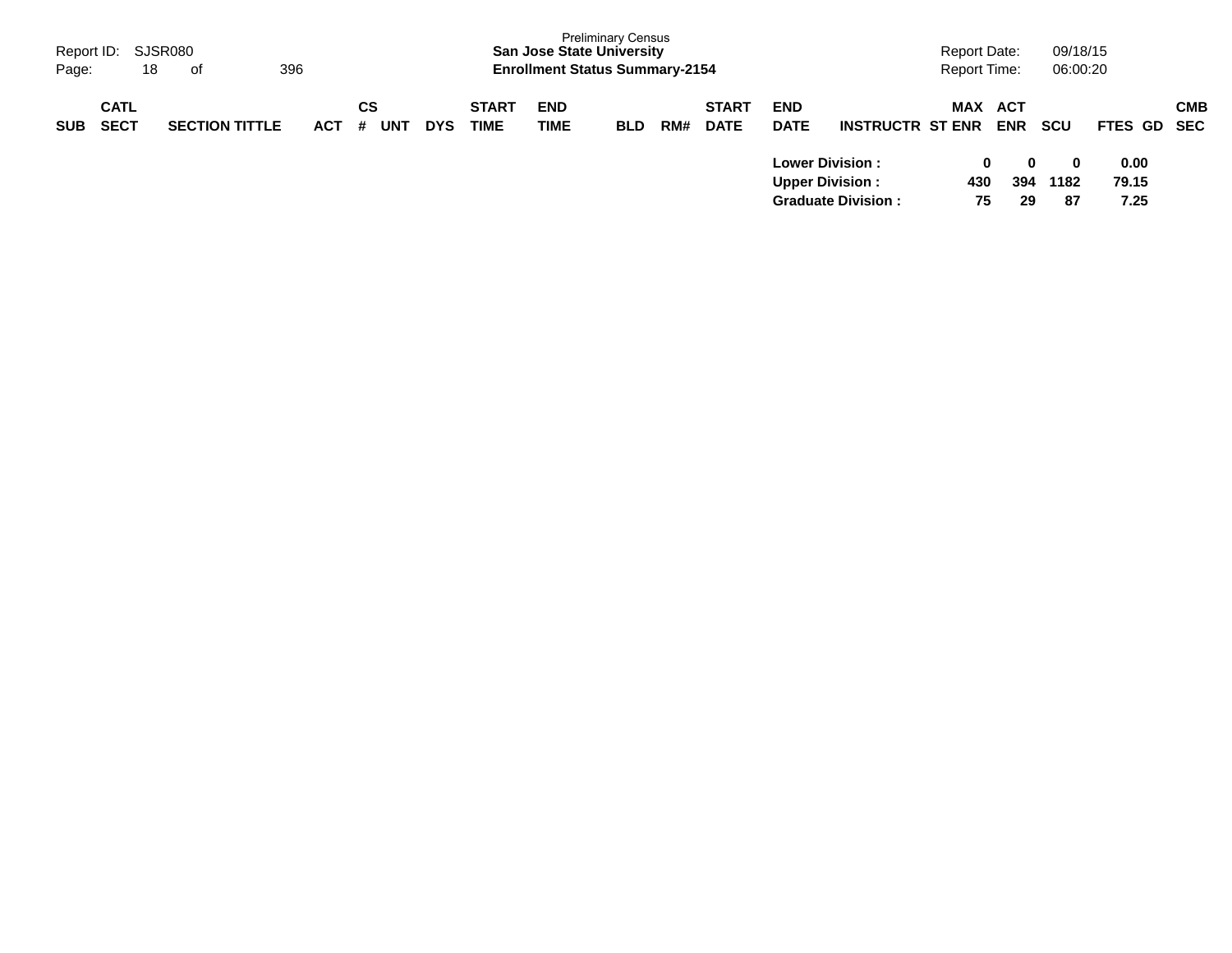Preliminary Census
**San Jose State University**
**Enrollment Status Summary-2154**

Report ID: SJSR080
Report Date: 09/18/15
Report Time: 06:00:20

| SUB | CATL SECT | SECTION TITTLE | ACT | CS # | UNT | DYS | START TIME | END TIME | BLD | RM# | START DATE | END DATE | INSTRUCTR | ST | MAX ENR | ACT ENR | SCU | FTES | GD | CMB SEC |
|---|---|---|---|---|---|---|---|---|---|---|---|---|---|---|---|---|---|---|---|---|
| | | | | | | | | | | | | **Lower Division :** | | | **0** | **0** | **0** | **0.00** | | |
| | | | | | | | | | | | | **Upper Division :** | | | **430** | **394** | **1182** | **79.15** | | |
| | | | | | | | | | | | | **Graduate Division :** | | | **75** | **29** | **87** | **7.25** | | |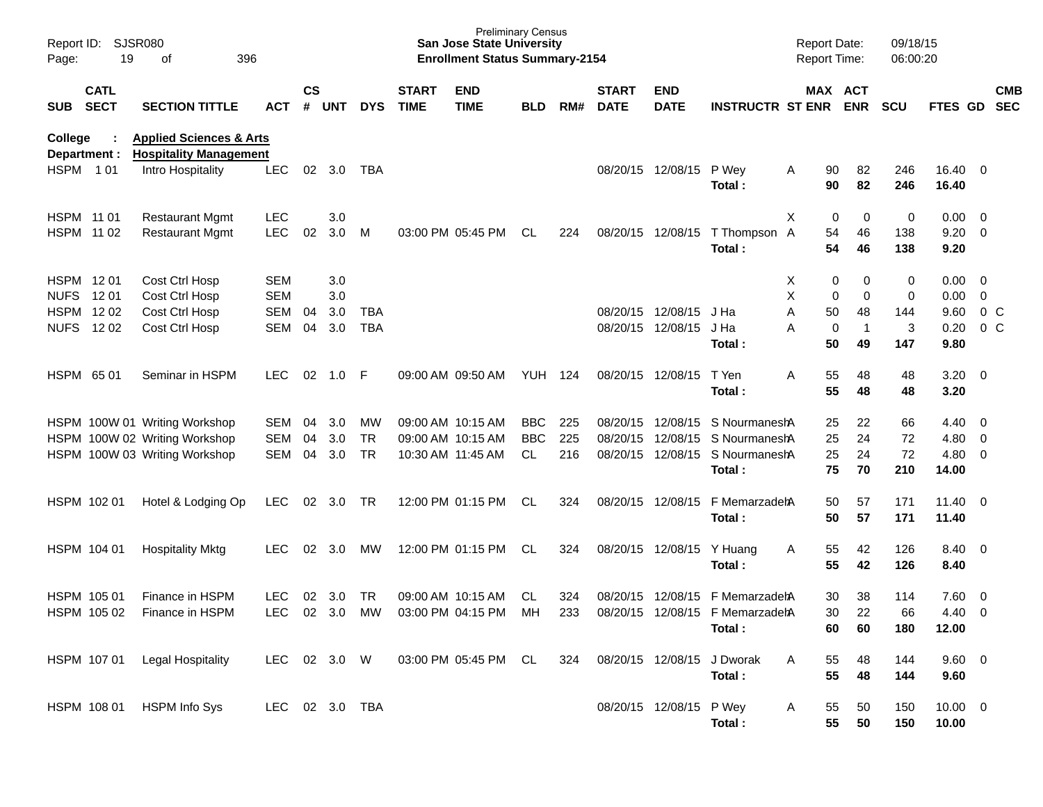Preliminary Census
**San Jose State University**
**Enrollment Status Summary-2154**

Report ID: SJSR080
Report Date: 09/18/15
Report Time: 06:00:20

| SUB | CATL SECT | SECTION TITTLE | ACT | CS # | UNT | DYS | START TIME | END TIME | BLD | RM# | START DATE | END DATE | INSTRUCTR | ST | MAX ENR | ACT ENR | SCU | FTES | GD | CMB SEC |
|---|---|---|---|---|---|---|---|---|---|---|---|---|---|---|---|---|---|---|---|---|
| **College :** | | **Applied Sciences & Arts** | | | | | | | | | | | | | | | | | | |
| **Department :** | | **Hospitality Management** | | | | | | | | | | | | | | | | | | |
| HSPM | 1 01 | Intro Hospitality | LEC | 02 | 3.0 | TBA | | | | | 08/20/15 | 12/08/15 | P Wey | A | 90 | 82 | 246 | 16.40 | 0 | |
| | | | | | | | | | | | | | **Total :** | | **90** | **82** | **246** | **16.40** | | |
| HSPM | 11 01 | Restaurant Mgmt | LEC | | 3.0 | | | | | | | | | X | 0 | 0 | 0 | 0.00 | 0 | |
| HSPM | 11 02 | Restaurant Mgmt | LEC | 02 | 3.0 | M | 03:00 PM | 05:45 PM | CL | 224 | 08/20/15 | 12/08/15 | T Thompson | A | 54 | 46 | 138 | 9.20 | 0 | |
| | | | | | | | | | | | | | **Total :** | | **54** | **46** | **138** | **9.20** | | |
| HSPM | 12 01 | Cost Ctrl Hosp | SEM | | 3.0 | | | | | | | | | X | 0 | 0 | 0 | 0.00 | 0 | |
| NUFS | 12 01 | Cost Ctrl Hosp | SEM | | 3.0 | | | | | | | | | X | 0 | 0 | 0 | 0.00 | 0 | |
| HSPM | 12 02 | Cost Ctrl Hosp | SEM | 04 | 3.0 | TBA | | | | | 08/20/15 | 12/08/15 | J Ha | A | 50 | 48 | 144 | 9.60 | 0 | C |
| NUFS | 12 02 | Cost Ctrl Hosp | SEM | 04 | 3.0 | TBA | | | | | 08/20/15 | 12/08/15 | J Ha | A | 0 | 1 | 3 | 0.20 | 0 | C |
| | | | | | | | | | | | | | **Total :** | | **50** | **49** | **147** | **9.80** | | |
| HSPM | 65 01 | Seminar in HSPM | LEC | 02 | 1.0 | F | 09:00 AM | 09:50 AM | YUH | 124 | 08/20/15 | 12/08/15 | T Yen | A | 55 | 48 | 48 | 3.20 | 0 | |
| | | | | | | | | | | | | | **Total :** | | **55** | **48** | **48** | **3.20** | | |
| HSPM | 100W 01 | Writing Workshop | SEM | 04 | 3.0 | MW | 09:00 AM | 10:15 AM | BBC | 225 | 08/20/15 | 12/08/15 | S Nourmanesh | A | 25 | 22 | 66 | 4.40 | 0 | |
| HSPM | 100W 02 | Writing Workshop | SEM | 04 | 3.0 | TR | 09:00 AM | 10:15 AM | BBC | 225 | 08/20/15 | 12/08/15 | S Nourmanesh | A | 25 | 24 | 72 | 4.80 | 0 | |
| HSPM | 100W 03 | Writing Workshop | SEM | 04 | 3.0 | TR | 10:30 AM | 11:45 AM | CL | 216 | 08/20/15 | 12/08/15 | S Nourmanesh | A | 25 | 24 | 72 | 4.80 | 0 | |
| | | | | | | | | | | | | | **Total :** | | **75** | **70** | **210** | **14.00** | | |
| HSPM | 102 01 | Hotel & Lodging Op | LEC | 02 | 3.0 | TR | 12:00 PM | 01:15 PM | CL | 324 | 08/20/15 | 12/08/15 | F Memarzadeh | A | 50 | 57 | 171 | 11.40 | 0 | |
| | | | | | | | | | | | | | **Total :** | | **50** | **57** | **171** | **11.40** | | |
| HSPM | 104 01 | Hospitality Mktg | LEC | 02 | 3.0 | MW | 12:00 PM | 01:15 PM | CL | 324 | 08/20/15 | 12/08/15 | Y Huang | A | 55 | 42 | 126 | 8.40 | 0 | |
| | | | | | | | | | | | | | **Total :** | | **55** | **42** | **126** | **8.40** | | |
| HSPM | 105 01 | Finance in HSPM | LEC | 02 | 3.0 | TR | 09:00 AM | 10:15 AM | CL | 324 | 08/20/15 | 12/08/15 | F Memarzadeh | A | 30 | 38 | 114 | 7.60 | 0 | |
| HSPM | 105 02 | Finance in HSPM | LEC | 02 | 3.0 | MW | 03:00 PM | 04:15 PM | MH | 233 | 08/20/15 | 12/08/15 | F Memarzadeh | A | 30 | 22 | 66 | 4.40 | 0 | |
| | | | | | | | | | | | | | **Total :** | | **60** | **60** | **180** | **12.00** | | |
| HSPM | 107 01 | Legal Hospitality | LEC | 02 | 3.0 | W | 03:00 PM | 05:45 PM | CL | 324 | 08/20/15 | 12/08/15 | J Dworak | A | 55 | 48 | 144 | 9.60 | 0 | |
| | | | | | | | | | | | | | **Total :** | | **55** | **48** | **144** | **9.60** | | |
| HSPM | 108 01 | HSPM Info Sys | LEC | 02 | 3.0 | TBA | | | | | 08/20/15 | 12/08/15 | P Wey | A | 55 | 50 | 150 | 10.00 | 0 | |
| | | | | | | | | | | | | | **Total :** | | **55** | **50** | **150** | **10.00** | | |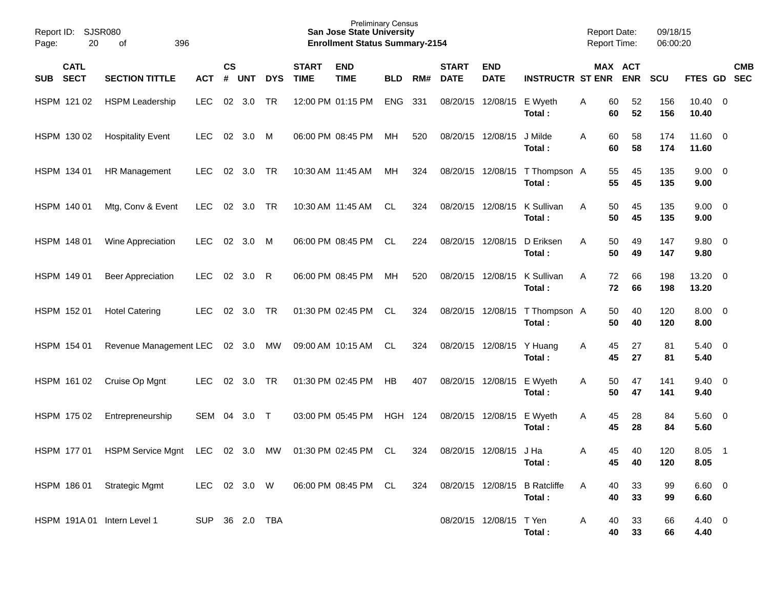Preliminary Census
**San Jose State University**
**Enrollment Status Summary-2154**

Report ID: SJSR080
Report Date: 09/18/15
Report Time: 06:00:20

| SUB | CATL SECT | SECTION TITTLE | ACT | CS # | UNT | DYS | START TIME | END TIME | BLD | RM# | START DATE | END DATE | INSTRUCTR | ST | MAX ENR | ACT ENR | SCU | FTES | GD | CMB SEC |
|---|---|---|---|---|---|---|---|---|---|---|---|---|---|---|---|---|---|---|---|---|
| HSPM | 121 02 | HSPM Leadership | LEC | 02 | 3.0 | TR | 12:00 PM | 01:15 PM | ENG | 331 | 08/20/15 | 12/08/15 | E Wyeth | A | 60 | 52 | 156 | 10.40 | 0 | |
| | | | | | | | | | | | | | **Total :** | | **60** | **52** | **156** | **10.40** | | |
| HSPM | 130 02 | Hospitality Event | LEC | 02 | 3.0 | M | 06:00 PM | 08:45 PM | MH | 520 | 08/20/15 | 12/08/15 | J Milde | A | 60 | 58 | 174 | 11.60 | 0 | |
| | | | | | | | | | | | | | **Total :** | | **60** | **58** | **174** | **11.60** | | |
| HSPM | 134 01 | HR Management | LEC | 02 | 3.0 | TR | 10:30 AM | 11:45 AM | MH | 324 | 08/20/15 | 12/08/15 | T Thompson | A | 55 | 45 | 135 | 9.00 | 0 | |
| | | | | | | | | | | | | | **Total :** | | **55** | **45** | **135** | **9.00** | | |
| HSPM | 140 01 | Mtg, Conv & Event | LEC | 02 | 3.0 | TR | 10:30 AM | 11:45 AM | CL | 324 | 08/20/15 | 12/08/15 | K Sullivan | A | 50 | 45 | 135 | 9.00 | 0 | |
| | | | | | | | | | | | | | **Total :** | | **50** | **45** | **135** | **9.00** | | |
| HSPM | 148 01 | Wine Appreciation | LEC | 02 | 3.0 | M | 06:00 PM | 08:45 PM | CL | 224 | 08/20/15 | 12/08/15 | D Eriksen | A | 50 | 49 | 147 | 9.80 | 0 | |
| | | | | | | | | | | | | | **Total :** | | **50** | **49** | **147** | **9.80** | | |
| HSPM | 149 01 | Beer Appreciation | LEC | 02 | 3.0 | R | 06:00 PM | 08:45 PM | MH | 520 | 08/20/15 | 12/08/15 | K Sullivan | A | 72 | 66 | 198 | 13.20 | 0 | |
| | | | | | | | | | | | | | **Total :** | | **72** | **66** | **198** | **13.20** | | |
| HSPM | 152 01 | Hotel Catering | LEC | 02 | 3.0 | TR | 01:30 PM | 02:45 PM | CL | 324 | 08/20/15 | 12/08/15 | T Thompson | A | 50 | 40 | 120 | 8.00 | 0 | |
| | | | | | | | | | | | | | **Total :** | | **50** | **40** | **120** | **8.00** | | |
| HSPM | 154 01 | Revenue Management | LEC | 02 | 3.0 | MW | 09:00 AM | 10:15 AM | CL | 324 | 08/20/15 | 12/08/15 | Y Huang | A | 45 | 27 | 81 | 5.40 | 0 | |
| | | | | | | | | | | | | | **Total :** | | **45** | **27** | **81** | **5.40** | | |
| HSPM | 161 02 | Cruise Op Mgnt | LEC | 02 | 3.0 | TR | 01:30 PM | 02:45 PM | HB | 407 | 08/20/15 | 12/08/15 | E Wyeth | A | 50 | 47 | 141 | 9.40 | 0 | |
| | | | | | | | | | | | | | **Total :** | | **50** | **47** | **141** | **9.40** | | |
| HSPM | 175 02 | Entrepreneurship | SEM | 04 | 3.0 | T | 03:00 PM | 05:45 PM | HGH | 124 | 08/20/15 | 12/08/15 | E Wyeth | A | 45 | 28 | 84 | 5.60 | 0 | |
| | | | | | | | | | | | | | **Total :** | | **45** | **28** | **84** | **5.60** | | |
| HSPM | 177 01 | HSPM Service Mgnt | LEC | 02 | 3.0 | MW | 01:30 PM | 02:45 PM | CL | 324 | 08/20/15 | 12/08/15 | J Ha | A | 45 | 40 | 120 | 8.05 | 1 | |
| | | | | | | | | | | | | | **Total :** | | **45** | **40** | **120** | **8.05** | | |
| HSPM | 186 01 | Strategic Mgmt | LEC | 02 | 3.0 | W | 06:00 PM | 08:45 PM | CL | 324 | 08/20/15 | 12/08/15 | B Ratcliffe | A | 40 | 33 | 99 | 6.60 | 0 | |
| | | | | | | | | | | | | | **Total :** | | **40** | **33** | **99** | **6.60** | | |
| HSPM | 191A 01 | Intern Level 1 | SUP | 36 | 2.0 | TBA | | | | | 08/20/15 | 12/08/15 | T Yen | A | 40 | 33 | 66 | 4.40 | 0 | |
| | | | | | | | | | | | | | **Total :** | | **40** | **33** | **66** | **4.40** | | |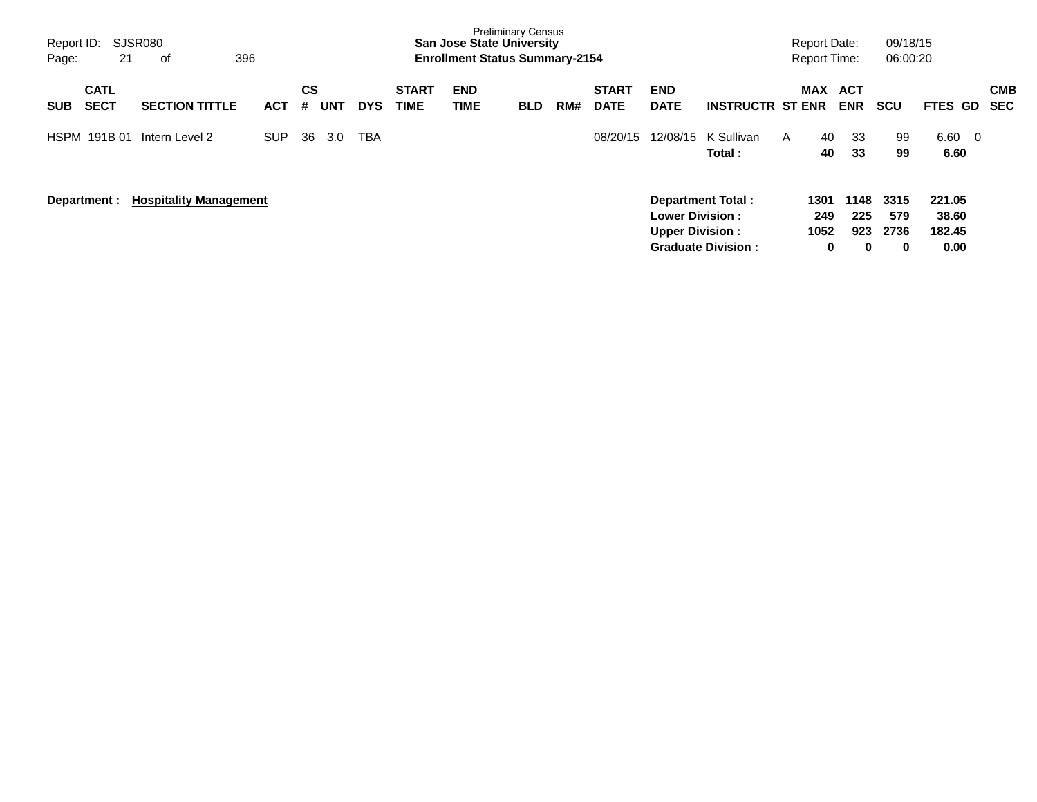Preliminary Census

**San Jose State University**

**Enrollment Status Summary-2154**

Report ID: SJSR080
Report Date: 09/18/15
Report Time: 06:00:20

| SUB | CATL SECT | SECTION TITTLE | ACT | CS # | UNT | DYS | START TIME | END TIME | BLD | RM# | START DATE | END DATE | INSTRUCTR | ST | MAX ENR | ACT ENR | SCU | FTES | GD | CMB SEC |
|---|---|---|---|---|---|---|---|---|---|---|---|---|---|---|---|---|---|---|---|---|
| HSPM | 191B 01 | Intern Level 2 | SUP | 36 | 3.0 | TBA | | | | | 08/20/15 | 12/08/15 | K Sullivan | A | 40 | 33 | 99 | 6.60 | 0 | |
| | | | | | | | | | | | | | **Total :** | | **40** | **33** | **99** | **6.60** | | |

**Department : Hospitality Management**

| | MAX ENR | ACT ENR | SCU | FTES |
|---|---|---|---|---|
| **Department Total :** | **1301** | **1148** | **3315** | **221.05** |
| **Lower Division :** | **249** | **225** | **579** | **38.60** |
| **Upper Division :** | **1052** | **923** | **2736** | **182.45** |
| **Graduate Division :** | **0** | **0** | **0** | **0.00** |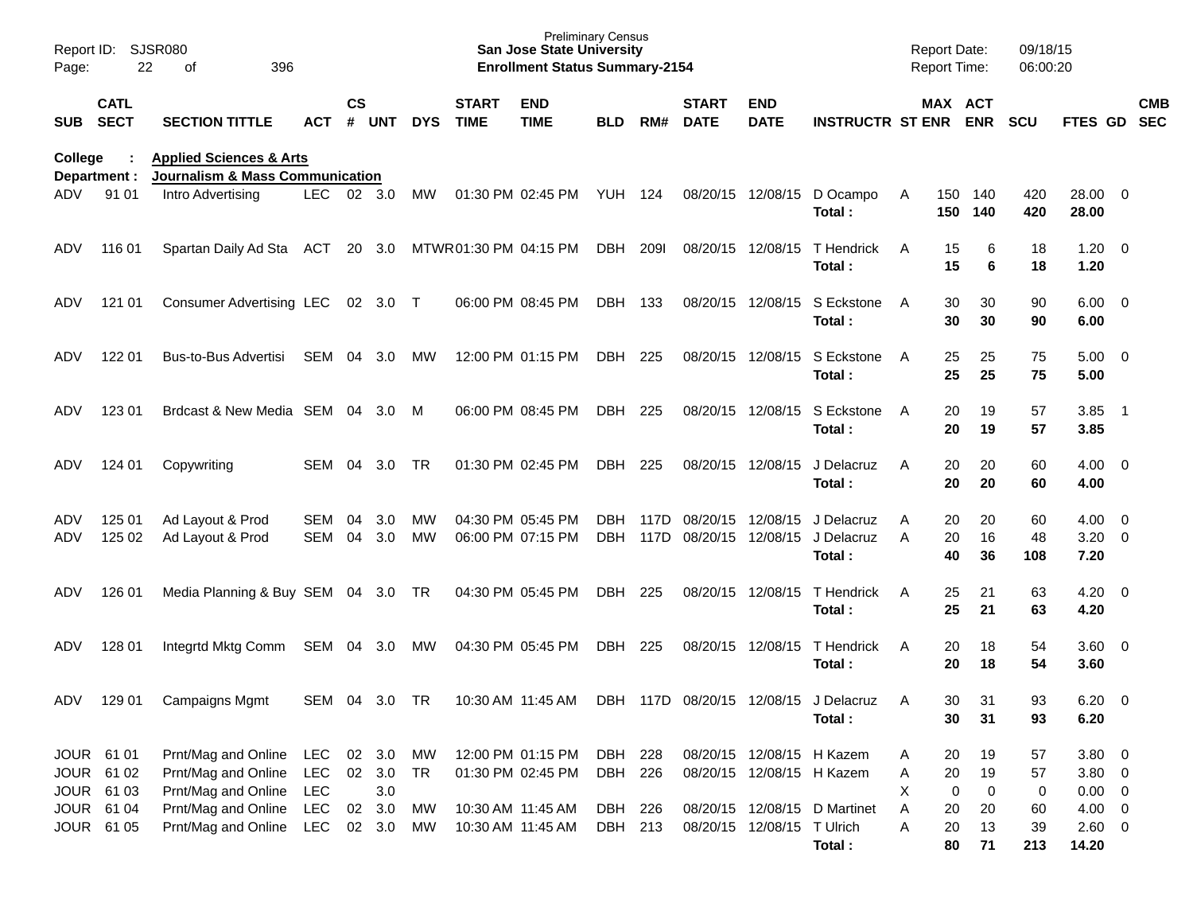Report ID: SJSR080
Preliminary Census
**San Jose State University**
**Enrollment Status Summary-2154**

Report Date: 09/18/15
Report Time: 06:00:20

**College : Applied Sciences & Arts**
**Department : Journalism & Mass Communication**

| SUB | CATL SECT | SECTION TITTLE | ACT | CS # | UNT | DYS | START TIME | END TIME | BLD | RM# | START DATE | END DATE | INSTRUCTR | ST | MAX ENR | ACT ENR | SCU | FTES | GD | CMB SEC |
|---|---|---|---|---|---|---|---|---|---|---|---|---|---|---|---|---|---|---|---|---|
| ADV | 91 01 | Intro Advertising | LEC | 02 | 3.0 | MW | 01:30 PM | 02:45 PM | YUH | 124 | 08/20/15 | 12/08/15 | D Ocampo | A | 150 | 140 | 420 | 28.00 | 0 | |
| | | | | | | | | | | | | | **Total :** | | **150** | **140** | **420** | **28.00** | | |
| ADV | 116 01 | Spartan Daily Ad Sta | ACT | 20 | 3.0 | MTWR | 01:30 PM | 04:15 PM | DBH | 209I | 08/20/15 | 12/08/15 | T Hendrick | A | 15 | 6 | 18 | 1.20 | 0 | |
| | | | | | | | | | | | | | **Total :** | | **15** | **6** | **18** | **1.20** | | |
| ADV | 121 01 | Consumer Advertising | LEC | 02 | 3.0 | T | 06:00 PM | 08:45 PM | DBH | 133 | 08/20/15 | 12/08/15 | S Eckstone | A | 30 | 30 | 90 | 6.00 | 0 | |
| | | | | | | | | | | | | | **Total :** | | **30** | **30** | **90** | **6.00** | | |
| ADV | 122 01 | Bus-to-Bus Advertisi | SEM | 04 | 3.0 | MW | 12:00 PM | 01:15 PM | DBH | 225 | 08/20/15 | 12/08/15 | S Eckstone | A | 25 | 25 | 75 | 5.00 | 0 | |
| | | | | | | | | | | | | | **Total :** | | **25** | **25** | **75** | **5.00** | | |
| ADV | 123 01 | Brdcast & New Media | SEM | 04 | 3.0 | M | 06:00 PM | 08:45 PM | DBH | 225 | 08/20/15 | 12/08/15 | S Eckstone | A | 20 | 19 | 57 | 3.85 | 1 | |
| | | | | | | | | | | | | | **Total :** | | **20** | **19** | **57** | **3.85** | | |
| ADV | 124 01 | Copywriting | SEM | 04 | 3.0 | TR | 01:30 PM | 02:45 PM | DBH | 225 | 08/20/15 | 12/08/15 | J Delacruz | A | 20 | 20 | 60 | 4.00 | 0 | |
| | | | | | | | | | | | | | **Total :** | | **20** | **20** | **60** | **4.00** | | |
| ADV | 125 01 | Ad Layout & Prod | SEM | 04 | 3.0 | MW | 04:30 PM | 05:45 PM | DBH | 117D | 08/20/15 | 12/08/15 | J Delacruz | A | 20 | 20 | 60 | 4.00 | 0 | |
| ADV | 125 02 | Ad Layout & Prod | SEM | 04 | 3.0 | MW | 06:00 PM | 07:15 PM | DBH | 117D | 08/20/15 | 12/08/15 | J Delacruz | A | 20 | 16 | 48 | 3.20 | 0 | |
| | | | | | | | | | | | | | **Total :** | | **40** | **36** | **108** | **7.20** | | |
| ADV | 126 01 | Media Planning & Buy | SEM | 04 | 3.0 | TR | 04:30 PM | 05:45 PM | DBH | 225 | 08/20/15 | 12/08/15 | T Hendrick | A | 25 | 21 | 63 | 4.20 | 0 | |
| | | | | | | | | | | | | | **Total :** | | **25** | **21** | **63** | **4.20** | | |
| ADV | 128 01 | Integrtd Mktg Comm | SEM | 04 | 3.0 | MW | 04:30 PM | 05:45 PM | DBH | 225 | 08/20/15 | 12/08/15 | T Hendrick | A | 20 | 18 | 54 | 3.60 | 0 | |
| | | | | | | | | | | | | | **Total :** | | **20** | **18** | **54** | **3.60** | | |
| ADV | 129 01 | Campaigns Mgmt | SEM | 04 | 3.0 | TR | 10:30 AM | 11:45 AM | DBH | 117D | 08/20/15 | 12/08/15 | J Delacruz | A | 30 | 31 | 93 | 6.20 | 0 | |
| | | | | | | | | | | | | | **Total :** | | **30** | **31** | **93** | **6.20** | | |
| JOUR | 61 01 | Prnt/Mag and Online | LEC | 02 | 3.0 | MW | 12:00 PM | 01:15 PM | DBH | 228 | 08/20/15 | 12/08/15 | H Kazem | A | 20 | 19 | 57 | 3.80 | 0 | |
| JOUR | 61 02 | Prnt/Mag and Online | LEC | 02 | 3.0 | TR | 01:30 PM | 02:45 PM | DBH | 226 | 08/20/15 | 12/08/15 | H Kazem | A | 20 | 19 | 57 | 3.80 | 0 | |
| JOUR | 61 03 | Prnt/Mag and Online | LEC | | 3.0 | | | | | | | | | X | 0 | 0 | 0 | 0.00 | 0 | |
| JOUR | 61 04 | Prnt/Mag and Online | LEC | 02 | 3.0 | MW | 10:30 AM | 11:45 AM | DBH | 226 | 08/20/15 | 12/08/15 | D Martinet | A | 20 | 20 | 60 | 4.00 | 0 | |
| JOUR | 61 05 | Prnt/Mag and Online | LEC | 02 | 3.0 | MW | 10:30 AM | 11:45 AM | DBH | 213 | 08/20/15 | 12/08/15 | T Ulrich | A | 20 | 13 | 39 | 2.60 | 0 | |
| | | | | | | | | | | | | | **Total :** | | **80** | **71** | **213** | **14.20** | | |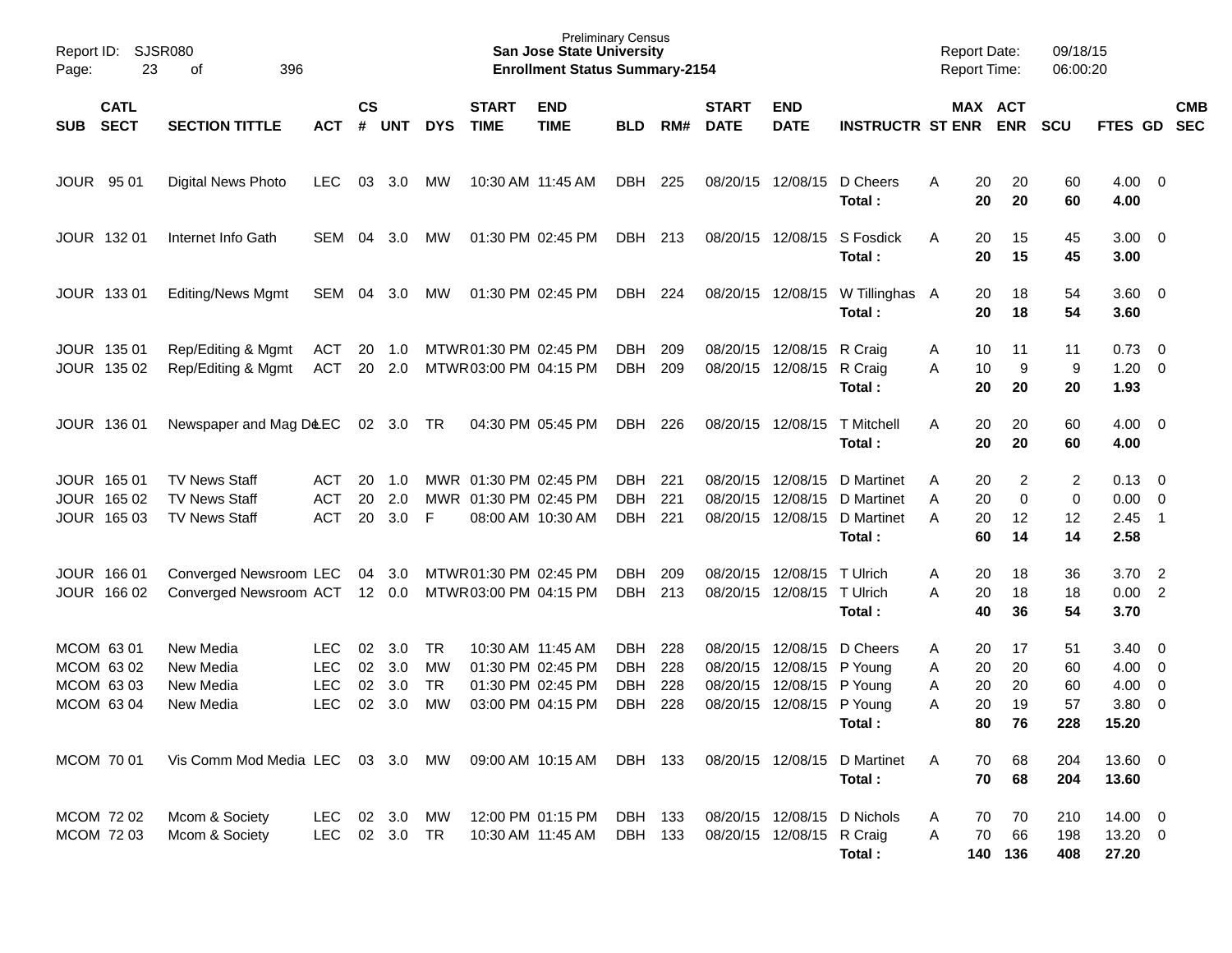Preliminary Census
**San Jose State University**
**Enrollment Status Summary-2154**

Report ID: SJSR080
Report Date: 09/18/15
Report Time: 06:00:20

| SUB | CATL SECT | SECTION TITTLE | ACT | CS # | UNT | DYS | START TIME | END TIME | BLD | RM# | START DATE | END DATE | INSTRUCTR | ST | MAX ENR | ACT ENR | SCU | FTES | GD | CMB SEC |
|---|---|---|---|---|---|---|---|---|---|---|---|---|---|---|---|---|---|---|---|---|
| JOUR | 95 01 | Digital News Photo | LEC | 03 | 3.0 | MW | 10:30 AM | 11:45 AM | DBH | 225 | 08/20/15 | 12/08/15 | D Cheers | A | 20 | 20 | 60 | 4.00 | 0 | |
| | | | | | | | | | | | | | **Total :** | | **20** | **20** | **60** | **4.00** | | |
| JOUR | 132 01 | Internet Info Gath | SEM | 04 | 3.0 | MW | 01:30 PM | 02:45 PM | DBH | 213 | 08/20/15 | 12/08/15 | S Fosdick | A | 20 | 15 | 45 | 3.00 | 0 | |
| | | | | | | | | | | | | | **Total :** | | **20** | **15** | **45** | **3.00** | | |
| JOUR | 133 01 | Editing/News Mgmt | SEM | 04 | 3.0 | MW | 01:30 PM | 02:45 PM | DBH | 224 | 08/20/15 | 12/08/15 | W Tillinghas | A | 20 | 18 | 54 | 3.60 | 0 | |
| | | | | | | | | | | | | | **Total :** | | **20** | **18** | **54** | **3.60** | | |
| JOUR | 135 01 | Rep/Editing & Mgmt | ACT | 20 | 1.0 | MTWR | 01:30 PM | 02:45 PM | DBH | 209 | 08/20/15 | 12/08/15 | R Craig | A | 10 | 11 | 11 | 0.73 | 0 | |
| JOUR | 135 02 | Rep/Editing & Mgmt | ACT | 20 | 2.0 | MTWR | 03:00 PM | 04:15 PM | DBH | 209 | 08/20/15 | 12/08/15 | R Craig | A | 10 | 9 | 9 | 1.20 | 0 | |
| | | | | | | | | | | | | | **Total :** | | **20** | **20** | **20** | **1.93** | | |
| JOUR | 136 01 | Newspaper and Mag De | LEC | 02 | 3.0 | TR | 04:30 PM | 05:45 PM | DBH | 226 | 08/20/15 | 12/08/15 | T Mitchell | A | 20 | 20 | 60 | 4.00 | 0 | |
| | | | | | | | | | | | | | **Total :** | | **20** | **20** | **60** | **4.00** | | |
| JOUR | 165 01 | TV News Staff | ACT | 20 | 1.0 | MWR | 01:30 PM | 02:45 PM | DBH | 221 | 08/20/15 | 12/08/15 | D Martinet | A | 20 | 2 | 2 | 0.13 | 0 | |
| JOUR | 165 02 | TV News Staff | ACT | 20 | 2.0 | MWR | 01:30 PM | 02:45 PM | DBH | 221 | 08/20/15 | 12/08/15 | D Martinet | A | 20 | 0 | 0 | 0.00 | 0 | |
| JOUR | 165 03 | TV News Staff | ACT | 20 | 3.0 | F | 08:00 AM | 10:30 AM | DBH | 221 | 08/20/15 | 12/08/15 | D Martinet | A | 20 | 12 | 12 | 2.45 | 1 | |
| | | | | | | | | | | | | | **Total :** | | **60** | **14** | **14** | **2.58** | | |
| JOUR | 166 01 | Converged Newsroom | LEC | 04 | 3.0 | MTWR | 01:30 PM | 02:45 PM | DBH | 209 | 08/20/15 | 12/08/15 | T Ulrich | A | 20 | 18 | 36 | 3.70 | 2 | |
| JOUR | 166 02 | Converged Newsroom | ACT | 12 | 0.0 | MTWR | 03:00 PM | 04:15 PM | DBH | 213 | 08/20/15 | 12/08/15 | T Ulrich | A | 20 | 18 | 18 | 0.00 | 2 | |
| | | | | | | | | | | | | | **Total :** | | **40** | **36** | **54** | **3.70** | | |
| MCOM | 63 01 | New Media | LEC | 02 | 3.0 | TR | 10:30 AM | 11:45 AM | DBH | 228 | 08/20/15 | 12/08/15 | D Cheers | A | 20 | 17 | 51 | 3.40 | 0 | |
| MCOM | 63 02 | New Media | LEC | 02 | 3.0 | MW | 01:30 PM | 02:45 PM | DBH | 228 | 08/20/15 | 12/08/15 | P Young | A | 20 | 20 | 60 | 4.00 | 0 | |
| MCOM | 63 03 | New Media | LEC | 02 | 3.0 | TR | 01:30 PM | 02:45 PM | DBH | 228 | 08/20/15 | 12/08/15 | P Young | A | 20 | 20 | 60 | 4.00 | 0 | |
| MCOM | 63 04 | New Media | LEC | 02 | 3.0 | MW | 03:00 PM | 04:15 PM | DBH | 228 | 08/20/15 | 12/08/15 | P Young | A | 20 | 19 | 57 | 3.80 | 0 | |
| | | | | | | | | | | | | | **Total :** | | **80** | **76** | **228** | **15.20** | | |
| MCOM | 70 01 | Vis Comm Mod Media | LEC | 03 | 3.0 | MW | 09:00 AM | 10:15 AM | DBH | 133 | 08/20/15 | 12/08/15 | D Martinet | A | 70 | 68 | 204 | 13.60 | 0 | |
| | | | | | | | | | | | | | **Total :** | | **70** | **68** | **204** | **13.60** | | |
| MCOM | 72 02 | Mcom & Society | LEC | 02 | 3.0 | MW | 12:00 PM | 01:15 PM | DBH | 133 | 08/20/15 | 12/08/15 | D Nichols | A | 70 | 70 | 210 | 14.00 | 0 | |
| MCOM | 72 03 | Mcom & Society | LEC | 02 | 3.0 | TR | 10:30 AM | 11:45 AM | DBH | 133 | 08/20/15 | 12/08/15 | R Craig | A | 70 | 66 | 198 | 13.20 | 0 | |
| | | | | | | | | | | | | | **Total :** | | **140** | **136** | **408** | **27.20** | | |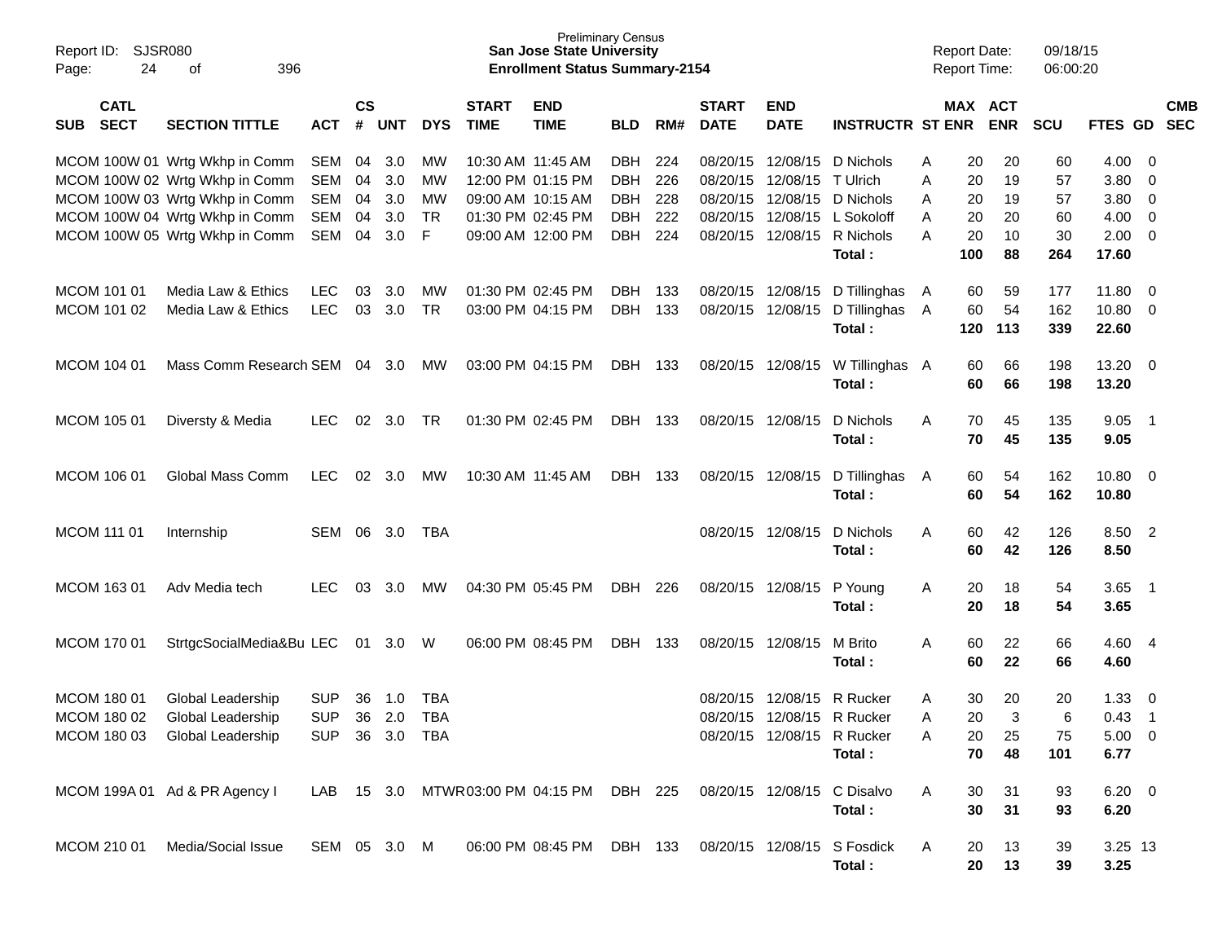Preliminary Census
**San Jose State University**
**Enrollment Status Summary-2154**

Report ID: SJSR080
Report Date: 09/18/15
Report Time: 06:00:20

| SUB | CATL SECT | SECTION TITTLE | ACT | CS # | UNT | DYS | START TIME | END TIME | BLD | RM# | START DATE | END DATE | INSTRUCTR | ST | MAX ENR | ACT ENR | SCU | FTES | GD | CMB SEC |
|---|---|---|---|---|---|---|---|---|---|---|---|---|---|---|---|---|---|---|---|---|
| MCOM | 100W 01 | Wrtg Wkhp in Comm | SEM | 04 | 3.0 | MW | 10:30 AM | 11:45 AM | DBH | 224 | 08/20/15 | 12/08/15 | D Nichols | A | 20 | 20 | 60 | 4.00 | 0 | |
| MCOM | 100W 02 | Wrtg Wkhp in Comm | SEM | 04 | 3.0 | MW | 12:00 PM | 01:15 PM | DBH | 226 | 08/20/15 | 12/08/15 | T Ulrich | A | 20 | 19 | 57 | 3.80 | 0 | |
| MCOM | 100W 03 | Wrtg Wkhp in Comm | SEM | 04 | 3.0 | MW | 09:00 AM | 10:15 AM | DBH | 228 | 08/20/15 | 12/08/15 | D Nichols | A | 20 | 19 | 57 | 3.80 | 0 | |
| MCOM | 100W 04 | Wrtg Wkhp in Comm | SEM | 04 | 3.0 | TR | 01:30 PM | 02:45 PM | DBH | 222 | 08/20/15 | 12/08/15 | L Sokoloff | A | 20 | 20 | 60 | 4.00 | 0 | |
| MCOM | 100W 05 | Wrtg Wkhp in Comm | SEM | 04 | 3.0 | F | 09:00 AM | 12:00 PM | DBH | 224 | 08/20/15 | 12/08/15 | R Nichols | A | 20 | 10 | 30 | 2.00 | 0 | |
| | | | | | | | | | | | | | **Total :** | | **100** | **88** | **264** | **17.60** | | |
| MCOM | 101 01 | Media Law & Ethics | LEC | 03 | 3.0 | MW | 01:30 PM | 02:45 PM | DBH | 133 | 08/20/15 | 12/08/15 | D Tillinghas | A | 60 | 59 | 177 | 11.80 | 0 | |
| MCOM | 101 02 | Media Law & Ethics | LEC | 03 | 3.0 | TR | 03:00 PM | 04:15 PM | DBH | 133 | 08/20/15 | 12/08/15 | D Tillinghas | A | 60 | 54 | 162 | 10.80 | 0 | |
| | | | | | | | | | | | | | **Total :** | | **120** | **113** | **339** | **22.60** | | |
| MCOM | 104 01 | Mass Comm Research | SEM | 04 | 3.0 | MW | 03:00 PM | 04:15 PM | DBH | 133 | 08/20/15 | 12/08/15 | W Tillinghas | A | 60 | 66 | 198 | 13.20 | 0 | |
| | | | | | | | | | | | | | **Total :** | | **60** | **66** | **198** | **13.20** | | |
| MCOM | 105 01 | Diversty & Media | LEC | 02 | 3.0 | TR | 01:30 PM | 02:45 PM | DBH | 133 | 08/20/15 | 12/08/15 | D Nichols | A | 70 | 45 | 135 | 9.05 | 1 | |
| | | | | | | | | | | | | | **Total :** | | **70** | **45** | **135** | **9.05** | | |
| MCOM | 106 01 | Global Mass Comm | LEC | 02 | 3.0 | MW | 10:30 AM | 11:45 AM | DBH | 133 | 08/20/15 | 12/08/15 | D Tillinghas | A | 60 | 54 | 162 | 10.80 | 0 | |
| | | | | | | | | | | | | | **Total :** | | **60** | **54** | **162** | **10.80** | | |
| MCOM | 111 01 | Internship | SEM | 06 | 3.0 | TBA | | | | | 08/20/15 | 12/08/15 | D Nichols | A | 60 | 42 | 126 | 8.50 | 2 | |
| | | | | | | | | | | | | | **Total :** | | **60** | **42** | **126** | **8.50** | | |
| MCOM | 163 01 | Adv Media tech | LEC | 03 | 3.0 | MW | 04:30 PM | 05:45 PM | DBH | 226 | 08/20/15 | 12/08/15 | P Young | A | 20 | 18 | 54 | 3.65 | 1 | |
| | | | | | | | | | | | | | **Total :** | | **20** | **18** | **54** | **3.65** | | |
| MCOM | 170 01 | StrtgcSocialMedia&Bu | LEC | 01 | 3.0 | W | 06:00 PM | 08:45 PM | DBH | 133 | 08/20/15 | 12/08/15 | M Brito | A | 60 | 22 | 66 | 4.60 | 4 | |
| | | | | | | | | | | | | | **Total :** | | **60** | **22** | **66** | **4.60** | | |
| MCOM | 180 01 | Global Leadership | SUP | 36 | 1.0 | TBA | | | | | 08/20/15 | 12/08/15 | R Rucker | A | 30 | 20 | 20 | 1.33 | 0 | |
| MCOM | 180 02 | Global Leadership | SUP | 36 | 2.0 | TBA | | | | | 08/20/15 | 12/08/15 | R Rucker | A | 20 | 3 | 6 | 0.43 | 1 | |
| MCOM | 180 03 | Global Leadership | SUP | 36 | 3.0 | TBA | | | | | 08/20/15 | 12/08/15 | R Rucker | A | 20 | 25 | 75 | 5.00 | 0 | |
| | | | | | | | | | | | | | **Total :** | | **70** | **48** | **101** | **6.77** | | |
| MCOM | 199A 01 | Ad & PR Agency I | LAB | 15 | 3.0 | MTWR | 03:00 PM | 04:15 PM | DBH | 225 | 08/20/15 | 12/08/15 | C Disalvo | A | 30 | 31 | 93 | 6.20 | 0 | |
| | | | | | | | | | | | | | **Total :** | | **30** | **31** | **93** | **6.20** | | |
| MCOM | 210 01 | Media/Social Issue | SEM | 05 | 3.0 | M | 06:00 PM | 08:45 PM | DBH | 133 | 08/20/15 | 12/08/15 | S Fosdick | A | 20 | 13 | 39 | 3.25 | 13 | |
| | | | | | | | | | | | | | **Total :** | | **20** | **13** | **39** | **3.25** | | |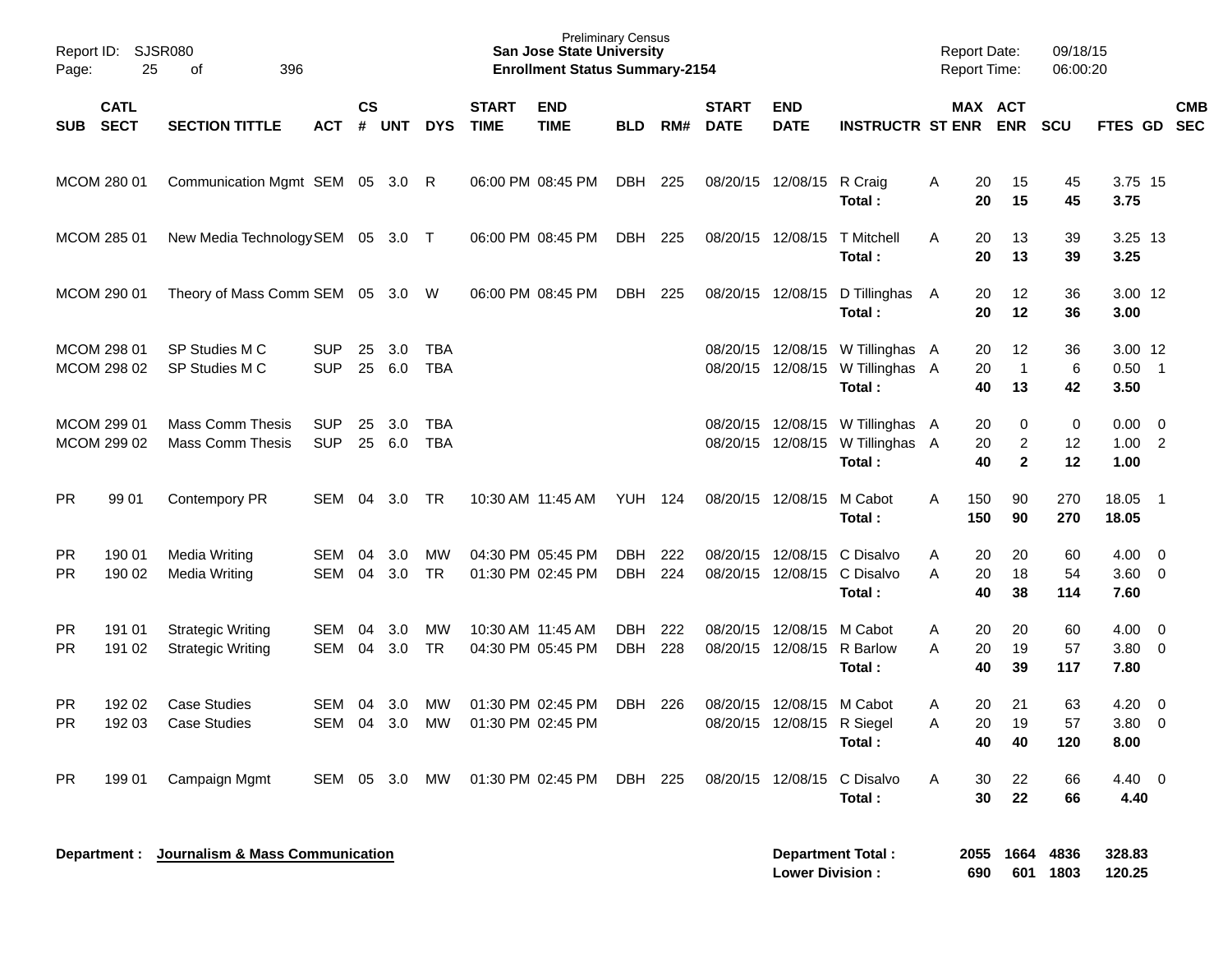Preliminary Census
**San Jose State University**
**Enrollment Status Summary-2154**

Report ID: SJSR080
Report Date: 09/18/15
Report Time: 06:00:20

| SUB | CATL SECT | SECTION TITTLE | ACT | CS # | UNT | DYS | START TIME | END TIME | BLD | RM# | START DATE | END DATE | INSTRUCTR | ST | MAX ENR | ACT ENR | SCU | FTES | GD | CMB SEC |
|---|---|---|---|---|---|---|---|---|---|---|---|---|---|---|---|---|---|---|---|---|
| MCOM | 280 01 | Communication Mgmt | SEM | 05 | 3.0 | R | 06:00 PM | 08:45 PM | DBH | 225 | 08/20/15 | 12/08/15 | R Craig | A | 20 | 15 | 45 | 3.75 | 15 | |
| | | | | | | | | | | | | | **Total :** | | **20** | **15** | **45** | **3.75** | | |
| MCOM | 285 01 | New Media Technology | SEM | 05 | 3.0 | T | 06:00 PM | 08:45 PM | DBH | 225 | 08/20/15 | 12/08/15 | T Mitchell | A | 20 | 13 | 39 | 3.25 | 13 | |
| | | | | | | | | | | | | | **Total :** | | **20** | **13** | **39** | **3.25** | | |
| MCOM | 290 01 | Theory of Mass Comm | SEM | 05 | 3.0 | W | 06:00 PM | 08:45 PM | DBH | 225 | 08/20/15 | 12/08/15 | D Tillinghas | A | 20 | 12 | 36 | 3.00 | 12 | |
| | | | | | | | | | | | | | **Total :** | | **20** | **12** | **36** | **3.00** | | |
| MCOM | 298 01 | SP Studies M C | SUP | 25 | 3.0 | TBA | | | | | 08/20/15 | 12/08/15 | W Tillinghas | A | 20 | 12 | 36 | 3.00 | 12 | |
| MCOM | 298 02 | SP Studies M C | SUP | 25 | 6.0 | TBA | | | | | 08/20/15 | 12/08/15 | W Tillinghas | A | 20 | 1 | 6 | 0.50 | 1 | |
| | | | | | | | | | | | | | **Total :** | | **40** | **13** | **42** | **3.50** | | |
| MCOM | 299 01 | Mass Comm Thesis | SUP | 25 | 3.0 | TBA | | | | | 08/20/15 | 12/08/15 | W Tillinghas | A | 20 | 0 | 0 | 0.00 | 0 | |
| MCOM | 299 02 | Mass Comm Thesis | SUP | 25 | 6.0 | TBA | | | | | 08/20/15 | 12/08/15 | W Tillinghas | A | 20 | 2 | 12 | 1.00 | 2 | |
| | | | | | | | | | | | | | **Total :** | | **40** | **2** | **12** | **1.00** | | |
| PR | 99 01 | Contempory PR | SEM | 04 | 3.0 | TR | 10:30 AM | 11:45 AM | YUH | 124 | 08/20/15 | 12/08/15 | M Cabot | A | 150 | 90 | 270 | 18.05 | 1 | |
| | | | | | | | | | | | | | **Total :** | | **150** | **90** | **270** | **18.05** | | |
| PR | 190 01 | Media Writing | SEM | 04 | 3.0 | MW | 04:30 PM | 05:45 PM | DBH | 222 | 08/20/15 | 12/08/15 | C Disalvo | A | 20 | 20 | 60 | 4.00 | 0 | |
| PR | 190 02 | Media Writing | SEM | 04 | 3.0 | TR | 01:30 PM | 02:45 PM | DBH | 224 | 08/20/15 | 12/08/15 | C Disalvo | A | 20 | 18 | 54 | 3.60 | 0 | |
| | | | | | | | | | | | | | **Total :** | | **40** | **38** | **114** | **7.60** | | |
| PR | 191 01 | Strategic Writing | SEM | 04 | 3.0 | MW | 10:30 AM | 11:45 AM | DBH | 222 | 08/20/15 | 12/08/15 | M Cabot | A | 20 | 20 | 60 | 4.00 | 0 | |
| PR | 191 02 | Strategic Writing | SEM | 04 | 3.0 | TR | 04:30 PM | 05:45 PM | DBH | 228 | 08/20/15 | 12/08/15 | R Barlow | A | 20 | 19 | 57 | 3.80 | 0 | |
| | | | | | | | | | | | | | **Total :** | | **40** | **39** | **117** | **7.80** | | |
| PR | 192 02 | Case Studies | SEM | 04 | 3.0 | MW | 01:30 PM | 02:45 PM | DBH | 226 | 08/20/15 | 12/08/15 | M Cabot | A | 20 | 21 | 63 | 4.20 | 0 | |
| PR | 192 03 | Case Studies | SEM | 04 | 3.0 | MW | 01:30 PM | 02:45 PM | | | 08/20/15 | 12/08/15 | R Siegel | A | 20 | 19 | 57 | 3.80 | 0 | |
| | | | | | | | | | | | | | **Total :** | | **40** | **40** | **120** | **8.00** | | |
| PR | 199 01 | Campaign Mgmt | SEM | 05 | 3.0 | MW | 01:30 PM | 02:45 PM | DBH | 225 | 08/20/15 | 12/08/15 | C Disalvo | A | 30 | 22 | 66 | 4.40 | 0 | |
| | | | | | | | | | | | | | **Total :** | | **30** | **22** | **66** | **4.40** | | |

**Department :** **Journalism & Mass Communication**

| | MAX ENR | ACT ENR | SCU | FTES |
|---|---|---|---|---|
| **Department Total :** | **2055** | **1664** | **4836** | **328.83** |
| **Lower Division :** | **690** | **601** | **1803** | **120.25** |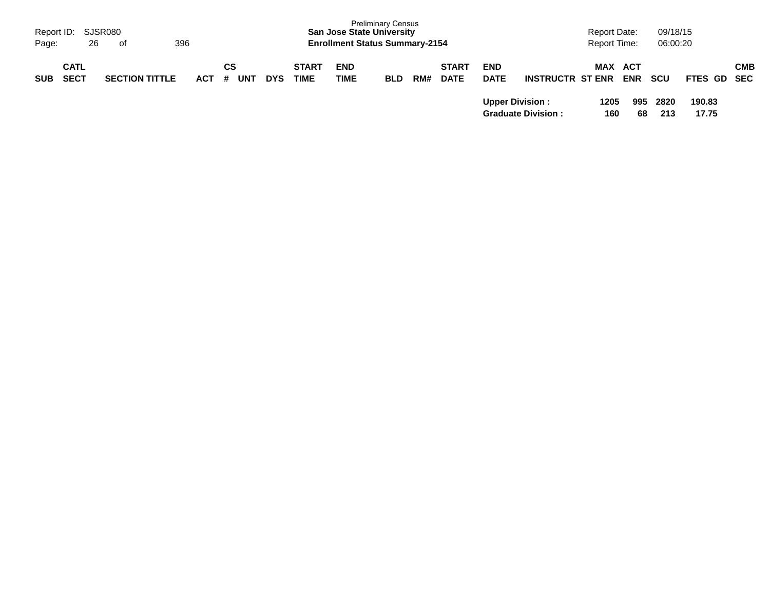| SUB | CATL SECT | SECTION TITTLE | ACT | CS # | UNT | DYS | START TIME | END TIME | BLD | RM# | START DATE | END DATE | INSTRUCTR | ST | MAX ENR | ACT ENR | SCU | FTES | GD | CMB SEC |
|---|---|---|---|---|---|---|---|---|---|---|---|---|---|---|---|---|---|---|---|---|
| | | | | | | | | | | | | Upper Division : | | | 1205 | 995 | 2820 | 190.83 | | |
| | | | | | | | | | | | | Graduate Division : | | | 160 | 68 | 213 | 17.75 | | |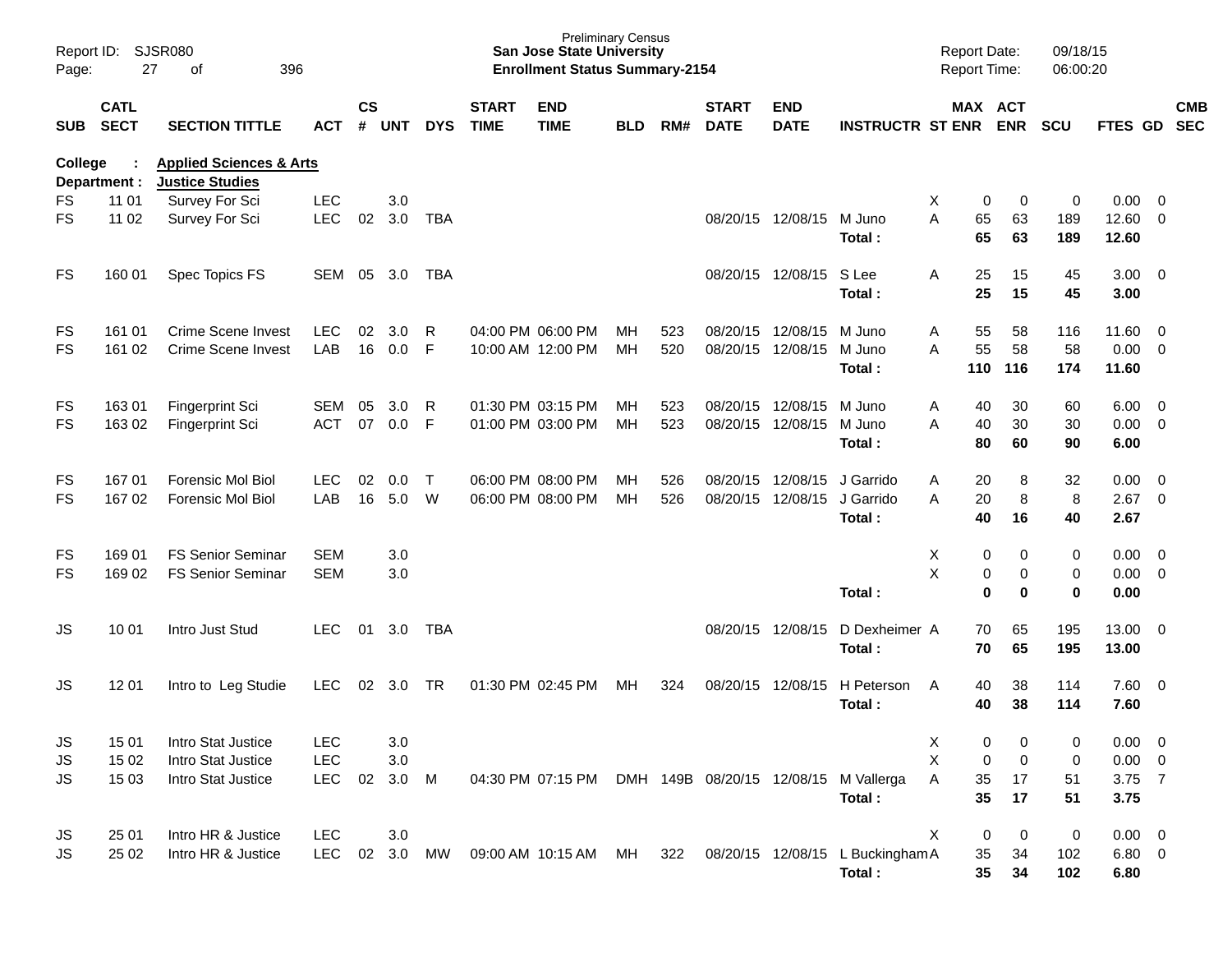Report ID: SJSR080
Preliminary Census
**San Jose State University**
**Enrollment Status Summary-2154**
Report Date: 09/18/15
Report Time: 06:00:20

| SUB | CATL SECT | SECTION TITTLE | ACT | CS # | UNT | DYS | START TIME | END TIME | BLD | RM# | START DATE | END DATE | INSTRUCTR | ST | MAX ENR | ACT ENR | SCU | FTES | GD | CMB SEC |
|---|---|---|---|---|---|---|---|---|---|---|---|---|---|---|---|---|---|---|---|---|
| **College :** | | **Applied Sciences & Arts** | | | | | | | | | | | | | | | | | | |
| **Department :** | | **Justice Studies** | | | | | | | | | | | | | | | | | | |
| FS | 11 01 | Survey For Sci | LEC | | 3.0 | | | | | | | | | X | 0 | 0 | 0 | 0.00 | 0 | |
| FS | 11 02 | Survey For Sci | LEC | 02 | 3.0 | TBA | | | | | 08/20/15 | 12/08/15 | M Juno | A | 65 | 63 | 189 | 12.60 | 0 | |
| | | | | | | | | | | | | | **Total :** | | **65** | **63** | **189** | **12.60** | | |
| FS | 160 01 | Spec Topics FS | SEM | 05 | 3.0 | TBA | | | | | 08/20/15 | 12/08/15 | S Lee | A | 25 | 15 | 45 | 3.00 | 0 | |
| | | | | | | | | | | | | | **Total :** | | **25** | **15** | **45** | **3.00** | | |
| FS | 161 01 | Crime Scene Invest | LEC | 02 | 3.0 | R | 04:00 PM | 06:00 PM | MH | 523 | 08/20/15 | 12/08/15 | M Juno | A | 55 | 58 | 116 | 11.60 | 0 | |
| FS | 161 02 | Crime Scene Invest | LAB | 16 | 0.0 | F | 10:00 AM | 12:00 PM | MH | 520 | 08/20/15 | 12/08/15 | M Juno | A | 55 | 58 | 58 | 0.00 | 0 | |
| | | | | | | | | | | | | | **Total :** | | **110** | **116** | **174** | **11.60** | | |
| FS | 163 01 | Fingerprint Sci | SEM | 05 | 3.0 | R | 01:30 PM | 03:15 PM | MH | 523 | 08/20/15 | 12/08/15 | M Juno | A | 40 | 30 | 60 | 6.00 | 0 | |
| FS | 163 02 | Fingerprint Sci | ACT | 07 | 0.0 | F | 01:00 PM | 03:00 PM | MH | 523 | 08/20/15 | 12/08/15 | M Juno | A | 40 | 30 | 30 | 0.00 | 0 | |
| | | | | | | | | | | | | | **Total :** | | **80** | **60** | **90** | **6.00** | | |
| FS | 167 01 | Forensic Mol Biol | LEC | 02 | 0.0 | T | 06:00 PM | 08:00 PM | MH | 526 | 08/20/15 | 12/08/15 | J Garrido | A | 20 | 8 | 32 | 0.00 | 0 | |
| FS | 167 02 | Forensic Mol Biol | LAB | 16 | 5.0 | W | 06:00 PM | 08:00 PM | MH | 526 | 08/20/15 | 12/08/15 | J Garrido | A | 20 | 8 | 8 | 2.67 | 0 | |
| | | | | | | | | | | | | | **Total :** | | **40** | **16** | **40** | **2.67** | | |
| FS | 169 01 | FS Senior Seminar | SEM | | 3.0 | | | | | | | | | X | 0 | 0 | 0 | 0.00 | 0 | |
| FS | 169 02 | FS Senior Seminar | SEM | | 3.0 | | | | | | | | | X | 0 | 0 | 0 | 0.00 | 0 | |
| | | | | | | | | | | | | | **Total :** | | **0** | **0** | **0** | **0.00** | | |
| JS | 10 01 | Intro Just Stud | LEC | 01 | 3.0 | TBA | | | | | 08/20/15 | 12/08/15 | D Dexheimer | A | 70 | 65 | 195 | 13.00 | 0 | |
| | | | | | | | | | | | | | **Total :** | | **70** | **65** | **195** | **13.00** | | |
| JS | 12 01 | Intro to Leg Studie | LEC | 02 | 3.0 | TR | 01:30 PM | 02:45 PM | MH | 324 | 08/20/15 | 12/08/15 | H Peterson | A | 40 | 38 | 114 | 7.60 | 0 | |
| | | | | | | | | | | | | | **Total :** | | **40** | **38** | **114** | **7.60** | | |
| JS | 15 01 | Intro Stat Justice | LEC | | 3.0 | | | | | | | | | X | 0 | 0 | 0 | 0.00 | 0 | |
| JS | 15 02 | Intro Stat Justice | LEC | | 3.0 | | | | | | | | | X | 0 | 0 | 0 | 0.00 | 0 | |
| JS | 15 03 | Intro Stat Justice | LEC | 02 | 3.0 | M | 04:30 PM | 07:15 PM | DMH | 149B | 08/20/15 | 12/08/15 | M Vallerga | A | 35 | 17 | 51 | 3.75 | 7 | |
| | | | | | | | | | | | | | **Total :** | | **35** | **17** | **51** | **3.75** | | |
| JS | 25 01 | Intro HR & Justice | LEC | | 3.0 | | | | | | | | | X | 0 | 0 | 0 | 0.00 | 0 | |
| JS | 25 02 | Intro HR & Justice | LEC | 02 | 3.0 | MW | 09:00 AM | 10:15 AM | MH | 322 | 08/20/15 | 12/08/15 | L Buckingham | A | 35 | 34 | 102 | 6.80 | 0 | |
| | | | | | | | | | | | | | **Total :** | | **35** | **34** | **102** | **6.80** | | |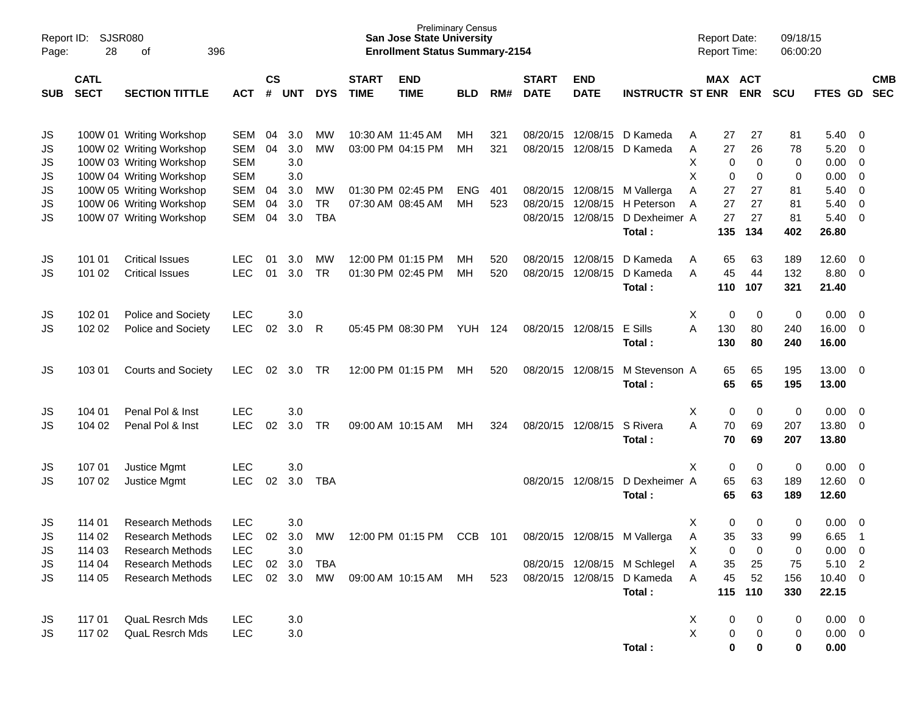Preliminary Census
**San Jose State University**
**Enrollment Status Summary-2154**

Report ID: SJSR080
Report Date: 09/18/15
Report Time: 06:00:20

| SUB | CATL SECT | SECTION TITTLE | ACT | CS # | UNT | DYS | START TIME | END TIME | BLD | RM# | START DATE | END DATE | INSTRUCTR | ST | MAX ENR | ACT ENR | SCU | FTES | GD | CMB SEC |
|---|---|---|---|---|---|---|---|---|---|---|---|---|---|---|---|---|---|---|---|---|
| JS | 100W 01 | Writing Workshop | SEM | 04 | 3.0 | MW | 10:30 AM | 11:45 AM | MH | 321 | 08/20/15 | 12/08/15 | D Kameda | A | 27 | 27 | 81 | 5.40 | 0 | |
| JS | 100W 02 | Writing Workshop | SEM | 04 | 3.0 | MW | 03:00 PM | 04:15 PM | MH | 321 | 08/20/15 | 12/08/15 | D Kameda | A | 27 | 26 | 78 | 5.20 | 0 | |
| JS | 100W 03 | Writing Workshop | SEM | | 3.0 | | | | | | | | | X | 0 | 0 | 0 | 0.00 | 0 | |
| JS | 100W 04 | Writing Workshop | SEM | | 3.0 | | | | | | | | | X | 0 | 0 | 0 | 0.00 | 0 | |
| JS | 100W 05 | Writing Workshop | SEM | 04 | 3.0 | MW | 01:30 PM | 02:45 PM | ENG | 401 | 08/20/15 | 12/08/15 | M Vallerga | A | 27 | 27 | 81 | 5.40 | 0 | |
| JS | 100W 06 | Writing Workshop | SEM | 04 | 3.0 | TR | 07:30 AM | 08:45 AM | MH | 523 | 08/20/15 | 12/08/15 | H Peterson | A | 27 | 27 | 81 | 5.40 | 0 | |
| JS | 100W 07 | Writing Workshop | SEM | 04 | 3.0 | TBA | | | | | 08/20/15 | 12/08/15 | D Dexheimer | A | 27 | 27 | 81 | 5.40 | 0 | |
| | | | | | | | | | | | | | **Total :** | | **135** | **134** | **402** | **26.80** | | |
| JS | 101 01 | Critical Issues | LEC | 01 | 3.0 | MW | 12:00 PM | 01:15 PM | MH | 520 | 08/20/15 | 12/08/15 | D Kameda | A | 65 | 63 | 189 | 12.60 | 0 | |
| JS | 101 02 | Critical Issues | LEC | 01 | 3.0 | TR | 01:30 PM | 02:45 PM | MH | 520 | 08/20/15 | 12/08/15 | D Kameda | A | 45 | 44 | 132 | 8.80 | 0 | |
| | | | | | | | | | | | | | **Total :** | | **110** | **107** | **321** | **21.40** | | |
| JS | 102 01 | Police and Society | LEC | | 3.0 | | | | | | | | | X | 0 | 0 | 0 | 0.00 | 0 | |
| JS | 102 02 | Police and Society | LEC | 02 | 3.0 | R | 05:45 PM | 08:30 PM | YUH | 124 | 08/20/15 | 12/08/15 | E Sills | A | 130 | 80 | 240 | 16.00 | 0 | |
| | | | | | | | | | | | | | **Total :** | | **130** | **80** | **240** | **16.00** | | |
| JS | 103 01 | Courts and Society | LEC | 02 | 3.0 | TR | 12:00 PM | 01:15 PM | MH | 520 | 08/20/15 | 12/08/15 | M Stevenson | A | 65 | 65 | 195 | 13.00 | 0 | |
| | | | | | | | | | | | | | **Total :** | | **65** | **65** | **195** | **13.00** | | |
| JS | 104 01 | Penal Pol & Inst | LEC | | 3.0 | | | | | | | | | X | 0 | 0 | 0 | 0.00 | 0 | |
| JS | 104 02 | Penal Pol & Inst | LEC | 02 | 3.0 | TR | 09:00 AM | 10:15 AM | MH | 324 | 08/20/15 | 12/08/15 | S Rivera | A | 70 | 69 | 207 | 13.80 | 0 | |
| | | | | | | | | | | | | | **Total :** | | **70** | **69** | **207** | **13.80** | | |
| JS | 107 01 | Justice Mgmt | LEC | | 3.0 | | | | | | | | | X | 0 | 0 | 0 | 0.00 | 0 | |
| JS | 107 02 | Justice Mgmt | LEC | 02 | 3.0 | TBA | | | | | 08/20/15 | 12/08/15 | D Dexheimer | A | 65 | 63 | 189 | 12.60 | 0 | |
| | | | | | | | | | | | | | **Total :** | | **65** | **63** | **189** | **12.60** | | |
| JS | 114 01 | Research Methods | LEC | | 3.0 | | | | | | | | | X | 0 | 0 | 0 | 0.00 | 0 | |
| JS | 114 02 | Research Methods | LEC | 02 | 3.0 | MW | 12:00 PM | 01:15 PM | CCB | 101 | 08/20/15 | 12/08/15 | M Vallerga | A | 35 | 33 | 99 | 6.65 | 1 | |
| JS | 114 03 | Research Methods | LEC | | 3.0 | | | | | | | | | X | 0 | 0 | 0 | 0.00 | 0 | |
| JS | 114 04 | Research Methods | LEC | 02 | 3.0 | TBA | | | | | 08/20/15 | 12/08/15 | M Schlegel | A | 35 | 25 | 75 | 5.10 | 2 | |
| JS | 114 05 | Research Methods | LEC | 02 | 3.0 | MW | 09:00 AM | 10:15 AM | MH | 523 | 08/20/15 | 12/08/15 | D Kameda | A | 45 | 52 | 156 | 10.40 | 0 | |
| | | | | | | | | | | | | | **Total :** | | **115** | **110** | **330** | **22.15** | | |
| JS | 117 01 | QuaL Resrch Mds | LEC | | 3.0 | | | | | | | | | X | 0 | 0 | 0 | 0.00 | 0 | |
| JS | 117 02 | QuaL Resrch Mds | LEC | | 3.0 | | | | | | | | | X | 0 | 0 | 0 | 0.00 | 0 | |
| | | | | | | | | | | | | | **Total :** | | **0** | **0** | **0** | **0.00** | | |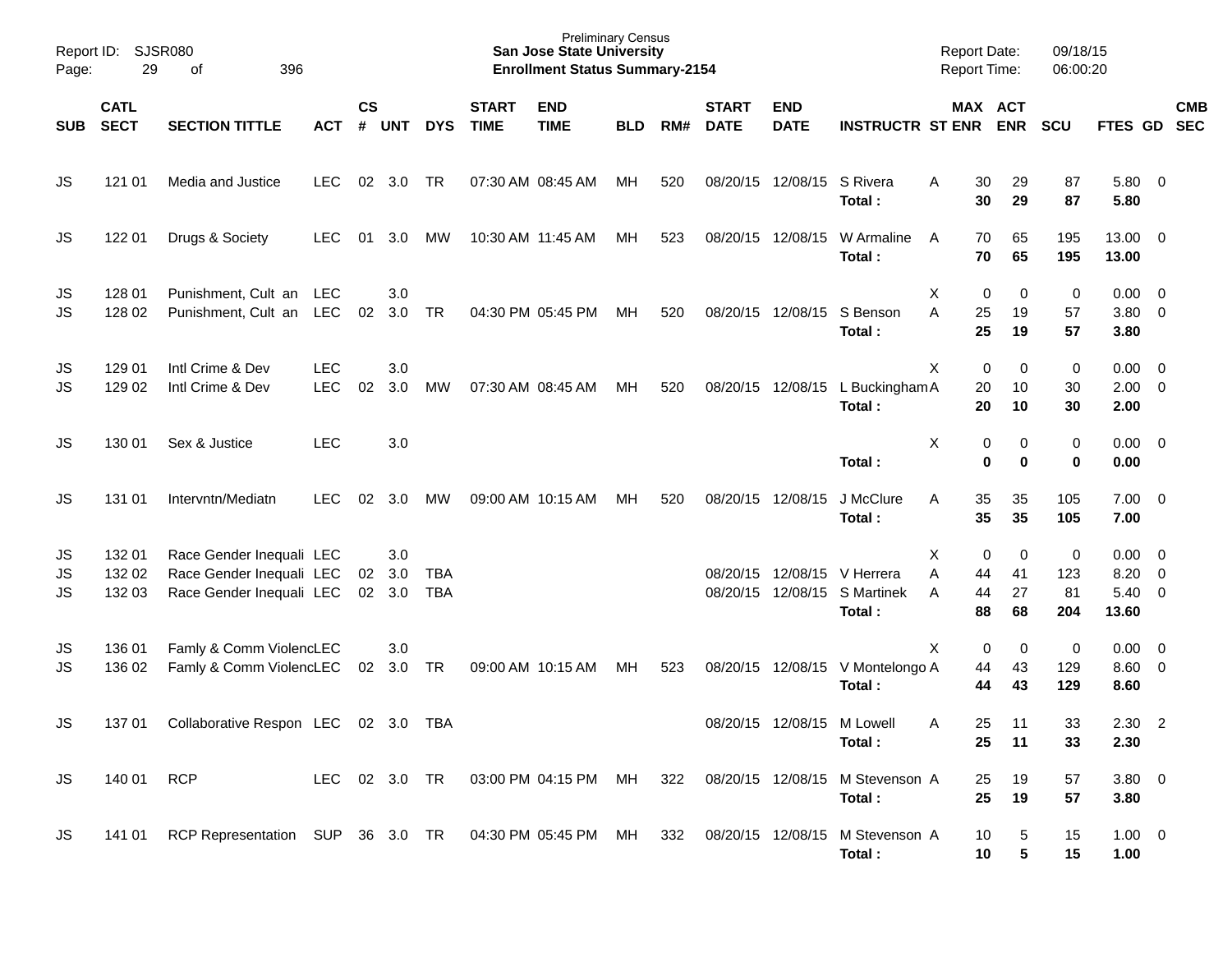Report ID: SJSR080
Preliminary Census
**San Jose State University**
**Enrollment Status Summary-2154**
Report Date: 09/18/15
Report Time: 06:00:20

| SUB | CATL SECT | SECTION TITTLE | ACT | CS # | UNT | DYS | START TIME | END TIME | BLD | RM# | START DATE | END DATE | INSTRUCTR | ST | MAX ENR | ACT ENR | SCU | FTES | GD | CMB SEC |
|---|---|---|---|---|---|---|---|---|---|---|---|---|---|---|---|---|---|---|---|---|
| JS | 121 01 | Media and Justice | LEC | 02 | 3.0 | TR | 07:30 AM | 08:45 AM | MH | 520 | 08/20/15 | 12/08/15 | S Rivera | A | 30 | 29 | 87 | 5.80 | 0 | |
| | | | | | | | | | | | | | **Total :** | | **30** | **29** | **87** | **5.80** | | |
| JS | 122 01 | Drugs & Society | LEC | 01 | 3.0 | MW | 10:30 AM | 11:45 AM | MH | 523 | 08/20/15 | 12/08/15 | W Armaline | A | 70 | 65 | 195 | 13.00 | 0 | |
| | | | | | | | | | | | | | **Total :** | | **70** | **65** | **195** | **13.00** | | |
| JS | 128 01 | Punishment, Cult an | LEC | | 3.0 | | | | | | | | | X | 0 | 0 | 0 | 0.00 | 0 | |
| JS | 128 02 | Punishment, Cult an | LEC | 02 | 3.0 | TR | 04:30 PM | 05:45 PM | MH | 520 | 08/20/15 | 12/08/15 | S Benson | A | 25 | 19 | 57 | 3.80 | 0 | |
| | | | | | | | | | | | | | **Total :** | | **25** | **19** | **57** | **3.80** | | |
| JS | 129 01 | Intl Crime & Dev | LEC | | 3.0 | | | | | | | | | X | 0 | 0 | 0 | 0.00 | 0 | |
| JS | 129 02 | Intl Crime & Dev | LEC | 02 | 3.0 | MW | 07:30 AM | 08:45 AM | MH | 520 | 08/20/15 | 12/08/15 | L Buckingham | A | 20 | 10 | 30 | 2.00 | 0 | |
| | | | | | | | | | | | | | **Total :** | | **20** | **10** | **30** | **2.00** | | |
| JS | 130 01 | Sex & Justice | LEC | | 3.0 | | | | | | | | | X | 0 | 0 | 0 | 0.00 | 0 | |
| | | | | | | | | | | | | | **Total :** | | **0** | **0** | **0** | **0.00** | | |
| JS | 131 01 | Intervntn/Mediatn | LEC | 02 | 3.0 | MW | 09:00 AM | 10:15 AM | MH | 520 | 08/20/15 | 12/08/15 | J McClure | A | 35 | 35 | 105 | 7.00 | 0 | |
| | | | | | | | | | | | | | **Total :** | | **35** | **35** | **105** | **7.00** | | |
| JS | 132 01 | Race Gender Inequali | LEC | | 3.0 | | | | | | | | | X | 0 | 0 | 0 | 0.00 | 0 | |
| JS | 132 02 | Race Gender Inequali | LEC | 02 | 3.0 | TBA | | | | | 08/20/15 | 12/08/15 | V Herrera | A | 44 | 41 | 123 | 8.20 | 0 | |
| JS | 132 03 | Race Gender Inequali | LEC | 02 | 3.0 | TBA | | | | | 08/20/15 | 12/08/15 | S Martinek | A | 44 | 27 | 81 | 5.40 | 0 | |
| | | | | | | | | | | | | | **Total :** | | **88** | **68** | **204** | **13.60** | | |
| JS | 136 01 | Famly & Comm Violenc | LEC | | 3.0 | | | | | | | | | X | 0 | 0 | 0 | 0.00 | 0 | |
| JS | 136 02 | Famly & Comm Violenc | LEC | 02 | 3.0 | TR | 09:00 AM | 10:15 AM | MH | 523 | 08/20/15 | 12/08/15 | V Montelongo | A | 44 | 43 | 129 | 8.60 | 0 | |
| | | | | | | | | | | | | | **Total :** | | **44** | **43** | **129** | **8.60** | | |
| JS | 137 01 | Collaborative Respon | LEC | 02 | 3.0 | TBA | | | | | 08/20/15 | 12/08/15 | M Lowell | A | 25 | 11 | 33 | 2.30 | 2 | |
| | | | | | | | | | | | | | **Total :** | | **25** | **11** | **33** | **2.30** | | |
| JS | 140 01 | RCP | LEC | 02 | 3.0 | TR | 03:00 PM | 04:15 PM | MH | 322 | 08/20/15 | 12/08/15 | M Stevenson | A | 25 | 19 | 57 | 3.80 | 0 | |
| | | | | | | | | | | | | | **Total :** | | **25** | **19** | **57** | **3.80** | | |
| JS | 141 01 | RCP Representation | SUP | 36 | 3.0 | TR | 04:30 PM | 05:45 PM | MH | 332 | 08/20/15 | 12/08/15 | M Stevenson | A | 10 | 5 | 15 | 1.00 | 0 | |
| | | | | | | | | | | | | | **Total :** | | **10** | **5** | **15** | **1.00** | | |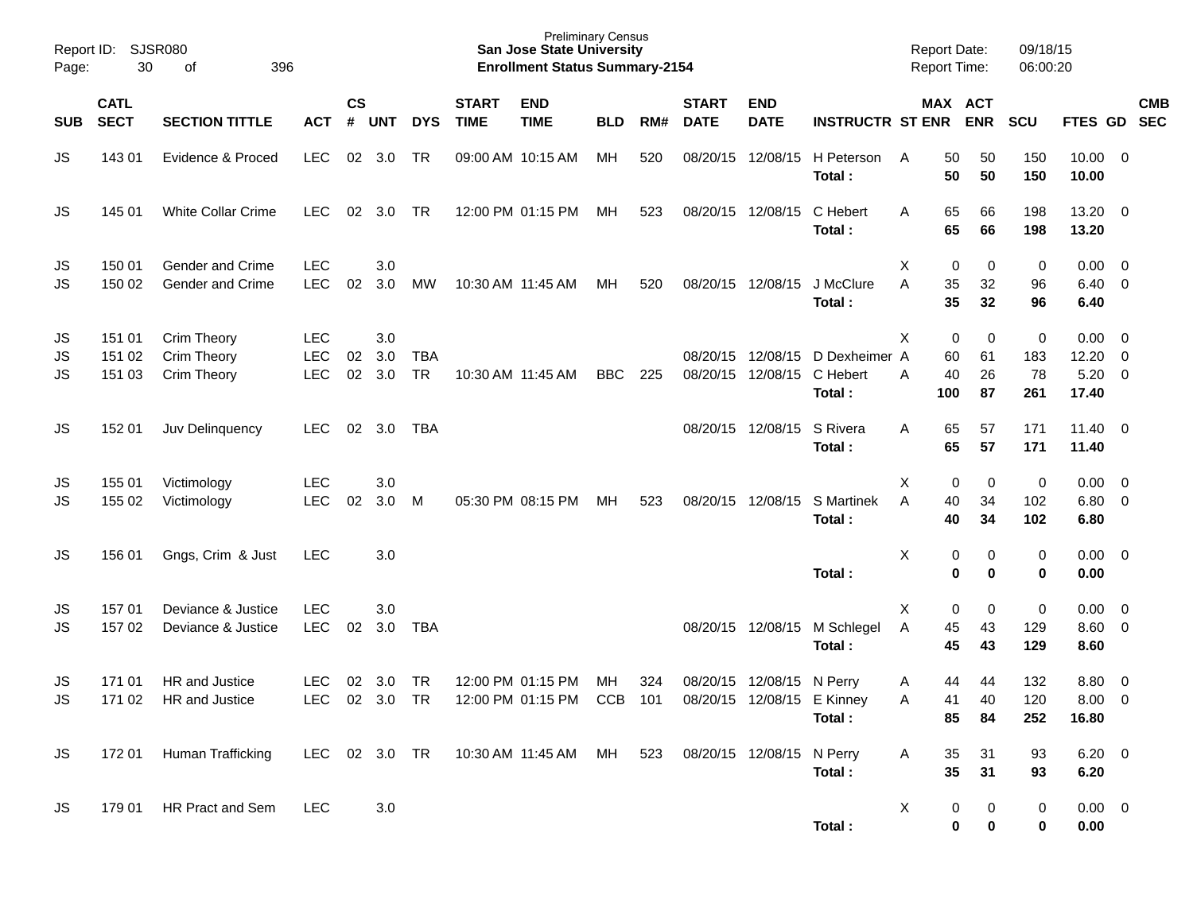Preliminary Census
**San Jose State University**
**Enrollment Status Summary-2154**

Report ID: SJSR080
Report Date: 09/18/15
Report Time: 06:00:20

| SUB | CATL SECT | SECTION TITTLE | ACT | CS # | UNT | DYS | START TIME | END TIME | BLD | RM# | START DATE | END DATE | INSTRUCTR | ST | MAX ENR | ACT ENR | SCU | FTES | GD | CMB SEC |
|---|---|---|---|---|---|---|---|---|---|---|---|---|---|---|---|---|---|---|---|---|
| JS | 143 01 | Evidence & Proced | LEC | 02 | 3.0 | TR | 09:00 AM | 10:15 AM | MH | 520 | 08/20/15 | 12/08/15 | H Peterson | A | 50 | 50 | 150 | 10.00 | 0 | |
| | | | | | | | | | | | | | **Total :** | | **50** | **50** | **150** | **10.00** | | |
| JS | 145 01 | White Collar Crime | LEC | 02 | 3.0 | TR | 12:00 PM | 01:15 PM | MH | 523 | 08/20/15 | 12/08/15 | C Hebert | A | 65 | 66 | 198 | 13.20 | 0 | |
| | | | | | | | | | | | | | **Total :** | | **65** | **66** | **198** | **13.20** | | |
| JS | 150 01 | Gender and Crime | LEC | | 3.0 | | | | | | | | | X | 0 | 0 | 0 | 0.00 | 0 | |
| JS | 150 02 | Gender and Crime | LEC | 02 | 3.0 | MW | 10:30 AM | 11:45 AM | MH | 520 | 08/20/15 | 12/08/15 | J McClure | A | 35 | 32 | 96 | 6.40 | 0 | |
| | | | | | | | | | | | | | **Total :** | | **35** | **32** | **96** | **6.40** | | |
| JS | 151 01 | Crim Theory | LEC | | 3.0 | | | | | | | | | X | 0 | 0 | 0 | 0.00 | 0 | |
| JS | 151 02 | Crim Theory | LEC | 02 | 3.0 | TBA | | | | | 08/20/15 | 12/08/15 | D Dexheimer | A | 60 | 61 | 183 | 12.20 | 0 | |
| JS | 151 03 | Crim Theory | LEC | 02 | 3.0 | TR | 10:30 AM | 11:45 AM | BBC | 225 | 08/20/15 | 12/08/15 | C Hebert | A | 40 | 26 | 78 | 5.20 | 0 | |
| | | | | | | | | | | | | | **Total :** | | **100** | **87** | **261** | **17.40** | | |
| JS | 152 01 | Juv Delinquency | LEC | 02 | 3.0 | TBA | | | | | 08/20/15 | 12/08/15 | S Rivera | A | 65 | 57 | 171 | 11.40 | 0 | |
| | | | | | | | | | | | | | **Total :** | | **65** | **57** | **171** | **11.40** | | |
| JS | 155 01 | Victimology | LEC | | 3.0 | | | | | | | | | X | 0 | 0 | 0 | 0.00 | 0 | |
| JS | 155 02 | Victimology | LEC | 02 | 3.0 | M | 05:30 PM | 08:15 PM | MH | 523 | 08/20/15 | 12/08/15 | S Martinek | A | 40 | 34 | 102 | 6.80 | 0 | |
| | | | | | | | | | | | | | **Total :** | | **40** | **34** | **102** | **6.80** | | |
| JS | 156 01 | Gngs, Crim & Just | LEC | | 3.0 | | | | | | | | | X | 0 | 0 | 0 | 0.00 | 0 | |
| | | | | | | | | | | | | | **Total :** | | **0** | **0** | **0** | **0.00** | | |
| JS | 157 01 | Deviance & Justice | LEC | | 3.0 | | | | | | | | | X | 0 | 0 | 0 | 0.00 | 0 | |
| JS | 157 02 | Deviance & Justice | LEC | 02 | 3.0 | TBA | | | | | 08/20/15 | 12/08/15 | M Schlegel | A | 45 | 43 | 129 | 8.60 | 0 | |
| | | | | | | | | | | | | | **Total :** | | **45** | **43** | **129** | **8.60** | | |
| JS | 171 01 | HR and Justice | LEC | 02 | 3.0 | TR | 12:00 PM | 01:15 PM | MH | 324 | 08/20/15 | 12/08/15 | N Perry | A | 44 | 44 | 132 | 8.80 | 0 | |
| JS | 171 02 | HR and Justice | LEC | 02 | 3.0 | TR | 12:00 PM | 01:15 PM | CCB | 101 | 08/20/15 | 12/08/15 | E Kinney | A | 41 | 40 | 120 | 8.00 | 0 | |
| | | | | | | | | | | | | | **Total :** | | **85** | **84** | **252** | **16.80** | | |
| JS | 172 01 | Human Trafficking | LEC | 02 | 3.0 | TR | 10:30 AM | 11:45 AM | MH | 523 | 08/20/15 | 12/08/15 | N Perry | A | 35 | 31 | 93 | 6.20 | 0 | |
| | | | | | | | | | | | | | **Total :** | | **35** | **31** | **93** | **6.20** | | |
| JS | 179 01 | HR Pract and Sem | LEC | | 3.0 | | | | | | | | | X | 0 | 0 | 0 | 0.00 | 0 | |
| | | | | | | | | | | | | | **Total :** | | **0** | **0** | **0** | **0.00** | | |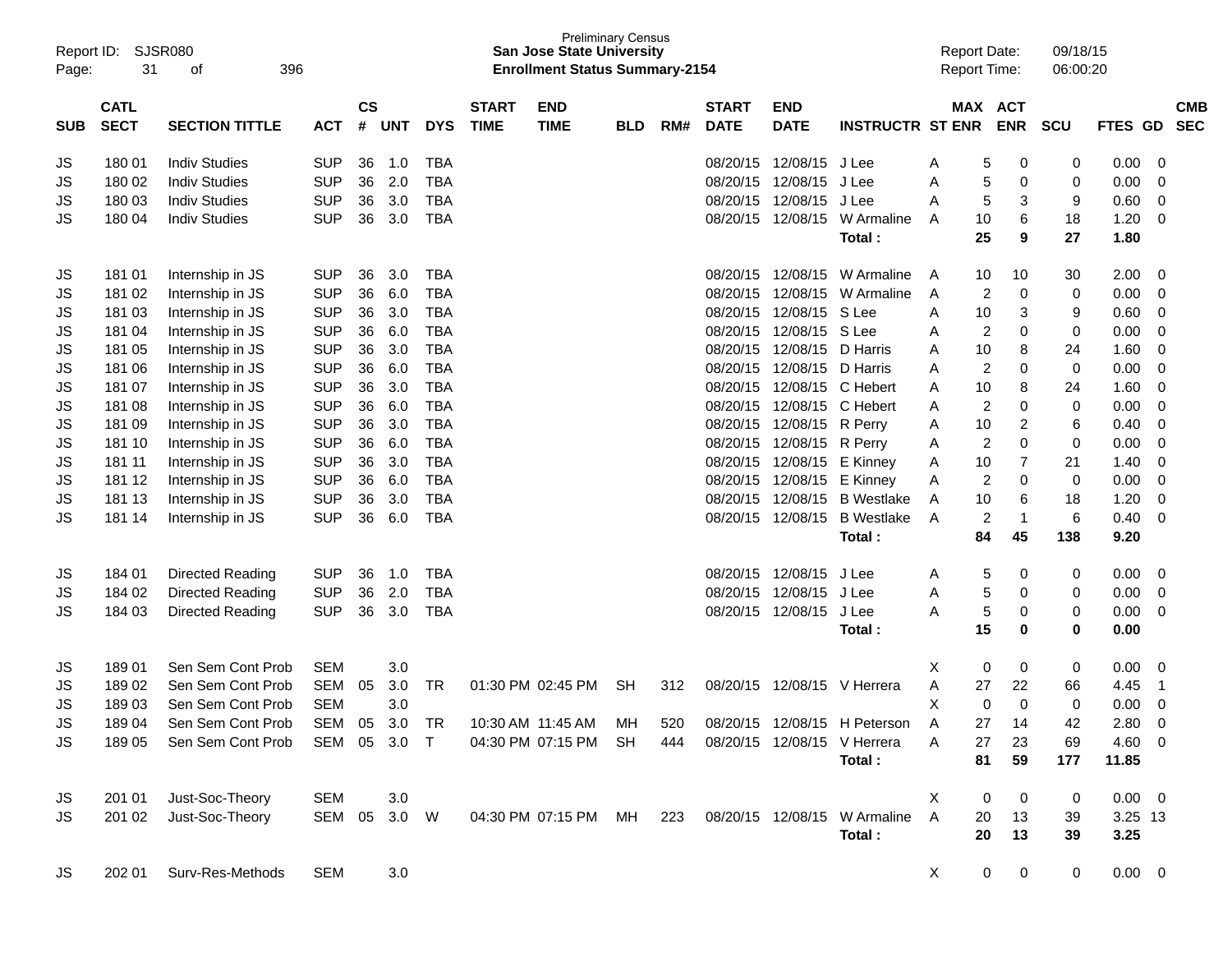Report ID: SJSR080
Page: 31 of 396

Preliminary Census
**San Jose State University**
**Enrollment Status Summary-2154**

Report Date: 09/18/15
Report Time: 06:00:20

| SUB | CATL SECT | SECTION TITTLE | ACT | CS # | UNT | DYS | START TIME | END TIME | BLD | RM# | START DATE | END DATE | INSTRUCTR | ST | MAX ENR | ACT ENR | SCU | FTES | GD | CMB SEC |
|---|---|---|---|---|---|---|---|---|---|---|---|---|---|---|---|---|---|---|---|---|
| JS | 180 01 | Indiv Studies | SUP | 36 | 1.0 | TBA | | | | | 08/20/15 | 12/08/15 | J Lee | A | 5 | 0 | 0 | 0.00 | 0 | |
| JS | 180 02 | Indiv Studies | SUP | 36 | 2.0 | TBA | | | | | 08/20/15 | 12/08/15 | J Lee | A | 5 | 0 | 0 | 0.00 | 0 | |
| JS | 180 03 | Indiv Studies | SUP | 36 | 3.0 | TBA | | | | | 08/20/15 | 12/08/15 | J Lee | A | 5 | 3 | 9 | 0.60 | 0 | |
| JS | 180 04 | Indiv Studies | SUP | 36 | 3.0 | TBA | | | | | 08/20/15 | 12/08/15 | W Armaline | A | 10 | 6 | 18 | 1.20 | 0 | |
| | | | | | | | | | | | | | **Total :** | | **25** | **9** | **27** | **1.80** | | |
| JS | 181 01 | Internship in JS | SUP | 36 | 3.0 | TBA | | | | | 08/20/15 | 12/08/15 | W Armaline | A | 10 | 10 | 30 | 2.00 | 0 | |
| JS | 181 02 | Internship in JS | SUP | 36 | 6.0 | TBA | | | | | 08/20/15 | 12/08/15 | W Armaline | A | 2 | 0 | 0 | 0.00 | 0 | |
| JS | 181 03 | Internship in JS | SUP | 36 | 3.0 | TBA | | | | | 08/20/15 | 12/08/15 | S Lee | A | 10 | 3 | 9 | 0.60 | 0 | |
| JS | 181 04 | Internship in JS | SUP | 36 | 6.0 | TBA | | | | | 08/20/15 | 12/08/15 | S Lee | A | 2 | 0 | 0 | 0.00 | 0 | |
| JS | 181 05 | Internship in JS | SUP | 36 | 3.0 | TBA | | | | | 08/20/15 | 12/08/15 | D Harris | A | 10 | 8 | 24 | 1.60 | 0 | |
| JS | 181 06 | Internship in JS | SUP | 36 | 6.0 | TBA | | | | | 08/20/15 | 12/08/15 | D Harris | A | 2 | 0 | 0 | 0.00 | 0 | |
| JS | 181 07 | Internship in JS | SUP | 36 | 3.0 | TBA | | | | | 08/20/15 | 12/08/15 | C Hebert | A | 10 | 8 | 24 | 1.60 | 0 | |
| JS | 181 08 | Internship in JS | SUP | 36 | 6.0 | TBA | | | | | 08/20/15 | 12/08/15 | C Hebert | A | 2 | 0 | 0 | 0.00 | 0 | |
| JS | 181 09 | Internship in JS | SUP | 36 | 3.0 | TBA | | | | | 08/20/15 | 12/08/15 | R Perry | A | 10 | 2 | 6 | 0.40 | 0 | |
| JS | 181 10 | Internship in JS | SUP | 36 | 6.0 | TBA | | | | | 08/20/15 | 12/08/15 | R Perry | A | 2 | 0 | 0 | 0.00 | 0 | |
| JS | 181 11 | Internship in JS | SUP | 36 | 3.0 | TBA | | | | | 08/20/15 | 12/08/15 | E Kinney | A | 10 | 7 | 21 | 1.40 | 0 | |
| JS | 181 12 | Internship in JS | SUP | 36 | 6.0 | TBA | | | | | 08/20/15 | 12/08/15 | E Kinney | A | 2 | 0 | 0 | 0.00 | 0 | |
| JS | 181 13 | Internship in JS | SUP | 36 | 3.0 | TBA | | | | | 08/20/15 | 12/08/15 | B Westlake | A | 10 | 6 | 18 | 1.20 | 0 | |
| JS | 181 14 | Internship in JS | SUP | 36 | 6.0 | TBA | | | | | 08/20/15 | 12/08/15 | B Westlake | A | 2 | 1 | 6 | 0.40 | 0 | |
| | | | | | | | | | | | | | **Total :** | | **84** | **45** | **138** | **9.20** | | |
| JS | 184 01 | Directed Reading | SUP | 36 | 1.0 | TBA | | | | | 08/20/15 | 12/08/15 | J Lee | A | 5 | 0 | 0 | 0.00 | 0 | |
| JS | 184 02 | Directed Reading | SUP | 36 | 2.0 | TBA | | | | | 08/20/15 | 12/08/15 | J Lee | A | 5 | 0 | 0 | 0.00 | 0 | |
| JS | 184 03 | Directed Reading | SUP | 36 | 3.0 | TBA | | | | | 08/20/15 | 12/08/15 | J Lee | A | 5 | 0 | 0 | 0.00 | 0 | |
| | | | | | | | | | | | | | **Total :** | | **15** | **0** | **0** | **0.00** | | |
| JS | 189 01 | Sen Sem Cont Prob | SEM | | 3.0 | | | | | | | | | X | 0 | 0 | 0 | 0.00 | 0 | |
| JS | 189 02 | Sen Sem Cont Prob | SEM | 05 | 3.0 | TR | 01:30 PM | 02:45 PM | SH | 312 | 08/20/15 | 12/08/15 | V Herrera | A | 27 | 22 | 66 | 4.45 | 1 | |
| JS | 189 03 | Sen Sem Cont Prob | SEM | | 3.0 | | | | | | | | | X | 0 | 0 | 0 | 0.00 | 0 | |
| JS | 189 04 | Sen Sem Cont Prob | SEM | 05 | 3.0 | TR | 10:30 AM | 11:45 AM | MH | 520 | 08/20/15 | 12/08/15 | H Peterson | A | 27 | 14 | 42 | 2.80 | 0 | |
| JS | 189 05 | Sen Sem Cont Prob | SEM | 05 | 3.0 | T | 04:30 PM | 07:15 PM | SH | 444 | 08/20/15 | 12/08/15 | V Herrera | A | 27 | 23 | 69 | 4.60 | 0 | |
| | | | | | | | | | | | | | **Total :** | | **81** | **59** | **177** | **11.85** | | |
| JS | 201 01 | Just-Soc-Theory | SEM | | 3.0 | | | | | | | | | X | 0 | 0 | 0 | 0.00 | 0 | |
| JS | 201 02 | Just-Soc-Theory | SEM | 05 | 3.0 | W | 04:30 PM | 07:15 PM | MH | 223 | 08/20/15 | 12/08/15 | W Armaline | A | 20 | 13 | 39 | 3.25 | 13 | |
| | | | | | | | | | | | | | **Total :** | | **20** | **13** | **39** | **3.25** | | |
| JS | 202 01 | Surv-Res-Methods | SEM | | 3.0 | | | | | | | | | X | 0 | 0 | 0 | 0.00 | 0 | |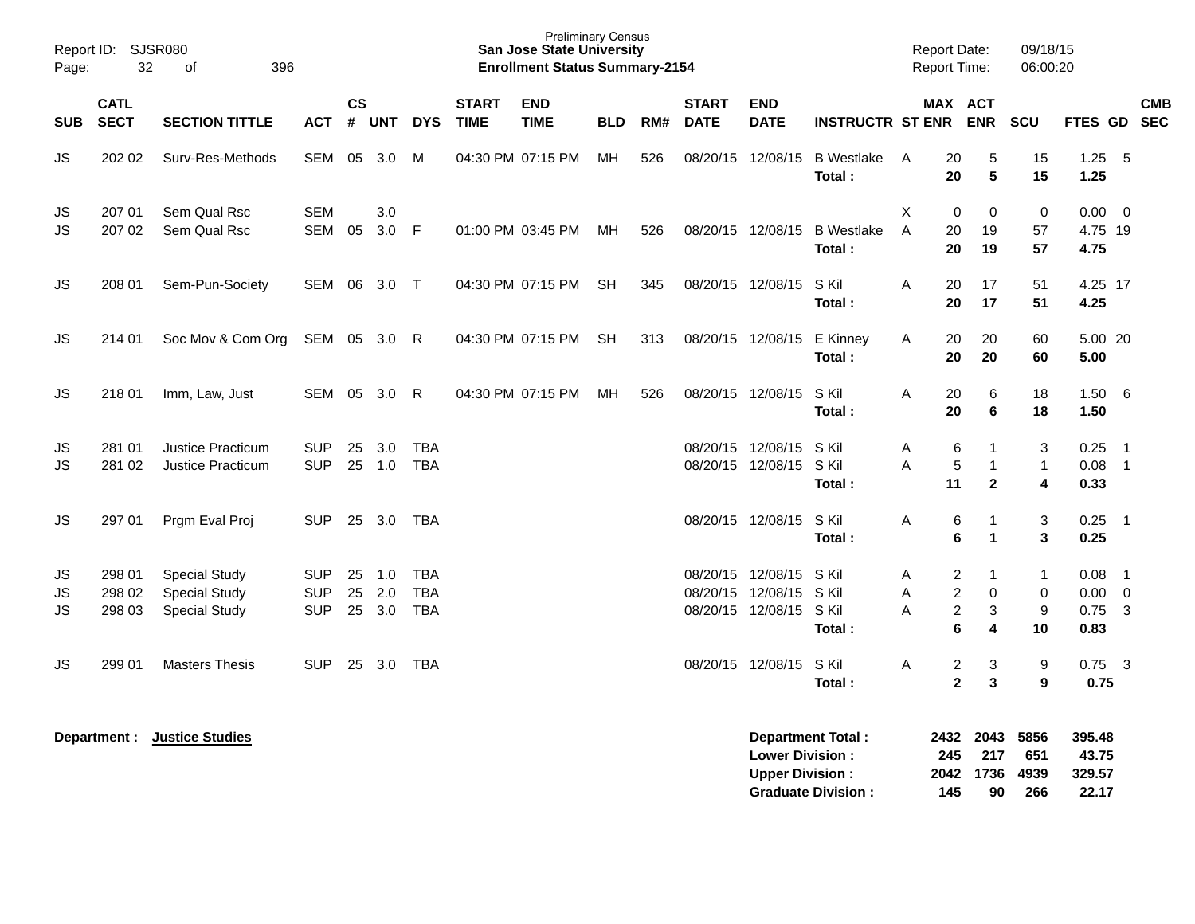Preliminary Census
**San Jose State University**
**Enrollment Status Summary-2154**

Report ID: SJSR080
Report Date: 09/18/15
Report Time: 06:00:20

| SUB | CATL SECT | SECTION TITTLE | ACT | CS # | UNT | DYS | START TIME | END TIME | BLD | RM# | START DATE | END DATE | INSTRUCTR | ST | MAX ENR | ACT ENR | SCU | FTES | GD | CMB SEC |
|---|---|---|---|---|---|---|---|---|---|---|---|---|---|---|---|---|---|---|---|---|
| JS | 202 02 | Surv-Res-Methods | SEM | 05 | 3.0 | M | 04:30 PM | 07:15 PM | MH | 526 | 08/20/15 | 12/08/15 | B Westlake | A | 20 | 5 | 15 | 1.25 | 5 | |
| | | | | | | | | | | | | | **Total :** | | **20** | **5** | **15** | **1.25** | | |
| JS | 207 01 | Sem Qual Rsc | SEM | | 3.0 | | | | | | | | | X | 0 | 0 | 0 | 0.00 | 0 | |
| JS | 207 02 | Sem Qual Rsc | SEM | 05 | 3.0 | F | 01:00 PM | 03:45 PM | MH | 526 | 08/20/15 | 12/08/15 | B Westlake | A | 20 | 19 | 57 | 4.75 | 19 | |
| | | | | | | | | | | | | | **Total :** | | **20** | **19** | **57** | **4.75** | | |
| JS | 208 01 | Sem-Pun-Society | SEM | 06 | 3.0 | T | 04:30 PM | 07:15 PM | SH | 345 | 08/20/15 | 12/08/15 | S Kil | A | 20 | 17 | 51 | 4.25 | 17 | |
| | | | | | | | | | | | | | **Total :** | | **20** | **17** | **51** | **4.25** | | |
| JS | 214 01 | Soc Mov & Com Org | SEM | 05 | 3.0 | R | 04:30 PM | 07:15 PM | SH | 313 | 08/20/15 | 12/08/15 | E Kinney | A | 20 | 20 | 60 | 5.00 | 20 | |
| | | | | | | | | | | | | | **Total :** | | **20** | **20** | **60** | **5.00** | | |
| JS | 218 01 | Imm, Law, Just | SEM | 05 | 3.0 | R | 04:30 PM | 07:15 PM | MH | 526 | 08/20/15 | 12/08/15 | S Kil | A | 20 | 6 | 18 | 1.50 | 6 | |
| | | | | | | | | | | | | | **Total :** | | **20** | **6** | **18** | **1.50** | | |
| JS | 281 01 | Justice Practicum | SUP | 25 | 3.0 | TBA | | | | | 08/20/15 | 12/08/15 | S Kil | A | 6 | 1 | 3 | 0.25 | 1 | |
| JS | 281 02 | Justice Practicum | SUP | 25 | 1.0 | TBA | | | | | 08/20/15 | 12/08/15 | S Kil | A | 5 | 1 | 1 | 0.08 | 1 | |
| | | | | | | | | | | | | | **Total :** | | **11** | **2** | **4** | **0.33** | | |
| JS | 297 01 | Prgm Eval Proj | SUP | 25 | 3.0 | TBA | | | | | 08/20/15 | 12/08/15 | S Kil | A | 6 | 1 | 3 | 0.25 | 1 | |
| | | | | | | | | | | | | | **Total :** | | **6** | **1** | **3** | **0.25** | | |
| JS | 298 01 | Special Study | SUP | 25 | 1.0 | TBA | | | | | 08/20/15 | 12/08/15 | S Kil | A | 2 | 1 | 1 | 0.08 | 1 | |
| JS | 298 02 | Special Study | SUP | 25 | 2.0 | TBA | | | | | 08/20/15 | 12/08/15 | S Kil | A | 2 | 0 | 0 | 0.00 | 0 | |
| JS | 298 03 | Special Study | SUP | 25 | 3.0 | TBA | | | | | 08/20/15 | 12/08/15 | S Kil | A | 2 | 3 | 9 | 0.75 | 3 | |
| | | | | | | | | | | | | | **Total :** | | **6** | **4** | **10** | **0.83** | | |
| JS | 299 01 | Masters Thesis | SUP | 25 | 3.0 | TBA | | | | | 08/20/15 | 12/08/15 | S Kil | A | 2 | 3 | 9 | 0.75 | 3 | |
| | | | | | | | | | | | | | **Total :** | | **2** | **3** | **9** | **0.75** | | |

**Department :** **Justice Studies**

| | MAX ENR | ACT ENR | SCU | FTES |
|---|---|---|---|---|
| **Department Total :** | **2432** | **2043** | **5856** | **395.48** |
| **Lower Division :** | **245** | **217** | **651** | **43.75** |
| **Upper Division :** | **2042** | **1736** | **4939** | **329.57** |
| **Graduate Division :** | **145** | **90** | **266** | **22.17** |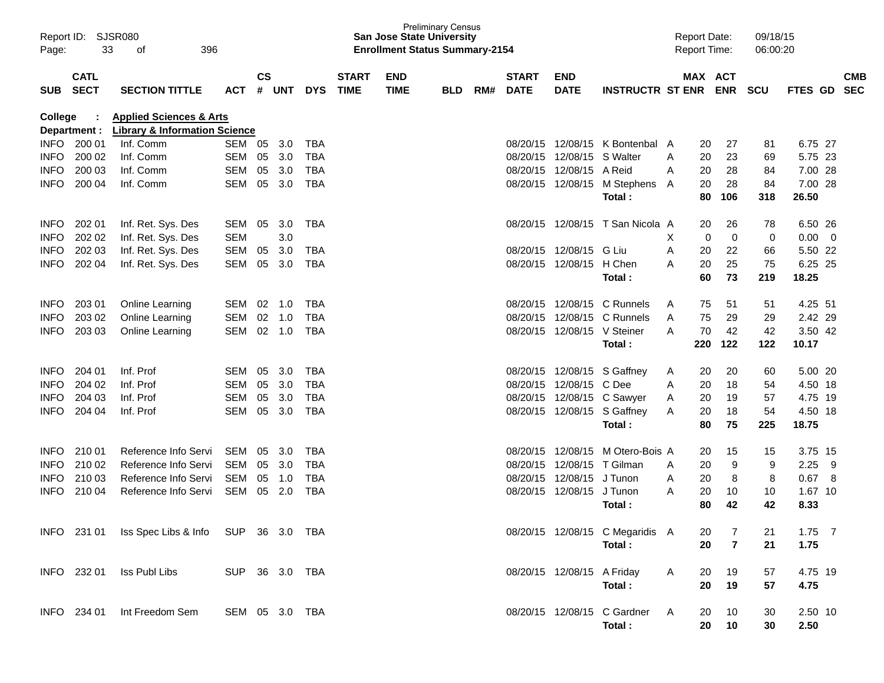Preliminary Census

**San Jose State University**

**Enrollment Status Summary-2154**

Report ID: SJSR080

Report Date: 09/18/15

Report Time: 06:00:20

**College : Applied Sciences & Arts**

**Department : Library & Information Science**

| SUB | CATL SECT | SECTION TITTLE | ACT | CS # | UNT | DYS | START TIME | END TIME | BLD | RM# | START DATE | END DATE | INSTRUCTR | ST | MAX ENR | ACT ENR | SCU | FTES | GD | CMB SEC |
|---|---|---|---|---|---|---|---|---|---|---|---|---|---|---|---|---|---|---|---|---|
| INFO | 200 01 | Inf. Comm | SEM | 05 | 3.0 | TBA | | | | | 08/20/15 | 12/08/15 | K Bontenbal | A | 20 | 27 | 81 | 6.75 | 27 | |
| INFO | 200 02 | Inf. Comm | SEM | 05 | 3.0 | TBA | | | | | 08/20/15 | 12/08/15 | S Walter | A | 20 | 23 | 69 | 5.75 | 23 | |
| INFO | 200 03 | Inf. Comm | SEM | 05 | 3.0 | TBA | | | | | 08/20/15 | 12/08/15 | A Reid | A | 20 | 28 | 84 | 7.00 | 28 | |
| INFO | 200 04 | Inf. Comm | SEM | 05 | 3.0 | TBA | | | | | 08/20/15 | 12/08/15 | M Stephens | A | 20 | 28 | 84 | 7.00 | 28 | |
| | | | | | | | | | | | | | **Total :** | | **80** | **106** | **318** | **26.50** | | |
| INFO | 202 01 | Inf. Ret. Sys. Des | SEM | 05 | 3.0 | TBA | | | | | 08/20/15 | 12/08/15 | T San Nicola | A | 20 | 26 | 78 | 6.50 | 26 | |
| INFO | 202 02 | Inf. Ret. Sys. Des | SEM | | 3.0 | | | | | | | | | X | 0 | 0 | 0 | 0.00 | 0 | |
| INFO | 202 03 | Inf. Ret. Sys. Des | SEM | 05 | 3.0 | TBA | | | | | 08/20/15 | 12/08/15 | G Liu | A | 20 | 22 | 66 | 5.50 | 22 | |
| INFO | 202 04 | Inf. Ret. Sys. Des | SEM | 05 | 3.0 | TBA | | | | | 08/20/15 | 12/08/15 | H Chen | A | 20 | 25 | 75 | 6.25 | 25 | |
| | | | | | | | | | | | | | **Total :** | | **60** | **73** | **219** | **18.25** | | |
| INFO | 203 01 | Online Learning | SEM | 02 | 1.0 | TBA | | | | | 08/20/15 | 12/08/15 | C Runnels | A | 75 | 51 | 51 | 4.25 | 51 | |
| INFO | 203 02 | Online Learning | SEM | 02 | 1.0 | TBA | | | | | 08/20/15 | 12/08/15 | C Runnels | A | 75 | 29 | 29 | 2.42 | 29 | |
| INFO | 203 03 | Online Learning | SEM | 02 | 1.0 | TBA | | | | | 08/20/15 | 12/08/15 | V Steiner | A | 70 | 42 | 42 | 3.50 | 42 | |
| | | | | | | | | | | | | | **Total :** | | **220** | **122** | **122** | **10.17** | | |
| INFO | 204 01 | Inf. Prof | SEM | 05 | 3.0 | TBA | | | | | 08/20/15 | 12/08/15 | S Gaffney | A | 20 | 20 | 60 | 5.00 | 20 | |
| INFO | 204 02 | Inf. Prof | SEM | 05 | 3.0 | TBA | | | | | 08/20/15 | 12/08/15 | C Dee | A | 20 | 18 | 54 | 4.50 | 18 | |
| INFO | 204 03 | Inf. Prof | SEM | 05 | 3.0 | TBA | | | | | 08/20/15 | 12/08/15 | C Sawyer | A | 20 | 19 | 57 | 4.75 | 19 | |
| INFO | 204 04 | Inf. Prof | SEM | 05 | 3.0 | TBA | | | | | 08/20/15 | 12/08/15 | S Gaffney | A | 20 | 18 | 54 | 4.50 | 18 | |
| | | | | | | | | | | | | | **Total :** | | **80** | **75** | **225** | **18.75** | | |
| INFO | 210 01 | Reference Info Servi | SEM | 05 | 3.0 | TBA | | | | | 08/20/15 | 12/08/15 | M Otero-Bois | A | 20 | 15 | 15 | 3.75 | 15 | |
| INFO | 210 02 | Reference Info Servi | SEM | 05 | 3.0 | TBA | | | | | 08/20/15 | 12/08/15 | T Gilman | A | 20 | 9 | 9 | 2.25 | 9 | |
| INFO | 210 03 | Reference Info Servi | SEM | 05 | 1.0 | TBA | | | | | 08/20/15 | 12/08/15 | J Tunon | A | 20 | 8 | 8 | 0.67 | 8 | |
| INFO | 210 04 | Reference Info Servi | SEM | 05 | 2.0 | TBA | | | | | 08/20/15 | 12/08/15 | J Tunon | A | 20 | 10 | 10 | 1.67 | 10 | |
| | | | | | | | | | | | | | **Total :** | | **80** | **42** | **42** | **8.33** | | |
| INFO | 231 01 | Iss Spec Libs & Info | SUP | 36 | 3.0 | TBA | | | | | 08/20/15 | 12/08/15 | C Megaridis | A | 20 | 7 | 21 | 1.75 | 7 | |
| | | | | | | | | | | | | | **Total :** | | **20** | **7** | **21** | **1.75** | | |
| INFO | 232 01 | Iss Publ Libs | SUP | 36 | 3.0 | TBA | | | | | 08/20/15 | 12/08/15 | A Friday | A | 20 | 19 | 57 | 4.75 | 19 | |
| | | | | | | | | | | | | | **Total :** | | **20** | **19** | **57** | **4.75** | | |
| INFO | 234 01 | Int Freedom Sem | SEM | 05 | 3.0 | TBA | | | | | 08/20/15 | 12/08/15 | C Gardner | A | 20 | 10 | 30 | 2.50 | 10 | |
| | | | | | | | | | | | | | **Total :** | | **20** | **10** | **30** | **2.50** | | |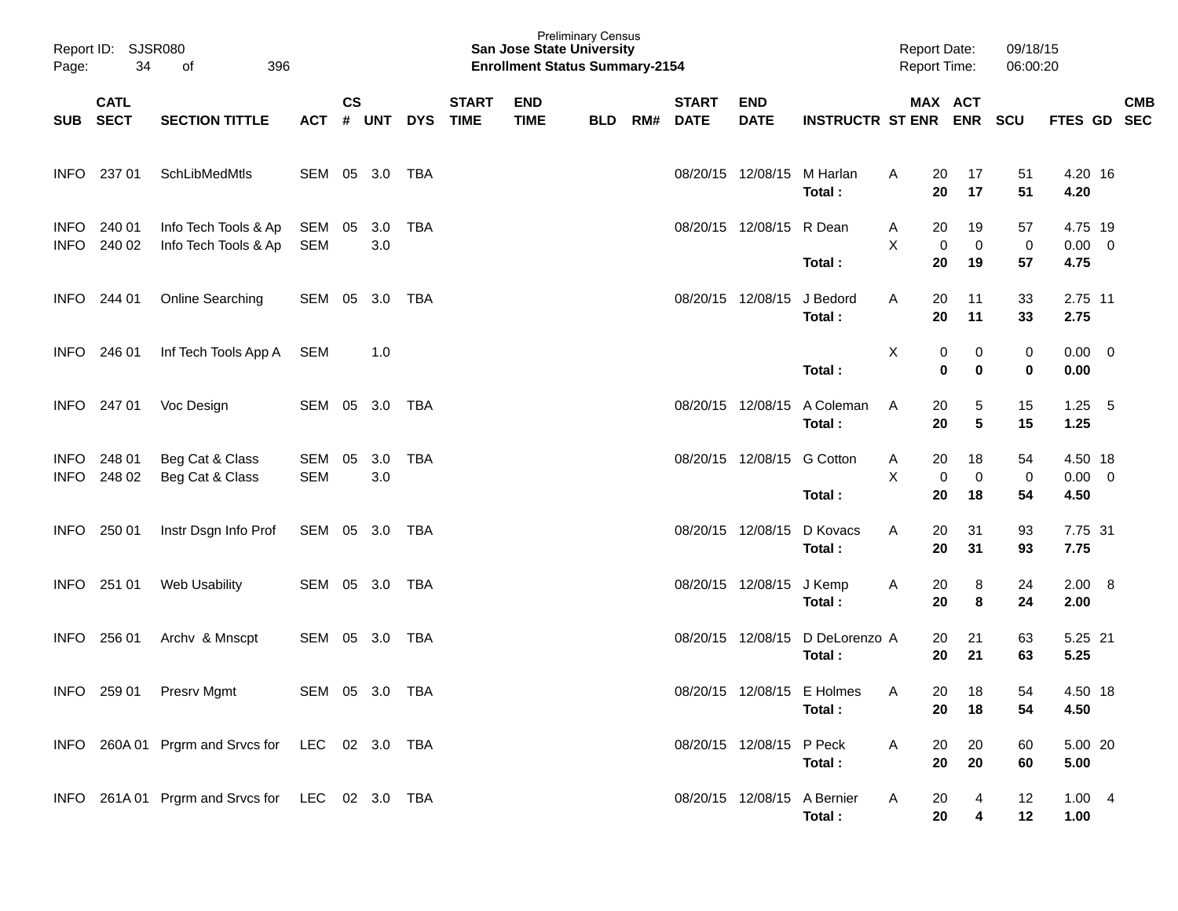Preliminary Census
**San Jose State University**
**Enrollment Status Summary-2154**

Report ID: SJSR080
Report Date: 09/18/15
Report Time: 06:00:20

| SUB | CATL SECT | SECTION TITTLE | ACT | CS # | UNT | DYS | START TIME | END TIME | BLD | RM# | START DATE | END DATE | INSTRUCTR | ST | MAX ENR | ACT ENR | SCU | FTES | GD | CMB SEC |
|---|---|---|---|---|---|---|---|---|---|---|---|---|---|---|---|---|---|---|---|---|
| INFO | 237 01 | SchLibMedMtls | SEM | 05 | 3.0 | TBA | | | | | 08/20/15 | 12/08/15 | M Harlan | A | 20 | 17 | 51 | 4.20 | 16 | |
| | | | | | | | | | | | | | **Total :** | | **20** | **17** | **51** | **4.20** | | |
| INFO | 240 01 | Info Tech Tools & Ap | SEM | 05 | 3.0 | TBA | | | | | 08/20/15 | 12/08/15 | R Dean | A | 20 | 19 | 57 | 4.75 | 19 | |
| INFO | 240 02 | Info Tech Tools & Ap | SEM | | 3.0 | | | | | | | | | X | 0 | 0 | 0 | 0.00 | 0 | |
| | | | | | | | | | | | | | **Total :** | | **20** | **19** | **57** | **4.75** | | |
| INFO | 244 01 | Online Searching | SEM | 05 | 3.0 | TBA | | | | | 08/20/15 | 12/08/15 | J Bedord | A | 20 | 11 | 33 | 2.75 | 11 | |
| | | | | | | | | | | | | | **Total :** | | **20** | **11** | **33** | **2.75** | | |
| INFO | 246 01 | Inf Tech Tools App A | SEM | | 1.0 | | | | | | | | | X | 0 | 0 | 0 | 0.00 | 0 | |
| | | | | | | | | | | | | | **Total :** | | **0** | **0** | **0** | **0.00** | | |
| INFO | 247 01 | Voc Design | SEM | 05 | 3.0 | TBA | | | | | 08/20/15 | 12/08/15 | A Coleman | A | 20 | 5 | 15 | 1.25 | 5 | |
| | | | | | | | | | | | | | **Total :** | | **20** | **5** | **15** | **1.25** | | |
| INFO | 248 01 | Beg Cat & Class | SEM | 05 | 3.0 | TBA | | | | | 08/20/15 | 12/08/15 | G Cotton | A | 20 | 18 | 54 | 4.50 | 18 | |
| INFO | 248 02 | Beg Cat & Class | SEM | | 3.0 | | | | | | | | | X | 0 | 0 | 0 | 0.00 | 0 | |
| | | | | | | | | | | | | | **Total :** | | **20** | **18** | **54** | **4.50** | | |
| INFO | 250 01 | Instr Dsgn Info Prof | SEM | 05 | 3.0 | TBA | | | | | 08/20/15 | 12/08/15 | D Kovacs | A | 20 | 31 | 93 | 7.75 | 31 | |
| | | | | | | | | | | | | | **Total :** | | **20** | **31** | **93** | **7.75** | | |
| INFO | 251 01 | Web Usability | SEM | 05 | 3.0 | TBA | | | | | 08/20/15 | 12/08/15 | J Kemp | A | 20 | 8 | 24 | 2.00 | 8 | |
| | | | | | | | | | | | | | **Total :** | | **20** | **8** | **24** | **2.00** | | |
| INFO | 256 01 | Archv & Mnscpt | SEM | 05 | 3.0 | TBA | | | | | 08/20/15 | 12/08/15 | D DeLorenzo | A | 20 | 21 | 63 | 5.25 | 21 | |
| | | | | | | | | | | | | | **Total :** | | **20** | **21** | **63** | **5.25** | | |
| INFO | 259 01 | Presrv Mgmt | SEM | 05 | 3.0 | TBA | | | | | 08/20/15 | 12/08/15 | E Holmes | A | 20 | 18 | 54 | 4.50 | 18 | |
| | | | | | | | | | | | | | **Total :** | | **20** | **18** | **54** | **4.50** | | |
| INFO | 260A 01 | Prgrm and Srvcs for | LEC | 02 | 3.0 | TBA | | | | | 08/20/15 | 12/08/15 | P Peck | A | 20 | 20 | 60 | 5.00 | 20 | |
| | | | | | | | | | | | | | **Total :** | | **20** | **20** | **60** | **5.00** | | |
| INFO | 261A 01 | Prgrm and Srvcs for | LEC | 02 | 3.0 | TBA | | | | | 08/20/15 | 12/08/15 | A Bernier | A | 20 | 4 | 12 | 1.00 | 4 | |
| | | | | | | | | | | | | | **Total :** | | **20** | **4** | **12** | **1.00** | | |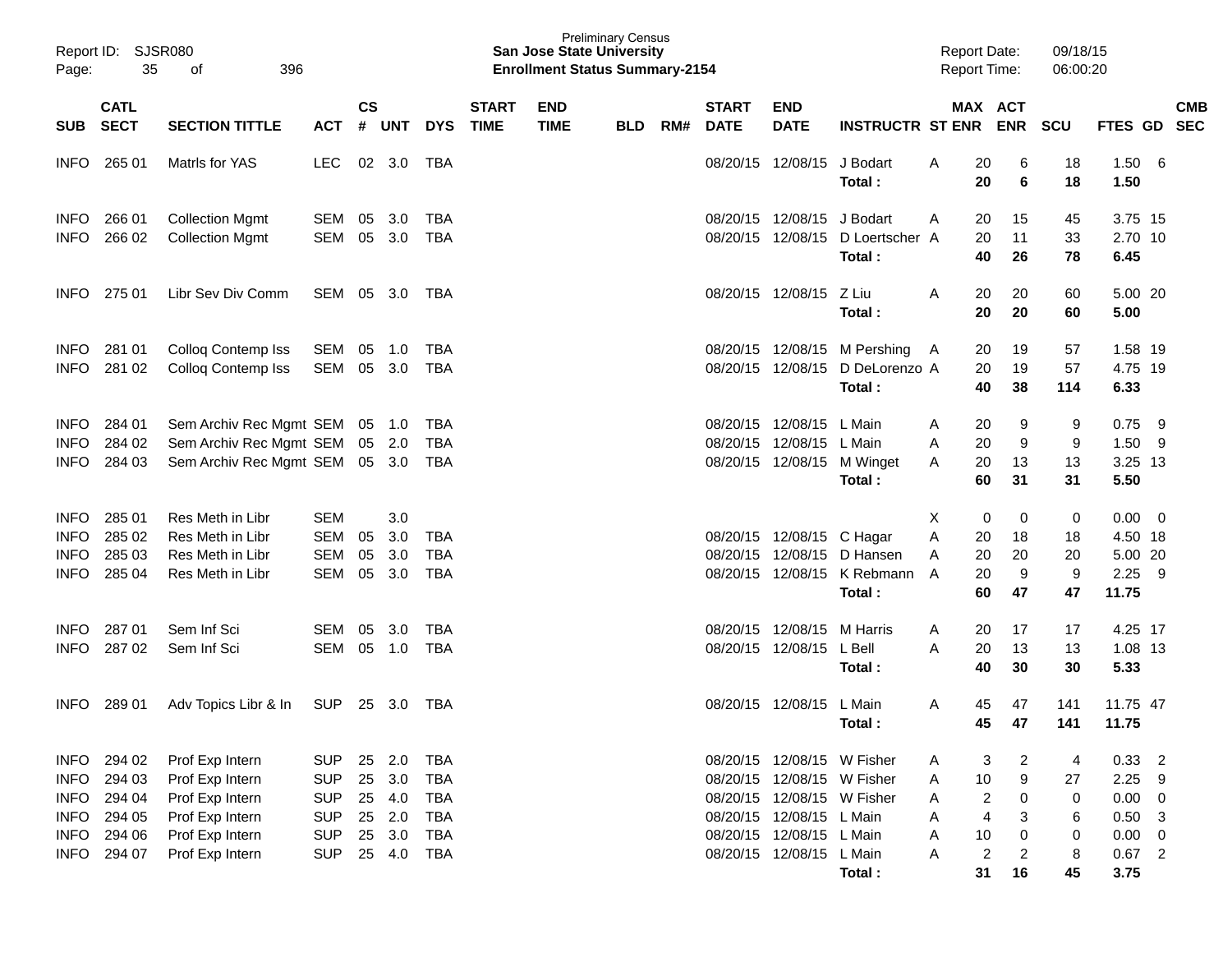Preliminary Census
**San Jose State University**
**Enrollment Status Summary-2154**

Report ID: SJSR080
Report Date: 09/18/15
Report Time: 06:00:20

| SUB | CATL SECT | SECTION TITTLE | ACT | CS # | UNT | DYS | START TIME | END TIME | BLD | RM# | START DATE | END DATE | INSTRUCTR | ST | MAX ENR | ACT ENR | SCU | FTES | GD | CMB SEC |
|---|---|---|---|---|---|---|---|---|---|---|---|---|---|---|---|---|---|---|---|---|
| INFO | 265 01 | Matrls for YAS | LEC | 02 | 3.0 | TBA | | | | | 08/20/15 | 12/08/15 | J Bodart | A | 20 | 6 | 18 | 1.50 | 6 | |
| | | | | | | | | | | | | | **Total :** | | **20** | **6** | **18** | **1.50** | | |
| INFO | 266 01 | Collection Mgmt | SEM | 05 | 3.0 | TBA | | | | | 08/20/15 | 12/08/15 | J Bodart | A | 20 | 15 | 45 | 3.75 | 15 | |
| INFO | 266 02 | Collection Mgmt | SEM | 05 | 3.0 | TBA | | | | | 08/20/15 | 12/08/15 | D Loertscher | A | 20 | 11 | 33 | 2.70 | 10 | |
| | | | | | | | | | | | | | **Total :** | | **40** | **26** | **78** | **6.45** | | |
| INFO | 275 01 | Libr Sev Div Comm | SEM | 05 | 3.0 | TBA | | | | | 08/20/15 | 12/08/15 | Z Liu | A | 20 | 20 | 60 | 5.00 | 20 | |
| | | | | | | | | | | | | | **Total :** | | **20** | **20** | **60** | **5.00** | | |
| INFO | 281 01 | Colloq Contemp Iss | SEM | 05 | 1.0 | TBA | | | | | 08/20/15 | 12/08/15 | M Pershing | A | 20 | 19 | 57 | 1.58 | 19 | |
| INFO | 281 02 | Colloq Contemp Iss | SEM | 05 | 3.0 | TBA | | | | | 08/20/15 | 12/08/15 | D DeLorenzo | A | 20 | 19 | 57 | 4.75 | 19 | |
| | | | | | | | | | | | | | **Total :** | | **40** | **38** | **114** | **6.33** | | |
| INFO | 284 01 | Sem Archiv Rec Mgmt | SEM | 05 | 1.0 | TBA | | | | | 08/20/15 | 12/08/15 | L Main | A | 20 | 9 | 9 | 0.75 | 9 | |
| INFO | 284 02 | Sem Archiv Rec Mgmt | SEM | 05 | 2.0 | TBA | | | | | 08/20/15 | 12/08/15 | L Main | A | 20 | 9 | 9 | 1.50 | 9 | |
| INFO | 284 03 | Sem Archiv Rec Mgmt | SEM | 05 | 3.0 | TBA | | | | | 08/20/15 | 12/08/15 | M Winget | A | 20 | 13 | 13 | 3.25 | 13 | |
| | | | | | | | | | | | | | **Total :** | | **60** | **31** | **31** | **5.50** | | |
| INFO | 285 01 | Res Meth in Libr | SEM | | 3.0 | | | | | | | | | X | 0 | 0 | 0 | 0.00 | 0 | |
| INFO | 285 02 | Res Meth in Libr | SEM | 05 | 3.0 | TBA | | | | | 08/20/15 | 12/08/15 | C Hagar | A | 20 | 18 | 18 | 4.50 | 18 | |
| INFO | 285 03 | Res Meth in Libr | SEM | 05 | 3.0 | TBA | | | | | 08/20/15 | 12/08/15 | D Hansen | A | 20 | 20 | 20 | 5.00 | 20 | |
| INFO | 285 04 | Res Meth in Libr | SEM | 05 | 3.0 | TBA | | | | | 08/20/15 | 12/08/15 | K Rebmann | A | 20 | 9 | 9 | 2.25 | 9 | |
| | | | | | | | | | | | | | **Total :** | | **60** | **47** | **47** | **11.75** | | |
| INFO | 287 01 | Sem Inf Sci | SEM | 05 | 3.0 | TBA | | | | | 08/20/15 | 12/08/15 | M Harris | A | 20 | 17 | 17 | 4.25 | 17 | |
| INFO | 287 02 | Sem Inf Sci | SEM | 05 | 1.0 | TBA | | | | | 08/20/15 | 12/08/15 | L Bell | A | 20 | 13 | 13 | 1.08 | 13 | |
| | | | | | | | | | | | | | **Total :** | | **40** | **30** | **30** | **5.33** | | |
| INFO | 289 01 | Adv Topics Libr & In | SUP | 25 | 3.0 | TBA | | | | | 08/20/15 | 12/08/15 | L Main | A | 45 | 47 | 141 | 11.75 | 47 | |
| | | | | | | | | | | | | | **Total :** | | **45** | **47** | **141** | **11.75** | | |
| INFO | 294 02 | Prof Exp Intern | SUP | 25 | 2.0 | TBA | | | | | 08/20/15 | 12/08/15 | W Fisher | A | 3 | 2 | 4 | 0.33 | 2 | |
| INFO | 294 03 | Prof Exp Intern | SUP | 25 | 3.0 | TBA | | | | | 08/20/15 | 12/08/15 | W Fisher | A | 10 | 9 | 27 | 2.25 | 9 | |
| INFO | 294 04 | Prof Exp Intern | SUP | 25 | 4.0 | TBA | | | | | 08/20/15 | 12/08/15 | W Fisher | A | 2 | 0 | 0 | 0.00 | 0 | |
| INFO | 294 05 | Prof Exp Intern | SUP | 25 | 2.0 | TBA | | | | | 08/20/15 | 12/08/15 | L Main | A | 4 | 3 | 6 | 0.50 | 3 | |
| INFO | 294 06 | Prof Exp Intern | SUP | 25 | 3.0 | TBA | | | | | 08/20/15 | 12/08/15 | L Main | A | 10 | 0 | 0 | 0.00 | 0 | |
| INFO | 294 07 | Prof Exp Intern | SUP | 25 | 4.0 | TBA | | | | | 08/20/15 | 12/08/15 | L Main | A | 2 | 2 | 8 | 0.67 | 2 | |
| | | | | | | | | | | | | | **Total :** | | **31** | **16** | **45** | **3.75** | | |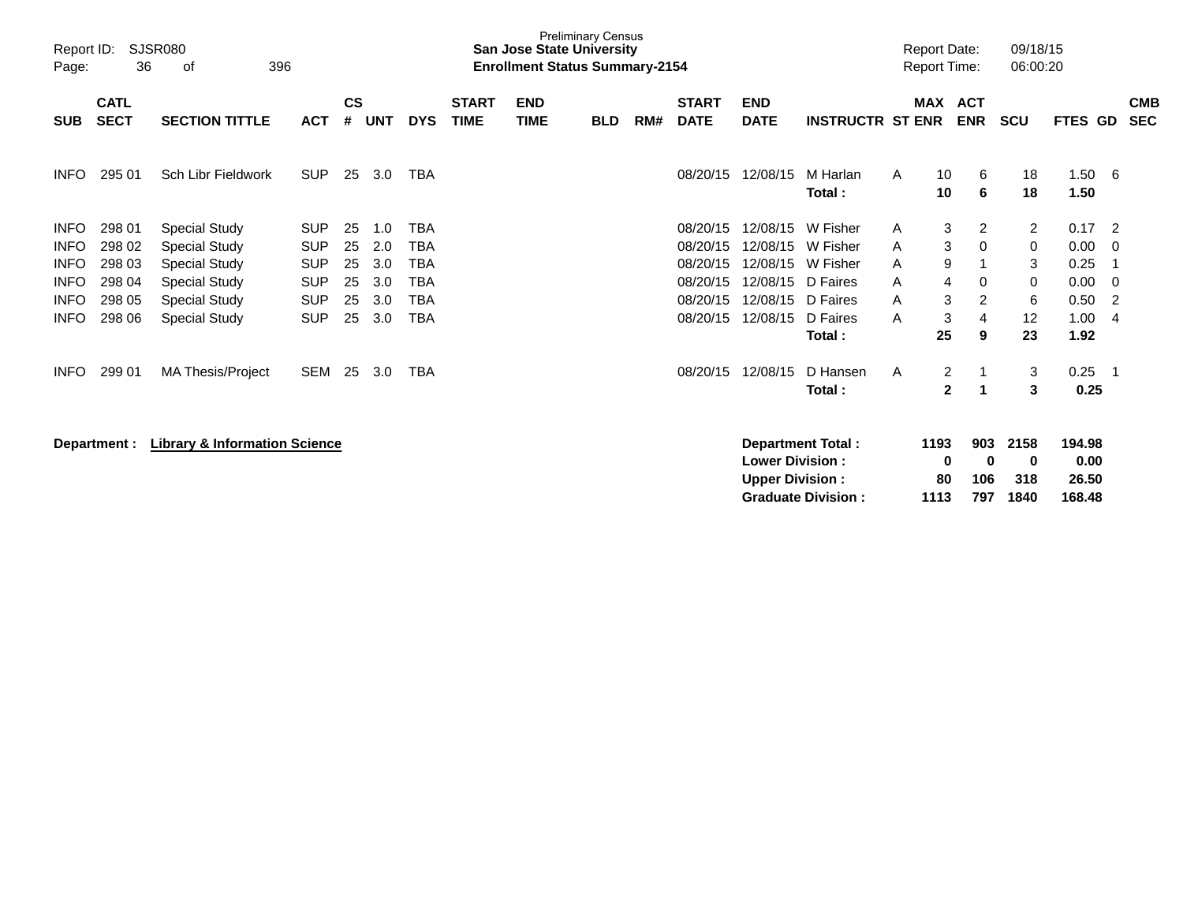Preliminary Census
**San Jose State University**
**Enrollment Status Summary-2154**

Report ID: SJSR080
Report Date: 09/18/15
Report Time: 06:00:20

| SUB | CATL SECT | SECTION TITTLE | ACT | CS # | UNT | DYS | START TIME | END TIME | BLD | RM# | START DATE | END DATE | INSTRUCTR | ST | MAX ENR | ACT ENR | SCU | FTES | GD | CMB SEC |
|---|---|---|---|---|---|---|---|---|---|---|---|---|---|---|---|---|---|---|---|---|
| INFO | 295 01 | Sch Libr Fieldwork | SUP | 25 | 3.0 | TBA | | | | | 08/20/15 | 12/08/15 | M Harlan | A | 10 | 6 | 18 | 1.50 | 6 | |
| | | | | | | | | | | | | | **Total :** | | **10** | **6** | **18** | **1.50** | | |
| INFO | 298 01 | Special Study | SUP | 25 | 1.0 | TBA | | | | | 08/20/15 | 12/08/15 | W Fisher | A | 3 | 2 | 2 | 0.17 | 2 | |
| INFO | 298 02 | Special Study | SUP | 25 | 2.0 | TBA | | | | | 08/20/15 | 12/08/15 | W Fisher | A | 3 | 0 | 0 | 0.00 | 0 | |
| INFO | 298 03 | Special Study | SUP | 25 | 3.0 | TBA | | | | | 08/20/15 | 12/08/15 | W Fisher | A | 9 | 1 | 3 | 0.25 | 1 | |
| INFO | 298 04 | Special Study | SUP | 25 | 3.0 | TBA | | | | | 08/20/15 | 12/08/15 | D Faires | A | 4 | 0 | 0 | 0.00 | 0 | |
| INFO | 298 05 | Special Study | SUP | 25 | 3.0 | TBA | | | | | 08/20/15 | 12/08/15 | D Faires | A | 3 | 2 | 6 | 0.50 | 2 | |
| INFO | 298 06 | Special Study | SUP | 25 | 3.0 | TBA | | | | | 08/20/15 | 12/08/15 | D Faires | A | 3 | 4 | 12 | 1.00 | 4 | |
| | | | | | | | | | | | | | **Total :** | | **25** | **9** | **23** | **1.92** | | |
| INFO | 299 01 | MA Thesis/Project | SEM | 25 | 3.0 | TBA | | | | | 08/20/15 | 12/08/15 | D Hansen | A | 2 | 1 | 3 | 0.25 | 1 | |
| | | | | | | | | | | | | | **Total :** | | **2** | **1** | **3** | **0.25** | | |

**Department : Library & Information Science**

| | MAX ENR | ACT ENR | SCU | FTES |
|---|---|---|---|---|
| **Department Total :** | **1193** | **903** | **2158** | **194.98** |
| **Lower Division :** | **0** | **0** | **0** | **0.00** |
| **Upper Division :** | **80** | **106** | **318** | **26.50** |
| **Graduate Division :** | **1113** | **797** | **1840** | **168.48** |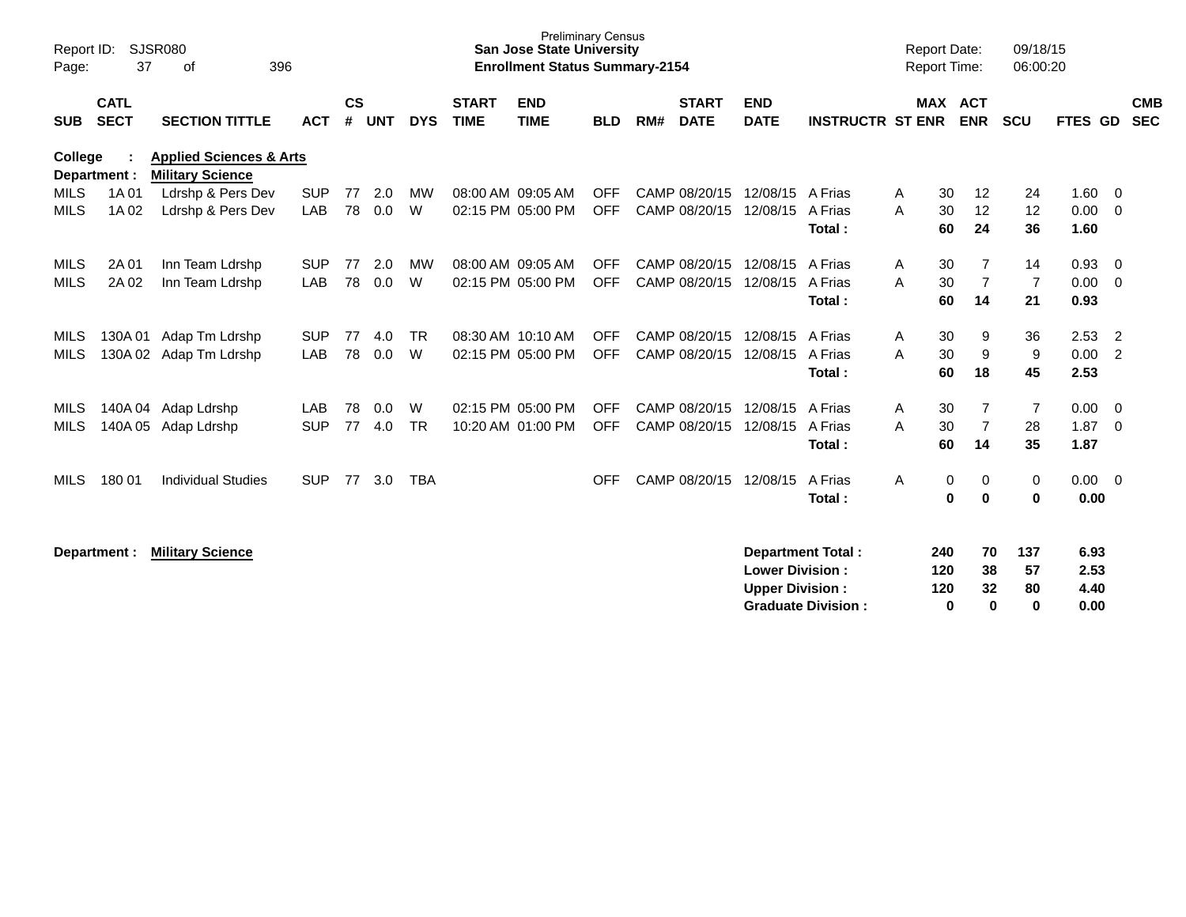Preliminary Census
**San Jose State University**
**Enrollment Status Summary-2154**

Report ID: SJSR080
Report Date: 09/18/15
Report Time: 06:00:20

| SUB | CATL SECT | SECTION TITTLE | ACT | CS # | UNT | DYS | START TIME | END TIME | BLD | RM# | START DATE | END DATE | INSTRUCTR | ST | MAX ENR | ACT ENR | SCU | FTES | GD | CMB SEC |
|---|---|---|---|---|---|---|---|---|---|---|---|---|---|---|---|---|---|---|---|---|
| **College :** | | **Applied Sciences & Arts** | | | | | | | | | | | | | | | | | | |
| **Department :** | | **Military Science** | | | | | | | | | | | | | | | | | | |
| MILS | 1A 01 | Ldrshp & Pers Dev | SUP | 77 | 2.0 | MW | 08:00 AM | 09:05 AM | OFF | CAMP | 08/20/15 | 12/08/15 | A Frias | A | 30 | 12 | 24 | 1.60 | 0 | |
| MILS | 1A 02 | Ldrshp & Pers Dev | LAB | 78 | 0.0 | W | 02:15 PM | 05:00 PM | OFF | CAMP | 08/20/15 | 12/08/15 | A Frias | A | 30 | 12 | 12 | 0.00 | 0 | |
| | | | | | | | | | | | | | **Total :** | | **60** | **24** | **36** | **1.60** | | |
| MILS | 2A 01 | Inn Team Ldrshp | SUP | 77 | 2.0 | MW | 08:00 AM | 09:05 AM | OFF | CAMP | 08/20/15 | 12/08/15 | A Frias | A | 30 | 7 | 14 | 0.93 | 0 | |
| MILS | 2A 02 | Inn Team Ldrshp | LAB | 78 | 0.0 | W | 02:15 PM | 05:00 PM | OFF | CAMP | 08/20/15 | 12/08/15 | A Frias | A | 30 | 7 | 7 | 0.00 | 0 | |
| | | | | | | | | | | | | | **Total :** | | **60** | **14** | **21** | **0.93** | | |
| MILS | 130A 01 | Adap Tm Ldrshp | SUP | 77 | 4.0 | TR | 08:30 AM | 10:10 AM | OFF | CAMP | 08/20/15 | 12/08/15 | A Frias | A | 30 | 9 | 36 | 2.53 | 2 | |
| MILS | 130A 02 | Adap Tm Ldrshp | LAB | 78 | 0.0 | W | 02:15 PM | 05:00 PM | OFF | CAMP | 08/20/15 | 12/08/15 | A Frias | A | 30 | 9 | 9 | 0.00 | 2 | |
| | | | | | | | | | | | | | **Total :** | | **60** | **18** | **45** | **2.53** | | |
| MILS | 140A 04 | Adap Ldrshp | LAB | 78 | 0.0 | W | 02:15 PM | 05:00 PM | OFF | CAMP | 08/20/15 | 12/08/15 | A Frias | A | 30 | 7 | 7 | 0.00 | 0 | |
| MILS | 140A 05 | Adap Ldrshp | SUP | 77 | 4.0 | TR | 10:20 AM | 01:00 PM | OFF | CAMP | 08/20/15 | 12/08/15 | A Frias | A | 30 | 7 | 28 | 1.87 | 0 | |
| | | | | | | | | | | | | | **Total :** | | **60** | **14** | **35** | **1.87** | | |
| MILS | 180 01 | Individual Studies | SUP | 77 | 3.0 | TBA | | | OFF | CAMP | 08/20/15 | 12/08/15 | A Frias | A | 0 | 0 | 0 | 0.00 | 0 | |
| | | | | | | | | | | | | | **Total :** | | **0** | **0** | **0** | **0.00** | | |

**Department : Military Science**

| | MAX ENR | ACT ENR | SCU | FTES |
|---|---|---|---|---|
| **Department Total :** | **240** | **70** | **137** | **6.93** |
| **Lower Division :** | **120** | **38** | **57** | **2.53** |
| **Upper Division :** | **120** | **32** | **80** | **4.40** |
| **Graduate Division :** | **0** | **0** | **0** | **0.00** |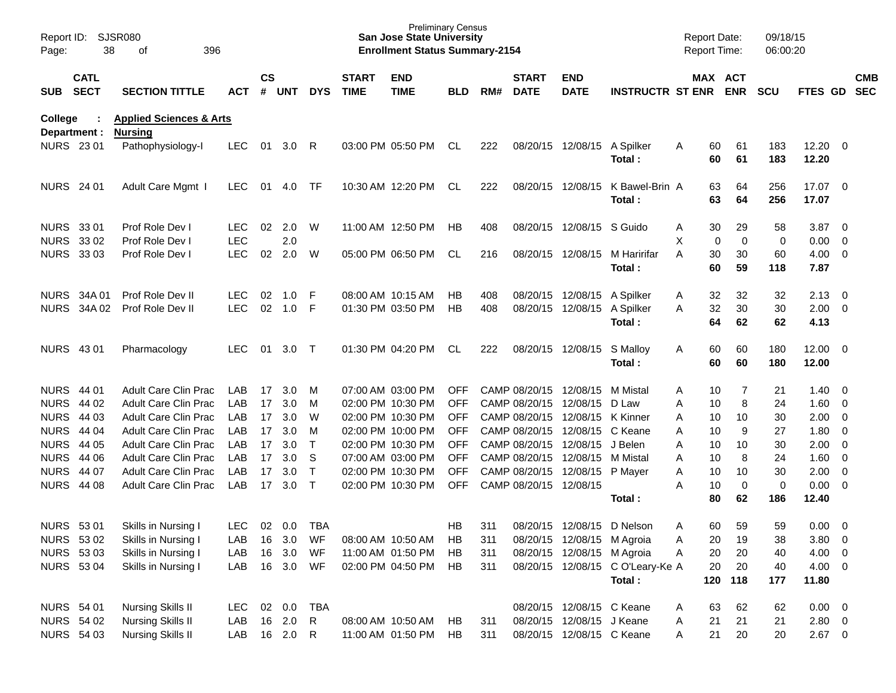Preliminary Census
**San Jose State University**
**Enrollment Status Summary-2154**

Report ID: SJSR080
Report Date: 09/18/15
Report Time: 06:00:20

**College : Applied Sciences & Arts**
**Department : Nursing**

| SUB | CATL SECT | SECTION TITTLE | ACT | CS # | UNT | DYS | START TIME | END TIME | BLD | RM# | START DATE | END DATE | INSTRUCTR | ST | MAX ENR | ACT ENR | SCU | FTES | GD | CMB SEC |
|---|---|---|---|---|---|---|---|---|---|---|---|---|---|---|---|---|---|---|---|---|
| NURS | 23 01 | Pathophysiology-I | LEC | 01 | 3.0 | R | 03:00 PM | 05:50 PM | CL | 222 | 08/20/15 | 12/08/15 | A Spilker | A | 60 | 61 | 183 | 12.20 | 0 | |
| | | | | | | | | | | | | | **Total :** | | **60** | **61** | **183** | **12.20** | | |
| NURS | 24 01 | Adult Care Mgmt I | LEC | 01 | 4.0 | TF | 10:30 AM | 12:20 PM | CL | 222 | 08/20/15 | 12/08/15 | K Bawel-Brin | A | 63 | 64 | 256 | 17.07 | 0 | |
| | | | | | | | | | | | | | **Total :** | | **63** | **64** | **256** | **17.07** | | |
| NURS | 33 01 | Prof Role Dev I | LEC | 02 | 2.0 | W | 11:00 AM | 12:50 PM | HB | 408 | 08/20/15 | 12/08/15 | S Guido | A | 30 | 29 | 58 | 3.87 | 0 | |
| NURS | 33 02 | Prof Role Dev I | LEC | | 2.0 | | | | | | | | | X | 0 | 0 | 0 | 0.00 | 0 | |
| NURS | 33 03 | Prof Role Dev I | LEC | 02 | 2.0 | W | 05:00 PM | 06:50 PM | CL | 216 | 08/20/15 | 12/08/15 | M Haririfar | A | 30 | 30 | 60 | 4.00 | 0 | |
| | | | | | | | | | | | | | **Total :** | | **60** | **59** | **118** | **7.87** | | |
| NURS | 34A 01 | Prof Role Dev II | LEC | 02 | 1.0 | F | 08:00 AM | 10:15 AM | HB | 408 | 08/20/15 | 12/08/15 | A Spilker | A | 32 | 32 | 32 | 2.13 | 0 | |
| NURS | 34A 02 | Prof Role Dev II | LEC | 02 | 1.0 | F | 01:30 PM | 03:50 PM | HB | 408 | 08/20/15 | 12/08/15 | A Spilker | A | 32 | 30 | 30 | 2.00 | 0 | |
| | | | | | | | | | | | | | **Total :** | | **64** | **62** | **62** | **4.13** | | |
| NURS | 43 01 | Pharmacology | LEC | 01 | 3.0 | T | 01:30 PM | 04:20 PM | CL | 222 | 08/20/15 | 12/08/15 | S Malloy | A | 60 | 60 | 180 | 12.00 | 0 | |
| | | | | | | | | | | | | | **Total :** | | **60** | **60** | **180** | **12.00** | | |
| NURS | 44 01 | Adult Care Clin Prac | LAB | 17 | 3.0 | M | 07:00 AM | 03:00 PM | OFF | CAMP | 08/20/15 | 12/08/15 | M Mistal | A | 10 | 7 | 21 | 1.40 | 0 | |
| NURS | 44 02 | Adult Care Clin Prac | LAB | 17 | 3.0 | M | 02:00 PM | 10:30 PM | OFF | CAMP | 08/20/15 | 12/08/15 | D Law | A | 10 | 8 | 24 | 1.60 | 0 | |
| NURS | 44 03 | Adult Care Clin Prac | LAB | 17 | 3.0 | W | 02:00 PM | 10:30 PM | OFF | CAMP | 08/20/15 | 12/08/15 | K Kinner | A | 10 | 10 | 30 | 2.00 | 0 | |
| NURS | 44 04 | Adult Care Clin Prac | LAB | 17 | 3.0 | M | 02:00 PM | 10:00 PM | OFF | CAMP | 08/20/15 | 12/08/15 | C Keane | A | 10 | 9 | 27 | 1.80 | 0 | |
| NURS | 44 05 | Adult Care Clin Prac | LAB | 17 | 3.0 | T | 02:00 PM | 10:30 PM | OFF | CAMP | 08/20/15 | 12/08/15 | J Belen | A | 10 | 10 | 30 | 2.00 | 0 | |
| NURS | 44 06 | Adult Care Clin Prac | LAB | 17 | 3.0 | S | 07:00 AM | 03:00 PM | OFF | CAMP | 08/20/15 | 12/08/15 | M Mistal | A | 10 | 8 | 24 | 1.60 | 0 | |
| NURS | 44 07 | Adult Care Clin Prac | LAB | 17 | 3.0 | T | 02:00 PM | 10:30 PM | OFF | CAMP | 08/20/15 | 12/08/15 | P Mayer | A | 10 | 10 | 30 | 2.00 | 0 | |
| NURS | 44 08 | Adult Care Clin Prac | LAB | 17 | 3.0 | T | 02:00 PM | 10:30 PM | OFF | CAMP | 08/20/15 | 12/08/15 | | A | 10 | 0 | 0 | 0.00 | 0 | |
| | | | | | | | | | | | | | **Total :** | | **80** | **62** | **186** | **12.40** | | |
| NURS | 53 01 | Skills in Nursing I | LEC | 02 | 0.0 | TBA | | | HB | 311 | 08/20/15 | 12/08/15 | D Nelson | A | 60 | 59 | 59 | 0.00 | 0 | |
| NURS | 53 02 | Skills in Nursing I | LAB | 16 | 3.0 | WF | 08:00 AM | 10:50 AM | HB | 311 | 08/20/15 | 12/08/15 | M Agroia | A | 20 | 19 | 38 | 3.80 | 0 | |
| NURS | 53 03 | Skills in Nursing I | LAB | 16 | 3.0 | WF | 11:00 AM | 01:50 PM | HB | 311 | 08/20/15 | 12/08/15 | M Agroia | A | 20 | 20 | 40 | 4.00 | 0 | |
| NURS | 53 04 | Skills in Nursing I | LAB | 16 | 3.0 | WF | 02:00 PM | 04:50 PM | HB | 311 | 08/20/15 | 12/08/15 | C O'Leary-Ke | A | 20 | 20 | 40 | 4.00 | 0 | |
| | | | | | | | | | | | | | **Total :** | | **120** | **118** | **177** | **11.80** | | |
| NURS | 54 01 | Nursing Skills II | LEC | 02 | 0.0 | TBA | | | | | 08/20/15 | 12/08/15 | C Keane | A | 63 | 62 | 62 | 0.00 | 0 | |
| NURS | 54 02 | Nursing Skills II | LAB | 16 | 2.0 | R | 08:00 AM | 10:50 AM | HB | 311 | 08/20/15 | 12/08/15 | J Keane | A | 21 | 21 | 21 | 2.80 | 0 | |
| NURS | 54 03 | Nursing Skills II | LAB | 16 | 2.0 | R | 11:00 AM | 01:50 PM | HB | 311 | 08/20/15 | 12/08/15 | C Keane | A | 21 | 20 | 20 | 2.67 | 0 | |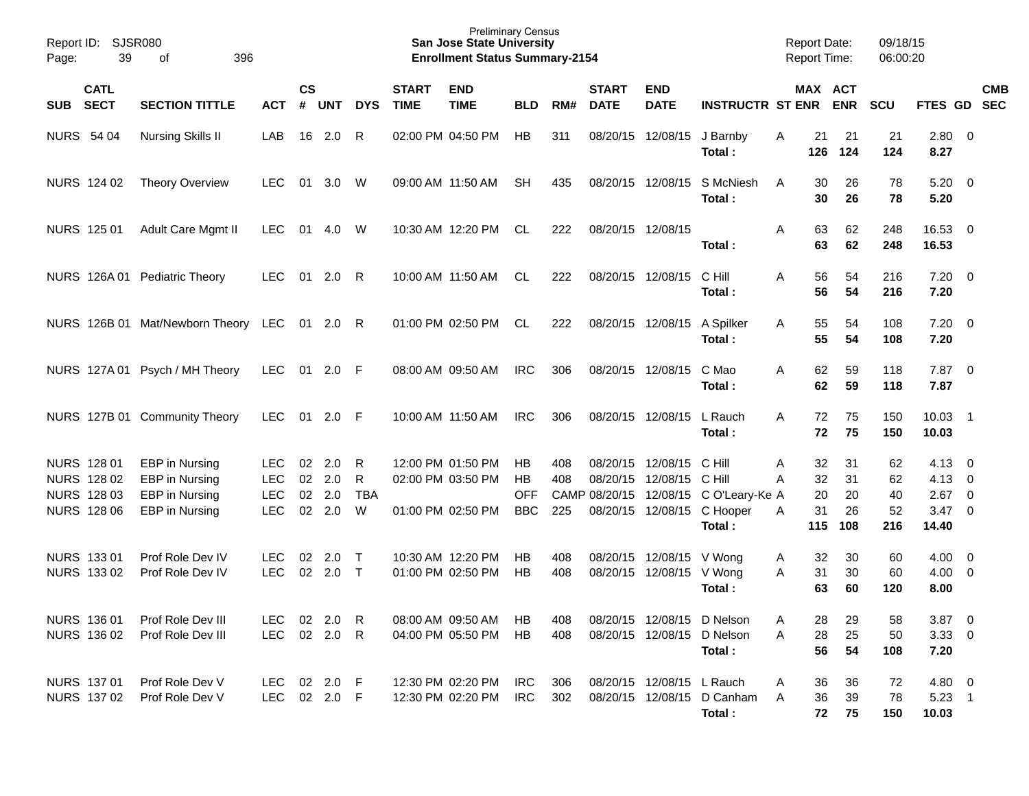Preliminary Census
**San Jose State University**
**Enrollment Status Summary-2154**

Report ID: SJSR080
Report Date: 09/18/15
Report Time: 06:00:20

| SUB | CATL SECT | SECTION TITTLE | ACT | CS # | UNT | DYS | START TIME | END TIME | BLD | RM# | START DATE | END DATE | INSTRUCTR | ST | MAX ENR | ACT ENR | SCU | FTES | GD | CMB SEC |
|---|---|---|---|---|---|---|---|---|---|---|---|---|---|---|---|---|---|---|---|---|
| NURS | 54 04 | Nursing Skills II | LAB | 16 | 2.0 | R | 02:00 PM | 04:50 PM | HB | 311 | 08/20/15 | 12/08/15 | J Barnby | A | 21 | 21 | 21 | 2.80 | 0 | |
| | | | | | | | | | | | | | **Total :** | | **126** | **124** | **124** | **8.27** | | |
| NURS | 124 02 | Theory Overview | LEC | 01 | 3.0 | W | 09:00 AM | 11:50 AM | SH | 435 | 08/20/15 | 12/08/15 | S McNiesh | A | 30 | 26 | 78 | 5.20 | 0 | |
| | | | | | | | | | | | | | **Total :** | | **30** | **26** | **78** | **5.20** | | |
| NURS | 125 01 | Adult Care Mgmt II | LEC | 01 | 4.0 | W | 10:30 AM | 12:20 PM | CL | 222 | 08/20/15 | 12/08/15 | | A | 63 | 62 | 248 | 16.53 | 0 | |
| | | | | | | | | | | | | | **Total :** | | **63** | **62** | **248** | **16.53** | | |
| NURS | 126A 01 | Pediatric Theory | LEC | 01 | 2.0 | R | 10:00 AM | 11:50 AM | CL | 222 | 08/20/15 | 12/08/15 | C Hill | A | 56 | 54 | 216 | 7.20 | 0 | |
| | | | | | | | | | | | | | **Total :** | | **56** | **54** | **216** | **7.20** | | |
| NURS | 126B 01 | Mat/Newborn Theory | LEC | 01 | 2.0 | R | 01:00 PM | 02:50 PM | CL | 222 | 08/20/15 | 12/08/15 | A Spilker | A | 55 | 54 | 108 | 7.20 | 0 | |
| | | | | | | | | | | | | | **Total :** | | **55** | **54** | **108** | **7.20** | | |
| NURS | 127A 01 | Psych / MH Theory | LEC | 01 | 2.0 | F | 08:00 AM | 09:50 AM | IRC | 306 | 08/20/15 | 12/08/15 | C Mao | A | 62 | 59 | 118 | 7.87 | 0 | |
| | | | | | | | | | | | | | **Total :** | | **62** | **59** | **118** | **7.87** | | |
| NURS | 127B 01 | Community Theory | LEC | 01 | 2.0 | F | 10:00 AM | 11:50 AM | IRC | 306 | 08/20/15 | 12/08/15 | L Rauch | A | 72 | 75 | 150 | 10.03 | 1 | |
| | | | | | | | | | | | | | **Total :** | | **72** | **75** | **150** | **10.03** | | |
| NURS | 128 01 | EBP in Nursing | LEC | 02 | 2.0 | R | 12:00 PM | 01:50 PM | HB | 408 | 08/20/15 | 12/08/15 | C Hill | A | 32 | 31 | 62 | 4.13 | 0 | |
| NURS | 128 02 | EBP in Nursing | LEC | 02 | 2.0 | R | 02:00 PM | 03:50 PM | HB | 408 | 08/20/15 | 12/08/15 | C Hill | A | 32 | 31 | 62 | 4.13 | 0 | |
| NURS | 128 03 | EBP in Nursing | LEC | 02 | 2.0 | TBA | | | OFF | CAMP | 08/20/15 | 12/08/15 | C O'Leary-Ke | A | 20 | 20 | 40 | 2.67 | 0 | |
| NURS | 128 06 | EBP in Nursing | LEC | 02 | 2.0 | W | 01:00 PM | 02:50 PM | BBC | 225 | 08/20/15 | 12/08/15 | C Hooper | A | 31 | 26 | 52 | 3.47 | 0 | |
| | | | | | | | | | | | | | **Total :** | | **115** | **108** | **216** | **14.40** | | |
| NURS | 133 01 | Prof Role Dev IV | LEC | 02 | 2.0 | T | 10:30 AM | 12:20 PM | HB | 408 | 08/20/15 | 12/08/15 | V Wong | A | 32 | 30 | 60 | 4.00 | 0 | |
| NURS | 133 02 | Prof Role Dev IV | LEC | 02 | 2.0 | T | 01:00 PM | 02:50 PM | HB | 408 | 08/20/15 | 12/08/15 | V Wong | A | 31 | 30 | 60 | 4.00 | 0 | |
| | | | | | | | | | | | | | **Total :** | | **63** | **60** | **120** | **8.00** | | |
| NURS | 136 01 | Prof Role Dev III | LEC | 02 | 2.0 | R | 08:00 AM | 09:50 AM | HB | 408 | 08/20/15 | 12/08/15 | D Nelson | A | 28 | 29 | 58 | 3.87 | 0 | |
| NURS | 136 02 | Prof Role Dev III | LEC | 02 | 2.0 | R | 04:00 PM | 05:50 PM | HB | 408 | 08/20/15 | 12/08/15 | D Nelson | A | 28 | 25 | 50 | 3.33 | 0 | |
| | | | | | | | | | | | | | **Total :** | | **56** | **54** | **108** | **7.20** | | |
| NURS | 137 01 | Prof Role Dev V | LEC | 02 | 2.0 | F | 12:30 PM | 02:20 PM | IRC | 306 | 08/20/15 | 12/08/15 | L Rauch | A | 36 | 36 | 72 | 4.80 | 0 | |
| NURS | 137 02 | Prof Role Dev V | LEC | 02 | 2.0 | F | 12:30 PM | 02:20 PM | IRC | 302 | 08/20/15 | 12/08/15 | D Canham | A | 36 | 39 | 78 | 5.23 | 1 | |
| | | | | | | | | | | | | | **Total :** | | **72** | **75** | **150** | **10.03** | | |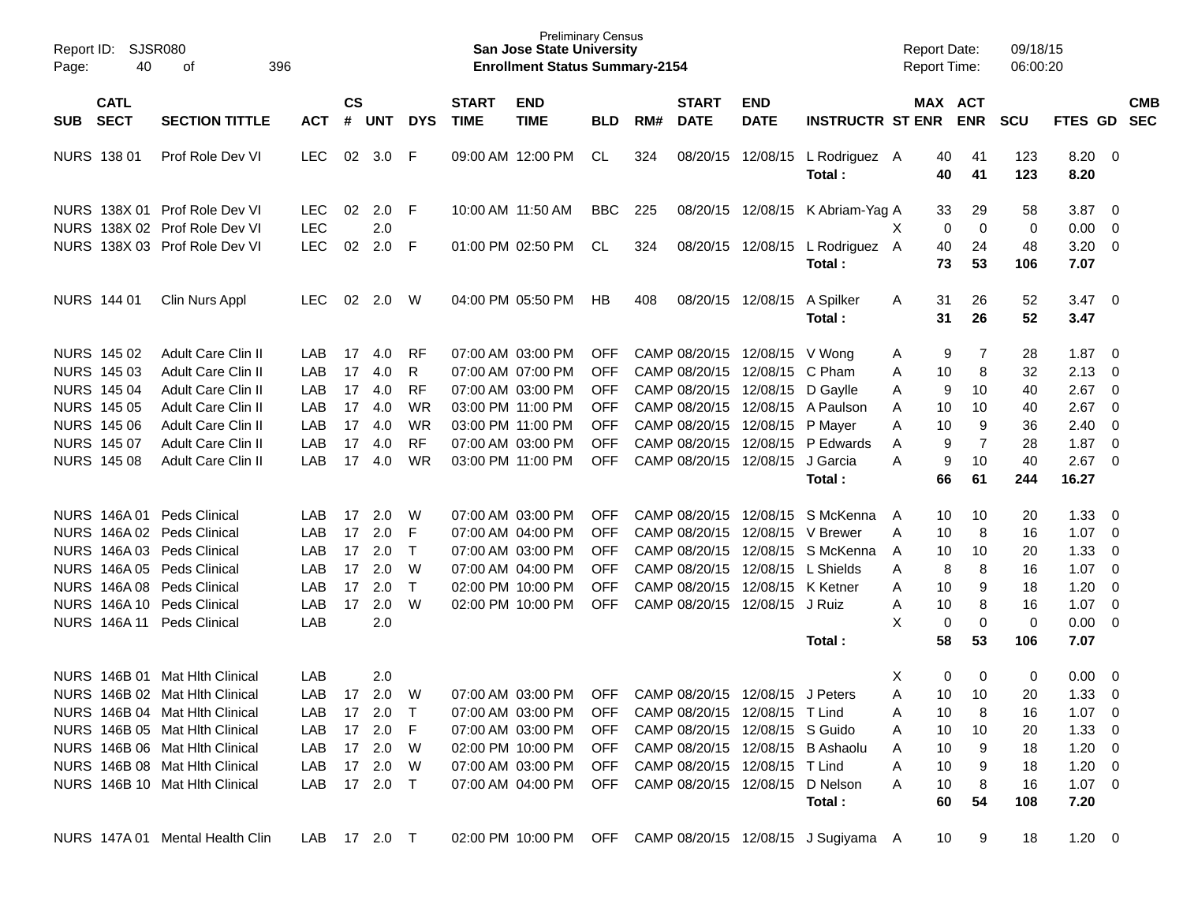Preliminary Census
**San Jose State University**
**Enrollment Status Summary-2154**

Report ID: SJSR080
Report Date: 09/18/15
Report Time: 06:00:20

| SUB | CATL SECT | SECTION TITTLE | ACT | CS # | UNT | DYS | START TIME | END TIME | BLD | RM# | START DATE | END DATE | INSTRUCTR | ST | MAX ENR | ACT ENR | SCU | FTES | GD | CMB SEC |
|---|---|---|---|---|---|---|---|---|---|---|---|---|---|---|---|---|---|---|---|---|
| NURS | 138 01 | Prof Role Dev VI | LEC | 02 | 3.0 | F | 09:00 AM | 12:00 PM | CL | 324 | 08/20/15 | 12/08/15 | L Rodriguez | A | 40 | 41 | 123 | 8.20 | 0 | |
| | | | | | | | | | | | | | **Total :** | | **40** | **41** | **123** | **8.20** | | |
| NURS | 138X 01 | Prof Role Dev VI | LEC | 02 | 2.0 | F | 10:00 AM | 11:50 AM | BBC | 225 | 08/20/15 | 12/08/15 | K Abriam-Yag | A | 33 | 29 | 58 | 3.87 | 0 | |
| NURS | 138X 02 | Prof Role Dev VI | LEC | | 2.0 | | | | | | | | | X | 0 | 0 | 0 | 0.00 | 0 | |
| NURS | 138X 03 | Prof Role Dev VI | LEC | 02 | 2.0 | F | 01:00 PM | 02:50 PM | CL | 324 | 08/20/15 | 12/08/15 | L Rodriguez | A | 40 | 24 | 48 | 3.20 | 0 | |
| | | | | | | | | | | | | | **Total :** | | **73** | **53** | **106** | **7.07** | | |
| NURS | 144 01 | Clin Nurs Appl | LEC | 02 | 2.0 | W | 04:00 PM | 05:50 PM | HB | 408 | 08/20/15 | 12/08/15 | A Spilker | A | 31 | 26 | 52 | 3.47 | 0 | |
| | | | | | | | | | | | | | **Total :** | | **31** | **26** | **52** | **3.47** | | |
| NURS | 145 02 | Adult Care Clin II | LAB | 17 | 4.0 | RF | 07:00 AM | 03:00 PM | OFF | CAMP | 08/20/15 | 12/08/15 | V Wong | A | 9 | 7 | 28 | 1.87 | 0 | |
| NURS | 145 03 | Adult Care Clin II | LAB | 17 | 4.0 | R | 07:00 AM | 07:00 PM | OFF | CAMP | 08/20/15 | 12/08/15 | C Pham | A | 10 | 8 | 32 | 2.13 | 0 | |
| NURS | 145 04 | Adult Care Clin II | LAB | 17 | 4.0 | RF | 07:00 AM | 03:00 PM | OFF | CAMP | 08/20/15 | 12/08/15 | D Gaylle | A | 9 | 10 | 40 | 2.67 | 0 | |
| NURS | 145 05 | Adult Care Clin II | LAB | 17 | 4.0 | WR | 03:00 PM | 11:00 PM | OFF | CAMP | 08/20/15 | 12/08/15 | A Paulson | A | 10 | 10 | 40 | 2.67 | 0 | |
| NURS | 145 06 | Adult Care Clin II | LAB | 17 | 4.0 | WR | 03:00 PM | 11:00 PM | OFF | CAMP | 08/20/15 | 12/08/15 | P Mayer | A | 10 | 9 | 36 | 2.40 | 0 | |
| NURS | 145 07 | Adult Care Clin II | LAB | 17 | 4.0 | RF | 07:00 AM | 03:00 PM | OFF | CAMP | 08/20/15 | 12/08/15 | P Edwards | A | 9 | 7 | 28 | 1.87 | 0 | |
| NURS | 145 08 | Adult Care Clin II | LAB | 17 | 4.0 | WR | 03:00 PM | 11:00 PM | OFF | CAMP | 08/20/15 | 12/08/15 | J Garcia | A | 9 | 10 | 40 | 2.67 | 0 | |
| | | | | | | | | | | | | | **Total :** | | **66** | **61** | **244** | **16.27** | | |
| NURS | 146A 01 | Peds Clinical | LAB | 17 | 2.0 | W | 07:00 AM | 03:00 PM | OFF | CAMP | 08/20/15 | 12/08/15 | S McKenna | A | 10 | 10 | 20 | 1.33 | 0 | |
| NURS | 146A 02 | Peds Clinical | LAB | 17 | 2.0 | F | 07:00 AM | 04:00 PM | OFF | CAMP | 08/20/15 | 12/08/15 | V Brewer | A | 10 | 8 | 16 | 1.07 | 0 | |
| NURS | 146A 03 | Peds Clinical | LAB | 17 | 2.0 | T | 07:00 AM | 03:00 PM | OFF | CAMP | 08/20/15 | 12/08/15 | S McKenna | A | 10 | 10 | 20 | 1.33 | 0 | |
| NURS | 146A 05 | Peds Clinical | LAB | 17 | 2.0 | W | 07:00 AM | 04:00 PM | OFF | CAMP | 08/20/15 | 12/08/15 | L Shields | A | 8 | 8 | 16 | 1.07 | 0 | |
| NURS | 146A 08 | Peds Clinical | LAB | 17 | 2.0 | T | 02:00 PM | 10:00 PM | OFF | CAMP | 08/20/15 | 12/08/15 | K Ketner | A | 10 | 9 | 18 | 1.20 | 0 | |
| NURS | 146A 10 | Peds Clinical | LAB | 17 | 2.0 | W | 02:00 PM | 10:00 PM | OFF | CAMP | 08/20/15 | 12/08/15 | J Ruiz | A | 10 | 8 | 16 | 1.07 | 0 | |
| NURS | 146A 11 | Peds Clinical | LAB | | 2.0 | | | | | | | | | X | 0 | 0 | 0 | 0.00 | 0 | |
| | | | | | | | | | | | | | **Total :** | | **58** | **53** | **106** | **7.07** | | |
| NURS | 146B 01 | Mat Hlth Clinical | LAB | | 2.0 | | | | | | | | | X | 0 | 0 | 0 | 0.00 | 0 | |
| NURS | 146B 02 | Mat Hlth Clinical | LAB | 17 | 2.0 | W | 07:00 AM | 03:00 PM | OFF | CAMP | 08/20/15 | 12/08/15 | J Peters | A | 10 | 10 | 20 | 1.33 | 0 | |
| NURS | 146B 04 | Mat Hlth Clinical | LAB | 17 | 2.0 | T | 07:00 AM | 03:00 PM | OFF | CAMP | 08/20/15 | 12/08/15 | T Lind | A | 10 | 8 | 16 | 1.07 | 0 | |
| NURS | 146B 05 | Mat Hlth Clinical | LAB | 17 | 2.0 | F | 07:00 AM | 03:00 PM | OFF | CAMP | 08/20/15 | 12/08/15 | S Guido | A | 10 | 10 | 20 | 1.33 | 0 | |
| NURS | 146B 06 | Mat Hlth Clinical | LAB | 17 | 2.0 | W | 02:00 PM | 10:00 PM | OFF | CAMP | 08/20/15 | 12/08/15 | B Ashaolu | A | 10 | 9 | 18 | 1.20 | 0 | |
| NURS | 146B 08 | Mat Hlth Clinical | LAB | 17 | 2.0 | W | 07:00 AM | 03:00 PM | OFF | CAMP | 08/20/15 | 12/08/15 | T Lind | A | 10 | 9 | 18 | 1.20 | 0 | |
| NURS | 146B 10 | Mat Hlth Clinical | LAB | 17 | 2.0 | T | 07:00 AM | 04:00 PM | OFF | CAMP | 08/20/15 | 12/08/15 | D Nelson | A | 10 | 8 | 16 | 1.07 | 0 | |
| | | | | | | | | | | | | | **Total :** | | **60** | **54** | **108** | **7.20** | | |
| NURS | 147A 01 | Mental Health Clin | LAB | 17 | 2.0 | T | 02:00 PM | 10:00 PM | OFF | CAMP | 08/20/15 | 12/08/15 | J Sugiyama | A | 10 | 9 | 18 | 1.20 | 0 | |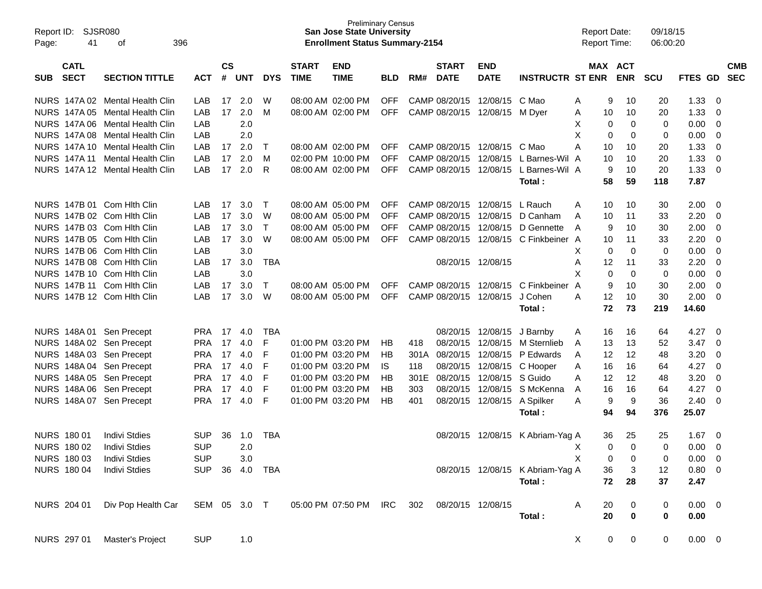Preliminary Census
**San Jose State University**
**Enrollment Status Summary-2154**

Report ID: SJSR080
Report Date: 09/18/15
Report Time: 06:00:20

| SUB | CATL SECT | SECTION TITTLE | ACT | CS # | UNT | DYS | START TIME | END TIME | BLD | RM# | START DATE | END DATE | INSTRUCTR | ST | MAX ENR | ACT ENR | SCU | FTES | GD | CMB SEC |
|---|---|---|---|---|---|---|---|---|---|---|---|---|---|---|---|---|---|---|---|---|
| NURS | 147A 02 | Mental Health Clin | LAB | 17 | 2.0 | W | 08:00 AM | 02:00 PM | OFF | CAMP | 08/20/15 | 12/08/15 | C Mao | A | 9 | 10 | 20 | 1.33 | 0 | |
| NURS | 147A 05 | Mental Health Clin | LAB | 17 | 2.0 | M | 08:00 AM | 02:00 PM | OFF | CAMP | 08/20/15 | 12/08/15 | M Dyer | A | 10 | 10 | 20 | 1.33 | 0 | |
| NURS | 147A 06 | Mental Health Clin | LAB | | 2.0 | | | | | | | | | X | 0 | 0 | 0 | 0.00 | 0 | |
| NURS | 147A 08 | Mental Health Clin | LAB | | 2.0 | | | | | | | | | X | 0 | 0 | 0 | 0.00 | 0 | |
| NURS | 147A 10 | Mental Health Clin | LAB | 17 | 2.0 | T | 08:00 AM | 02:00 PM | OFF | CAMP | 08/20/15 | 12/08/15 | C Mao | A | 10 | 10 | 20 | 1.33 | 0 | |
| NURS | 147A 11 | Mental Health Clin | LAB | 17 | 2.0 | M | 02:00 PM | 10:00 PM | OFF | CAMP | 08/20/15 | 12/08/15 | L Barnes-Wil | A | 10 | 10 | 20 | 1.33 | 0 | |
| NURS | 147A 12 | Mental Health Clin | LAB | 17 | 2.0 | R | 08:00 AM | 02:00 PM | OFF | CAMP | 08/20/15 | 12/08/15 | L Barnes-Wil | A | 9 | 10 | 20 | 1.33 | 0 | |
| | | | | | | | | | | | | | **Total :** | | **58** | **59** | **118** | **7.87** | | |
| NURS | 147B 01 | Com Hlth Clin | LAB | 17 | 3.0 | T | 08:00 AM | 05:00 PM | OFF | CAMP | 08/20/15 | 12/08/15 | L Rauch | A | 10 | 10 | 30 | 2.00 | 0 | |
| NURS | 147B 02 | Com Hlth Clin | LAB | 17 | 3.0 | W | 08:00 AM | 05:00 PM | OFF | CAMP | 08/20/15 | 12/08/15 | D Canham | A | 10 | 11 | 33 | 2.20 | 0 | |
| NURS | 147B 03 | Com Hlth Clin | LAB | 17 | 3.0 | T | 08:00 AM | 05:00 PM | OFF | CAMP | 08/20/15 | 12/08/15 | D Gennette | A | 9 | 10 | 30 | 2.00 | 0 | |
| NURS | 147B 05 | Com Hlth Clin | LAB | 17 | 3.0 | W | 08:00 AM | 05:00 PM | OFF | CAMP | 08/20/15 | 12/08/15 | C Finkbeiner | A | 10 | 11 | 33 | 2.20 | 0 | |
| NURS | 147B 06 | Com Hlth Clin | LAB | | 3.0 | | | | | | | | | X | 0 | 0 | 0 | 0.00 | 0 | |
| NURS | 147B 08 | Com Hlth Clin | LAB | 17 | 3.0 | TBA | | | | | 08/20/15 | 12/08/15 | | A | 12 | 11 | 33 | 2.20 | 0 | |
| NURS | 147B 10 | Com Hlth Clin | LAB | | 3.0 | | | | | | | | | X | 0 | 0 | 0 | 0.00 | 0 | |
| NURS | 147B 11 | Com Hlth Clin | LAB | 17 | 3.0 | T | 08:00 AM | 05:00 PM | OFF | CAMP | 08/20/15 | 12/08/15 | C Finkbeiner | A | 9 | 10 | 30 | 2.00 | 0 | |
| NURS | 147B 12 | Com Hlth Clin | LAB | 17 | 3.0 | W | 08:00 AM | 05:00 PM | OFF | CAMP | 08/20/15 | 12/08/15 | J Cohen | A | 12 | 10 | 30 | 2.00 | 0 | |
| | | | | | | | | | | | | | **Total :** | | **72** | **73** | **219** | **14.60** | | |
| NURS | 148A 01 | Sen Precept | PRA | 17 | 4.0 | TBA | | | | | 08/20/15 | 12/08/15 | J Barnby | A | 16 | 16 | 64 | 4.27 | 0 | |
| NURS | 148A 02 | Sen Precept | PRA | 17 | 4.0 | F | 01:00 PM | 03:20 PM | HB | 418 | 08/20/15 | 12/08/15 | M Sternlieb | A | 13 | 13 | 52 | 3.47 | 0 | |
| NURS | 148A 03 | Sen Precept | PRA | 17 | 4.0 | F | 01:00 PM | 03:20 PM | HB | 301A | 08/20/15 | 12/08/15 | P Edwards | A | 12 | 12 | 48 | 3.20 | 0 | |
| NURS | 148A 04 | Sen Precept | PRA | 17 | 4.0 | F | 01:00 PM | 03:20 PM | IS | 118 | 08/20/15 | 12/08/15 | C Hooper | A | 16 | 16 | 64 | 4.27 | 0 | |
| NURS | 148A 05 | Sen Precept | PRA | 17 | 4.0 | F | 01:00 PM | 03:20 PM | HB | 301E | 08/20/15 | 12/08/15 | S Guido | A | 12 | 12 | 48 | 3.20 | 0 | |
| NURS | 148A 06 | Sen Precept | PRA | 17 | 4.0 | F | 01:00 PM | 03:20 PM | HB | 303 | 08/20/15 | 12/08/15 | S McKenna | A | 16 | 16 | 64 | 4.27 | 0 | |
| NURS | 148A 07 | Sen Precept | PRA | 17 | 4.0 | F | 01:00 PM | 03:20 PM | HB | 401 | 08/20/15 | 12/08/15 | A Spilker | A | 9 | 9 | 36 | 2.40 | 0 | |
| | | | | | | | | | | | | | **Total :** | | **94** | **94** | **376** | **25.07** | | |
| NURS | 180 01 | Indivi Stdies | SUP | 36 | 1.0 | TBA | | | | | 08/20/15 | 12/08/15 | K Abriam-Yag | A | 36 | 25 | 25 | 1.67 | 0 | |
| NURS | 180 02 | Indivi Stdies | SUP | | 2.0 | | | | | | | | | X | 0 | 0 | 0 | 0.00 | 0 | |
| NURS | 180 03 | Indivi Stdies | SUP | | 3.0 | | | | | | | | | X | 0 | 0 | 0 | 0.00 | 0 | |
| NURS | 180 04 | Indivi Stdies | SUP | 36 | 4.0 | TBA | | | | | 08/20/15 | 12/08/15 | K Abriam-Yag | A | 36 | 3 | 12 | 0.80 | 0 | |
| | | | | | | | | | | | | | **Total :** | | **72** | **28** | **37** | **2.47** | | |
| NURS | 204 01 | Div Pop Health Car | SEM | 05 | 3.0 | T | 05:00 PM | 07:50 PM | IRC | 302 | 08/20/15 | 12/08/15 | | A | 20 | 0 | 0 | 0.00 | 0 | |
| | | | | | | | | | | | | | **Total :** | | **20** | **0** | **0** | **0.00** | | |
| NURS | 297 01 | Master's Project | SUP | | 1.0 | | | | | | | | | X | 0 | 0 | 0 | 0.00 | 0 | |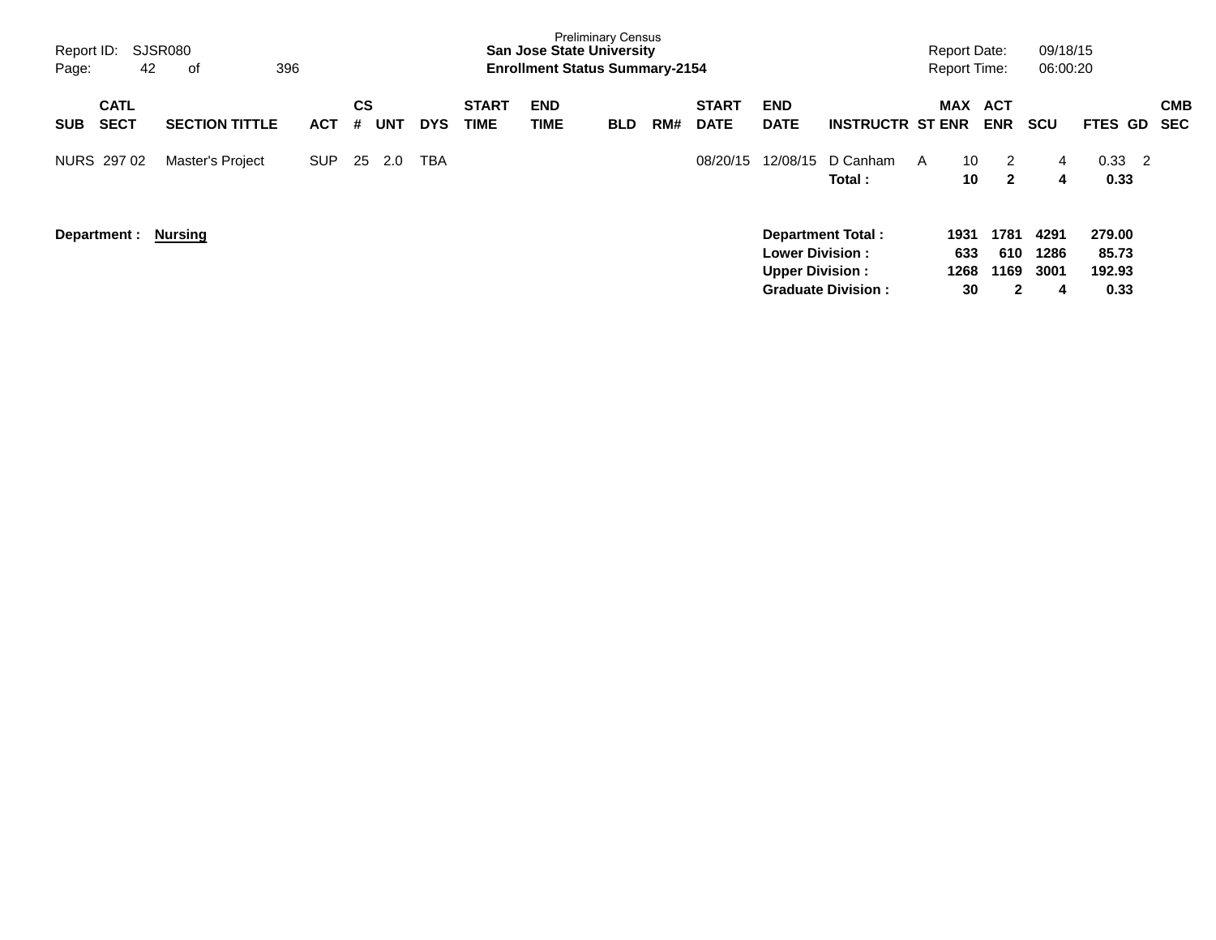Preliminary Census

**San Jose State University**

**Enrollment Status Summary-2154**

Report ID: SJSR080

Report Date: 09/18/15

Report Time: 06:00:20

| SUB | CATL SECT | SECTION TITTLE | ACT | CS # | UNT | DYS | START TIME | END TIME | BLD | RM# | START DATE | END DATE | INSTRUCTR | ST | MAX ENR | ACT ENR | SCU | FTES | GD | CMB SEC |
|---|---|---|---|---|---|---|---|---|---|---|---|---|---|---|---|---|---|---|---|---|
| NURS | 297 02 | Master's Project | SUP | 25 | 2.0 | TBA | | | | | 08/20/15 | 12/08/15 | D Canham | A | 10 | 2 | 4 | 0.33 | 2 | |
| | | | | | | | | | | | | | **Total :** | | **10** | **2** | **4** | **0.33** | | |

**Department :** **Nursing**

| | MAX ENR | ACT ENR | SCU | FTES |
|---|---|---|---|---|
| **Department Total :** | **1931** | **1781** | **4291** | **279.00** |
| **Lower Division :** | **633** | **610** | **1286** | **85.73** |
| **Upper Division :** | **1268** | **1169** | **3001** | **192.93** |
| **Graduate Division :** | **30** | **2** | **4** | **0.33** |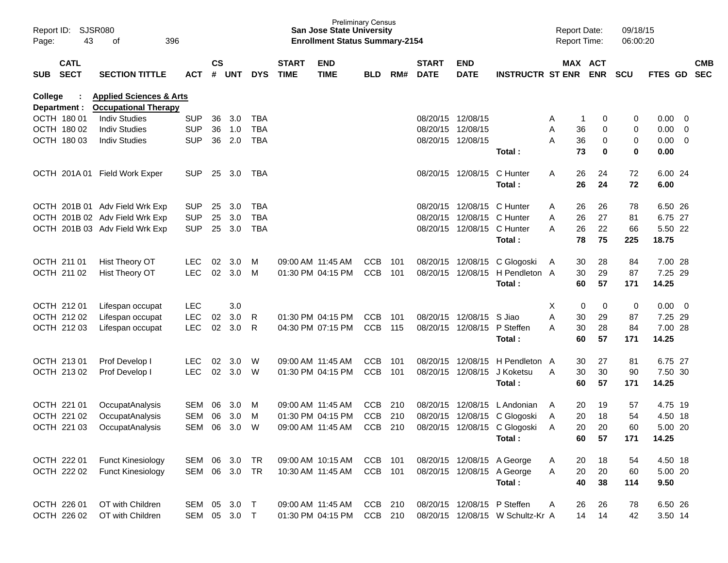Preliminary Census
**San Jose State University**
**Enrollment Status Summary-2154**

Report ID: SJSR080
Report Date: 09/18/15
Report Time: 06:00:20

| SUB | CATL SECT | SECTION TITTLE | ACT | CS # | UNT | DYS | START TIME | END TIME | BLD | RM# | START DATE | END DATE | INSTRUCTR | ST | MAX ENR | ACT ENR | SCU | FTES | GD | CMB SEC |
|---|---|---|---|---|---|---|---|---|---|---|---|---|---|---|---|---|---|---|---|---|
| **College :** | | **Applied Sciences & Arts** | | | | | | | | | | | | | | | | | | |
| **Department :** | | **Occupational Therapy** | | | | | | | | | | | | | | | | | | |
| OCTH | 180 01 | Indiv Studies | SUP | 36 | 3.0 | TBA | | | | | 08/20/15 | 12/08/15 | | A | 1 | 0 | 0 | 0.00 | 0 | |
| OCTH | 180 02 | Indiv Studies | SUP | 36 | 1.0 | TBA | | | | | 08/20/15 | 12/08/15 | | A | 36 | 0 | 0 | 0.00 | 0 | |
| OCTH | 180 03 | Indiv Studies | SUP | 36 | 2.0 | TBA | | | | | 08/20/15 | 12/08/15 | | A | 36 | 0 | 0 | 0.00 | 0 | |
| | | | | | | | | | | | | | **Total :** | | **73** | **0** | **0** | **0.00** | | |
| OCTH | 201A 01 | Field Work Exper | SUP | 25 | 3.0 | TBA | | | | | 08/20/15 | 12/08/15 | C Hunter | A | 26 | 24 | 72 | 6.00 | 24 | |
| | | | | | | | | | | | | | **Total :** | | **26** | **24** | **72** | **6.00** | | |
| OCTH | 201B 01 | Adv Field Wrk Exp | SUP | 25 | 3.0 | TBA | | | | | 08/20/15 | 12/08/15 | C Hunter | A | 26 | 26 | 78 | 6.50 | 26 | |
| OCTH | 201B 02 | Adv Field Wrk Exp | SUP | 25 | 3.0 | TBA | | | | | 08/20/15 | 12/08/15 | C Hunter | A | 26 | 27 | 81 | 6.75 | 27 | |
| OCTH | 201B 03 | Adv Field Wrk Exp | SUP | 25 | 3.0 | TBA | | | | | 08/20/15 | 12/08/15 | C Hunter | A | 26 | 22 | 66 | 5.50 | 22 | |
| | | | | | | | | | | | | | **Total :** | | **78** | **75** | **225** | **18.75** | | |
| OCTH | 211 01 | Hist Theory OT | LEC | 02 | 3.0 | M | 09:00 AM | 11:45 AM | CCB | 101 | 08/20/15 | 12/08/15 | C Glogoski | A | 30 | 28 | 84 | 7.00 | 28 | |
| OCTH | 211 02 | Hist Theory OT | LEC | 02 | 3.0 | M | 01:30 PM | 04:15 PM | CCB | 101 | 08/20/15 | 12/08/15 | H Pendleton | A | 30 | 29 | 87 | 7.25 | 29 | |
| | | | | | | | | | | | | | **Total :** | | **60** | **57** | **171** | **14.25** | | |
| OCTH | 212 01 | Lifespan occupat | LEC | | 3.0 | | | | | | | | | X | 0 | 0 | 0 | 0.00 | 0 | |
| OCTH | 212 02 | Lifespan occupat | LEC | 02 | 3.0 | R | 01:30 PM | 04:15 PM | CCB | 101 | 08/20/15 | 12/08/15 | S Jiao | A | 30 | 29 | 87 | 7.25 | 29 | |
| OCTH | 212 03 | Lifespan occupat | LEC | 02 | 3.0 | R | 04:30 PM | 07:15 PM | CCB | 115 | 08/20/15 | 12/08/15 | P Steffen | A | 30 | 28 | 84 | 7.00 | 28 | |
| | | | | | | | | | | | | | **Total :** | | **60** | **57** | **171** | **14.25** | | |
| OCTH | 213 01 | Prof Develop I | LEC | 02 | 3.0 | W | 09:00 AM | 11:45 AM | CCB | 101 | 08/20/15 | 12/08/15 | H Pendleton | A | 30 | 27 | 81 | 6.75 | 27 | |
| OCTH | 213 02 | Prof Develop I | LEC | 02 | 3.0 | W | 01:30 PM | 04:15 PM | CCB | 101 | 08/20/15 | 12/08/15 | J Koketsu | A | 30 | 30 | 90 | 7.50 | 30 | |
| | | | | | | | | | | | | | **Total :** | | **60** | **57** | **171** | **14.25** | | |
| OCTH | 221 01 | OccupatAnalysis | SEM | 06 | 3.0 | M | 09:00 AM | 11:45 AM | CCB | 210 | 08/20/15 | 12/08/15 | L Andonian | A | 20 | 19 | 57 | 4.75 | 19 | |
| OCTH | 221 02 | OccupatAnalysis | SEM | 06 | 3.0 | M | 01:30 PM | 04:15 PM | CCB | 210 | 08/20/15 | 12/08/15 | C Glogoski | A | 20 | 18 | 54 | 4.50 | 18 | |
| OCTH | 221 03 | OccupatAnalysis | SEM | 06 | 3.0 | W | 09:00 AM | 11:45 AM | CCB | 210 | 08/20/15 | 12/08/15 | C Glogoski | A | 20 | 20 | 60 | 5.00 | 20 | |
| | | | | | | | | | | | | | **Total :** | | **60** | **57** | **171** | **14.25** | | |
| OCTH | 222 01 | Funct Kinesiology | SEM | 06 | 3.0 | TR | 09:00 AM | 10:15 AM | CCB | 101 | 08/20/15 | 12/08/15 | A George | A | 20 | 18 | 54 | 4.50 | 18 | |
| OCTH | 222 02 | Funct Kinesiology | SEM | 06 | 3.0 | TR | 10:30 AM | 11:45 AM | CCB | 101 | 08/20/15 | 12/08/15 | A George | A | 20 | 20 | 60 | 5.00 | 20 | |
| | | | | | | | | | | | | | **Total :** | | **40** | **38** | **114** | **9.50** | | |
| OCTH | 226 01 | OT with Children | SEM | 05 | 3.0 | T | 09:00 AM | 11:45 AM | CCB | 210 | 08/20/15 | 12/08/15 | P Steffen | A | 26 | 26 | 78 | 6.50 | 26 | |
| OCTH | 226 02 | OT with Children | SEM | 05 | 3.0 | T | 01:30 PM | 04:15 PM | CCB | 210 | 08/20/15 | 12/08/15 | W Schultz-Kr | A | 14 | 14 | 42 | 3.50 | 14 | |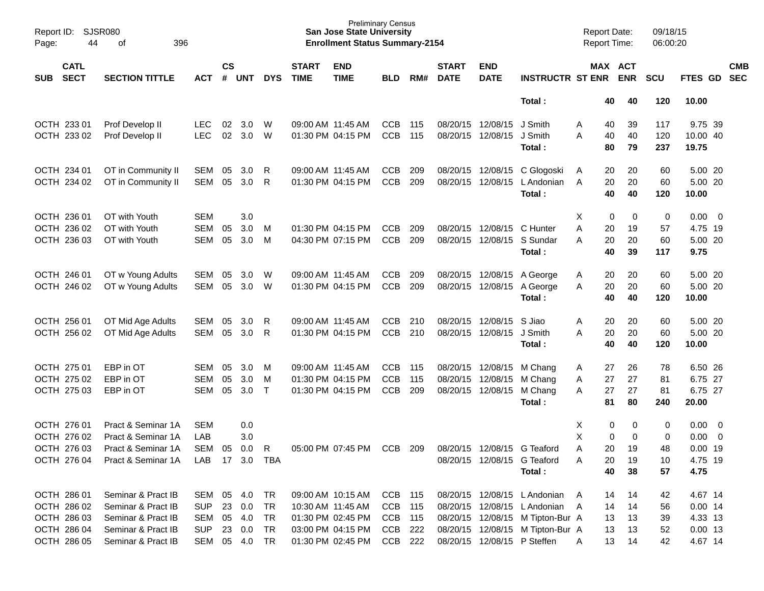| SUB | CATL SECT | SECTION TITTLE | ACT | CS # | UNT | DYS | START TIME | END TIME | BLD | RM# | START DATE | END DATE | INSTRUCTR | ST | MAX ENR | ACT ENR | SCU | FTES | GD | CMB SEC |
|---|---|---|---|---|---|---|---|---|---|---|---|---|---|---|---|---|---|---|---|---|
| | | | | | | | | | | | | | Total : | | 40 | 40 | 120 | 10.00 | | |
| OCTH | 233 01 | Prof Develop II | LEC | 02 | 3.0 | W | 09:00 AM | 11:45 AM | CCB | 115 | 08/20/15 | 12/08/15 | J Smith | A | 40 | 39 | 117 | 9.75 | 39 | |
| OCTH | 233 02 | Prof Develop II | LEC | 02 | 3.0 | W | 01:30 PM | 04:15 PM | CCB | 115 | 08/20/15 | 12/08/15 | J Smith | A | 40 | 40 | 120 | 10.00 | 40 | |
| | | | | | | | | | | | | | Total : | | 80 | 79 | 237 | 19.75 | | |
| OCTH | 234 01 | OT in Community II | SEM | 05 | 3.0 | R | 09:00 AM | 11:45 AM | CCB | 209 | 08/20/15 | 12/08/15 | C Glogoski | A | 20 | 20 | 60 | 5.00 | 20 | |
| OCTH | 234 02 | OT in Community II | SEM | 05 | 3.0 | R | 01:30 PM | 04:15 PM | CCB | 209 | 08/20/15 | 12/08/15 | L Andonian | A | 20 | 20 | 60 | 5.00 | 20 | |
| | | | | | | | | | | | | | Total : | | 40 | 40 | 120 | 10.00 | | |
| OCTH | 236 01 | OT with Youth | SEM | | 3.0 | | | | | | | | | X | 0 | 0 | 0 | 0.00 | 0 | |
| OCTH | 236 02 | OT with Youth | SEM | 05 | 3.0 | M | 01:30 PM | 04:15 PM | CCB | 209 | 08/20/15 | 12/08/15 | C Hunter | A | 20 | 19 | 57 | 4.75 | 19 | |
| OCTH | 236 03 | OT with Youth | SEM | 05 | 3.0 | M | 04:30 PM | 07:15 PM | CCB | 209 | 08/20/15 | 12/08/15 | S Sundar | A | 20 | 20 | 60 | 5.00 | 20 | |
| | | | | | | | | | | | | | Total : | | 40 | 39 | 117 | 9.75 | | |
| OCTH | 246 01 | OT w Young Adults | SEM | 05 | 3.0 | W | 09:00 AM | 11:45 AM | CCB | 209 | 08/20/15 | 12/08/15 | A George | A | 20 | 20 | 60 | 5.00 | 20 | |
| OCTH | 246 02 | OT w Young Adults | SEM | 05 | 3.0 | W | 01:30 PM | 04:15 PM | CCB | 209 | 08/20/15 | 12/08/15 | A George | A | 20 | 20 | 60 | 5.00 | 20 | |
| | | | | | | | | | | | | | Total : | | 40 | 40 | 120 | 10.00 | | |
| OCTH | 256 01 | OT Mid Age Adults | SEM | 05 | 3.0 | R | 09:00 AM | 11:45 AM | CCB | 210 | 08/20/15 | 12/08/15 | S Jiao | A | 20 | 20 | 60 | 5.00 | 20 | |
| OCTH | 256 02 | OT Mid Age Adults | SEM | 05 | 3.0 | R | 01:30 PM | 04:15 PM | CCB | 210 | 08/20/15 | 12/08/15 | J Smith | A | 20 | 20 | 60 | 5.00 | 20 | |
| | | | | | | | | | | | | | Total : | | 40 | 40 | 120 | 10.00 | | |
| OCTH | 275 01 | EBP in OT | SEM | 05 | 3.0 | M | 09:00 AM | 11:45 AM | CCB | 115 | 08/20/15 | 12/08/15 | M Chang | A | 27 | 26 | 78 | 6.50 | 26 | |
| OCTH | 275 02 | EBP in OT | SEM | 05 | 3.0 | M | 01:30 PM | 04:15 PM | CCB | 115 | 08/20/15 | 12/08/15 | M Chang | A | 27 | 27 | 81 | 6.75 | 27 | |
| OCTH | 275 03 | EBP in OT | SEM | 05 | 3.0 | T | 01:30 PM | 04:15 PM | CCB | 209 | 08/20/15 | 12/08/15 | M Chang | A | 27 | 27 | 81 | 6.75 | 27 | |
| | | | | | | | | | | | | | Total : | | 81 | 80 | 240 | 20.00 | | |
| OCTH | 276 01 | Pract & Seminar 1A | SEM | | 0.0 | | | | | | | | | X | 0 | 0 | 0 | 0.00 | 0 | |
| OCTH | 276 02 | Pract & Seminar 1A | LAB | | 3.0 | | | | | | | | | X | 0 | 0 | 0 | 0.00 | 0 | |
| OCTH | 276 03 | Pract & Seminar 1A | SEM | 05 | 0.0 | R | 05:00 PM | 07:45 PM | CCB | 209 | 08/20/15 | 12/08/15 | G Teaford | A | 20 | 19 | 48 | 0.00 | 19 | |
| OCTH | 276 04 | Pract & Seminar 1A | LAB | 17 | 3.0 | TBA | | | | | 08/20/15 | 12/08/15 | G Teaford | A | 20 | 19 | 10 | 4.75 | 19 | |
| | | | | | | | | | | | | | Total : | | 40 | 38 | 57 | 4.75 | | |
| OCTH | 286 01 | Seminar & Pract IB | SEM | 05 | 4.0 | TR | 09:00 AM | 10:15 AM | CCB | 115 | 08/20/15 | 12/08/15 | L Andonian | A | 14 | 14 | 42 | 4.67 | 14 | |
| OCTH | 286 02 | Seminar & Pract IB | SUP | 23 | 0.0 | TR | 10:30 AM | 11:45 AM | CCB | 115 | 08/20/15 | 12/08/15 | L Andonian | A | 14 | 14 | 56 | 0.00 | 14 | |
| OCTH | 286 03 | Seminar & Pract IB | SEM | 05 | 4.0 | TR | 01:30 PM | 02:45 PM | CCB | 115 | 08/20/15 | 12/08/15 | M Tipton-Bur | A | 13 | 13 | 39 | 4.33 | 13 | |
| OCTH | 286 04 | Seminar & Pract IB | SUP | 23 | 0.0 | TR | 03:00 PM | 04:15 PM | CCB | 222 | 08/20/15 | 12/08/15 | M Tipton-Bur | A | 13 | 13 | 52 | 0.00 | 13 | |
| OCTH | 286 05 | Seminar & Pract IB | SEM | 05 | 4.0 | TR | 01:30 PM | 02:45 PM | CCB | 222 | 08/20/15 | 12/08/15 | P Steffen | A | 13 | 14 | 42 | 4.67 | 14 | |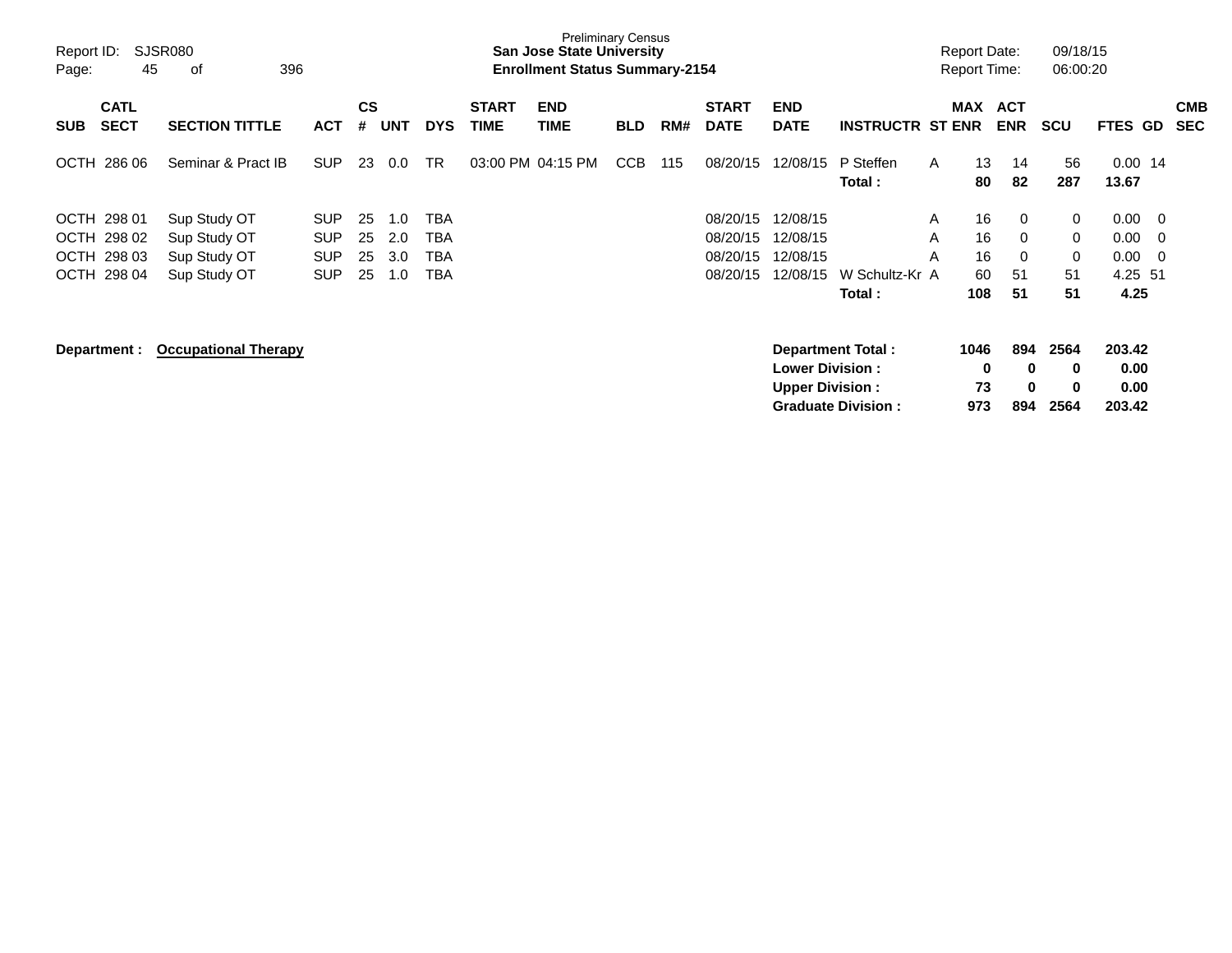Preliminary Census
**San Jose State University**
**Enrollment Status Summary-2154**

Report ID: SJSR080
Report Date: 09/18/15
Report Time: 06:00:20

| SUB | CATL SECT | SECTION TITTLE | ACT | CS # | UNT | DYS | START TIME | END TIME | BLD | RM# | START DATE | END DATE | INSTRUCTR | ST | MAX ENR | ACT ENR | SCU | FTES | GD | CMB SEC |
|---|---|---|---|---|---|---|---|---|---|---|---|---|---|---|---|---|---|---|---|---|
| OCTH | 286 06 | Seminar & Pract IB | SUP | 23 | 0.0 | TR | 03:00 PM | 04:15 PM | CCB | 115 | 08/20/15 | 12/08/15 | P Steffen | A | 13 | 14 | 56 | 0.00 | 14 | |
| | | | | | | | | | | | | | **Total :** | | **80** | **82** | **287** | **13.67** | | |
| OCTH | 298 01 | Sup Study OT | SUP | 25 | 1.0 | TBA | | | | | 08/20/15 | 12/08/15 | | A | 16 | 0 | 0 | 0.00 | 0 | |
| OCTH | 298 02 | Sup Study OT | SUP | 25 | 2.0 | TBA | | | | | 08/20/15 | 12/08/15 | | A | 16 | 0 | 0 | 0.00 | 0 | |
| OCTH | 298 03 | Sup Study OT | SUP | 25 | 3.0 | TBA | | | | | 08/20/15 | 12/08/15 | | A | 16 | 0 | 0 | 0.00 | 0 | |
| OCTH | 298 04 | Sup Study OT | SUP | 25 | 1.0 | TBA | | | | | 08/20/15 | 12/08/15 | W Schultz-Kr | A | 60 | 51 | 51 | 4.25 | 51 | |
| | | | | | | | | | | | | | **Total :** | | **108** | **51** | **51** | **4.25** | | |

**Department :** **Occupational Therapy**

| | MAX ENR | ACT ENR | SCU | FTES |
|---|---|---|---|---|
| **Department Total :** | **1046** | **894** | **2564** | **203.42** |
| **Lower Division :** | **0** | **0** | **0** | **0.00** |
| **Upper Division :** | **73** | **0** | **0** | **0.00** |
| **Graduate Division :** | **973** | **894** | **2564** | **203.42** |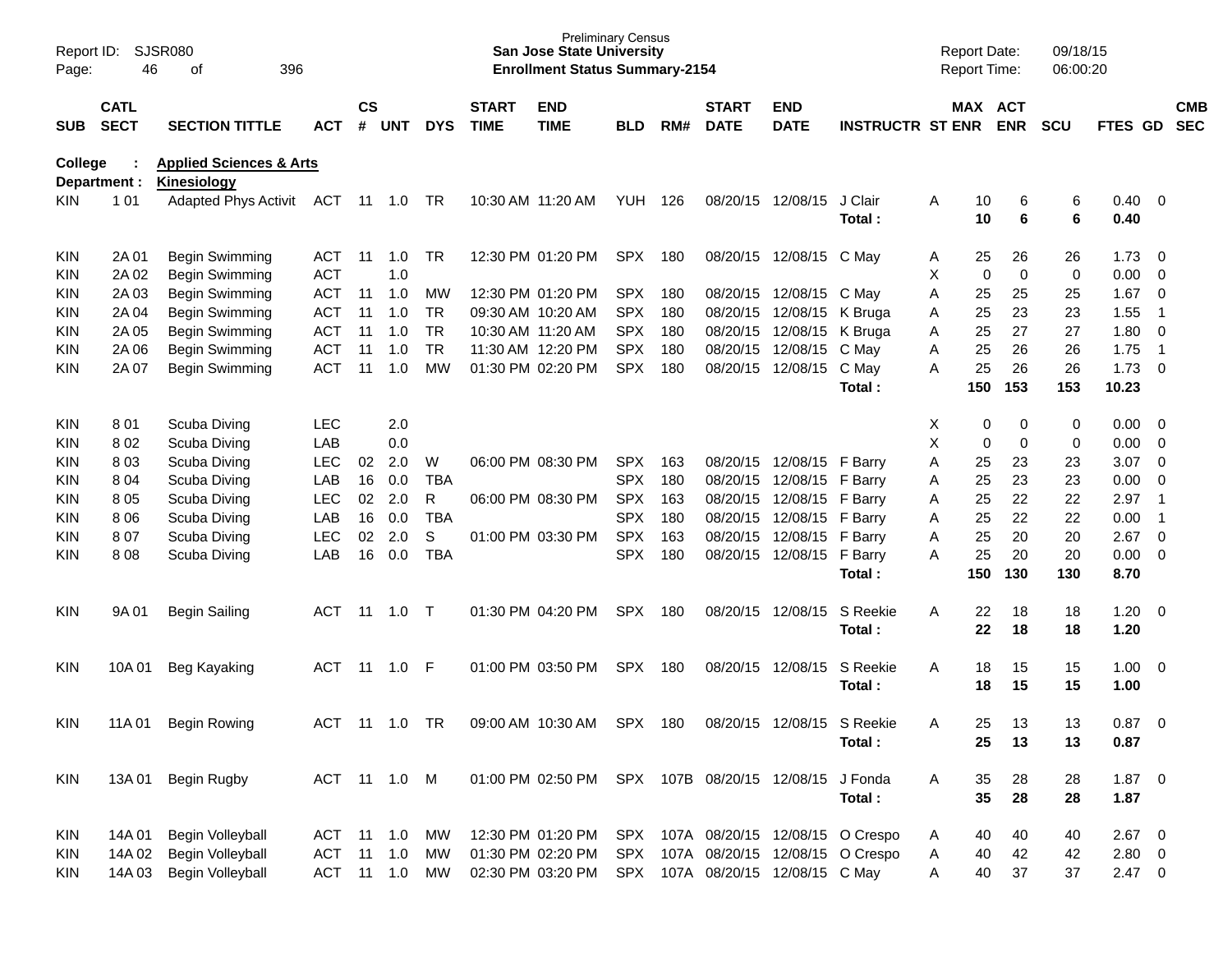Preliminary Census
**San Jose State University**
**Enrollment Status Summary-2154**

Report ID: SJSR080
Report Date: 09/18/15
Report Time: 06:00:20

**College : Applied Sciences & Arts**
**Department : Kinesiology**

| SUB | CATL SECT | SECTION TITTLE | ACT | CS # | UNT | DYS | START TIME | END TIME | BLD | RM# | START DATE | END DATE | INSTRUCTR | ST | MAX ENR | ACT ENR | SCU | FTES | GD | CMB SEC |
|---|---|---|---|---|---|---|---|---|---|---|---|---|---|---|---|---|---|---|---|---|
| KIN | 1 01 | Adapted Phys Activit | ACT | 11 | 1.0 | TR | 10:30 AM | 11:20 AM | YUH | 126 | 08/20/15 | 12/08/15 | J Clair | A | 10 | 6 | 6 | 0.40 | 0 | |
| | | | | | | | | | | | | | **Total :** | | **10** | **6** | **6** | **0.40** | | |
| KIN | 2A 01 | Begin Swimming | ACT | 11 | 1.0 | TR | 12:30 PM | 01:20 PM | SPX | 180 | 08/20/15 | 12/08/15 | C May | A | 25 | 26 | 26 | 1.73 | 0 | |
| KIN | 2A 02 | Begin Swimming | ACT | | 1.0 | | | | | | | | | X | 0 | 0 | 0 | 0.00 | 0 | |
| KIN | 2A 03 | Begin Swimming | ACT | 11 | 1.0 | MW | 12:30 PM | 01:20 PM | SPX | 180 | 08/20/15 | 12/08/15 | C May | A | 25 | 25 | 25 | 1.67 | 0 | |
| KIN | 2A 04 | Begin Swimming | ACT | 11 | 1.0 | TR | 09:30 AM | 10:20 AM | SPX | 180 | 08/20/15 | 12/08/15 | K Bruga | A | 25 | 23 | 23 | 1.55 | 1 | |
| KIN | 2A 05 | Begin Swimming | ACT | 11 | 1.0 | TR | 10:30 AM | 11:20 AM | SPX | 180 | 08/20/15 | 12/08/15 | K Bruga | A | 25 | 27 | 27 | 1.80 | 0 | |
| KIN | 2A 06 | Begin Swimming | ACT | 11 | 1.0 | TR | 11:30 AM | 12:20 PM | SPX | 180 | 08/20/15 | 12/08/15 | C May | A | 25 | 26 | 26 | 1.75 | 1 | |
| KIN | 2A 07 | Begin Swimming | ACT | 11 | 1.0 | MW | 01:30 PM | 02:20 PM | SPX | 180 | 08/20/15 | 12/08/15 | C May | A | 25 | 26 | 26 | 1.73 | 0 | |
| | | | | | | | | | | | | | **Total :** | | **150** | **153** | **153** | **10.23** | | |
| KIN | 8 01 | Scuba Diving | LEC | | 2.0 | | | | | | | | | X | 0 | 0 | 0 | 0.00 | 0 | |
| KIN | 8 02 | Scuba Diving | LAB | | 0.0 | | | | | | | | | X | 0 | 0 | 0 | 0.00 | 0 | |
| KIN | 8 03 | Scuba Diving | LEC | 02 | 2.0 | W | 06:00 PM | 08:30 PM | SPX | 163 | 08/20/15 | 12/08/15 | F Barry | A | 25 | 23 | 23 | 3.07 | 0 | |
| KIN | 8 04 | Scuba Diving | LAB | 16 | 0.0 | TBA | | | SPX | 180 | 08/20/15 | 12/08/15 | F Barry | A | 25 | 23 | 23 | 0.00 | 0 | |
| KIN | 8 05 | Scuba Diving | LEC | 02 | 2.0 | R | 06:00 PM | 08:30 PM | SPX | 163 | 08/20/15 | 12/08/15 | F Barry | A | 25 | 22 | 22 | 2.97 | 1 | |
| KIN | 8 06 | Scuba Diving | LAB | 16 | 0.0 | TBA | | | SPX | 180 | 08/20/15 | 12/08/15 | F Barry | A | 25 | 22 | 22 | 0.00 | 1 | |
| KIN | 8 07 | Scuba Diving | LEC | 02 | 2.0 | S | 01:00 PM | 03:30 PM | SPX | 163 | 08/20/15 | 12/08/15 | F Barry | A | 25 | 20 | 20 | 2.67 | 0 | |
| KIN | 8 08 | Scuba Diving | LAB | 16 | 0.0 | TBA | | | SPX | 180 | 08/20/15 | 12/08/15 | F Barry | A | 25 | 20 | 20 | 0.00 | 0 | |
| | | | | | | | | | | | | | **Total :** | | **150** | **130** | **130** | **8.70** | | |
| KIN | 9A 01 | Begin Sailing | ACT | 11 | 1.0 | T | 01:30 PM | 04:20 PM | SPX | 180 | 08/20/15 | 12/08/15 | S Reekie | A | 22 | 18 | 18 | 1.20 | 0 | |
| | | | | | | | | | | | | | **Total :** | | **22** | **18** | **18** | **1.20** | | |
| KIN | 10A 01 | Beg Kayaking | ACT | 11 | 1.0 | F | 01:00 PM | 03:50 PM | SPX | 180 | 08/20/15 | 12/08/15 | S Reekie | A | 18 | 15 | 15 | 1.00 | 0 | |
| | | | | | | | | | | | | | **Total :** | | **18** | **15** | **15** | **1.00** | | |
| KIN | 11A 01 | Begin Rowing | ACT | 11 | 1.0 | TR | 09:00 AM | 10:30 AM | SPX | 180 | 08/20/15 | 12/08/15 | S Reekie | A | 25 | 13 | 13 | 0.87 | 0 | |
| | | | | | | | | | | | | | **Total :** | | **25** | **13** | **13** | **0.87** | | |
| KIN | 13A 01 | Begin Rugby | ACT | 11 | 1.0 | M | 01:00 PM | 02:50 PM | SPX | 107B | 08/20/15 | 12/08/15 | J Fonda | A | 35 | 28 | 28 | 1.87 | 0 | |
| | | | | | | | | | | | | | **Total :** | | **35** | **28** | **28** | **1.87** | | |
| KIN | 14A 01 | Begin Volleyball | ACT | 11 | 1.0 | MW | 12:30 PM | 01:20 PM | SPX | 107A | 08/20/15 | 12/08/15 | O Crespo | A | 40 | 40 | 40 | 2.67 | 0 | |
| KIN | 14A 02 | Begin Volleyball | ACT | 11 | 1.0 | MW | 01:30 PM | 02:20 PM | SPX | 107A | 08/20/15 | 12/08/15 | O Crespo | A | 40 | 42 | 42 | 2.80 | 0 | |
| KIN | 14A 03 | Begin Volleyball | ACT | 11 | 1.0 | MW | 02:30 PM | 03:20 PM | SPX | 107A | 08/20/15 | 12/08/15 | C May | A | 40 | 37 | 37 | 2.47 | 0 | |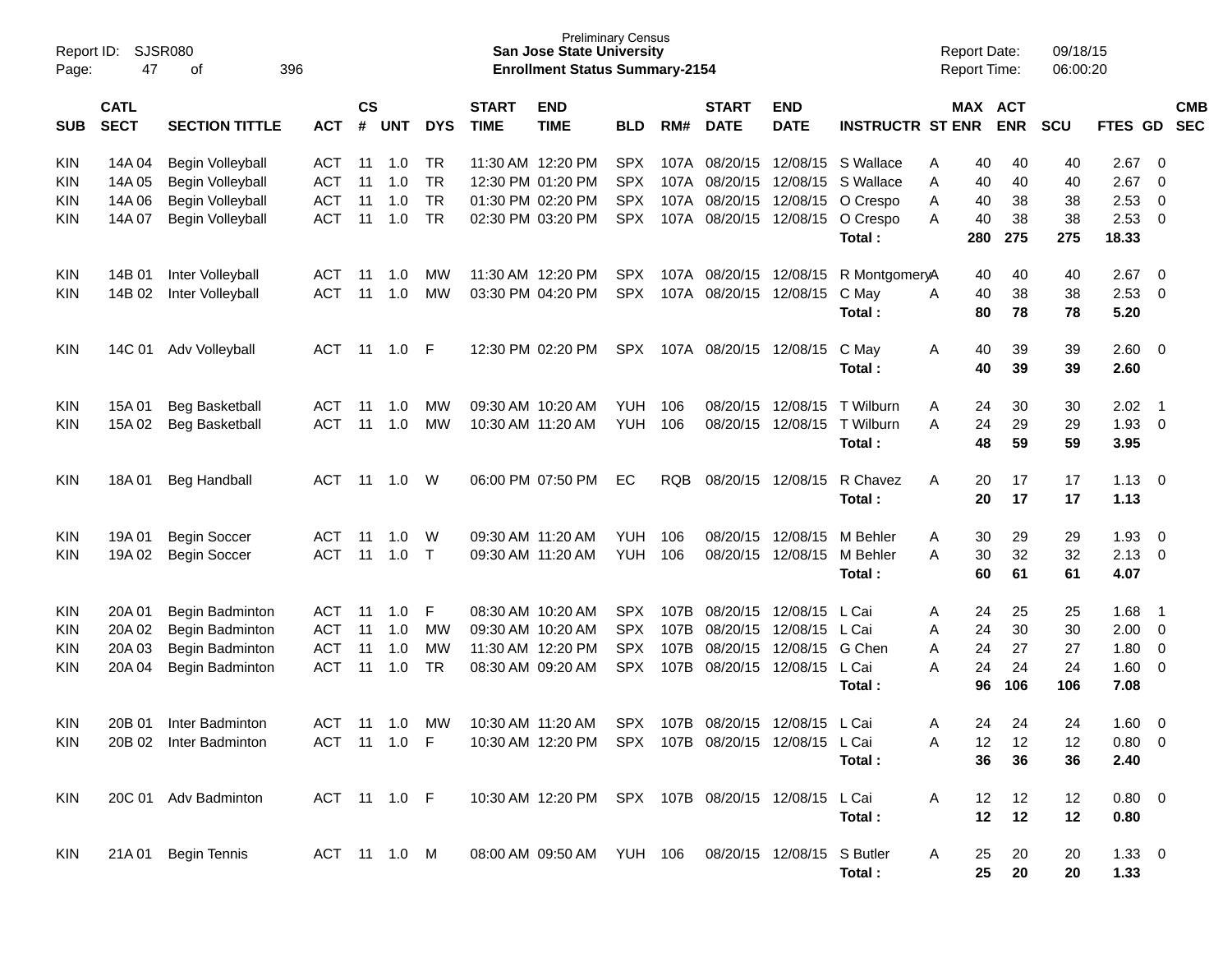Preliminary Census
**San Jose State University**
**Enrollment Status Summary-2154**

Report ID: SJSR080
Report Date: 09/18/15
Report Time: 06:00:20

| SUB | CATL SECT | SECTION TITTLE | ACT | CS # | UNT | DYS | START TIME | END TIME | BLD | RM# | START DATE | END DATE | INSTRUCTR | ST | MAX ENR | ACT ENR | SCU | FTES | GD | CMB SEC |
|---|---|---|---|---|---|---|---|---|---|---|---|---|---|---|---|---|---|---|---|---|
| KIN | 14A 04 | Begin Volleyball | ACT | 11 | 1.0 | TR | 11:30 AM | 12:20 PM | SPX | 107A | 08/20/15 | 12/08/15 | S Wallace | A | 40 | 40 | 40 | 2.67 | 0 | |
| KIN | 14A 05 | Begin Volleyball | ACT | 11 | 1.0 | TR | 12:30 PM | 01:20 PM | SPX | 107A | 08/20/15 | 12/08/15 | S Wallace | A | 40 | 40 | 40 | 2.67 | 0 | |
| KIN | 14A 06 | Begin Volleyball | ACT | 11 | 1.0 | TR | 01:30 PM | 02:20 PM | SPX | 107A | 08/20/15 | 12/08/15 | O Crespo | A | 40 | 38 | 38 | 2.53 | 0 | |
| KIN | 14A 07 | Begin Volleyball | ACT | 11 | 1.0 | TR | 02:30 PM | 03:20 PM | SPX | 107A | 08/20/15 | 12/08/15 | O Crespo | A | 40 | 38 | 38 | 2.53 | 0 | |
| | | | | | | | | | | | | | **Total :** | | **280** | **275** | **275** | **18.33** | | |
| KIN | 14B 01 | Inter Volleyball | ACT | 11 | 1.0 | MW | 11:30 AM | 12:20 PM | SPX | 107A | 08/20/15 | 12/08/15 | R Montgomery | A | 40 | 40 | 40 | 2.67 | 0 | |
| KIN | 14B 02 | Inter Volleyball | ACT | 11 | 1.0 | MW | 03:30 PM | 04:20 PM | SPX | 107A | 08/20/15 | 12/08/15 | C May | A | 40 | 38 | 38 | 2.53 | 0 | |
| | | | | | | | | | | | | | **Total :** | | **80** | **78** | **78** | **5.20** | | |
| KIN | 14C 01 | Adv Volleyball | ACT | 11 | 1.0 | F | 12:30 PM | 02:20 PM | SPX | 107A | 08/20/15 | 12/08/15 | C May | A | 40 | 39 | 39 | 2.60 | 0 | |
| | | | | | | | | | | | | | **Total :** | | **40** | **39** | **39** | **2.60** | | |
| KIN | 15A 01 | Beg Basketball | ACT | 11 | 1.0 | MW | 09:30 AM | 10:20 AM | YUH | 106 | 08/20/15 | 12/08/15 | T Wilburn | A | 24 | 30 | 30 | 2.02 | 1 | |
| KIN | 15A 02 | Beg Basketball | ACT | 11 | 1.0 | MW | 10:30 AM | 11:20 AM | YUH | 106 | 08/20/15 | 12/08/15 | T Wilburn | A | 24 | 29 | 29 | 1.93 | 0 | |
| | | | | | | | | | | | | | **Total :** | | **48** | **59** | **59** | **3.95** | | |
| KIN | 18A 01 | Beg Handball | ACT | 11 | 1.0 | W | 06:00 PM | 07:50 PM | EC | RQB | 08/20/15 | 12/08/15 | R Chavez | A | 20 | 17 | 17 | 1.13 | 0 | |
| | | | | | | | | | | | | | **Total :** | | **20** | **17** | **17** | **1.13** | | |
| KIN | 19A 01 | Begin Soccer | ACT | 11 | 1.0 | W | 09:30 AM | 11:20 AM | YUH | 106 | 08/20/15 | 12/08/15 | M Behler | A | 30 | 29 | 29 | 1.93 | 0 | |
| KIN | 19A 02 | Begin Soccer | ACT | 11 | 1.0 | T | 09:30 AM | 11:20 AM | YUH | 106 | 08/20/15 | 12/08/15 | M Behler | A | 30 | 32 | 32 | 2.13 | 0 | |
| | | | | | | | | | | | | | **Total :** | | **60** | **61** | **61** | **4.07** | | |
| KIN | 20A 01 | Begin Badminton | ACT | 11 | 1.0 | F | 08:30 AM | 10:20 AM | SPX | 107B | 08/20/15 | 12/08/15 | L Cai | A | 24 | 25 | 25 | 1.68 | 1 | |
| KIN | 20A 02 | Begin Badminton | ACT | 11 | 1.0 | MW | 09:30 AM | 10:20 AM | SPX | 107B | 08/20/15 | 12/08/15 | L Cai | A | 24 | 30 | 30 | 2.00 | 0 | |
| KIN | 20A 03 | Begin Badminton | ACT | 11 | 1.0 | MW | 11:30 AM | 12:20 PM | SPX | 107B | 08/20/15 | 12/08/15 | G Chen | A | 24 | 27 | 27 | 1.80 | 0 | |
| KIN | 20A 04 | Begin Badminton | ACT | 11 | 1.0 | TR | 08:30 AM | 09:20 AM | SPX | 107B | 08/20/15 | 12/08/15 | L Cai | A | 24 | 24 | 24 | 1.60 | 0 | |
| | | | | | | | | | | | | | **Total :** | | **96** | **106** | **106** | **7.08** | | |
| KIN | 20B 01 | Inter Badminton | ACT | 11 | 1.0 | MW | 10:30 AM | 11:20 AM | SPX | 107B | 08/20/15 | 12/08/15 | L Cai | A | 24 | 24 | 24 | 1.60 | 0 | |
| KIN | 20B 02 | Inter Badminton | ACT | 11 | 1.0 | F | 10:30 AM | 12:20 PM | SPX | 107B | 08/20/15 | 12/08/15 | L Cai | A | 12 | 12 | 12 | 0.80 | 0 | |
| | | | | | | | | | | | | | **Total :** | | **36** | **36** | **36** | **2.40** | | |
| KIN | 20C 01 | Adv Badminton | ACT | 11 | 1.0 | F | 10:30 AM | 12:20 PM | SPX | 107B | 08/20/15 | 12/08/15 | L Cai | A | 12 | 12 | 12 | 0.80 | 0 | |
| | | | | | | | | | | | | | **Total :** | | **12** | **12** | **12** | **0.80** | | |
| KIN | 21A 01 | Begin Tennis | ACT | 11 | 1.0 | M | 08:00 AM | 09:50 AM | YUH | 106 | 08/20/15 | 12/08/15 | S Butler | A | 25 | 20 | 20 | 1.33 | 0 | |
| | | | | | | | | | | | | | **Total :** | | **25** | **20** | **20** | **1.33** | | |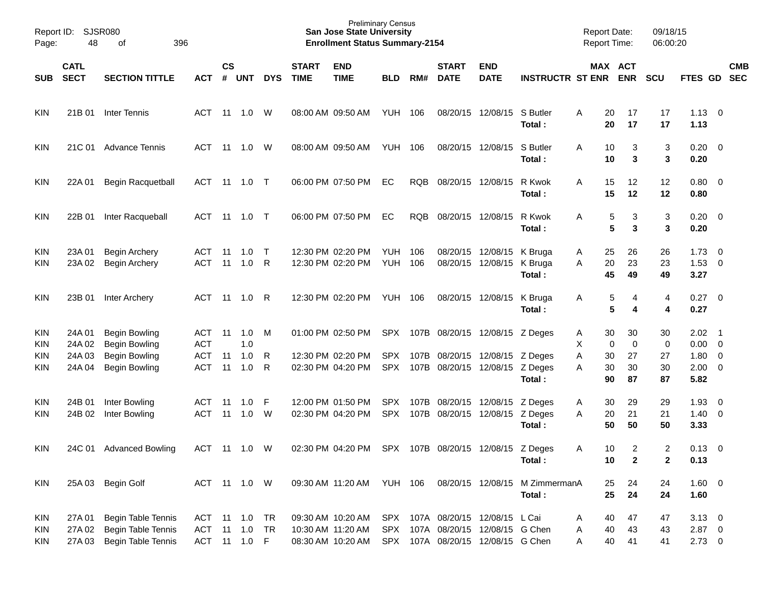Report ID: SJSR080
Preliminary Census
**San Jose State University**
**Enrollment Status Summary-2154**
Report Date: 09/18/15
Report Time: 06:00:20

| SUB | CATL SECT | SECTION TITTLE | ACT | CS # | UNT | DYS | START TIME | END TIME | BLD | RM# | START DATE | END DATE | INSTRUCTR | ST | MAX ENR | ACT ENR | SCU | FTES | GD | CMB SEC |
|---|---|---|---|---|---|---|---|---|---|---|---|---|---|---|---|---|---|---|---|---|
| KIN | 21B 01 | Inter Tennis | ACT | 11 | 1.0 | W | 08:00 AM | 09:50 AM | YUH | 106 | 08/20/15 | 12/08/15 | S Butler | A | 20 | 17 | 17 | 1.13 | 0 | |
| | | | | | | | | | | | | | **Total :** | | **20** | **17** | **17** | **1.13** | | |
| KIN | 21C 01 | Advance Tennis | ACT | 11 | 1.0 | W | 08:00 AM | 09:50 AM | YUH | 106 | 08/20/15 | 12/08/15 | S Butler | A | 10 | 3 | 3 | 0.20 | 0 | |
| | | | | | | | | | | | | | **Total :** | | **10** | **3** | **3** | **0.20** | | |
| KIN | 22A 01 | Begin Racquetball | ACT | 11 | 1.0 | T | 06:00 PM | 07:50 PM | EC | RQB | 08/20/15 | 12/08/15 | R Kwok | A | 15 | 12 | 12 | 0.80 | 0 | |
| | | | | | | | | | | | | | **Total :** | | **15** | **12** | **12** | **0.80** | | |
| KIN | 22B 01 | Inter Racqueball | ACT | 11 | 1.0 | T | 06:00 PM | 07:50 PM | EC | RQB | 08/20/15 | 12/08/15 | R Kwok | A | 5 | 3 | 3 | 0.20 | 0 | |
| | | | | | | | | | | | | | **Total :** | | **5** | **3** | **3** | **0.20** | | |
| KIN | 23A 01 | Begin Archery | ACT | 11 | 1.0 | T | 12:30 PM | 02:20 PM | YUH | 106 | 08/20/15 | 12/08/15 | K Bruga | A | 25 | 26 | 26 | 1.73 | 0 | |
| KIN | 23A 02 | Begin Archery | ACT | 11 | 1.0 | R | 12:30 PM | 02:20 PM | YUH | 106 | 08/20/15 | 12/08/15 | K Bruga | A | 20 | 23 | 23 | 1.53 | 0 | |
| | | | | | | | | | | | | | **Total :** | | **45** | **49** | **49** | **3.27** | | |
| KIN | 23B 01 | Inter Archery | ACT | 11 | 1.0 | R | 12:30 PM | 02:20 PM | YUH | 106 | 08/20/15 | 12/08/15 | K Bruga | A | 5 | 4 | 4 | 0.27 | 0 | |
| | | | | | | | | | | | | | **Total :** | | **5** | **4** | **4** | **0.27** | | |
| KIN | 24A 01 | Begin Bowling | ACT | 11 | 1.0 | M | 01:00 PM | 02:50 PM | SPX | 107B | 08/20/15 | 12/08/15 | Z Deges | A | 30 | 30 | 30 | 2.02 | 1 | |
| KIN | 24A 02 | Begin Bowling | ACT | | 1.0 | | | | | | | | | X | 0 | 0 | 0 | 0.00 | 0 | |
| KIN | 24A 03 | Begin Bowling | ACT | 11 | 1.0 | R | 12:30 PM | 02:20 PM | SPX | 107B | 08/20/15 | 12/08/15 | Z Deges | A | 30 | 27 | 27 | 1.80 | 0 | |
| KIN | 24A 04 | Begin Bowling | ACT | 11 | 1.0 | R | 02:30 PM | 04:20 PM | SPX | 107B | 08/20/15 | 12/08/15 | Z Deges | A | 30 | 30 | 30 | 2.00 | 0 | |
| | | | | | | | | | | | | | **Total :** | | **90** | **87** | **87** | **5.82** | | |
| KIN | 24B 01 | Inter Bowling | ACT | 11 | 1.0 | F | 12:00 PM | 01:50 PM | SPX | 107B | 08/20/15 | 12/08/15 | Z Deges | A | 30 | 29 | 29 | 1.93 | 0 | |
| KIN | 24B 02 | Inter Bowling | ACT | 11 | 1.0 | W | 02:30 PM | 04:20 PM | SPX | 107B | 08/20/15 | 12/08/15 | Z Deges | A | 20 | 21 | 21 | 1.40 | 0 | |
| | | | | | | | | | | | | | **Total :** | | **50** | **50** | **50** | **3.33** | | |
| KIN | 24C 01 | Advanced Bowling | ACT | 11 | 1.0 | W | 02:30 PM | 04:20 PM | SPX | 107B | 08/20/15 | 12/08/15 | Z Deges | A | 10 | 2 | 2 | 0.13 | 0 | |
| | | | | | | | | | | | | | **Total :** | | **10** | **2** | **2** | **0.13** | | |
| KIN | 25A 03 | Begin Golf | ACT | 11 | 1.0 | W | 09:30 AM | 11:20 AM | YUH | 106 | 08/20/15 | 12/08/15 | M Zimmerman | A | 25 | 24 | 24 | 1.60 | 0 | |
| | | | | | | | | | | | | | **Total :** | | **25** | **24** | **24** | **1.60** | | |
| KIN | 27A 01 | Begin Table Tennis | ACT | 11 | 1.0 | TR | 09:30 AM | 10:20 AM | SPX | 107A | 08/20/15 | 12/08/15 | L Cai | A | 40 | 47 | 47 | 3.13 | 0 | |
| KIN | 27A 02 | Begin Table Tennis | ACT | 11 | 1.0 | TR | 10:30 AM | 11:20 AM | SPX | 107A | 08/20/15 | 12/08/15 | G Chen | A | 40 | 43 | 43 | 2.87 | 0 | |
| KIN | 27A 03 | Begin Table Tennis | ACT | 11 | 1.0 | F | 08:30 AM | 10:20 AM | SPX | 107A | 08/20/15 | 12/08/15 | G Chen | A | 40 | 41 | 41 | 2.73 | 0 | |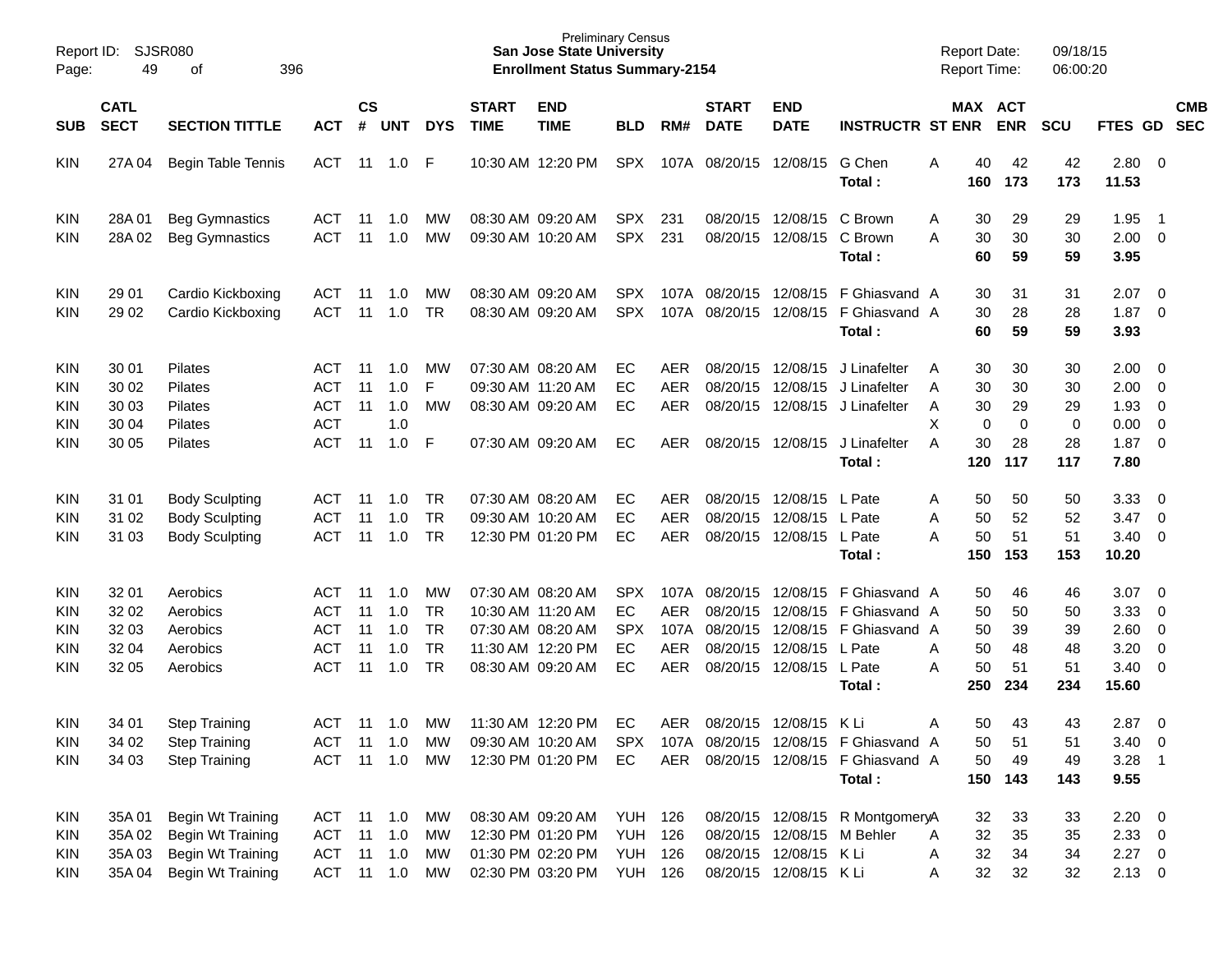Preliminary Census
**San Jose State University**
**Enrollment Status Summary-2154**

Report ID: SJSR080
Report Date: 09/18/15
Report Time: 06:00:20

| SUB | CATL SECT | SECTION TITTLE | ACT | CS # | UNT | DYS | START TIME | END TIME | BLD | RM# | START DATE | END DATE | INSTRUCTR | ST | MAX ENR | ACT ENR | SCU | FTES | GD | CMB SEC |
|---|---|---|---|---|---|---|---|---|---|---|---|---|---|---|---|---|---|---|---|---|
| KIN | 27A 04 | Begin Table Tennis | ACT | 11 | 1.0 | F | 10:30 AM | 12:20 PM | SPX | 107A | 08/20/15 | 12/08/15 | G Chen | A | 40 | 42 | 42 | 2.80 | 0 | |
| | | | | | | | | | | | | | **Total :** | | **160** | **173** | **173** | **11.53** | | |
| KIN | 28A 01 | Beg Gymnastics | ACT | 11 | 1.0 | MW | 08:30 AM | 09:20 AM | SPX | 231 | 08/20/15 | 12/08/15 | C Brown | A | 30 | 29 | 29 | 1.95 | 1 | |
| KIN | 28A 02 | Beg Gymnastics | ACT | 11 | 1.0 | MW | 09:30 AM | 10:20 AM | SPX | 231 | 08/20/15 | 12/08/15 | C Brown | A | 30 | 30 | 30 | 2.00 | 0 | |
| | | | | | | | | | | | | | **Total :** | | **60** | **59** | **59** | **3.95** | | |
| KIN | 29 01 | Cardio Kickboxing | ACT | 11 | 1.0 | MW | 08:30 AM | 09:20 AM | SPX | 107A | 08/20/15 | 12/08/15 | F Ghiasvand | A | 30 | 31 | 31 | 2.07 | 0 | |
| KIN | 29 02 | Cardio Kickboxing | ACT | 11 | 1.0 | TR | 08:30 AM | 09:20 AM | SPX | 107A | 08/20/15 | 12/08/15 | F Ghiasvand | A | 30 | 28 | 28 | 1.87 | 0 | |
| | | | | | | | | | | | | | **Total :** | | **60** | **59** | **59** | **3.93** | | |
| KIN | 30 01 | Pilates | ACT | 11 | 1.0 | MW | 07:30 AM | 08:20 AM | EC | AER | 08/20/15 | 12/08/15 | J Linafelter | A | 30 | 30 | 30 | 2.00 | 0 | |
| KIN | 30 02 | Pilates | ACT | 11 | 1.0 | F | 09:30 AM | 11:20 AM | EC | AER | 08/20/15 | 12/08/15 | J Linafelter | A | 30 | 30 | 30 | 2.00 | 0 | |
| KIN | 30 03 | Pilates | ACT | 11 | 1.0 | MW | 08:30 AM | 09:20 AM | EC | AER | 08/20/15 | 12/08/15 | J Linafelter | A | 30 | 29 | 29 | 1.93 | 0 | |
| KIN | 30 04 | Pilates | ACT | | 1.0 | | | | | | | | | X | 0 | 0 | 0 | 0.00 | 0 | |
| KIN | 30 05 | Pilates | ACT | 11 | 1.0 | F | 07:30 AM | 09:20 AM | EC | AER | 08/20/15 | 12/08/15 | J Linafelter | A | 30 | 28 | 28 | 1.87 | 0 | |
| | | | | | | | | | | | | | **Total :** | | **120** | **117** | **117** | **7.80** | | |
| KIN | 31 01 | Body Sculpting | ACT | 11 | 1.0 | TR | 07:30 AM | 08:20 AM | EC | AER | 08/20/15 | 12/08/15 | L Pate | A | 50 | 50 | 50 | 3.33 | 0 | |
| KIN | 31 02 | Body Sculpting | ACT | 11 | 1.0 | TR | 09:30 AM | 10:20 AM | EC | AER | 08/20/15 | 12/08/15 | L Pate | A | 50 | 52 | 52 | 3.47 | 0 | |
| KIN | 31 03 | Body Sculpting | ACT | 11 | 1.0 | TR | 12:30 PM | 01:20 PM | EC | AER | 08/20/15 | 12/08/15 | L Pate | A | 50 | 51 | 51 | 3.40 | 0 | |
| | | | | | | | | | | | | | **Total :** | | **150** | **153** | **153** | **10.20** | | |
| KIN | 32 01 | Aerobics | ACT | 11 | 1.0 | MW | 07:30 AM | 08:20 AM | SPX | 107A | 08/20/15 | 12/08/15 | F Ghiasvand | A | 50 | 46 | 46 | 3.07 | 0 | |
| KIN | 32 02 | Aerobics | ACT | 11 | 1.0 | TR | 10:30 AM | 11:20 AM | EC | AER | 08/20/15 | 12/08/15 | F Ghiasvand | A | 50 | 50 | 50 | 3.33 | 0 | |
| KIN | 32 03 | Aerobics | ACT | 11 | 1.0 | TR | 07:30 AM | 08:20 AM | SPX | 107A | 08/20/15 | 12/08/15 | F Ghiasvand | A | 50 | 39 | 39 | 2.60 | 0 | |
| KIN | 32 04 | Aerobics | ACT | 11 | 1.0 | TR | 11:30 AM | 12:20 PM | EC | AER | 08/20/15 | 12/08/15 | L Pate | A | 50 | 48 | 48 | 3.20 | 0 | |
| KIN | 32 05 | Aerobics | ACT | 11 | 1.0 | TR | 08:30 AM | 09:20 AM | EC | AER | 08/20/15 | 12/08/15 | L Pate | A | 50 | 51 | 51 | 3.40 | 0 | |
| | | | | | | | | | | | | | **Total :** | | **250** | **234** | **234** | **15.60** | | |
| KIN | 34 01 | Step Training | ACT | 11 | 1.0 | MW | 11:30 AM | 12:20 PM | EC | AER | 08/20/15 | 12/08/15 | K Li | A | 50 | 43 | 43 | 2.87 | 0 | |
| KIN | 34 02 | Step Training | ACT | 11 | 1.0 | MW | 09:30 AM | 10:20 AM | SPX | 107A | 08/20/15 | 12/08/15 | F Ghiasvand | A | 50 | 51 | 51 | 3.40 | 0 | |
| KIN | 34 03 | Step Training | ACT | 11 | 1.0 | MW | 12:30 PM | 01:20 PM | EC | AER | 08/20/15 | 12/08/15 | F Ghiasvand | A | 50 | 49 | 49 | 3.28 | 1 | |
| | | | | | | | | | | | | | **Total :** | | **150** | **143** | **143** | **9.55** | | |
| KIN | 35A 01 | Begin Wt Training | ACT | 11 | 1.0 | MW | 08:30 AM | 09:20 AM | YUH | 126 | 08/20/15 | 12/08/15 | R Montgomery | A | 32 | 33 | 33 | 2.20 | 0 | |
| KIN | 35A 02 | Begin Wt Training | ACT | 11 | 1.0 | MW | 12:30 PM | 01:20 PM | YUH | 126 | 08/20/15 | 12/08/15 | M Behler | A | 32 | 35 | 35 | 2.33 | 0 | |
| KIN | 35A 03 | Begin Wt Training | ACT | 11 | 1.0 | MW | 01:30 PM | 02:20 PM | YUH | 126 | 08/20/15 | 12/08/15 | K Li | A | 32 | 34 | 34 | 2.27 | 0 | |
| KIN | 35A 04 | Begin Wt Training | ACT | 11 | 1.0 | MW | 02:30 PM | 03:20 PM | YUH | 126 | 08/20/15 | 12/08/15 | K Li | A | 32 | 32 | 32 | 2.13 | 0 | |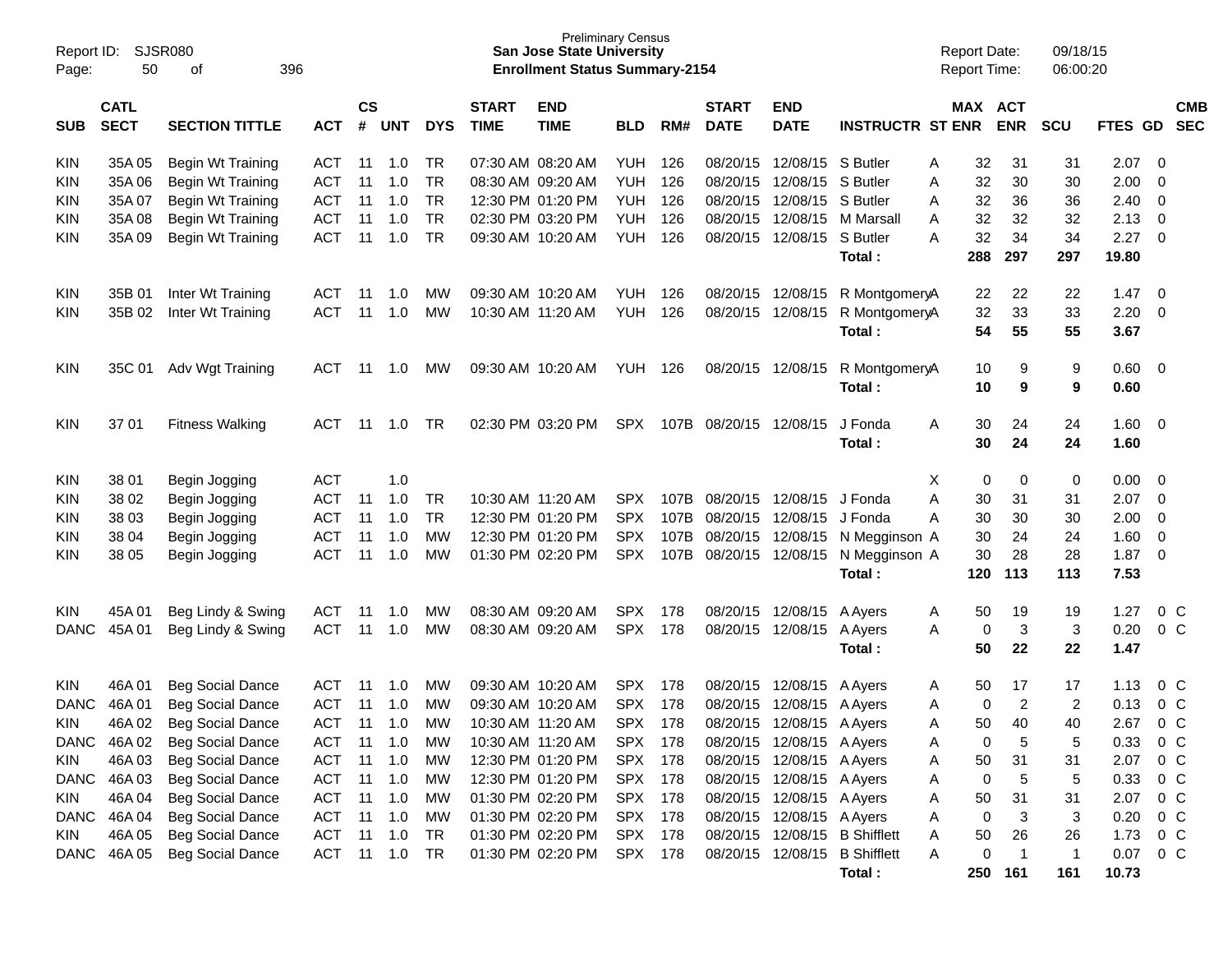Report ID: SJSR080

Preliminary Census
**San Jose State University**
**Enrollment Status Summary-2154**

Report Date: 09/18/15
Report Time: 06:00:20

| SUB | CATL SECT | SECTION TITTLE | ACT | CS # | UNT | DYS | START TIME | END TIME | BLD | RM# | START DATE | END DATE | INSTRUCTR | ST | MAX ENR | ACT ENR | SCU | FTES | GD | CMB SEC |
|---|---|---|---|---|---|---|---|---|---|---|---|---|---|---|---|---|---|---|---|---|
| KIN | 35A 05 | Begin Wt Training | ACT | 11 | 1.0 | TR | 07:30 AM | 08:20 AM | YUH | 126 | 08/20/15 | 12/08/15 | S Butler | A | 32 | 31 | 31 | 2.07 | 0 | |
| KIN | 35A 06 | Begin Wt Training | ACT | 11 | 1.0 | TR | 08:30 AM | 09:20 AM | YUH | 126 | 08/20/15 | 12/08/15 | S Butler | A | 32 | 30 | 30 | 2.00 | 0 | |
| KIN | 35A 07 | Begin Wt Training | ACT | 11 | 1.0 | TR | 12:30 PM | 01:20 PM | YUH | 126 | 08/20/15 | 12/08/15 | S Butler | A | 32 | 36 | 36 | 2.40 | 0 | |
| KIN | 35A 08 | Begin Wt Training | ACT | 11 | 1.0 | TR | 02:30 PM | 03:20 PM | YUH | 126 | 08/20/15 | 12/08/15 | M Marsall | A | 32 | 32 | 32 | 2.13 | 0 | |
| KIN | 35A 09 | Begin Wt Training | ACT | 11 | 1.0 | TR | 09:30 AM | 10:20 AM | YUH | 126 | 08/20/15 | 12/08/15 | S Butler | A | 32 | 34 | 34 | 2.27 | 0 | |
| | | | | | | | | | | | | | **Total :** | | **288** | **297** | **297** | **19.80** | | |
| KIN | 35B 01 | Inter Wt Training | ACT | 11 | 1.0 | MW | 09:30 AM | 10:20 AM | YUH | 126 | 08/20/15 | 12/08/15 | R Montgomery | A | 22 | 22 | 22 | 1.47 | 0 | |
| KIN | 35B 02 | Inter Wt Training | ACT | 11 | 1.0 | MW | 10:30 AM | 11:20 AM | YUH | 126 | 08/20/15 | 12/08/15 | R Montgomery | A | 32 | 33 | 33 | 2.20 | 0 | |
| | | | | | | | | | | | | | **Total :** | | **54** | **55** | **55** | **3.67** | | |
| KIN | 35C 01 | Adv Wgt Training | ACT | 11 | 1.0 | MW | 09:30 AM | 10:20 AM | YUH | 126 | 08/20/15 | 12/08/15 | R Montgomery | A | 10 | 9 | 9 | 0.60 | 0 | |
| | | | | | | | | | | | | | **Total :** | | **10** | **9** | **9** | **0.60** | | |
| KIN | 37 01 | Fitness Walking | ACT | 11 | 1.0 | TR | 02:30 PM | 03:20 PM | SPX | 107B | 08/20/15 | 12/08/15 | J Fonda | A | 30 | 24 | 24 | 1.60 | 0 | |
| | | | | | | | | | | | | | **Total :** | | **30** | **24** | **24** | **1.60** | | |
| KIN | 38 01 | Begin Jogging | ACT | | 1.0 | | | | | | | | | X | 0 | 0 | 0 | 0.00 | 0 | |
| KIN | 38 02 | Begin Jogging | ACT | 11 | 1.0 | TR | 10:30 AM | 11:20 AM | SPX | 107B | 08/20/15 | 12/08/15 | J Fonda | A | 30 | 31 | 31 | 2.07 | 0 | |
| KIN | 38 03 | Begin Jogging | ACT | 11 | 1.0 | TR | 12:30 PM | 01:20 PM | SPX | 107B | 08/20/15 | 12/08/15 | J Fonda | A | 30 | 30 | 30 | 2.00 | 0 | |
| KIN | 38 04 | Begin Jogging | ACT | 11 | 1.0 | MW | 12:30 PM | 01:20 PM | SPX | 107B | 08/20/15 | 12/08/15 | N Megginson | A | 30 | 24 | 24 | 1.60 | 0 | |
| KIN | 38 05 | Begin Jogging | ACT | 11 | 1.0 | MW | 01:30 PM | 02:20 PM | SPX | 107B | 08/20/15 | 12/08/15 | N Megginson | A | 30 | 28 | 28 | 1.87 | 0 | |
| | | | | | | | | | | | | | **Total :** | | **120** | **113** | **113** | **7.53** | | |
| KIN | 45A 01 | Beg Lindy & Swing | ACT | 11 | 1.0 | MW | 08:30 AM | 09:20 AM | SPX | 178 | 08/20/15 | 12/08/15 | A Ayers | A | 50 | 19 | 19 | 1.27 | 0 | C |
| DANC | 45A 01 | Beg Lindy & Swing | ACT | 11 | 1.0 | MW | 08:30 AM | 09:20 AM | SPX | 178 | 08/20/15 | 12/08/15 | A Ayers | A | 0 | 3 | 3 | 0.20 | 0 | C |
| | | | | | | | | | | | | | **Total :** | | **50** | **22** | **22** | **1.47** | | |
| KIN | 46A 01 | Beg Social Dance | ACT | 11 | 1.0 | MW | 09:30 AM | 10:20 AM | SPX | 178 | 08/20/15 | 12/08/15 | A Ayers | A | 50 | 17 | 17 | 1.13 | 0 | C |
| DANC | 46A 01 | Beg Social Dance | ACT | 11 | 1.0 | MW | 09:30 AM | 10:20 AM | SPX | 178 | 08/20/15 | 12/08/15 | A Ayers | A | 0 | 2 | 2 | 0.13 | 0 | C |
| KIN | 46A 02 | Beg Social Dance | ACT | 11 | 1.0 | MW | 10:30 AM | 11:20 AM | SPX | 178 | 08/20/15 | 12/08/15 | A Ayers | A | 50 | 40 | 40 | 2.67 | 0 | C |
| DANC | 46A 02 | Beg Social Dance | ACT | 11 | 1.0 | MW | 10:30 AM | 11:20 AM | SPX | 178 | 08/20/15 | 12/08/15 | A Ayers | A | 0 | 5 | 5 | 0.33 | 0 | C |
| KIN | 46A 03 | Beg Social Dance | ACT | 11 | 1.0 | MW | 12:30 PM | 01:20 PM | SPX | 178 | 08/20/15 | 12/08/15 | A Ayers | A | 50 | 31 | 31 | 2.07 | 0 | C |
| DANC | 46A 03 | Beg Social Dance | ACT | 11 | 1.0 | MW | 12:30 PM | 01:20 PM | SPX | 178 | 08/20/15 | 12/08/15 | A Ayers | A | 0 | 5 | 5 | 0.33 | 0 | C |
| KIN | 46A 04 | Beg Social Dance | ACT | 11 | 1.0 | MW | 01:30 PM | 02:20 PM | SPX | 178 | 08/20/15 | 12/08/15 | A Ayers | A | 50 | 31 | 31 | 2.07 | 0 | C |
| DANC | 46A 04 | Beg Social Dance | ACT | 11 | 1.0 | MW | 01:30 PM | 02:20 PM | SPX | 178 | 08/20/15 | 12/08/15 | A Ayers | A | 0 | 3 | 3 | 0.20 | 0 | C |
| KIN | 46A 05 | Beg Social Dance | ACT | 11 | 1.0 | TR | 01:30 PM | 02:20 PM | SPX | 178 | 08/20/15 | 12/08/15 | B Shifflett | A | 50 | 26 | 26 | 1.73 | 0 | C |
| DANC | 46A 05 | Beg Social Dance | ACT | 11 | 1.0 | TR | 01:30 PM | 02:20 PM | SPX | 178 | 08/20/15 | 12/08/15 | B Shifflett | A | 0 | 1 | 1 | 0.07 | 0 | C |
| | | | | | | | | | | | | | **Total :** | | **250** | **161** | **161** | **10.73** | | |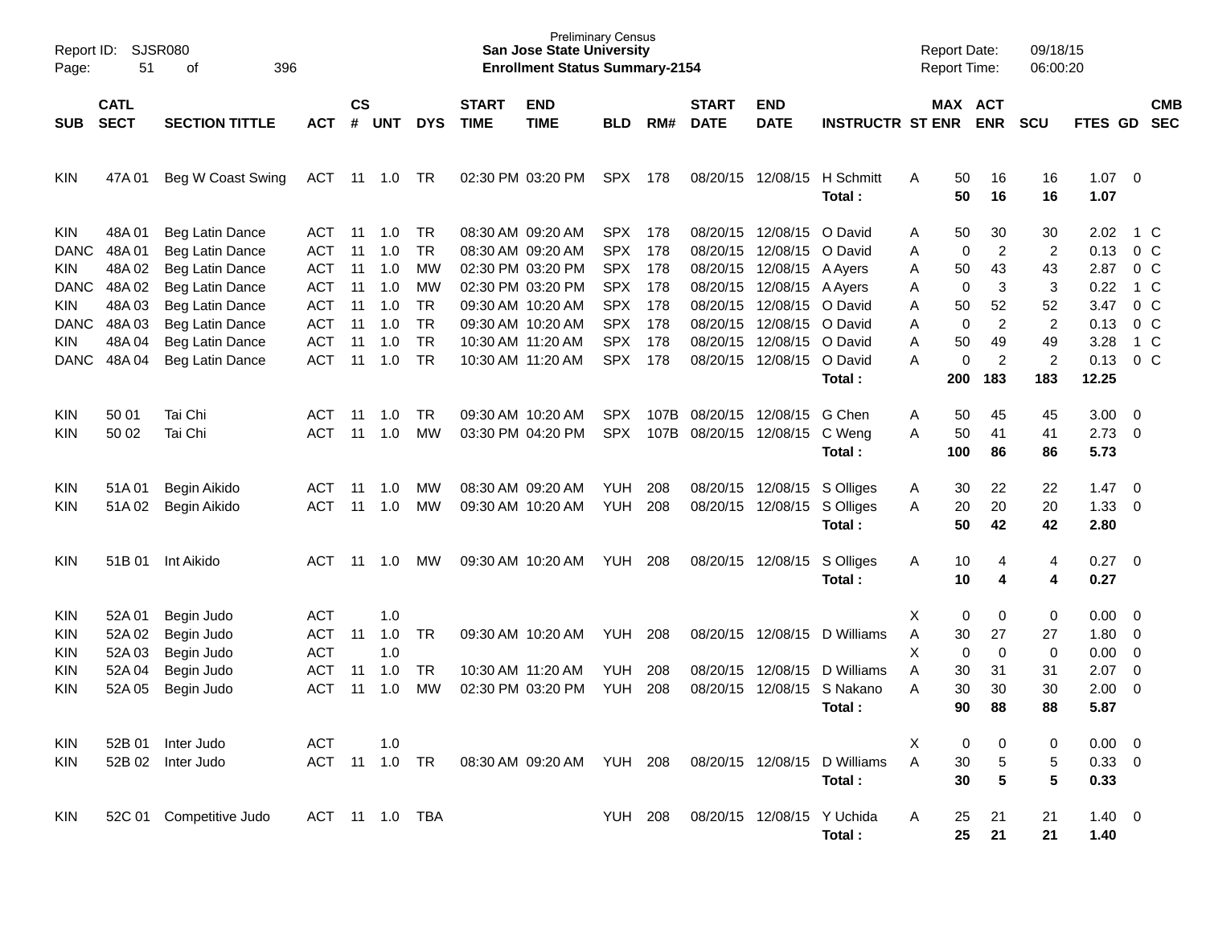Preliminary Census
**San Jose State University**
**Enrollment Status Summary-2154**

Report ID: SJSR080
Report Date: 09/18/15
Report Time: 06:00:20

| SUB | CATL SECT | SECTION TITTLE | ACT | CS # | UNT | DYS | START TIME | END TIME | BLD | RM# | START DATE | END DATE | INSTRUCTR | ST | MAX ENR | ACT ENR | SCU | FTES | GD | CMB SEC |
|---|---|---|---|---|---|---|---|---|---|---|---|---|---|---|---|---|---|---|---|---|
| KIN | 47A 01 | Beg W Coast Swing | ACT | 11 | 1.0 | TR | 02:30 PM | 03:20 PM | SPX | 178 | 08/20/15 | 12/08/15 | H Schmitt | A | 50 | 16 | 16 | 1.07 | 0 | |
| | | | | | | | | | | | | | **Total :** | | **50** | **16** | **16** | **1.07** | | |
| KIN | 48A 01 | Beg Latin Dance | ACT | 11 | 1.0 | TR | 08:30 AM | 09:20 AM | SPX | 178 | 08/20/15 | 12/08/15 | O David | A | 50 | 30 | 30 | 2.02 | 1 | C |
| DANC | 48A 01 | Beg Latin Dance | ACT | 11 | 1.0 | TR | 08:30 AM | 09:20 AM | SPX | 178 | 08/20/15 | 12/08/15 | O David | A | 0 | 2 | 2 | 0.13 | 0 | C |
| KIN | 48A 02 | Beg Latin Dance | ACT | 11 | 1.0 | MW | 02:30 PM | 03:20 PM | SPX | 178 | 08/20/15 | 12/08/15 | A Ayers | A | 50 | 43 | 43 | 2.87 | 0 | C |
| DANC | 48A 02 | Beg Latin Dance | ACT | 11 | 1.0 | MW | 02:30 PM | 03:20 PM | SPX | 178 | 08/20/15 | 12/08/15 | A Ayers | A | 0 | 3 | 3 | 0.22 | 1 | C |
| KIN | 48A 03 | Beg Latin Dance | ACT | 11 | 1.0 | TR | 09:30 AM | 10:20 AM | SPX | 178 | 08/20/15 | 12/08/15 | O David | A | 50 | 52 | 52 | 3.47 | 0 | C |
| DANC | 48A 03 | Beg Latin Dance | ACT | 11 | 1.0 | TR | 09:30 AM | 10:20 AM | SPX | 178 | 08/20/15 | 12/08/15 | O David | A | 0 | 2 | 2 | 0.13 | 0 | C |
| KIN | 48A 04 | Beg Latin Dance | ACT | 11 | 1.0 | TR | 10:30 AM | 11:20 AM | SPX | 178 | 08/20/15 | 12/08/15 | O David | A | 50 | 49 | 49 | 3.28 | 1 | C |
| DANC | 48A 04 | Beg Latin Dance | ACT | 11 | 1.0 | TR | 10:30 AM | 11:20 AM | SPX | 178 | 08/20/15 | 12/08/15 | O David | A | 0 | 2 | 2 | 0.13 | 0 | C |
| | | | | | | | | | | | | | **Total :** | | **200** | **183** | **183** | **12.25** | | |
| KIN | 50 01 | Tai Chi | ACT | 11 | 1.0 | TR | 09:30 AM | 10:20 AM | SPX | 107B | 08/20/15 | 12/08/15 | G Chen | A | 50 | 45 | 45 | 3.00 | 0 | |
| KIN | 50 02 | Tai Chi | ACT | 11 | 1.0 | MW | 03:30 PM | 04:20 PM | SPX | 107B | 08/20/15 | 12/08/15 | C Weng | A | 50 | 41 | 41 | 2.73 | 0 | |
| | | | | | | | | | | | | | **Total :** | | **100** | **86** | **86** | **5.73** | | |
| KIN | 51A 01 | Begin Aikido | ACT | 11 | 1.0 | MW | 08:30 AM | 09:20 AM | YUH | 208 | 08/20/15 | 12/08/15 | S Olliges | A | 30 | 22 | 22 | 1.47 | 0 | |
| KIN | 51A 02 | Begin Aikido | ACT | 11 | 1.0 | MW | 09:30 AM | 10:20 AM | YUH | 208 | 08/20/15 | 12/08/15 | S Olliges | A | 20 | 20 | 20 | 1.33 | 0 | |
| | | | | | | | | | | | | | **Total :** | | **50** | **42** | **42** | **2.80** | | |
| KIN | 51B 01 | Int Aikido | ACT | 11 | 1.0 | MW | 09:30 AM | 10:20 AM | YUH | 208 | 08/20/15 | 12/08/15 | S Olliges | A | 10 | 4 | 4 | 0.27 | 0 | |
| | | | | | | | | | | | | | **Total :** | | **10** | **4** | **4** | **0.27** | | |
| KIN | 52A 01 | Begin Judo | ACT | | 1.0 | | | | | | | | | X | 0 | 0 | 0 | 0.00 | 0 | |
| KIN | 52A 02 | Begin Judo | ACT | 11 | 1.0 | TR | 09:30 AM | 10:20 AM | YUH | 208 | 08/20/15 | 12/08/15 | D Williams | A | 30 | 27 | 27 | 1.80 | 0 | |
| KIN | 52A 03 | Begin Judo | ACT | | 1.0 | | | | | | | | | X | 0 | 0 | 0 | 0.00 | 0 | |
| KIN | 52A 04 | Begin Judo | ACT | 11 | 1.0 | TR | 10:30 AM | 11:20 AM | YUH | 208 | 08/20/15 | 12/08/15 | D Williams | A | 30 | 31 | 31 | 2.07 | 0 | |
| KIN | 52A 05 | Begin Judo | ACT | 11 | 1.0 | MW | 02:30 PM | 03:20 PM | YUH | 208 | 08/20/15 | 12/08/15 | S Nakano | A | 30 | 30 | 30 | 2.00 | 0 | |
| | | | | | | | | | | | | | **Total :** | | **90** | **88** | **88** | **5.87** | | |
| KIN | 52B 01 | Inter Judo | ACT | | 1.0 | | | | | | | | | X | 0 | 0 | 0 | 0.00 | 0 | |
| KIN | 52B 02 | Inter Judo | ACT | 11 | 1.0 | TR | 08:30 AM | 09:20 AM | YUH | 208 | 08/20/15 | 12/08/15 | D Williams | A | 30 | 5 | 5 | 0.33 | 0 | |
| | | | | | | | | | | | | | **Total :** | | **30** | **5** | **5** | **0.33** | | |
| KIN | 52C 01 | Competitive Judo | ACT | 11 | 1.0 | TBA | | | YUH | 208 | 08/20/15 | 12/08/15 | Y Uchida | A | 25 | 21 | 21 | 1.40 | 0 | |
| | | | | | | | | | | | | | **Total :** | | **25** | **21** | **21** | **1.40** | | |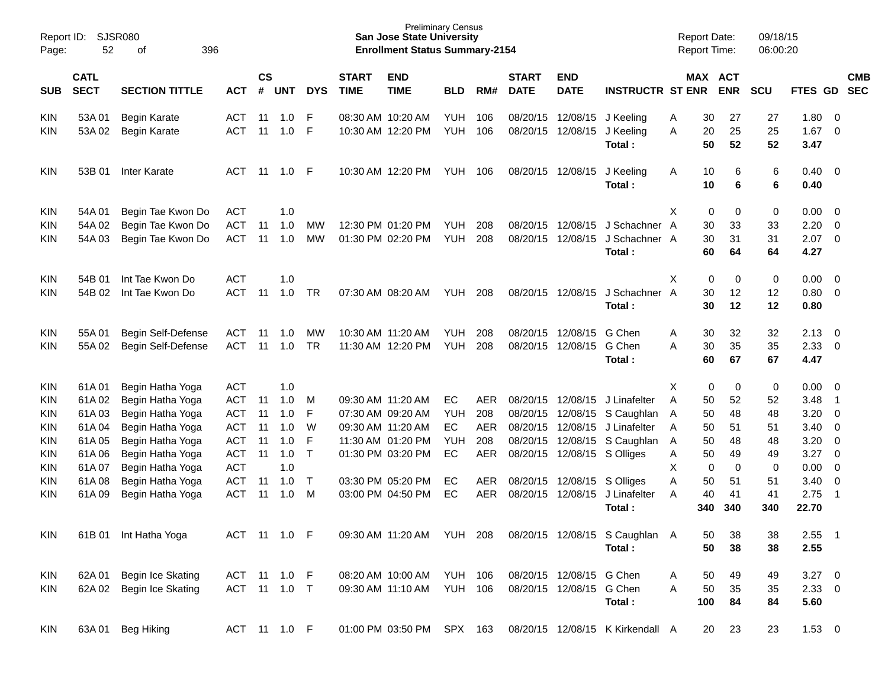Preliminary Census
**San Jose State University**
**Enrollment Status Summary-2154**

Report ID: SJSR080
Report Date: 09/18/15
Report Time: 06:00:20

| SUB | CATL SECT | SECTION TITTLE | ACT | CS # | UNT | DYS | START TIME | END TIME | BLD | RM# | START DATE | END DATE | INSTRUCTR | ST | MAX ENR | ACT ENR | SCU | FTES | GD | CMB SEC |
|---|---|---|---|---|---|---|---|---|---|---|---|---|---|---|---|---|---|---|---|---|
| KIN | 53A 01 | Begin Karate | ACT | 11 | 1.0 | F | 08:30 AM | 10:20 AM | YUH | 106 | 08/20/15 | 12/08/15 | J Keeling | A | 30 | 27 | 27 | 1.80 | 0 | |
| KIN | 53A 02 | Begin Karate | ACT | 11 | 1.0 | F | 10:30 AM | 12:20 PM | YUH | 106 | 08/20/15 | 12/08/15 | J Keeling | A | 20 | 25 | 25 | 1.67 | 0 | |
| | | | | | | | | | | | | | **Total :** | | **50** | **52** | **52** | **3.47** | | |
| KIN | 53B 01 | Inter Karate | ACT | 11 | 1.0 | F | 10:30 AM | 12:20 PM | YUH | 106 | 08/20/15 | 12/08/15 | J Keeling | A | 10 | 6 | 6 | 0.40 | 0 | |
| | | | | | | | | | | | | | **Total :** | | **10** | **6** | **6** | **0.40** | | |
| KIN | 54A 01 | Begin Tae Kwon Do | ACT | | 1.0 | | | | | | | | | X | 0 | 0 | 0 | 0.00 | 0 | |
| KIN | 54A 02 | Begin Tae Kwon Do | ACT | 11 | 1.0 | MW | 12:30 PM | 01:20 PM | YUH | 208 | 08/20/15 | 12/08/15 | J Schachner | A | 30 | 33 | 33 | 2.20 | 0 | |
| KIN | 54A 03 | Begin Tae Kwon Do | ACT | 11 | 1.0 | MW | 01:30 PM | 02:20 PM | YUH | 208 | 08/20/15 | 12/08/15 | J Schachner | A | 30 | 31 | 31 | 2.07 | 0 | |
| | | | | | | | | | | | | | **Total :** | | **60** | **64** | **64** | **4.27** | | |
| KIN | 54B 01 | Int Tae Kwon Do | ACT | | 1.0 | | | | | | | | | X | 0 | 0 | 0 | 0.00 | 0 | |
| KIN | 54B 02 | Int Tae Kwon Do | ACT | 11 | 1.0 | TR | 07:30 AM | 08:20 AM | YUH | 208 | 08/20/15 | 12/08/15 | J Schachner | A | 30 | 12 | 12 | 0.80 | 0 | |
| | | | | | | | | | | | | | **Total :** | | **30** | **12** | **12** | **0.80** | | |
| KIN | 55A 01 | Begin Self-Defense | ACT | 11 | 1.0 | MW | 10:30 AM | 11:20 AM | YUH | 208 | 08/20/15 | 12/08/15 | G Chen | A | 30 | 32 | 32 | 2.13 | 0 | |
| KIN | 55A 02 | Begin Self-Defense | ACT | 11 | 1.0 | TR | 11:30 AM | 12:20 PM | YUH | 208 | 08/20/15 | 12/08/15 | G Chen | A | 30 | 35 | 35 | 2.33 | 0 | |
| | | | | | | | | | | | | | **Total :** | | **60** | **67** | **67** | **4.47** | | |
| KIN | 61A 01 | Begin Hatha Yoga | ACT | | 1.0 | | | | | | | | | X | 0 | 0 | 0 | 0.00 | 0 | |
| KIN | 61A 02 | Begin Hatha Yoga | ACT | 11 | 1.0 | M | 09:30 AM | 11:20 AM | EC | AER | 08/20/15 | 12/08/15 | J Linafelter | A | 50 | 52 | 52 | 3.48 | 1 | |
| KIN | 61A 03 | Begin Hatha Yoga | ACT | 11 | 1.0 | F | 07:30 AM | 09:20 AM | YUH | 208 | 08/20/15 | 12/08/15 | S Caughlan | A | 50 | 48 | 48 | 3.20 | 0 | |
| KIN | 61A 04 | Begin Hatha Yoga | ACT | 11 | 1.0 | W | 09:30 AM | 11:20 AM | EC | AER | 08/20/15 | 12/08/15 | J Linafelter | A | 50 | 51 | 51 | 3.40 | 0 | |
| KIN | 61A 05 | Begin Hatha Yoga | ACT | 11 | 1.0 | F | 11:30 AM | 01:20 PM | YUH | 208 | 08/20/15 | 12/08/15 | S Caughlan | A | 50 | 48 | 48 | 3.20 | 0 | |
| KIN | 61A 06 | Begin Hatha Yoga | ACT | 11 | 1.0 | T | 01:30 PM | 03:20 PM | EC | AER | 08/20/15 | 12/08/15 | S Olliges | A | 50 | 49 | 49 | 3.27 | 0 | |
| KIN | 61A 07 | Begin Hatha Yoga | ACT | | 1.0 | | | | | | | | | X | 0 | 0 | 0 | 0.00 | 0 | |
| KIN | 61A 08 | Begin Hatha Yoga | ACT | 11 | 1.0 | T | 03:30 PM | 05:20 PM | EC | AER | 08/20/15 | 12/08/15 | S Olliges | A | 50 | 51 | 51 | 3.40 | 0 | |
| KIN | 61A 09 | Begin Hatha Yoga | ACT | 11 | 1.0 | M | 03:00 PM | 04:50 PM | EC | AER | 08/20/15 | 12/08/15 | J Linafelter | A | 40 | 41 | 41 | 2.75 | 1 | |
| | | | | | | | | | | | | | **Total :** | | **340** | **340** | **340** | **22.70** | | |
| KIN | 61B 01 | Int Hatha Yoga | ACT | 11 | 1.0 | F | 09:30 AM | 11:20 AM | YUH | 208 | 08/20/15 | 12/08/15 | S Caughlan | A | 50 | 38 | 38 | 2.55 | 1 | |
| | | | | | | | | | | | | | **Total :** | | **50** | **38** | **38** | **2.55** | | |
| KIN | 62A 01 | Begin Ice Skating | ACT | 11 | 1.0 | F | 08:20 AM | 10:00 AM | YUH | 106 | 08/20/15 | 12/08/15 | G Chen | A | 50 | 49 | 49 | 3.27 | 0 | |
| KIN | 62A 02 | Begin Ice Skating | ACT | 11 | 1.0 | T | 09:30 AM | 11:10 AM | YUH | 106 | 08/20/15 | 12/08/15 | G Chen | A | 50 | 35 | 35 | 2.33 | 0 | |
| | | | | | | | | | | | | | **Total :** | | **100** | **84** | **84** | **5.60** | | |
| KIN | 63A 01 | Beg Hiking | ACT | 11 | 1.0 | F | 01:00 PM | 03:50 PM | SPX | 163 | 08/20/15 | 12/08/15 | K Kirkendall | A | 20 | 23 | 23 | 1.53 | 0 | |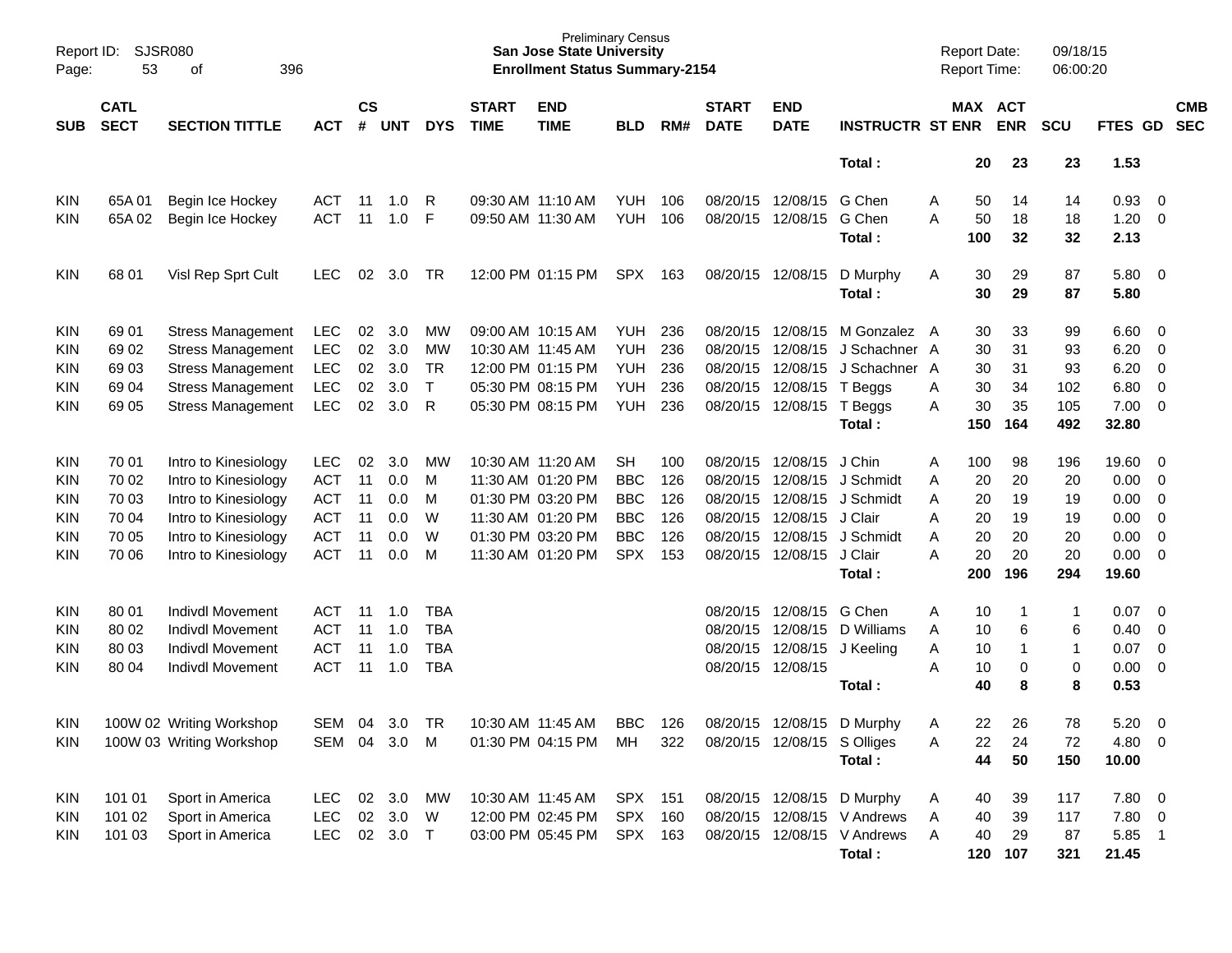Preliminary Census
**San Jose State University**
**Enrollment Status Summary-2154**

Report ID: SJSR080
Report Date: 09/18/15
Report Time: 06:00:20

| SUB | CATL SECT | SECTION TITTLE | ACT | CS # | UNT | DYS | START TIME | END TIME | BLD | RM# | START DATE | END DATE | INSTRUCTR | ST | MAX ENR | ACT ENR | SCU | FTES | GD | CMB SEC |
|---|---|---|---|---|---|---|---|---|---|---|---|---|---|---|---|---|---|---|---|---|
| | | | | | | | | | | | | | Total : | | 20 | 23 | 23 | 1.53 | | |
| KIN | 65A 01 | Begin Ice Hockey | ACT | 11 | 1.0 | R | 09:30 AM | 11:10 AM | YUH | 106 | 08/20/15 | 12/08/15 | G Chen | A | 50 | 14 | 14 | 0.93 | 0 | |
| KIN | 65A 02 | Begin Ice Hockey | ACT | 11 | 1.0 | F | 09:50 AM | 11:30 AM | YUH | 106 | 08/20/15 | 12/08/15 | G Chen | A | 50 | 18 | 18 | 1.20 | 0 | |
| | | | | | | | | | | | | | Total : | | 100 | 32 | 32 | 2.13 | | |
| KIN | 68 01 | Visl Rep Sprt Cult | LEC | 02 | 3.0 | TR | 12:00 PM | 01:15 PM | SPX | 163 | 08/20/15 | 12/08/15 | D Murphy | A | 30 | 29 | 87 | 5.80 | 0 | |
| | | | | | | | | | | | | | Total : | | 30 | 29 | 87 | 5.80 | | |
| KIN | 69 01 | Stress Management | LEC | 02 | 3.0 | MW | 09:00 AM | 10:15 AM | YUH | 236 | 08/20/15 | 12/08/15 | M Gonzalez | A | 30 | 33 | 99 | 6.60 | 0 | |
| KIN | 69 02 | Stress Management | LEC | 02 | 3.0 | MW | 10:30 AM | 11:45 AM | YUH | 236 | 08/20/15 | 12/08/15 | J Schachner | A | 30 | 31 | 93 | 6.20 | 0 | |
| KIN | 69 03 | Stress Management | LEC | 02 | 3.0 | TR | 12:00 PM | 01:15 PM | YUH | 236 | 08/20/15 | 12/08/15 | J Schachner | A | 30 | 31 | 93 | 6.20 | 0 | |
| KIN | 69 04 | Stress Management | LEC | 02 | 3.0 | T | 05:30 PM | 08:15 PM | YUH | 236 | 08/20/15 | 12/08/15 | T Beggs | A | 30 | 34 | 102 | 6.80 | 0 | |
| KIN | 69 05 | Stress Management | LEC | 02 | 3.0 | R | 05:30 PM | 08:15 PM | YUH | 236 | 08/20/15 | 12/08/15 | T Beggs | A | 30 | 35 | 105 | 7.00 | 0 | |
| | | | | | | | | | | | | | Total : | | 150 | 164 | 492 | 32.80 | | |
| KIN | 70 01 | Intro to Kinesiology | LEC | 02 | 3.0 | MW | 10:30 AM | 11:20 AM | SH | 100 | 08/20/15 | 12/08/15 | J Chin | A | 100 | 98 | 196 | 19.60 | 0 | |
| KIN | 70 02 | Intro to Kinesiology | ACT | 11 | 0.0 | M | 11:30 AM | 01:20 PM | BBC | 126 | 08/20/15 | 12/08/15 | J Schmidt | A | 20 | 20 | 20 | 0.00 | 0 | |
| KIN | 70 03 | Intro to Kinesiology | ACT | 11 | 0.0 | M | 01:30 PM | 03:20 PM | BBC | 126 | 08/20/15 | 12/08/15 | J Schmidt | A | 20 | 19 | 19 | 0.00 | 0 | |
| KIN | 70 04 | Intro to Kinesiology | ACT | 11 | 0.0 | W | 11:30 AM | 01:20 PM | BBC | 126 | 08/20/15 | 12/08/15 | J Clair | A | 20 | 19 | 19 | 0.00 | 0 | |
| KIN | 70 05 | Intro to Kinesiology | ACT | 11 | 0.0 | W | 01:30 PM | 03:20 PM | BBC | 126 | 08/20/15 | 12/08/15 | J Schmidt | A | 20 | 20 | 20 | 0.00 | 0 | |
| KIN | 70 06 | Intro to Kinesiology | ACT | 11 | 0.0 | M | 11:30 AM | 01:20 PM | SPX | 153 | 08/20/15 | 12/08/15 | J Clair | A | 20 | 20 | 20 | 0.00 | 0 | |
| | | | | | | | | | | | | | Total : | | 200 | 196 | 294 | 19.60 | | |
| KIN | 80 01 | Indivdl Movement | ACT | 11 | 1.0 | TBA | | | | | 08/20/15 | 12/08/15 | G Chen | A | 10 | 1 | 1 | 0.07 | 0 | |
| KIN | 80 02 | Indivdl Movement | ACT | 11 | 1.0 | TBA | | | | | 08/20/15 | 12/08/15 | D Williams | A | 10 | 6 | 6 | 0.40 | 0 | |
| KIN | 80 03 | Indivdl Movement | ACT | 11 | 1.0 | TBA | | | | | 08/20/15 | 12/08/15 | J Keeling | A | 10 | 1 | 1 | 0.07 | 0 | |
| KIN | 80 04 | Indivdl Movement | ACT | 11 | 1.0 | TBA | | | | | 08/20/15 | 12/08/15 | | A | 10 | 0 | 0 | 0.00 | 0 | |
| | | | | | | | | | | | | | Total : | | 40 | 8 | 8 | 0.53 | | |
| KIN | 100W 02 | Writing Workshop | SEM | 04 | 3.0 | TR | 10:30 AM | 11:45 AM | BBC | 126 | 08/20/15 | 12/08/15 | D Murphy | A | 22 | 26 | 78 | 5.20 | 0 | |
| KIN | 100W 03 | Writing Workshop | SEM | 04 | 3.0 | M | 01:30 PM | 04:15 PM | MH | 322 | 08/20/15 | 12/08/15 | S Olliges | A | 22 | 24 | 72 | 4.80 | 0 | |
| | | | | | | | | | | | | | Total : | | 44 | 50 | 150 | 10.00 | | |
| KIN | 101 01 | Sport in America | LEC | 02 | 3.0 | MW | 10:30 AM | 11:45 AM | SPX | 151 | 08/20/15 | 12/08/15 | D Murphy | A | 40 | 39 | 117 | 7.80 | 0 | |
| KIN | 101 02 | Sport in America | LEC | 02 | 3.0 | W | 12:00 PM | 02:45 PM | SPX | 160 | 08/20/15 | 12/08/15 | V Andrews | A | 40 | 39 | 117 | 7.80 | 0 | |
| KIN | 101 03 | Sport in America | LEC | 02 | 3.0 | T | 03:00 PM | 05:45 PM | SPX | 163 | 08/20/15 | 12/08/15 | V Andrews | A | 40 | 29 | 87 | 5.85 | 1 | |
| | | | | | | | | | | | | | Total : | | 120 | 107 | 321 | 21.45 | | |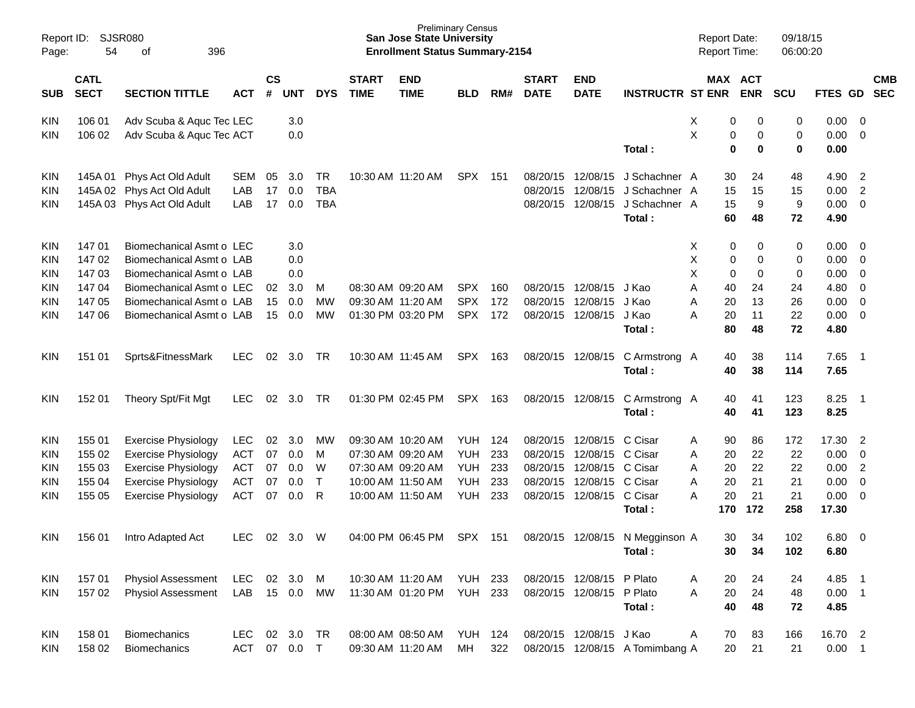Preliminary Census
**San Jose State University**
**Enrollment Status Summary-2154**

Report ID: SJSR080
Report Date: 09/18/15
Report Time: 06:00:20

| SUB | CATL SECT | SECTION TITTLE | ACT | CS # | UNT | DYS | START TIME | END TIME | BLD | RM# | START DATE | END DATE | INSTRUCTR | ST | MAX ENR | ACT ENR | SCU | FTES | GD | CMB SEC |
|---|---|---|---|---|---|---|---|---|---|---|---|---|---|---|---|---|---|---|---|---|
| KIN | 106 01 | Adv Scuba & Aquc Tec | LEC | | 3.0 | | | | | | | | | X | 0 | 0 | 0 | 0.00 | 0 | |
| KIN | 106 02 | Adv Scuba & Aquc Tec | ACT | | 0.0 | | | | | | | | | X | 0 | 0 | 0 | 0.00 | 0 | |
| | | | | | | | | | | | | | **Total :** | | **0** | **0** | **0** | **0.00** | | |
| KIN | 145A 01 | Phys Act Old Adult | SEM | 05 | 3.0 | TR | 10:30 AM | 11:20 AM | SPX | 151 | 08/20/15 | 12/08/15 | J Schachner | A | 30 | 24 | 48 | 4.90 | 2 | |
| KIN | 145A 02 | Phys Act Old Adult | LAB | 17 | 0.0 | TBA | | | | | 08/20/15 | 12/08/15 | J Schachner | A | 15 | 15 | 15 | 0.00 | 2 | |
| KIN | 145A 03 | Phys Act Old Adult | LAB | 17 | 0.0 | TBA | | | | | 08/20/15 | 12/08/15 | J Schachner | A | 15 | 9 | 9 | 0.00 | 0 | |
| | | | | | | | | | | | | | **Total :** | | **60** | **48** | **72** | **4.90** | | |
| KIN | 147 01 | Biomechanical Asmt o | LEC | | 3.0 | | | | | | | | | X | 0 | 0 | 0 | 0.00 | 0 | |
| KIN | 147 02 | Biomechanical Asmt o | LAB | | 0.0 | | | | | | | | | X | 0 | 0 | 0 | 0.00 | 0 | |
| KIN | 147 03 | Biomechanical Asmt o | LAB | | 0.0 | | | | | | | | | X | 0 | 0 | 0 | 0.00 | 0 | |
| KIN | 147 04 | Biomechanical Asmt o | LEC | 02 | 3.0 | M | 08:30 AM | 09:20 AM | SPX | 160 | 08/20/15 | 12/08/15 | J Kao | A | 40 | 24 | 24 | 4.80 | 0 | |
| KIN | 147 05 | Biomechanical Asmt o | LAB | 15 | 0.0 | MW | 09:30 AM | 11:20 AM | SPX | 172 | 08/20/15 | 12/08/15 | J Kao | A | 20 | 13 | 26 | 0.00 | 0 | |
| KIN | 147 06 | Biomechanical Asmt o | LAB | 15 | 0.0 | MW | 01:30 PM | 03:20 PM | SPX | 172 | 08/20/15 | 12/08/15 | J Kao | A | 20 | 11 | 22 | 0.00 | 0 | |
| | | | | | | | | | | | | | **Total :** | | **80** | **48** | **72** | **4.80** | | |
| KIN | 151 01 | Sprts&FitnessMark | LEC | 02 | 3.0 | TR | 10:30 AM | 11:45 AM | SPX | 163 | 08/20/15 | 12/08/15 | C Armstrong | A | 40 | 38 | 114 | 7.65 | 1 | |
| | | | | | | | | | | | | | **Total :** | | **40** | **38** | **114** | **7.65** | | |
| KIN | 152 01 | Theory Spt/Fit Mgt | LEC | 02 | 3.0 | TR | 01:30 PM | 02:45 PM | SPX | 163 | 08/20/15 | 12/08/15 | C Armstrong | A | 40 | 41 | 123 | 8.25 | 1 | |
| | | | | | | | | | | | | | **Total :** | | **40** | **41** | **123** | **8.25** | | |
| KIN | 155 01 | Exercise Physiology | LEC | 02 | 3.0 | MW | 09:30 AM | 10:20 AM | YUH | 124 | 08/20/15 | 12/08/15 | C Cisar | A | 90 | 86 | 172 | 17.30 | 2 | |
| KIN | 155 02 | Exercise Physiology | ACT | 07 | 0.0 | M | 07:30 AM | 09:20 AM | YUH | 233 | 08/20/15 | 12/08/15 | C Cisar | A | 20 | 22 | 22 | 0.00 | 0 | |
| KIN | 155 03 | Exercise Physiology | ACT | 07 | 0.0 | W | 07:30 AM | 09:20 AM | YUH | 233 | 08/20/15 | 12/08/15 | C Cisar | A | 20 | 22 | 22 | 0.00 | 2 | |
| KIN | 155 04 | Exercise Physiology | ACT | 07 | 0.0 | T | 10:00 AM | 11:50 AM | YUH | 233 | 08/20/15 | 12/08/15 | C Cisar | A | 20 | 21 | 21 | 0.00 | 0 | |
| KIN | 155 05 | Exercise Physiology | ACT | 07 | 0.0 | R | 10:00 AM | 11:50 AM | YUH | 233 | 08/20/15 | 12/08/15 | C Cisar | A | 20 | 21 | 21 | 0.00 | 0 | |
| | | | | | | | | | | | | | **Total :** | | **170** | **172** | **258** | **17.30** | | |
| KIN | 156 01 | Intro Adapted Act | LEC | 02 | 3.0 | W | 04:00 PM | 06:45 PM | SPX | 151 | 08/20/15 | 12/08/15 | N Megginson | A | 30 | 34 | 102 | 6.80 | 0 | |
| | | | | | | | | | | | | | **Total :** | | **30** | **34** | **102** | **6.80** | | |
| KIN | 157 01 | Physiol Assessment | LEC | 02 | 3.0 | M | 10:30 AM | 11:20 AM | YUH | 233 | 08/20/15 | 12/08/15 | P Plato | A | 20 | 24 | 24 | 4.85 | 1 | |
| KIN | 157 02 | Physiol Assessment | LAB | 15 | 0.0 | MW | 11:30 AM | 01:20 PM | YUH | 233 | 08/20/15 | 12/08/15 | P Plato | A | 20 | 24 | 48 | 0.00 | 1 | |
| | | | | | | | | | | | | | **Total :** | | **40** | **48** | **72** | **4.85** | | |
| KIN | 158 01 | Biomechanics | LEC | 02 | 3.0 | TR | 08:00 AM | 08:50 AM | YUH | 124 | 08/20/15 | 12/08/15 | J Kao | A | 70 | 83 | 166 | 16.70 | 2 | |
| KIN | 158 02 | Biomechanics | ACT | 07 | 0.0 | T | 09:30 AM | 11:20 AM | MH | 322 | 08/20/15 | 12/08/15 | A Tomimbang | A | 20 | 21 | 21 | 0.00 | 1 | |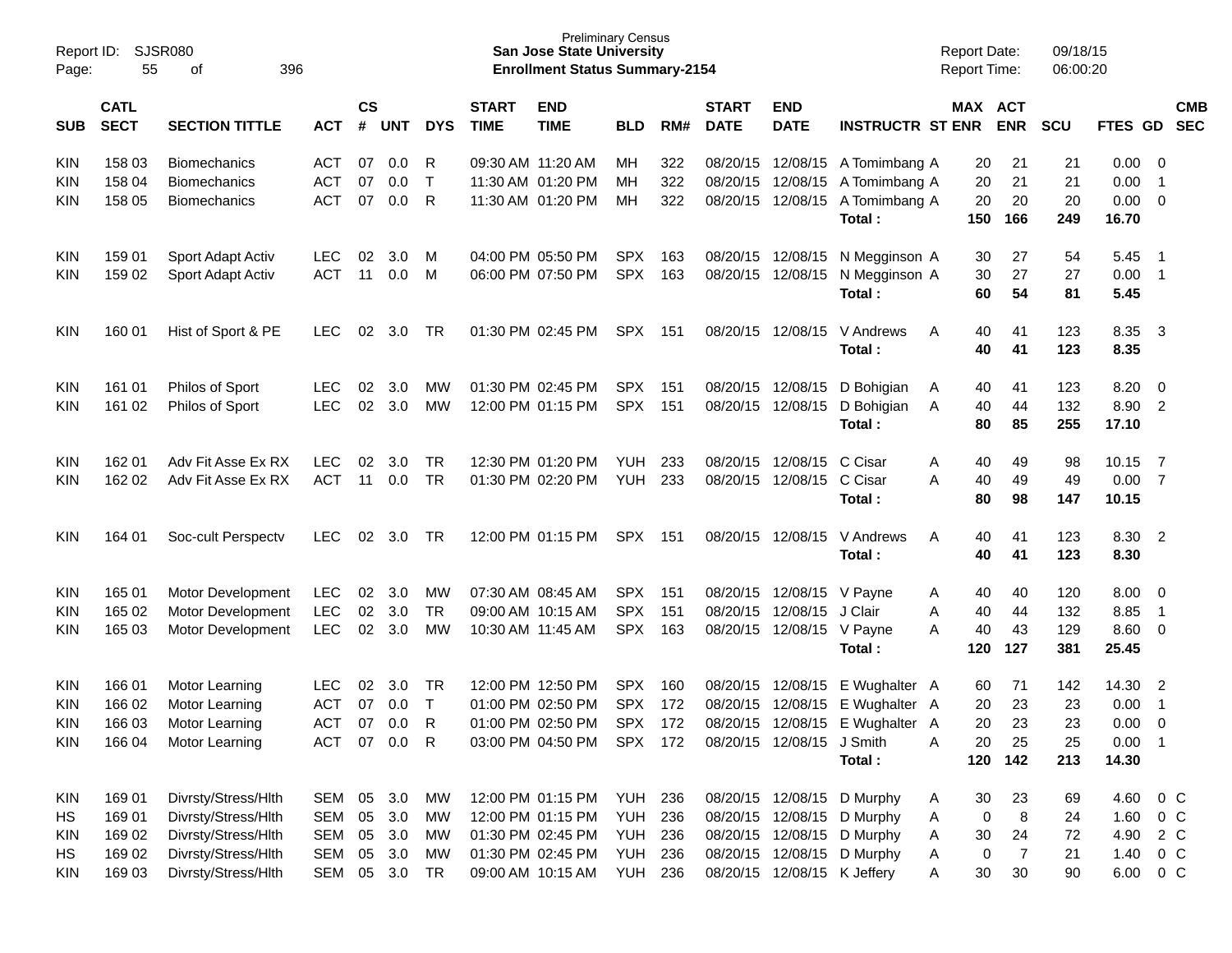Report ID: SJSR080

Preliminary Census
**San Jose State University**
**Enrollment Status Summary-2154**

Report Date: 09/18/15
Report Time: 06:00:20

| SUB | CATL SECT | SECTION TITTLE | ACT | CS # | UNT | DYS | START TIME | END TIME | BLD | RM# | START DATE | END DATE | INSTRUCTR | ST | MAX ENR | ACT ENR | SCU | FTES | GD | CMB SEC |
|---|---|---|---|---|---|---|---|---|---|---|---|---|---|---|---|---|---|---|---|---|
| KIN | 158 03 | Biomechanics | ACT | 07 | 0.0 | R | 09:30 AM | 11:20 AM | MH | 322 | 08/20/15 | 12/08/15 | A Tomimbang | A | 20 | 21 | 21 | 0.00 | 0 | |
| KIN | 158 04 | Biomechanics | ACT | 07 | 0.0 | T | 11:30 AM | 01:20 PM | MH | 322 | 08/20/15 | 12/08/15 | A Tomimbang | A | 20 | 21 | 21 | 0.00 | 1 | |
| KIN | 158 05 | Biomechanics | ACT | 07 | 0.0 | R | 11:30 AM | 01:20 PM | MH | 322 | 08/20/15 | 12/08/15 | A Tomimbang | A | 20 | 20 | 20 | 0.00 | 0 | |
| | | | | | | | | | | | | | **Total :** | | **150** | **166** | **249** | **16.70** | | |
| KIN | 159 01 | Sport Adapt Activ | LEC | 02 | 3.0 | M | 04:00 PM | 05:50 PM | SPX | 163 | 08/20/15 | 12/08/15 | N Megginson | A | 30 | 27 | 54 | 5.45 | 1 | |
| KIN | 159 02 | Sport Adapt Activ | ACT | 11 | 0.0 | M | 06:00 PM | 07:50 PM | SPX | 163 | 08/20/15 | 12/08/15 | N Megginson | A | 30 | 27 | 27 | 0.00 | 1 | |
| | | | | | | | | | | | | | **Total :** | | **60** | **54** | **81** | **5.45** | | |
| KIN | 160 01 | Hist of Sport & PE | LEC | 02 | 3.0 | TR | 01:30 PM | 02:45 PM | SPX | 151 | 08/20/15 | 12/08/15 | V Andrews | A | 40 | 41 | 123 | 8.35 | 3 | |
| | | | | | | | | | | | | | **Total :** | | **40** | **41** | **123** | **8.35** | | |
| KIN | 161 01 | Philos of Sport | LEC | 02 | 3.0 | MW | 01:30 PM | 02:45 PM | SPX | 151 | 08/20/15 | 12/08/15 | D Bohigian | A | 40 | 41 | 123 | 8.20 | 0 | |
| KIN | 161 02 | Philos of Sport | LEC | 02 | 3.0 | MW | 12:00 PM | 01:15 PM | SPX | 151 | 08/20/15 | 12/08/15 | D Bohigian | A | 40 | 44 | 132 | 8.90 | 2 | |
| | | | | | | | | | | | | | **Total :** | | **80** | **85** | **255** | **17.10** | | |
| KIN | 162 01 | Adv Fit Asse Ex RX | LEC | 02 | 3.0 | TR | 12:30 PM | 01:20 PM | YUH | 233 | 08/20/15 | 12/08/15 | C Cisar | A | 40 | 49 | 98 | 10.15 | 7 | |
| KIN | 162 02 | Adv Fit Asse Ex RX | ACT | 11 | 0.0 | TR | 01:30 PM | 02:20 PM | YUH | 233 | 08/20/15 | 12/08/15 | C Cisar | A | 40 | 49 | 49 | 0.00 | 7 | |
| | | | | | | | | | | | | | **Total :** | | **80** | **98** | **147** | **10.15** | | |
| KIN | 164 01 | Soc-cult Perspectv | LEC | 02 | 3.0 | TR | 12:00 PM | 01:15 PM | SPX | 151 | 08/20/15 | 12/08/15 | V Andrews | A | 40 | 41 | 123 | 8.30 | 2 | |
| | | | | | | | | | | | | | **Total :** | | **40** | **41** | **123** | **8.30** | | |
| KIN | 165 01 | Motor Development | LEC | 02 | 3.0 | MW | 07:30 AM | 08:45 AM | SPX | 151 | 08/20/15 | 12/08/15 | V Payne | A | 40 | 40 | 120 | 8.00 | 0 | |
| KIN | 165 02 | Motor Development | LEC | 02 | 3.0 | TR | 09:00 AM | 10:15 AM | SPX | 151 | 08/20/15 | 12/08/15 | J Clair | A | 40 | 44 | 132 | 8.85 | 1 | |
| KIN | 165 03 | Motor Development | LEC | 02 | 3.0 | MW | 10:30 AM | 11:45 AM | SPX | 163 | 08/20/15 | 12/08/15 | V Payne | A | 40 | 43 | 129 | 8.60 | 0 | |
| | | | | | | | | | | | | | **Total :** | | **120** | **127** | **381** | **25.45** | | |
| KIN | 166 01 | Motor Learning | LEC | 02 | 3.0 | TR | 12:00 PM | 12:50 PM | SPX | 160 | 08/20/15 | 12/08/15 | E Wughalter | A | 60 | 71 | 142 | 14.30 | 2 | |
| KIN | 166 02 | Motor Learning | ACT | 07 | 0.0 | T | 01:00 PM | 02:50 PM | SPX | 172 | 08/20/15 | 12/08/15 | E Wughalter | A | 20 | 23 | 23 | 0.00 | 1 | |
| KIN | 166 03 | Motor Learning | ACT | 07 | 0.0 | R | 01:00 PM | 02:50 PM | SPX | 172 | 08/20/15 | 12/08/15 | E Wughalter | A | 20 | 23 | 23 | 0.00 | 0 | |
| KIN | 166 04 | Motor Learning | ACT | 07 | 0.0 | R | 03:00 PM | 04:50 PM | SPX | 172 | 08/20/15 | 12/08/15 | J Smith | A | 20 | 25 | 25 | 0.00 | 1 | |
| | | | | | | | | | | | | | **Total :** | | **120** | **142** | **213** | **14.30** | | |
| KIN | 169 01 | Divrsty/Stress/Hlth | SEM | 05 | 3.0 | MW | 12:00 PM | 01:15 PM | YUH | 236 | 08/20/15 | 12/08/15 | D Murphy | A | 30 | 23 | 69 | 4.60 | 0 | C |
| HS | 169 01 | Divrsty/Stress/Hlth | SEM | 05 | 3.0 | MW | 12:00 PM | 01:15 PM | YUH | 236 | 08/20/15 | 12/08/15 | D Murphy | A | 0 | 8 | 24 | 1.60 | 0 | C |
| KIN | 169 02 | Divrsty/Stress/Hlth | SEM | 05 | 3.0 | MW | 01:30 PM | 02:45 PM | YUH | 236 | 08/20/15 | 12/08/15 | D Murphy | A | 30 | 24 | 72 | 4.90 | 2 | C |
| HS | 169 02 | Divrsty/Stress/Hlth | SEM | 05 | 3.0 | MW | 01:30 PM | 02:45 PM | YUH | 236 | 08/20/15 | 12/08/15 | D Murphy | A | 0 | 7 | 21 | 1.40 | 0 | C |
| KIN | 169 03 | Divrsty/Stress/Hlth | SEM | 05 | 3.0 | TR | 09:00 AM | 10:15 AM | YUH | 236 | 08/20/15 | 12/08/15 | K Jeffery | A | 30 | 30 | 90 | 6.00 | 0 | C |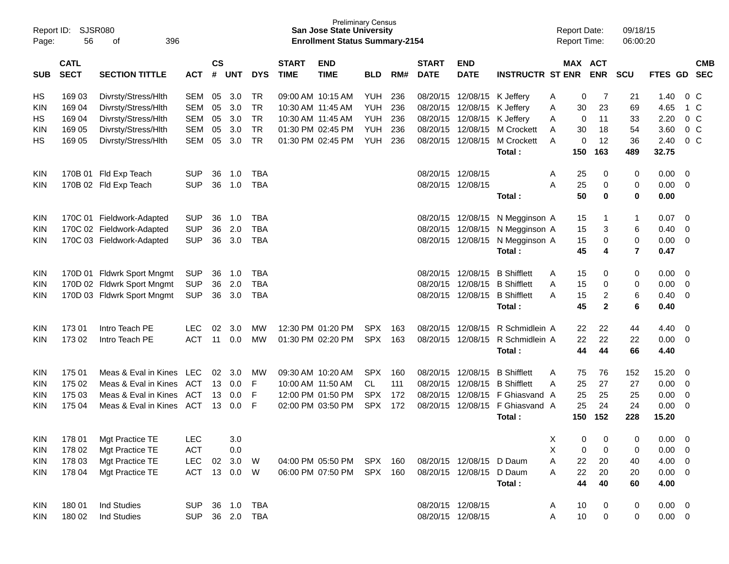Preliminary Census
**San Jose State University**
**Enrollment Status Summary-2154**

Report ID: SJSR080
Report Date: 09/18/15
Report Time: 06:00:20

| SUB | CATL SECT | SECTION TITTLE | ACT | CS # | UNT | DYS | START TIME | END TIME | BLD | RM# | START DATE | END DATE | INSTRUCTR | ST | MAX ENR | ACT ENR | SCU | FTES | GD | CMB SEC |
|---|---|---|---|---|---|---|---|---|---|---|---|---|---|---|---|---|---|---|---|---|
| HS | 169 03 | Divrsty/Stress/Hlth | SEM | 05 | 3.0 | TR | 09:00 AM | 10:15 AM | YUH | 236 | 08/20/15 | 12/08/15 | K Jeffery | A | 0 | 7 | 21 | 1.40 | 0 | C |
| KIN | 169 04 | Divrsty/Stress/Hlth | SEM | 05 | 3.0 | TR | 10:30 AM | 11:45 AM | YUH | 236 | 08/20/15 | 12/08/15 | K Jeffery | A | 30 | 23 | 69 | 4.65 | 1 | C |
| HS | 169 04 | Divrsty/Stress/Hlth | SEM | 05 | 3.0 | TR | 10:30 AM | 11:45 AM | YUH | 236 | 08/20/15 | 12/08/15 | K Jeffery | A | 0 | 11 | 33 | 2.20 | 0 | C |
| KIN | 169 05 | Divrsty/Stress/Hlth | SEM | 05 | 3.0 | TR | 01:30 PM | 02:45 PM | YUH | 236 | 08/20/15 | 12/08/15 | M Crockett | A | 30 | 18 | 54 | 3.60 | 0 | C |
| HS | 169 05 | Divrsty/Stress/Hlth | SEM | 05 | 3.0 | TR | 01:30 PM | 02:45 PM | YUH | 236 | 08/20/15 | 12/08/15 | M Crockett | A | 0 | 12 | 36 | 2.40 | 0 | C |
| | | | | | | | | | | | | | **Total :** | | **150** | **163** | **489** | **32.75** | | |
| KIN | 170B 01 | Fld Exp Teach | SUP | 36 | 1.0 | TBA | | | | | 08/20/15 | 12/08/15 | | A | 25 | 0 | 0 | 0.00 | 0 | |
| KIN | 170B 02 | Fld Exp Teach | SUP | 36 | 1.0 | TBA | | | | | 08/20/15 | 12/08/15 | | A | 25 | 0 | 0 | 0.00 | 0 | |
| | | | | | | | | | | | | | **Total :** | | **50** | **0** | **0** | **0.00** | | |
| KIN | 170C 01 | Fieldwork-Adapted | SUP | 36 | 1.0 | TBA | | | | | 08/20/15 | 12/08/15 | N Megginson | A | 15 | 1 | 1 | 0.07 | 0 | |
| KIN | 170C 02 | Fieldwork-Adapted | SUP | 36 | 2.0 | TBA | | | | | 08/20/15 | 12/08/15 | N Megginson | A | 15 | 3 | 6 | 0.40 | 0 | |
| KIN | 170C 03 | Fieldwork-Adapted | SUP | 36 | 3.0 | TBA | | | | | 08/20/15 | 12/08/15 | N Megginson | A | 15 | 0 | 0 | 0.00 | 0 | |
| | | | | | | | | | | | | | **Total :** | | **45** | **4** | **7** | **0.47** | | |
| KIN | 170D 01 | Fldwrk Sport Mngmt | SUP | 36 | 1.0 | TBA | | | | | 08/20/15 | 12/08/15 | B Shifflett | A | 15 | 0 | 0 | 0.00 | 0 | |
| KIN | 170D 02 | Fldwrk Sport Mngmt | SUP | 36 | 2.0 | TBA | | | | | 08/20/15 | 12/08/15 | B Shifflett | A | 15 | 0 | 0 | 0.00 | 0 | |
| KIN | 170D 03 | Fldwrk Sport Mngmt | SUP | 36 | 3.0 | TBA | | | | | 08/20/15 | 12/08/15 | B Shifflett | A | 15 | 2 | 6 | 0.40 | 0 | |
| | | | | | | | | | | | | | **Total :** | | **45** | **2** | **6** | **0.40** | | |
| KIN | 173 01 | Intro Teach PE | LEC | 02 | 3.0 | MW | 12:30 PM | 01:20 PM | SPX | 163 | 08/20/15 | 12/08/15 | R Schmidlein | A | 22 | 22 | 44 | 4.40 | 0 | |
| KIN | 173 02 | Intro Teach PE | ACT | 11 | 0.0 | MW | 01:30 PM | 02:20 PM | SPX | 163 | 08/20/15 | 12/08/15 | R Schmidlein | A | 22 | 22 | 22 | 0.00 | 0 | |
| | | | | | | | | | | | | | **Total :** | | **44** | **44** | **66** | **4.40** | | |
| KIN | 175 01 | Meas & Eval in Kines | LEC | 02 | 3.0 | MW | 09:30 AM | 10:20 AM | SPX | 160 | 08/20/15 | 12/08/15 | B Shifflett | A | 75 | 76 | 152 | 15.20 | 0 | |
| KIN | 175 02 | Meas & Eval in Kines | ACT | 13 | 0.0 | F | 10:00 AM | 11:50 AM | CL | 111 | 08/20/15 | 12/08/15 | B Shifflett | A | 25 | 27 | 27 | 0.00 | 0 | |
| KIN | 175 03 | Meas & Eval in Kines | ACT | 13 | 0.0 | F | 12:00 PM | 01:50 PM | SPX | 172 | 08/20/15 | 12/08/15 | F Ghiasvand | A | 25 | 25 | 25 | 0.00 | 0 | |
| KIN | 175 04 | Meas & Eval in Kines | ACT | 13 | 0.0 | F | 02:00 PM | 03:50 PM | SPX | 172 | 08/20/15 | 12/08/15 | F Ghiasvand | A | 25 | 24 | 24 | 0.00 | 0 | |
| | | | | | | | | | | | | | **Total :** | | **150** | **152** | **228** | **15.20** | | |
| KIN | 178 01 | Mgt Practice TE | LEC | | 3.0 | | | | | | | | | X | 0 | 0 | 0 | 0.00 | 0 | |
| KIN | 178 02 | Mgt Practice TE | ACT | | 0.0 | | | | | | | | | X | 0 | 0 | 0 | 0.00 | 0 | |
| KIN | 178 03 | Mgt Practice TE | LEC | 02 | 3.0 | W | 04:00 PM | 05:50 PM | SPX | 160 | 08/20/15 | 12/08/15 | D Daum | A | 22 | 20 | 40 | 4.00 | 0 | |
| KIN | 178 04 | Mgt Practice TE | ACT | 13 | 0.0 | W | 06:00 PM | 07:50 PM | SPX | 160 | 08/20/15 | 12/08/15 | D Daum | A | 22 | 20 | 20 | 0.00 | 0 | |
| | | | | | | | | | | | | | **Total :** | | **44** | **40** | **60** | **4.00** | | |
| KIN | 180 01 | Ind Studies | SUP | 36 | 1.0 | TBA | | | | | 08/20/15 | 12/08/15 | | A | 10 | 0 | 0 | 0.00 | 0 | |
| KIN | 180 02 | Ind Studies | SUP | 36 | 2.0 | TBA | | | | | 08/20/15 | 12/08/15 | | A | 10 | 0 | 0 | 0.00 | 0 | |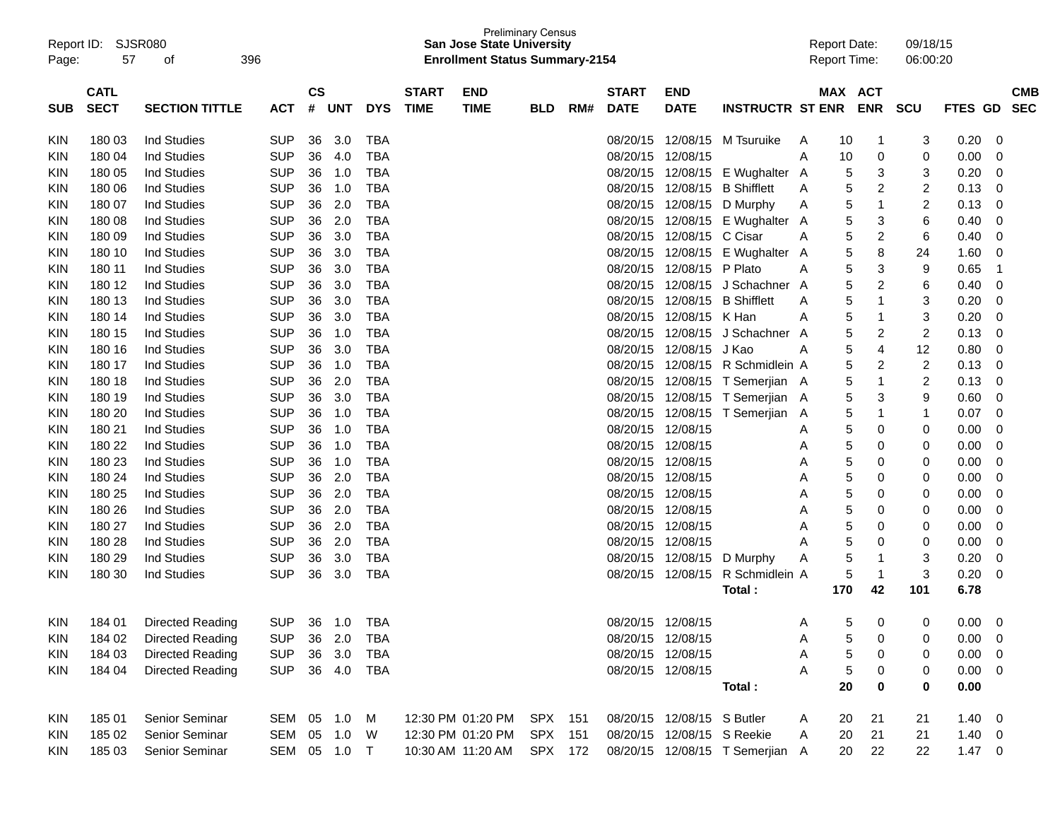Report ID: SJSR080
Page: 57 of 396

Preliminary Census
**San Jose State University**
**Enrollment Status Summary-2154**

Report Date: 09/18/15
Report Time: 06:00:20

| SUB | CATL SECT | SECTION TITTLE | ACT | CS # | UNT | DYS | START TIME | END TIME | BLD | RM# | START DATE | END DATE | INSTRUCTR | ST | MAX ENR | ACT ENR | SCU | FTES | GD | CMB SEC |
|---|---|---|---|---|---|---|---|---|---|---|---|---|---|---|---|---|---|---|---|---|
| KIN | 180 03 | Ind Studies | SUP | 36 | 3.0 | TBA | | | | | 08/20/15 | 12/08/15 | M Tsuruike | A | 10 | 1 | 3 | 0.20 | 0 | |
| KIN | 180 04 | Ind Studies | SUP | 36 | 4.0 | TBA | | | | | 08/20/15 | 12/08/15 | | A | 10 | 0 | 0 | 0.00 | 0 | |
| KIN | 180 05 | Ind Studies | SUP | 36 | 1.0 | TBA | | | | | 08/20/15 | 12/08/15 | E Wughalter | A | 5 | 3 | 3 | 0.20 | 0 | |
| KIN | 180 06 | Ind Studies | SUP | 36 | 1.0 | TBA | | | | | 08/20/15 | 12/08/15 | B Shifflett | A | 5 | 2 | 2 | 0.13 | 0 | |
| KIN | 180 07 | Ind Studies | SUP | 36 | 2.0 | TBA | | | | | 08/20/15 | 12/08/15 | D Murphy | A | 5 | 1 | 2 | 0.13 | 0 | |
| KIN | 180 08 | Ind Studies | SUP | 36 | 2.0 | TBA | | | | | 08/20/15 | 12/08/15 | E Wughalter | A | 5 | 3 | 6 | 0.40 | 0 | |
| KIN | 180 09 | Ind Studies | SUP | 36 | 3.0 | TBA | | | | | 08/20/15 | 12/08/15 | C Cisar | A | 5 | 2 | 6 | 0.40 | 0 | |
| KIN | 180 10 | Ind Studies | SUP | 36 | 3.0 | TBA | | | | | 08/20/15 | 12/08/15 | E Wughalter | A | 5 | 8 | 24 | 1.60 | 0 | |
| KIN | 180 11 | Ind Studies | SUP | 36 | 3.0 | TBA | | | | | 08/20/15 | 12/08/15 | P Plato | A | 5 | 3 | 9 | 0.65 | 1 | |
| KIN | 180 12 | Ind Studies | SUP | 36 | 3.0 | TBA | | | | | 08/20/15 | 12/08/15 | J Schachner | A | 5 | 2 | 6 | 0.40 | 0 | |
| KIN | 180 13 | Ind Studies | SUP | 36 | 3.0 | TBA | | | | | 08/20/15 | 12/08/15 | B Shifflett | A | 5 | 1 | 3 | 0.20 | 0 | |
| KIN | 180 14 | Ind Studies | SUP | 36 | 3.0 | TBA | | | | | 08/20/15 | 12/08/15 | K Han | A | 5 | 1 | 3 | 0.20 | 0 | |
| KIN | 180 15 | Ind Studies | SUP | 36 | 1.0 | TBA | | | | | 08/20/15 | 12/08/15 | J Schachner | A | 5 | 2 | 2 | 0.13 | 0 | |
| KIN | 180 16 | Ind Studies | SUP | 36 | 3.0 | TBA | | | | | 08/20/15 | 12/08/15 | J Kao | A | 5 | 4 | 12 | 0.80 | 0 | |
| KIN | 180 17 | Ind Studies | SUP | 36 | 1.0 | TBA | | | | | 08/20/15 | 12/08/15 | R Schmidlein | A | 5 | 2 | 2 | 0.13 | 0 | |
| KIN | 180 18 | Ind Studies | SUP | 36 | 2.0 | TBA | | | | | 08/20/15 | 12/08/15 | T Semerjian | A | 5 | 1 | 2 | 0.13 | 0 | |
| KIN | 180 19 | Ind Studies | SUP | 36 | 3.0 | TBA | | | | | 08/20/15 | 12/08/15 | T Semerjian | A | 5 | 3 | 9 | 0.60 | 0 | |
| KIN | 180 20 | Ind Studies | SUP | 36 | 1.0 | TBA | | | | | 08/20/15 | 12/08/15 | T Semerjian | A | 5 | 1 | 1 | 0.07 | 0 | |
| KIN | 180 21 | Ind Studies | SUP | 36 | 1.0 | TBA | | | | | 08/20/15 | 12/08/15 | | A | 5 | 0 | 0 | 0.00 | 0 | |
| KIN | 180 22 | Ind Studies | SUP | 36 | 1.0 | TBA | | | | | 08/20/15 | 12/08/15 | | A | 5 | 0 | 0 | 0.00 | 0 | |
| KIN | 180 23 | Ind Studies | SUP | 36 | 1.0 | TBA | | | | | 08/20/15 | 12/08/15 | | A | 5 | 0 | 0 | 0.00 | 0 | |
| KIN | 180 24 | Ind Studies | SUP | 36 | 2.0 | TBA | | | | | 08/20/15 | 12/08/15 | | A | 5 | 0 | 0 | 0.00 | 0 | |
| KIN | 180 25 | Ind Studies | SUP | 36 | 2.0 | TBA | | | | | 08/20/15 | 12/08/15 | | A | 5 | 0 | 0 | 0.00 | 0 | |
| KIN | 180 26 | Ind Studies | SUP | 36 | 2.0 | TBA | | | | | 08/20/15 | 12/08/15 | | A | 5 | 0 | 0 | 0.00 | 0 | |
| KIN | 180 27 | Ind Studies | SUP | 36 | 2.0 | TBA | | | | | 08/20/15 | 12/08/15 | | A | 5 | 0 | 0 | 0.00 | 0 | |
| KIN | 180 28 | Ind Studies | SUP | 36 | 2.0 | TBA | | | | | 08/20/15 | 12/08/15 | | A | 5 | 0 | 0 | 0.00 | 0 | |
| KIN | 180 29 | Ind Studies | SUP | 36 | 3.0 | TBA | | | | | 08/20/15 | 12/08/15 | D Murphy | A | 5 | 1 | 3 | 0.20 | 0 | |
| KIN | 180 30 | Ind Studies | SUP | 36 | 3.0 | TBA | | | | | 08/20/15 | 12/08/15 | R Schmidlein | A | 5 | 1 | 3 | 0.20 | 0 | |
| | | | | | | | | | | | | | **Total :** | | **170** | **42** | **101** | **6.78** | | |
| KIN | 184 01 | Directed Reading | SUP | 36 | 1.0 | TBA | | | | | 08/20/15 | 12/08/15 | | A | 5 | 0 | 0 | 0.00 | 0 | |
| KIN | 184 02 | Directed Reading | SUP | 36 | 2.0 | TBA | | | | | 08/20/15 | 12/08/15 | | A | 5 | 0 | 0 | 0.00 | 0 | |
| KIN | 184 03 | Directed Reading | SUP | 36 | 3.0 | TBA | | | | | 08/20/15 | 12/08/15 | | A | 5 | 0 | 0 | 0.00 | 0 | |
| KIN | 184 04 | Directed Reading | SUP | 36 | 4.0 | TBA | | | | | 08/20/15 | 12/08/15 | | A | 5 | 0 | 0 | 0.00 | 0 | |
| | | | | | | | | | | | | | **Total :** | | **20** | **0** | **0** | **0.00** | | |
| KIN | 185 01 | Senior Seminar | SEM | 05 | 1.0 | M | 12:30 PM | 01:20 PM | SPX | 151 | 08/20/15 | 12/08/15 | S Butler | A | 20 | 21 | 21 | 1.40 | 0 | |
| KIN | 185 02 | Senior Seminar | SEM | 05 | 1.0 | W | 12:30 PM | 01:20 PM | SPX | 151 | 08/20/15 | 12/08/15 | S Reekie | A | 20 | 21 | 21 | 1.40 | 0 | |
| KIN | 185 03 | Senior Seminar | SEM | 05 | 1.0 | T | 10:30 AM | 11:20 AM | SPX | 172 | 08/20/15 | 12/08/15 | T Semerjian | A | 20 | 22 | 22 | 1.47 | 0 | |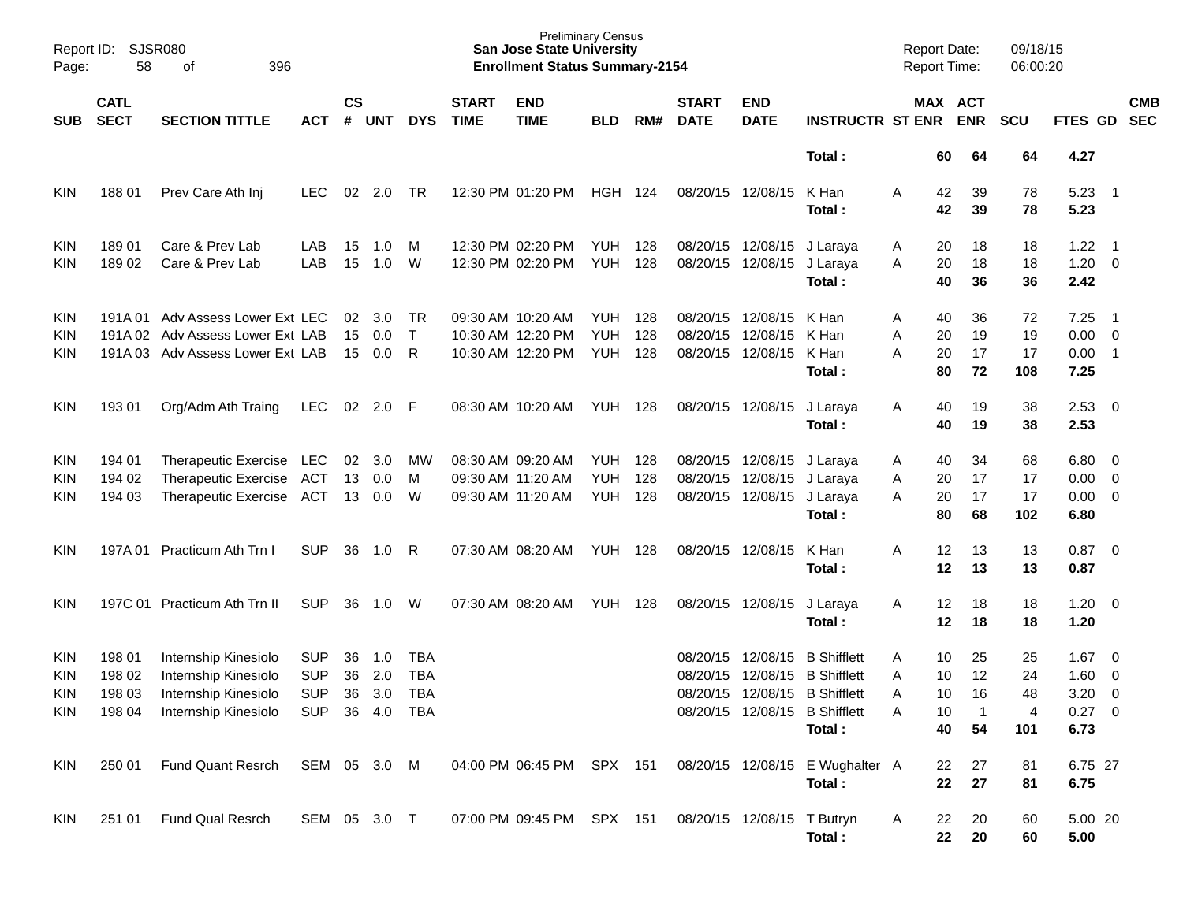Preliminary Census
**San Jose State University**
**Enrollment Status Summary-2154**

Report ID: SJSR080
Report Date: 09/18/15
Report Time: 06:00:20

| SUB | CATL SECT | SECTION TITTLE | ACT | CS # | UNT | DYS | START TIME | END TIME | BLD | RM# | START DATE | END DATE | INSTRUCTR | ST | MAX ENR | ACT ENR | SCU | FTES | GD | CMB SEC |
|---|---|---|---|---|---|---|---|---|---|---|---|---|---|---|---|---|---|---|---|---|
| | | | | | | | | | | | | | **Total :** | | **60** | **64** | **64** | **4.27** | | |
| KIN | 188 01 | Prev Care Ath Inj | LEC | 02 | 2.0 | TR | 12:30 PM | 01:20 PM | HGH | 124 | 08/20/15 | 12/08/15 | K Han | A | 42 | 39 | 78 | 5.23 | 1 | |
| | | | | | | | | | | | | | **Total :** | | **42** | **39** | **78** | **5.23** | | |
| KIN | 189 01 | Care & Prev Lab | LAB | 15 | 1.0 | M | 12:30 PM | 02:20 PM | YUH | 128 | 08/20/15 | 12/08/15 | J Laraya | A | 20 | 18 | 18 | 1.22 | 1 | |
| KIN | 189 02 | Care & Prev Lab | LAB | 15 | 1.0 | W | 12:30 PM | 02:20 PM | YUH | 128 | 08/20/15 | 12/08/15 | J Laraya | A | 20 | 18 | 18 | 1.20 | 0 | |
| | | | | | | | | | | | | | **Total :** | | **40** | **36** | **36** | **2.42** | | |
| KIN | 191A 01 | Adv Assess Lower Ext | LEC | 02 | 3.0 | TR | 09:30 AM | 10:20 AM | YUH | 128 | 08/20/15 | 12/08/15 | K Han | A | 40 | 36 | 72 | 7.25 | 1 | |
| KIN | 191A 02 | Adv Assess Lower Ext | LAB | 15 | 0.0 | T | 10:30 AM | 12:20 PM | YUH | 128 | 08/20/15 | 12/08/15 | K Han | A | 20 | 19 | 19 | 0.00 | 0 | |
| KIN | 191A 03 | Adv Assess Lower Ext | LAB | 15 | 0.0 | R | 10:30 AM | 12:20 PM | YUH | 128 | 08/20/15 | 12/08/15 | K Han | A | 20 | 17 | 17 | 0.00 | 1 | |
| | | | | | | | | | | | | | **Total :** | | **80** | **72** | **108** | **7.25** | | |
| KIN | 193 01 | Org/Adm Ath Traing | LEC | 02 | 2.0 | F | 08:30 AM | 10:20 AM | YUH | 128 | 08/20/15 | 12/08/15 | J Laraya | A | 40 | 19 | 38 | 2.53 | 0 | |
| | | | | | | | | | | | | | **Total :** | | **40** | **19** | **38** | **2.53** | | |
| KIN | 194 01 | Therapeutic Exercise | LEC | 02 | 3.0 | MW | 08:30 AM | 09:20 AM | YUH | 128 | 08/20/15 | 12/08/15 | J Laraya | A | 40 | 34 | 68 | 6.80 | 0 | |
| KIN | 194 02 | Therapeutic Exercise | ACT | 13 | 0.0 | M | 09:30 AM | 11:20 AM | YUH | 128 | 08/20/15 | 12/08/15 | J Laraya | A | 20 | 17 | 17 | 0.00 | 0 | |
| KIN | 194 03 | Therapeutic Exercise | ACT | 13 | 0.0 | W | 09:30 AM | 11:20 AM | YUH | 128 | 08/20/15 | 12/08/15 | J Laraya | A | 20 | 17 | 17 | 0.00 | 0 | |
| | | | | | | | | | | | | | **Total :** | | **80** | **68** | **102** | **6.80** | | |
| KIN | 197A 01 | Practicum Ath Trn I | SUP | 36 | 1.0 | R | 07:30 AM | 08:20 AM | YUH | 128 | 08/20/15 | 12/08/15 | K Han | A | 12 | 13 | 13 | 0.87 | 0 | |
| | | | | | | | | | | | | | **Total :** | | **12** | **13** | **13** | **0.87** | | |
| KIN | 197C 01 | Practicum Ath Trn II | SUP | 36 | 1.0 | W | 07:30 AM | 08:20 AM | YUH | 128 | 08/20/15 | 12/08/15 | J Laraya | A | 12 | 18 | 18 | 1.20 | 0 | |
| | | | | | | | | | | | | | **Total :** | | **12** | **18** | **18** | **1.20** | | |
| KIN | 198 01 | Internship Kinesiolo | SUP | 36 | 1.0 | TBA | | | | | 08/20/15 | 12/08/15 | B Shifflett | A | 10 | 25 | 25 | 1.67 | 0 | |
| KIN | 198 02 | Internship Kinesiolo | SUP | 36 | 2.0 | TBA | | | | | 08/20/15 | 12/08/15 | B Shifflett | A | 10 | 12 | 24 | 1.60 | 0 | |
| KIN | 198 03 | Internship Kinesiolo | SUP | 36 | 3.0 | TBA | | | | | 08/20/15 | 12/08/15 | B Shifflett | A | 10 | 16 | 48 | 3.20 | 0 | |
| KIN | 198 04 | Internship Kinesiolo | SUP | 36 | 4.0 | TBA | | | | | 08/20/15 | 12/08/15 | B Shifflett | A | 10 | 1 | 4 | 0.27 | 0 | |
| | | | | | | | | | | | | | **Total :** | | **40** | **54** | **101** | **6.73** | | |
| KIN | 250 01 | Fund Quant Resrch | SEM | 05 | 3.0 | M | 04:00 PM | 06:45 PM | SPX | 151 | 08/20/15 | 12/08/15 | E Wughalter | A | 22 | 27 | 81 | 6.75 | 27 | |
| | | | | | | | | | | | | | **Total :** | | **22** | **27** | **81** | **6.75** | | |
| KIN | 251 01 | Fund Qual Resrch | SEM | 05 | 3.0 | T | 07:00 PM | 09:45 PM | SPX | 151 | 08/20/15 | 12/08/15 | T Butryn | A | 22 | 20 | 60 | 5.00 | 20 | |
| | | | | | | | | | | | | | **Total :** | | **22** | **20** | **60** | **5.00** | | |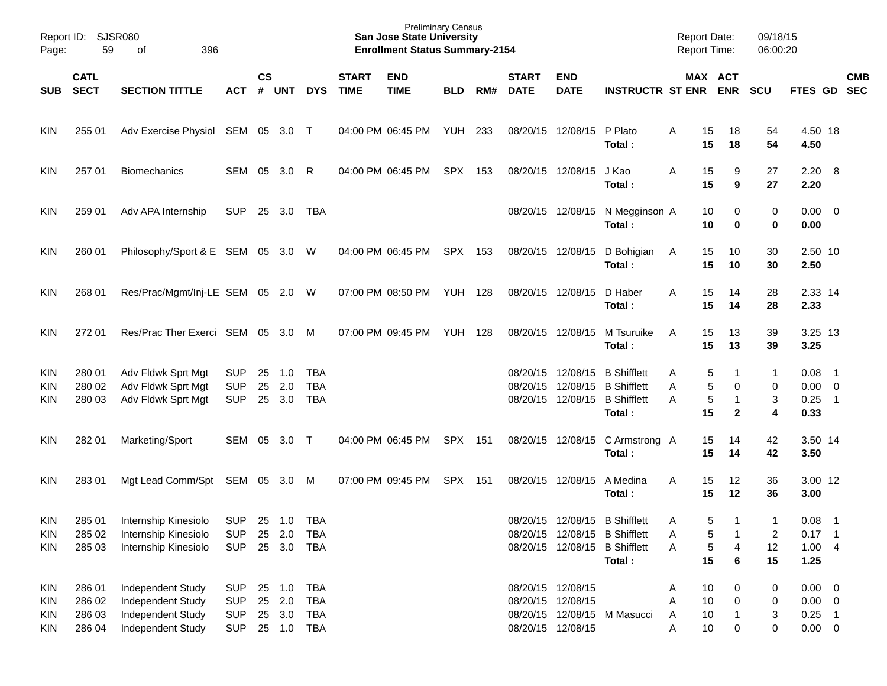Preliminary Census
**San Jose State University**
**Enrollment Status Summary-2154**

Report ID: SJSR080
Report Date: 09/18/15
Report Time: 06:00:20

| SUB | CATL SECT | SECTION TITTLE | ACT | CS # | UNT | DYS | START TIME | END TIME | BLD | RM# | START DATE | END DATE | INSTRUCTR | ST | MAX ENR | ACT ENR | SCU | FTES | GD | CMB SEC |
|---|---|---|---|---|---|---|---|---|---|---|---|---|---|---|---|---|---|---|---|---|
| KIN | 255 01 | Adv Exercise Physiol | SEM | 05 | 3.0 | T | 04:00 PM | 06:45 PM | YUH | 233 | 08/20/15 | 12/08/15 | P Plato | A | 15 | 18 | 54 | 4.50 | 18 | |
| | | | | | | | | | | | | | **Total :** | | **15** | **18** | **54** | **4.50** | | |
| KIN | 257 01 | Biomechanics | SEM | 05 | 3.0 | R | 04:00 PM | 06:45 PM | SPX | 153 | 08/20/15 | 12/08/15 | J Kao | A | 15 | 9 | 27 | 2.20 | 8 | |
| | | | | | | | | | | | | | **Total :** | | **15** | **9** | **27** | **2.20** | | |
| KIN | 259 01 | Adv APA Internship | SUP | 25 | 3.0 | TBA | | | | | 08/20/15 | 12/08/15 | N Megginson | A | 10 | 0 | 0 | 0.00 | 0 | |
| | | | | | | | | | | | | | **Total :** | | **10** | **0** | **0** | **0.00** | | |
| KIN | 260 01 | Philosophy/Sport & E | SEM | 05 | 3.0 | W | 04:00 PM | 06:45 PM | SPX | 153 | 08/20/15 | 12/08/15 | D Bohigian | A | 15 | 10 | 30 | 2.50 | 10 | |
| | | | | | | | | | | | | | **Total :** | | **15** | **10** | **30** | **2.50** | | |
| KIN | 268 01 | Res/Prac/Mgmt/Inj-LE | SEM | 05 | 2.0 | W | 07:00 PM | 08:50 PM | YUH | 128 | 08/20/15 | 12/08/15 | D Haber | A | 15 | 14 | 28 | 2.33 | 14 | |
| | | | | | | | | | | | | | **Total :** | | **15** | **14** | **28** | **2.33** | | |
| KIN | 272 01 | Res/Prac Ther Exerci | SEM | 05 | 3.0 | M | 07:00 PM | 09:45 PM | YUH | 128 | 08/20/15 | 12/08/15 | M Tsuruike | A | 15 | 13 | 39 | 3.25 | 13 | |
| | | | | | | | | | | | | | **Total :** | | **15** | **13** | **39** | **3.25** | | |
| KIN | 280 01 | Adv Fldwk Sprt Mgt | SUP | 25 | 1.0 | TBA | | | | | 08/20/15 | 12/08/15 | B Shifflett | A | 5 | 1 | 1 | 0.08 | 1 | |
| KIN | 280 02 | Adv Fldwk Sprt Mgt | SUP | 25 | 2.0 | TBA | | | | | 08/20/15 | 12/08/15 | B Shifflett | A | 5 | 0 | 0 | 0.00 | 0 | |
| KIN | 280 03 | Adv Fldwk Sprt Mgt | SUP | 25 | 3.0 | TBA | | | | | 08/20/15 | 12/08/15 | B Shifflett | A | 5 | 1 | 3 | 0.25 | 1 | |
| | | | | | | | | | | | | | **Total :** | | **15** | **2** | **4** | **0.33** | | |
| KIN | 282 01 | Marketing/Sport | SEM | 05 | 3.0 | T | 04:00 PM | 06:45 PM | SPX | 151 | 08/20/15 | 12/08/15 | C Armstrong | A | 15 | 14 | 42 | 3.50 | 14 | |
| | | | | | | | | | | | | | **Total :** | | **15** | **14** | **42** | **3.50** | | |
| KIN | 283 01 | Mgt Lead Comm/Spt | SEM | 05 | 3.0 | M | 07:00 PM | 09:45 PM | SPX | 151 | 08/20/15 | 12/08/15 | A Medina | A | 15 | 12 | 36 | 3.00 | 12 | |
| | | | | | | | | | | | | | **Total :** | | **15** | **12** | **36** | **3.00** | | |
| KIN | 285 01 | Internship Kinesiolo | SUP | 25 | 1.0 | TBA | | | | | 08/20/15 | 12/08/15 | B Shifflett | A | 5 | 1 | 1 | 0.08 | 1 | |
| KIN | 285 02 | Internship Kinesiolo | SUP | 25 | 2.0 | TBA | | | | | 08/20/15 | 12/08/15 | B Shifflett | A | 5 | 1 | 2 | 0.17 | 1 | |
| KIN | 285 03 | Internship Kinesiolo | SUP | 25 | 3.0 | TBA | | | | | 08/20/15 | 12/08/15 | B Shifflett | A | 5 | 4 | 12 | 1.00 | 4 | |
| | | | | | | | | | | | | | **Total :** | | **15** | **6** | **15** | **1.25** | | |
| KIN | 286 01 | Independent Study | SUP | 25 | 1.0 | TBA | | | | | 08/20/15 | 12/08/15 | | A | 10 | 0 | 0 | 0.00 | 0 | |
| KIN | 286 02 | Independent Study | SUP | 25 | 2.0 | TBA | | | | | 08/20/15 | 12/08/15 | | A | 10 | 0 | 0 | 0.00 | 0 | |
| KIN | 286 03 | Independent Study | SUP | 25 | 3.0 | TBA | | | | | 08/20/15 | 12/08/15 | M Masucci | A | 10 | 1 | 3 | 0.25 | 1 | |
| KIN | 286 04 | Independent Study | SUP | 25 | 1.0 | TBA | | | | | 08/20/15 | 12/08/15 | | A | 10 | 0 | 0 | 0.00 | 0 | |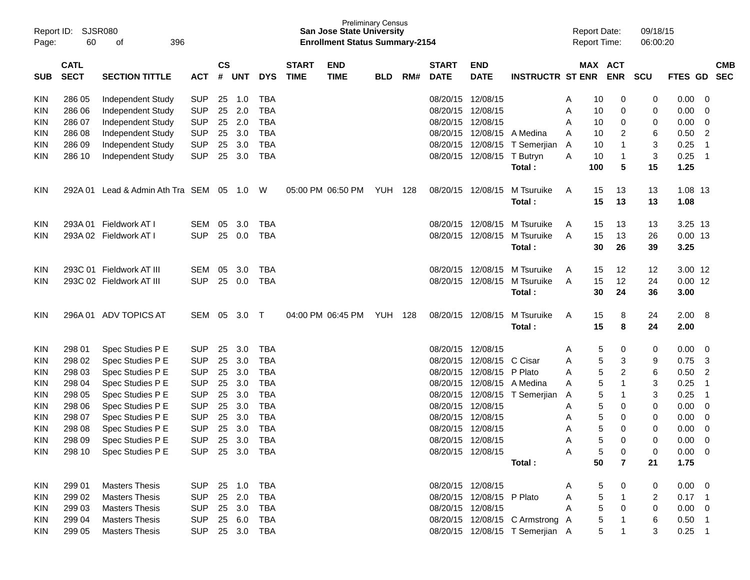Report ID: SJSR080
Page: 60 of 396

Preliminary Census
**San Jose State University**
**Enrollment Status Summary-2154**

Report Date: 09/18/15
Report Time: 06:00:20

| SUB | CATL SECT | SECTION TITTLE | ACT | CS # | UNT | DYS | START TIME | END TIME | BLD | RM# | START DATE | END DATE | INSTRUCTR | ST | MAX ENR | ACT ENR | SCU | FTES | GD | CMB SEC |
|---|---|---|---|---|---|---|---|---|---|---|---|---|---|---|---|---|---|---|---|---|
| KIN | 286 05 | Independent Study | SUP | 25 | 1.0 | TBA | | | | | 08/20/15 | 12/08/15 | | A | 10 | 0 | 0 | 0.00 | 0 | |
| KIN | 286 06 | Independent Study | SUP | 25 | 2.0 | TBA | | | | | 08/20/15 | 12/08/15 | | A | 10 | 0 | 0 | 0.00 | 0 | |
| KIN | 286 07 | Independent Study | SUP | 25 | 2.0 | TBA | | | | | 08/20/15 | 12/08/15 | | A | 10 | 0 | 0 | 0.00 | 0 | |
| KIN | 286 08 | Independent Study | SUP | 25 | 3.0 | TBA | | | | | 08/20/15 | 12/08/15 | A Medina | A | 10 | 2 | 6 | 0.50 | 2 | |
| KIN | 286 09 | Independent Study | SUP | 25 | 3.0 | TBA | | | | | 08/20/15 | 12/08/15 | T Semerjian | A | 10 | 1 | 3 | 0.25 | 1 | |
| KIN | 286 10 | Independent Study | SUP | 25 | 3.0 | TBA | | | | | 08/20/15 | 12/08/15 | T Butryn | A | 10 | 1 | 3 | 0.25 | 1 | |
| | | | | | | | | | | | | | **Total :** | | **100** | **5** | **15** | **1.25** | | |
| KIN | 292A 01 | Lead & Admin Ath Tra | SEM | 05 | 1.0 | W | 05:00 PM | 06:50 PM | YUH | 128 | 08/20/15 | 12/08/15 | M Tsuruike | A | 15 | 13 | 13 | 1.08 | 13 | |
| | | | | | | | | | | | | | **Total :** | | **15** | **13** | **13** | **1.08** | | |
| KIN | 293A 01 | Fieldwork AT I | SEM | 05 | 3.0 | TBA | | | | | 08/20/15 | 12/08/15 | M Tsuruike | A | 15 | 13 | 13 | 3.25 | 13 | |
| KIN | 293A 02 | Fieldwork AT I | SUP | 25 | 0.0 | TBA | | | | | 08/20/15 | 12/08/15 | M Tsuruike | A | 15 | 13 | 26 | 0.00 | 13 | |
| | | | | | | | | | | | | | **Total :** | | **30** | **26** | **39** | **3.25** | | |
| KIN | 293C 01 | Fieldwork AT III | SEM | 05 | 3.0 | TBA | | | | | 08/20/15 | 12/08/15 | M Tsuruike | A | 15 | 12 | 12 | 3.00 | 12 | |
| KIN | 293C 02 | Fieldwork AT III | SUP | 25 | 0.0 | TBA | | | | | 08/20/15 | 12/08/15 | M Tsuruike | A | 15 | 12 | 24 | 0.00 | 12 | |
| | | | | | | | | | | | | | **Total :** | | **30** | **24** | **36** | **3.00** | | |
| KIN | 296A 01 | ADV TOPICS AT | SEM | 05 | 3.0 | T | 04:00 PM | 06:45 PM | YUH | 128 | 08/20/15 | 12/08/15 | M Tsuruike | A | 15 | 8 | 24 | 2.00 | 8 | |
| | | | | | | | | | | | | | **Total :** | | **15** | **8** | **24** | **2.00** | | |
| KIN | 298 01 | Spec Studies P E | SUP | 25 | 3.0 | TBA | | | | | 08/20/15 | 12/08/15 | | A | 5 | 0 | 0 | 0.00 | 0 | |
| KIN | 298 02 | Spec Studies P E | SUP | 25 | 3.0 | TBA | | | | | 08/20/15 | 12/08/15 | C Cisar | A | 5 | 3 | 9 | 0.75 | 3 | |
| KIN | 298 03 | Spec Studies P E | SUP | 25 | 3.0 | TBA | | | | | 08/20/15 | 12/08/15 | P Plato | A | 5 | 2 | 6 | 0.50 | 2 | |
| KIN | 298 04 | Spec Studies P E | SUP | 25 | 3.0 | TBA | | | | | 08/20/15 | 12/08/15 | A Medina | A | 5 | 1 | 3 | 0.25 | 1 | |
| KIN | 298 05 | Spec Studies P E | SUP | 25 | 3.0 | TBA | | | | | 08/20/15 | 12/08/15 | T Semerjian | A | 5 | 1 | 3 | 0.25 | 1 | |
| KIN | 298 06 | Spec Studies P E | SUP | 25 | 3.0 | TBA | | | | | 08/20/15 | 12/08/15 | | A | 5 | 0 | 0 | 0.00 | 0 | |
| KIN | 298 07 | Spec Studies P E | SUP | 25 | 3.0 | TBA | | | | | 08/20/15 | 12/08/15 | | A | 5 | 0 | 0 | 0.00 | 0 | |
| KIN | 298 08 | Spec Studies P E | SUP | 25 | 3.0 | TBA | | | | | 08/20/15 | 12/08/15 | | A | 5 | 0 | 0 | 0.00 | 0 | |
| KIN | 298 09 | Spec Studies P E | SUP | 25 | 3.0 | TBA | | | | | 08/20/15 | 12/08/15 | | A | 5 | 0 | 0 | 0.00 | 0 | |
| KIN | 298 10 | Spec Studies P E | SUP | 25 | 3.0 | TBA | | | | | 08/20/15 | 12/08/15 | | A | 5 | 0 | 0 | 0.00 | 0 | |
| | | | | | | | | | | | | | **Total :** | | **50** | **7** | **21** | **1.75** | | |
| KIN | 299 01 | Masters Thesis | SUP | 25 | 1.0 | TBA | | | | | 08/20/15 | 12/08/15 | | A | 5 | 0 | 0 | 0.00 | 0 | |
| KIN | 299 02 | Masters Thesis | SUP | 25 | 2.0 | TBA | | | | | 08/20/15 | 12/08/15 | P Plato | A | 5 | 1 | 2 | 0.17 | 1 | |
| KIN | 299 03 | Masters Thesis | SUP | 25 | 3.0 | TBA | | | | | 08/20/15 | 12/08/15 | | A | 5 | 0 | 0 | 0.00 | 0 | |
| KIN | 299 04 | Masters Thesis | SUP | 25 | 6.0 | TBA | | | | | 08/20/15 | 12/08/15 | C Armstrong | A | 5 | 1 | 6 | 0.50 | 1 | |
| KIN | 299 05 | Masters Thesis | SUP | 25 | 3.0 | TBA | | | | | 08/20/15 | 12/08/15 | T Semerjian | A | 5 | 1 | 3 | 0.25 | 1 | |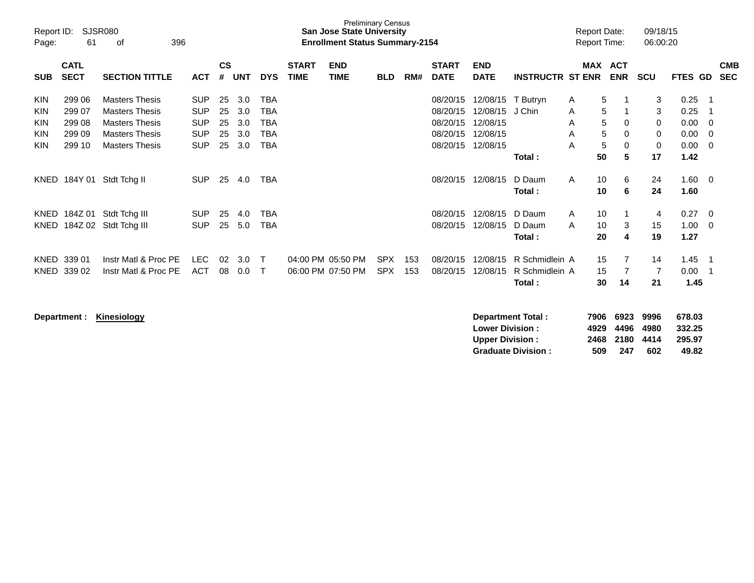Preliminary Census

**San Jose State University**

**Enrollment Status Summary-2154**

Report ID: SJSR080 | Report Date: 09/18/15 | Report Time: 06:00:20

| SUB | CATL SECT | SECTION TITTLE | ACT | CS # | UNT | DYS | START TIME | END TIME | BLD | RM# | START DATE | END DATE | INSTRUCTR | ST | MAX ENR | ACT ENR | SCU | FTES | GD | CMB SEC |
|---|---|---|---|---|---|---|---|---|---|---|---|---|---|---|---|---|---|---|---|---|
| KIN | 299 06 | Masters Thesis | SUP | 25 | 3.0 | TBA | | | | | 08/20/15 | 12/08/15 | T Butryn | A | 5 | 1 | 3 | 0.25 | 1 | |
| KIN | 299 07 | Masters Thesis | SUP | 25 | 3.0 | TBA | | | | | 08/20/15 | 12/08/15 | J Chin | A | 5 | 1 | 3 | 0.25 | 1 | |
| KIN | 299 08 | Masters Thesis | SUP | 25 | 3.0 | TBA | | | | | 08/20/15 | 12/08/15 | | A | 5 | 0 | 0 | 0.00 | 0 | |
| KIN | 299 09 | Masters Thesis | SUP | 25 | 3.0 | TBA | | | | | 08/20/15 | 12/08/15 | | A | 5 | 0 | 0 | 0.00 | 0 | |
| KIN | 299 10 | Masters Thesis | SUP | 25 | 3.0 | TBA | | | | | 08/20/15 | 12/08/15 | | A | 5 | 0 | 0 | 0.00 | 0 | |
| | | | | | | | | | | | | | **Total :** | | **50** | **5** | **17** | **1.42** | | |
| KNED | 184Y 01 | Stdt Tchg II | SUP | 25 | 4.0 | TBA | | | | | 08/20/15 | 12/08/15 | D Daum | A | 10 | 6 | 24 | 1.60 | 0 | |
| | | | | | | | | | | | | | **Total :** | | **10** | **6** | **24** | **1.60** | | |
| KNED | 184Z 01 | Stdt Tchg III | SUP | 25 | 4.0 | TBA | | | | | 08/20/15 | 12/08/15 | D Daum | A | 10 | 1 | 4 | 0.27 | 0 | |
| KNED | 184Z 02 | Stdt Tchg III | SUP | 25 | 5.0 | TBA | | | | | 08/20/15 | 12/08/15 | D Daum | A | 10 | 3 | 15 | 1.00 | 0 | |
| | | | | | | | | | | | | | **Total :** | | **20** | **4** | **19** | **1.27** | | |
| KNED | 339 01 | Instr Matl & Proc PE | LEC | 02 | 3.0 | T | 04:00 PM | 05:50 PM | SPX | 153 | 08/20/15 | 12/08/15 | R Schmidlein | A | 15 | 7 | 14 | 1.45 | 1 | |
| KNED | 339 02 | Instr Matl & Proc PE | ACT | 08 | 0.0 | T | 06:00 PM | 07:50 PM | SPX | 153 | 08/20/15 | 12/08/15 | R Schmidlein | A | 15 | 7 | 7 | 0.00 | 1 | |
| | | | | | | | | | | | | | **Total :** | | **30** | **14** | **21** | **1.45** | | |

**Department :** **Kinesiology**

| | MAX ENR | ACT ENR | SCU | FTES |
|---|---|---|---|---|
| **Department Total :** | **7906** | **6923** | **9996** | **678.03** |
| **Lower Division :** | **4929** | **4496** | **4980** | **332.25** |
| **Upper Division :** | **2468** | **2180** | **4414** | **295.97** |
| **Graduate Division :** | **509** | **247** | **602** | **49.82** |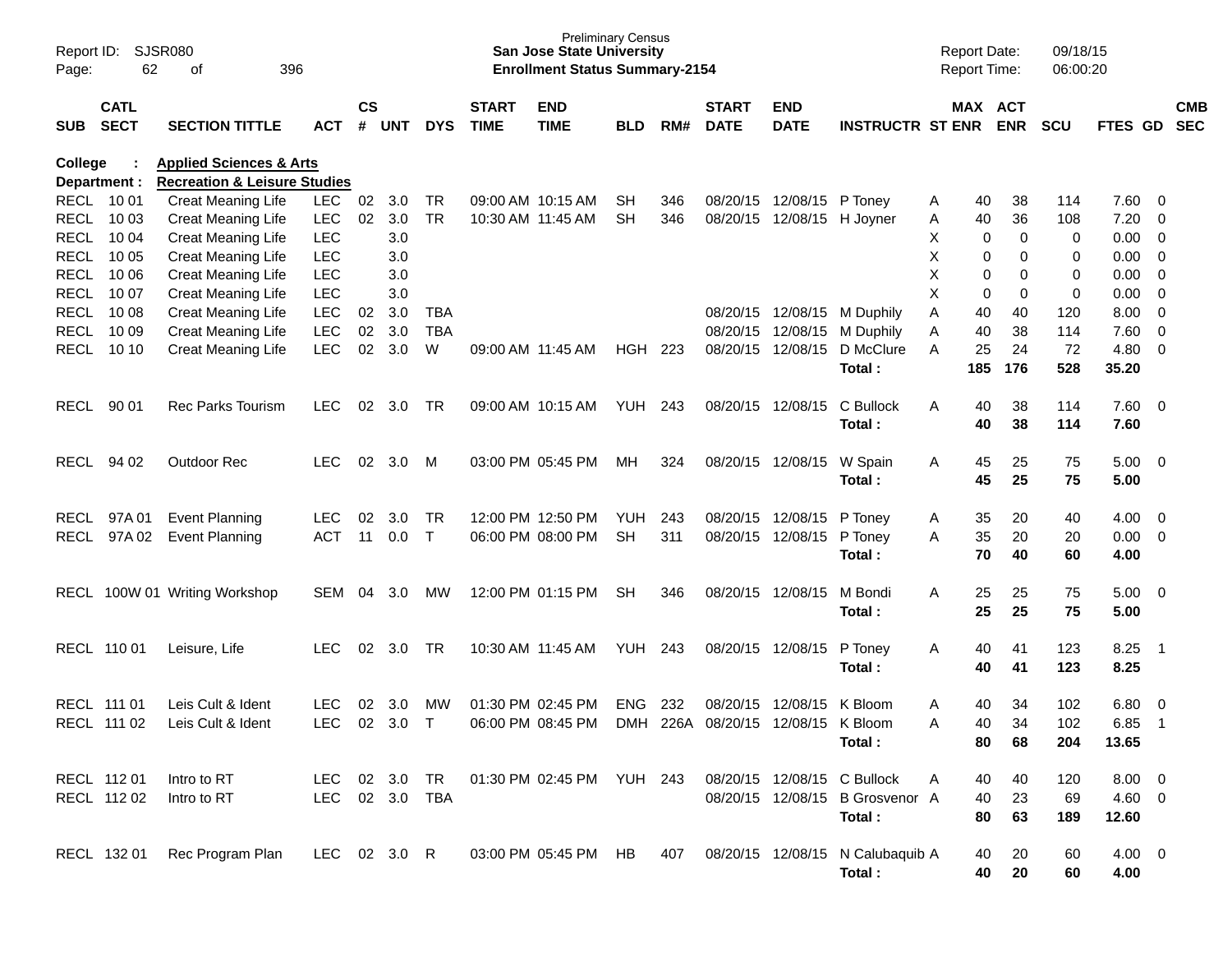Preliminary Census
**San Jose State University**
**Enrollment Status Summary-2154**

Report ID: SJSR080
Report Date: 09/18/15
Report Time: 06:00:20

| SUB | CATL SECT | SECTION TITTLE | ACT | CS # | UNT | DYS | START TIME | END TIME | BLD | RM# | START DATE | END DATE | INSTRUCTR | ST | MAX ENR | ACT ENR | SCU | FTES | GD | CMB SEC |
|---|---|---|---|---|---|---|---|---|---|---|---|---|---|---|---|---|---|---|---|---|
| **College :** | | **Applied Sciences & Arts** | | | | | | | | | | | | | | | | | | |
| **Department :** | | **Recreation & Leisure Studies** | | | | | | | | | | | | | | | | | | |
| RECL | 10 01 | Creat Meaning Life | LEC | 02 | 3.0 | TR | 09:00 AM | 10:15 AM | SH | 346 | 08/20/15 | 12/08/15 | P Toney | A | 40 | 38 | 114 | 7.60 | 0 | |
| RECL | 10 03 | Creat Meaning Life | LEC | 02 | 3.0 | TR | 10:30 AM | 11:45 AM | SH | 346 | 08/20/15 | 12/08/15 | H Joyner | A | 40 | 36 | 108 | 7.20 | 0 | |
| RECL | 10 04 | Creat Meaning Life | LEC | | 3.0 | | | | | | | | | X | 0 | 0 | 0 | 0.00 | 0 | |
| RECL | 10 05 | Creat Meaning Life | LEC | | 3.0 | | | | | | | | | X | 0 | 0 | 0 | 0.00 | 0 | |
| RECL | 10 06 | Creat Meaning Life | LEC | | 3.0 | | | | | | | | | X | 0 | 0 | 0 | 0.00 | 0 | |
| RECL | 10 07 | Creat Meaning Life | LEC | | 3.0 | | | | | | | | | X | 0 | 0 | 0 | 0.00 | 0 | |
| RECL | 10 08 | Creat Meaning Life | LEC | 02 | 3.0 | TBA | | | | | 08/20/15 | 12/08/15 | M Duphily | A | 40 | 40 | 120 | 8.00 | 0 | |
| RECL | 10 09 | Creat Meaning Life | LEC | 02 | 3.0 | TBA | | | | | 08/20/15 | 12/08/15 | M Duphily | A | 40 | 38 | 114 | 7.60 | 0 | |
| RECL | 10 10 | Creat Meaning Life | LEC | 02 | 3.0 | W | 09:00 AM | 11:45 AM | HGH | 223 | 08/20/15 | 12/08/15 | D McClure | A | 25 | 24 | 72 | 4.80 | 0 | |
| | | | | | | | | | | | | | **Total :** | | **185** | **176** | **528** | **35.20** | | |
| RECL | 90 01 | Rec Parks Tourism | LEC | 02 | 3.0 | TR | 09:00 AM | 10:15 AM | YUH | 243 | 08/20/15 | 12/08/15 | C Bullock | A | 40 | 38 | 114 | 7.60 | 0 | |
| | | | | | | | | | | | | | **Total :** | | **40** | **38** | **114** | **7.60** | | |
| RECL | 94 02 | Outdoor Rec | LEC | 02 | 3.0 | M | 03:00 PM | 05:45 PM | MH | 324 | 08/20/15 | 12/08/15 | W Spain | A | 45 | 25 | 75 | 5.00 | 0 | |
| | | | | | | | | | | | | | **Total :** | | **45** | **25** | **75** | **5.00** | | |
| RECL | 97A 01 | Event Planning | LEC | 02 | 3.0 | TR | 12:00 PM | 12:50 PM | YUH | 243 | 08/20/15 | 12/08/15 | P Toney | A | 35 | 20 | 40 | 4.00 | 0 | |
| RECL | 97A 02 | Event Planning | ACT | 11 | 0.0 | T | 06:00 PM | 08:00 PM | SH | 311 | 08/20/15 | 12/08/15 | P Toney | A | 35 | 20 | 20 | 0.00 | 0 | |
| | | | | | | | | | | | | | **Total :** | | **70** | **40** | **60** | **4.00** | | |
| RECL | 100W 01 | Writing Workshop | SEM | 04 | 3.0 | MW | 12:00 PM | 01:15 PM | SH | 346 | 08/20/15 | 12/08/15 | M Bondi | A | 25 | 25 | 75 | 5.00 | 0 | |
| | | | | | | | | | | | | | **Total :** | | **25** | **25** | **75** | **5.00** | | |
| RECL | 110 01 | Leisure, Life | LEC | 02 | 3.0 | TR | 10:30 AM | 11:45 AM | YUH | 243 | 08/20/15 | 12/08/15 | P Toney | A | 40 | 41 | 123 | 8.25 | 1 | |
| | | | | | | | | | | | | | **Total :** | | **40** | **41** | **123** | **8.25** | | |
| RECL | 111 01 | Leis Cult & Ident | LEC | 02 | 3.0 | MW | 01:30 PM | 02:45 PM | ENG | 232 | 08/20/15 | 12/08/15 | K Bloom | A | 40 | 34 | 102 | 6.80 | 0 | |
| RECL | 111 02 | Leis Cult & Ident | LEC | 02 | 3.0 | T | 06:00 PM | 08:45 PM | DMH | 226A | 08/20/15 | 12/08/15 | K Bloom | A | 40 | 34 | 102 | 6.85 | 1 | |
| | | | | | | | | | | | | | **Total :** | | **80** | **68** | **204** | **13.65** | | |
| RECL | 112 01 | Intro to RT | LEC | 02 | 3.0 | TR | 01:30 PM | 02:45 PM | YUH | 243 | 08/20/15 | 12/08/15 | C Bullock | A | 40 | 40 | 120 | 8.00 | 0 | |
| RECL | 112 02 | Intro to RT | LEC | 02 | 3.0 | TBA | | | | | 08/20/15 | 12/08/15 | B Grosvenor | A | 40 | 23 | 69 | 4.60 | 0 | |
| | | | | | | | | | | | | | **Total :** | | **80** | **63** | **189** | **12.60** | | |
| RECL | 132 01 | Rec Program Plan | LEC | 02 | 3.0 | R | 03:00 PM | 05:45 PM | HB | 407 | 08/20/15 | 12/08/15 | N Calubaquib | A | 40 | 20 | 60 | 4.00 | 0 | |
| | | | | | | | | | | | | | **Total :** | | **40** | **20** | **60** | **4.00** | | |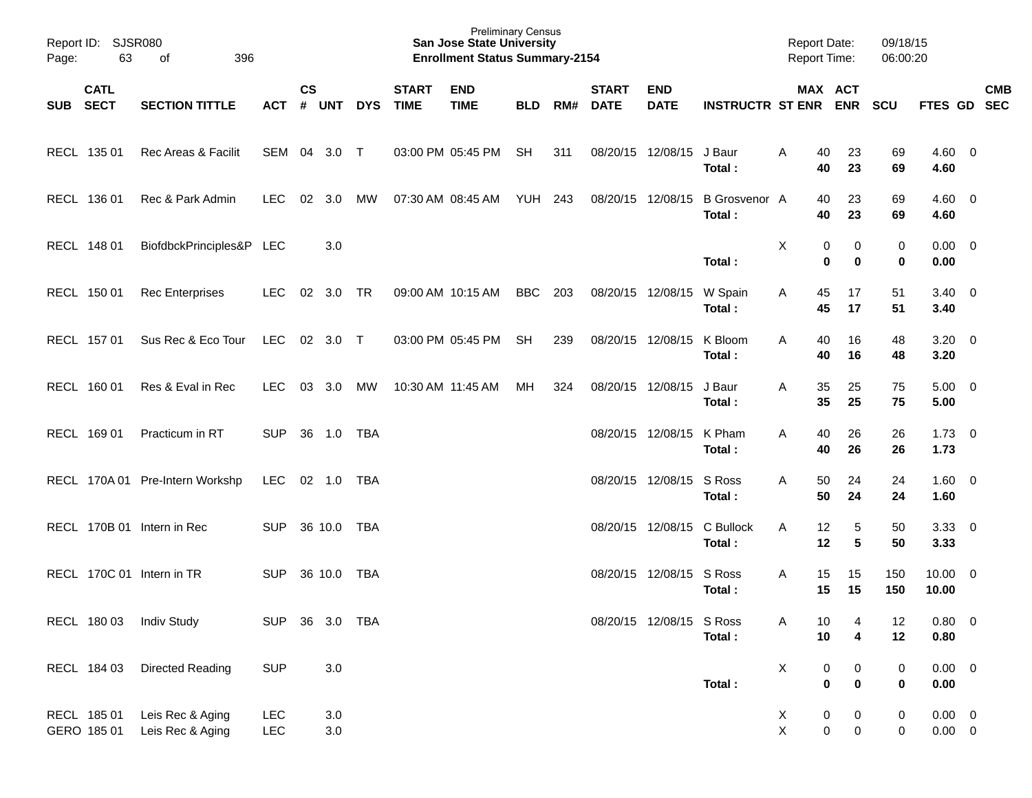Preliminary Census
**San Jose State University**
**Enrollment Status Summary-2154**

Report ID: SJSR080
Report Date: 09/18/15
Report Time: 06:00:20

| SUB | CATL SECT | SECTION TITTLE | ACT | CS # | UNT | DYS | START TIME | END TIME | BLD | RM# | START DATE | END DATE | INSTRUCTR | ST | MAX ENR | ACT ENR | SCU | FTES | GD | CMB SEC |
|---|---|---|---|---|---|---|---|---|---|---|---|---|---|---|---|---|---|---|---|---|
| RECL | 135 01 | Rec Areas & Facilit | SEM | 04 | 3.0 | T | 03:00 PM | 05:45 PM | SH | 311 | 08/20/15 | 12/08/15 | J Baur | A | 40 | 23 | 69 | 4.60 | 0 | |
| | | | | | | | | | | | | | **Total :** | | **40** | **23** | **69** | **4.60** | | |
| RECL | 136 01 | Rec & Park Admin | LEC | 02 | 3.0 | MW | 07:30 AM | 08:45 AM | YUH | 243 | 08/20/15 | 12/08/15 | B Grosvenor | A | 40 | 23 | 69 | 4.60 | 0 | |
| | | | | | | | | | | | | | **Total :** | | **40** | **23** | **69** | **4.60** | | |
| RECL | 148 01 | BiofdbckPrinciples&P | LEC | | 3.0 | | | | | | | | | X | 0 | 0 | 0 | 0.00 | 0 | |
| | | | | | | | | | | | | | **Total :** | | **0** | **0** | **0** | **0.00** | | |
| RECL | 150 01 | Rec Enterprises | LEC | 02 | 3.0 | TR | 09:00 AM | 10:15 AM | BBC | 203 | 08/20/15 | 12/08/15 | W Spain | A | 45 | 17 | 51 | 3.40 | 0 | |
| | | | | | | | | | | | | | **Total :** | | **45** | **17** | **51** | **3.40** | | |
| RECL | 157 01 | Sus Rec & Eco Tour | LEC | 02 | 3.0 | T | 03:00 PM | 05:45 PM | SH | 239 | 08/20/15 | 12/08/15 | K Bloom | A | 40 | 16 | 48 | 3.20 | 0 | |
| | | | | | | | | | | | | | **Total :** | | **40** | **16** | **48** | **3.20** | | |
| RECL | 160 01 | Res & Eval in Rec | LEC | 03 | 3.0 | MW | 10:30 AM | 11:45 AM | MH | 324 | 08/20/15 | 12/08/15 | J Baur | A | 35 | 25 | 75 | 5.00 | 0 | |
| | | | | | | | | | | | | | **Total :** | | **35** | **25** | **75** | **5.00** | | |
| RECL | 169 01 | Practicum in RT | SUP | 36 | 1.0 | TBA | | | | | 08/20/15 | 12/08/15 | K Pham | A | 40 | 26 | 26 | 1.73 | 0 | |
| | | | | | | | | | | | | | **Total :** | | **40** | **26** | **26** | **1.73** | | |
| RECL | 170A 01 | Pre-Intern Workshp | LEC | 02 | 1.0 | TBA | | | | | 08/20/15 | 12/08/15 | S Ross | A | 50 | 24 | 24 | 1.60 | 0 | |
| | | | | | | | | | | | | | **Total :** | | **50** | **24** | **24** | **1.60** | | |
| RECL | 170B 01 | Intern in Rec | SUP | 36 | 10.0 | TBA | | | | | 08/20/15 | 12/08/15 | C Bullock | A | 12 | 5 | 50 | 3.33 | 0 | |
| | | | | | | | | | | | | | **Total :** | | **12** | **5** | **50** | **3.33** | | |
| RECL | 170C 01 | Intern in TR | SUP | 36 | 10.0 | TBA | | | | | 08/20/15 | 12/08/15 | S Ross | A | 15 | 15 | 150 | 10.00 | 0 | |
| | | | | | | | | | | | | | **Total :** | | **15** | **15** | **150** | **10.00** | | |
| RECL | 180 03 | Indiv Study | SUP | 36 | 3.0 | TBA | | | | | 08/20/15 | 12/08/15 | S Ross | A | 10 | 4 | 12 | 0.80 | 0 | |
| | | | | | | | | | | | | | **Total :** | | **10** | **4** | **12** | **0.80** | | |
| RECL | 184 03 | Directed Reading | SUP | | 3.0 | | | | | | | | | X | 0 | 0 | 0 | 0.00 | 0 | |
| | | | | | | | | | | | | | **Total :** | | **0** | **0** | **0** | **0.00** | | |
| RECL | 185 01 | Leis Rec & Aging | LEC | | 3.0 | | | | | | | | | X | 0 | 0 | 0 | 0.00 | 0 | |
| GERO | 185 01 | Leis Rec & Aging | LEC | | 3.0 | | | | | | | | | X | 0 | 0 | 0 | 0.00 | 0 | |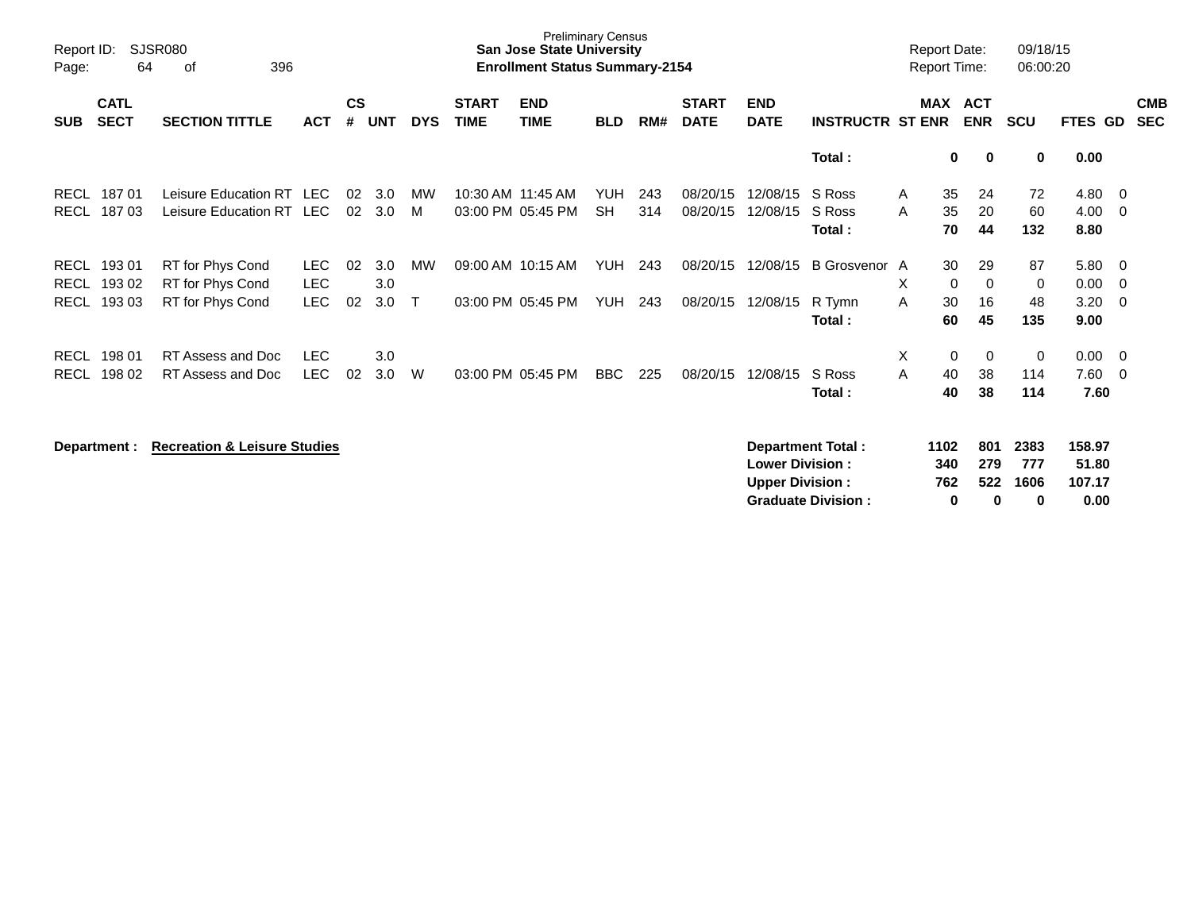Preliminary Census
**San Jose State University**
**Enrollment Status Summary-2154**

Report ID: SJSR080
Report Date: 09/18/15
Report Time: 06:00:20

| SUB | CATL SECT | SECTION TITTLE | ACT | CS # | UNT | DYS | START TIME | END TIME | BLD | RM# | START DATE | END DATE | INSTRUCTR | ST | MAX ENR | ACT ENR | SCU | FTES | GD | CMB SEC |
|---|---|---|---|---|---|---|---|---|---|---|---|---|---|---|---|---|---|---|---|---|
| | | | | | | | | | | | | | **Total :** | | **0** | **0** | **0** | **0.00** | | |
| RECL | 187 01 | Leisure Education RT | LEC | 02 | 3.0 | MW | 10:30 AM | 11:45 AM | YUH | 243 | 08/20/15 | 12/08/15 | S Ross | A | 35 | 24 | 72 | 4.80 | 0 | |
| RECL | 187 03 | Leisure Education RT | LEC | 02 | 3.0 | M | 03:00 PM | 05:45 PM | SH | 314 | 08/20/15 | 12/08/15 | S Ross | A | 35 | 20 | 60 | 4.00 | 0 | |
| | | | | | | | | | | | | | **Total :** | | **70** | **44** | **132** | **8.80** | | |
| RECL | 193 01 | RT for Phys Cond | LEC | 02 | 3.0 | MW | 09:00 AM | 10:15 AM | YUH | 243 | 08/20/15 | 12/08/15 | B Grosvenor | A | 30 | 29 | 87 | 5.80 | 0 | |
| RECL | 193 02 | RT for Phys Cond | LEC | | 3.0 | | | | | | | | | X | 0 | 0 | 0 | 0.00 | 0 | |
| RECL | 193 03 | RT for Phys Cond | LEC | 02 | 3.0 | T | 03:00 PM | 05:45 PM | YUH | 243 | 08/20/15 | 12/08/15 | R Tymn | A | 30 | 16 | 48 | 3.20 | 0 | |
| | | | | | | | | | | | | | **Total :** | | **60** | **45** | **135** | **9.00** | | |
| RECL | 198 01 | RT Assess and Doc | LEC | | 3.0 | | | | | | | | | X | 0 | 0 | 0 | 0.00 | 0 | |
| RECL | 198 02 | RT Assess and Doc | LEC | 02 | 3.0 | W | 03:00 PM | 05:45 PM | BBC | 225 | 08/20/15 | 12/08/15 | S Ross | A | 40 | 38 | 114 | 7.60 | 0 | |
| | | | | | | | | | | | | | **Total :** | | **40** | **38** | **114** | **7.60** | | |

**Department :** **Recreation & Leisure Studies**

| | MAX ENR | ACT ENR | SCU | FTES |
|---|---|---|---|---|
| **Department Total :** | **1102** | **801** | **2383** | **158.97** |
| **Lower Division :** | **340** | **279** | **777** | **51.80** |
| **Upper Division :** | **762** | **522** | **1606** | **107.17** |
| **Graduate Division :** | **0** | **0** | **0** | **0.00** |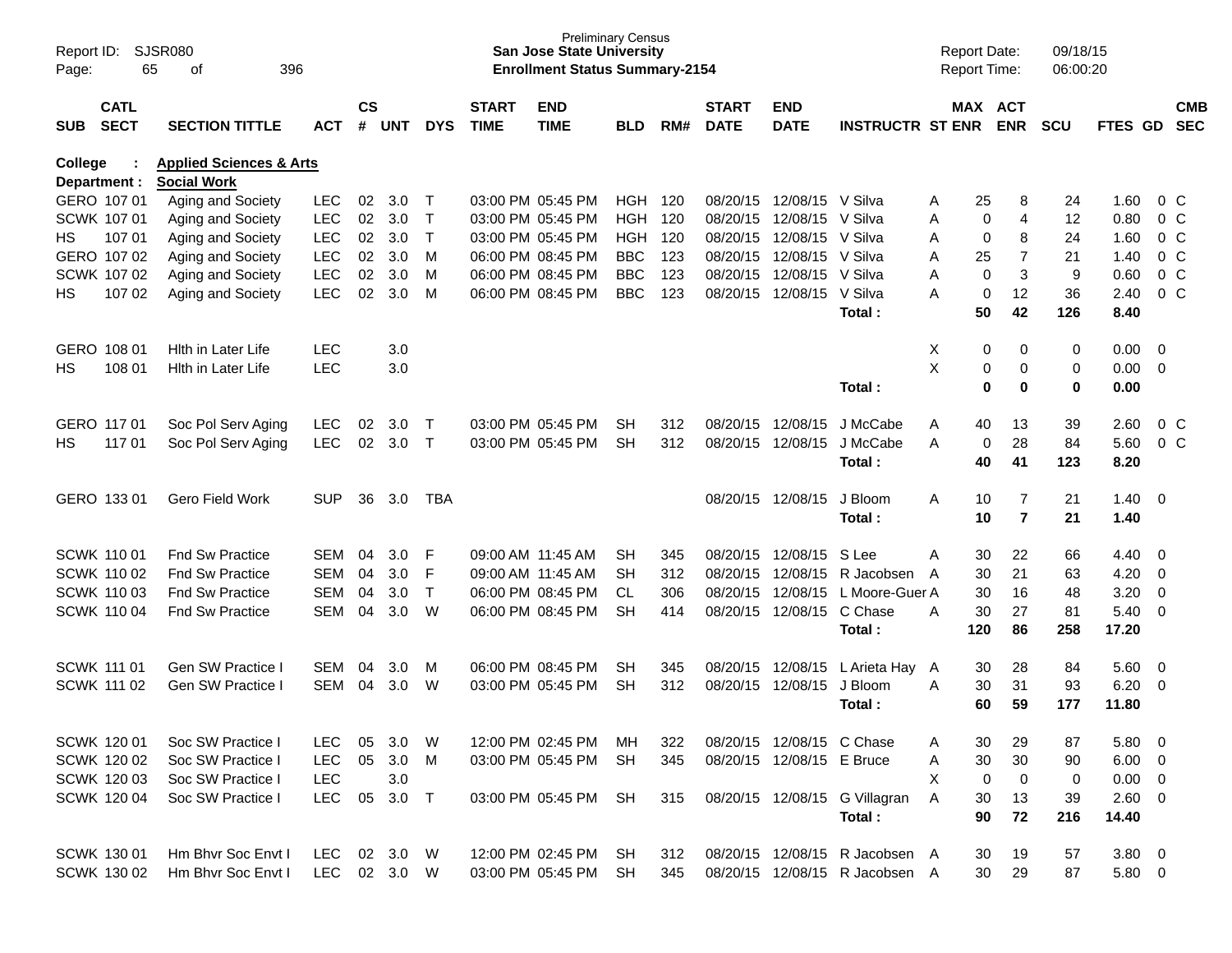Preliminary Census
**San Jose State University**
**Enrollment Status Summary-2154**

Report ID: SJSR080
Report Date: 09/18/15
Report Time: 06:00:20

**College : Applied Sciences & Arts**
**Department : Social Work**

| SUB | CATL SECT | SECTION TITTLE | ACT | CS # | UNT | DYS | START TIME | END TIME | BLD | RM# | START DATE | END DATE | INSTRUCTR | ST | MAX ENR | ACT ENR | SCU | FTES | GD | CMB SEC |
|---|---|---|---|---|---|---|---|---|---|---|---|---|---|---|---|---|---|---|---|---|
| GERO | 107 01 | Aging and Society | LEC | 02 | 3.0 | T | 03:00 PM | 05:45 PM | HGH | 120 | 08/20/15 | 12/08/15 | V Silva | A | 25 | 8 | 24 | 1.60 | 0 | C |
| SCWK | 107 01 | Aging and Society | LEC | 02 | 3.0 | T | 03:00 PM | 05:45 PM | HGH | 120 | 08/20/15 | 12/08/15 | V Silva | A | 0 | 4 | 12 | 0.80 | 0 | C |
| HS | 107 01 | Aging and Society | LEC | 02 | 3.0 | T | 03:00 PM | 05:45 PM | HGH | 120 | 08/20/15 | 12/08/15 | V Silva | A | 0 | 8 | 24 | 1.60 | 0 | C |
| GERO | 107 02 | Aging and Society | LEC | 02 | 3.0 | M | 06:00 PM | 08:45 PM | BBC | 123 | 08/20/15 | 12/08/15 | V Silva | A | 25 | 7 | 21 | 1.40 | 0 | C |
| SCWK | 107 02 | Aging and Society | LEC | 02 | 3.0 | M | 06:00 PM | 08:45 PM | BBC | 123 | 08/20/15 | 12/08/15 | V Silva | A | 0 | 3 | 9 | 0.60 | 0 | C |
| HS | 107 02 | Aging and Society | LEC | 02 | 3.0 | M | 06:00 PM | 08:45 PM | BBC | 123 | 08/20/15 | 12/08/15 | V Silva | A | 0 | 12 | 36 | 2.40 | 0 | C |
| | | | | | | | | | | | | | **Total :** | | **50** | **42** | **126** | **8.40** | | |
| GERO | 108 01 | Hlth in Later Life | LEC | | 3.0 | | | | | | | | | X | 0 | 0 | 0 | 0.00 | 0 | |
| HS | 108 01 | Hlth in Later Life | LEC | | 3.0 | | | | | | | | | X | 0 | 0 | 0 | 0.00 | 0 | |
| | | | | | | | | | | | | | **Total :** | | **0** | **0** | **0** | **0.00** | | |
| GERO | 117 01 | Soc Pol Serv Aging | LEC | 02 | 3.0 | T | 03:00 PM | 05:45 PM | SH | 312 | 08/20/15 | 12/08/15 | J McCabe | A | 40 | 13 | 39 | 2.60 | 0 | C |
| HS | 117 01 | Soc Pol Serv Aging | LEC | 02 | 3.0 | T | 03:00 PM | 05:45 PM | SH | 312 | 08/20/15 | 12/08/15 | J McCabe | A | 0 | 28 | 84 | 5.60 | 0 | C |
| | | | | | | | | | | | | | **Total :** | | **40** | **41** | **123** | **8.20** | | |
| GERO | 133 01 | Gero Field Work | SUP | 36 | 3.0 | TBA | | | | | 08/20/15 | 12/08/15 | J Bloom | A | 10 | 7 | 21 | 1.40 | 0 | |
| | | | | | | | | | | | | | **Total :** | | **10** | **7** | **21** | **1.40** | | |
| SCWK | 110 01 | Fnd Sw Practice | SEM | 04 | 3.0 | F | 09:00 AM | 11:45 AM | SH | 345 | 08/20/15 | 12/08/15 | S Lee | A | 30 | 22 | 66 | 4.40 | 0 | |
| SCWK | 110 02 | Fnd Sw Practice | SEM | 04 | 3.0 | F | 09:00 AM | 11:45 AM | SH | 312 | 08/20/15 | 12/08/15 | R Jacobsen | A | 30 | 21 | 63 | 4.20 | 0 | |
| SCWK | 110 03 | Fnd Sw Practice | SEM | 04 | 3.0 | T | 06:00 PM | 08:45 PM | CL | 306 | 08/20/15 | 12/08/15 | L Moore-Guer | A | 30 | 16 | 48 | 3.20 | 0 | |
| SCWK | 110 04 | Fnd Sw Practice | SEM | 04 | 3.0 | W | 06:00 PM | 08:45 PM | SH | 414 | 08/20/15 | 12/08/15 | C Chase | A | 30 | 27 | 81 | 5.40 | 0 | |
| | | | | | | | | | | | | | **Total :** | | **120** | **86** | **258** | **17.20** | | |
| SCWK | 111 01 | Gen SW Practice I | SEM | 04 | 3.0 | M | 06:00 PM | 08:45 PM | SH | 345 | 08/20/15 | 12/08/15 | L Arieta Hay | A | 30 | 28 | 84 | 5.60 | 0 | |
| SCWK | 111 02 | Gen SW Practice I | SEM | 04 | 3.0 | W | 03:00 PM | 05:45 PM | SH | 312 | 08/20/15 | 12/08/15 | J Bloom | A | 30 | 31 | 93 | 6.20 | 0 | |
| | | | | | | | | | | | | | **Total :** | | **60** | **59** | **177** | **11.80** | | |
| SCWK | 120 01 | Soc SW Practice I | LEC | 05 | 3.0 | W | 12:00 PM | 02:45 PM | MH | 322 | 08/20/15 | 12/08/15 | C Chase | A | 30 | 29 | 87 | 5.80 | 0 | |
| SCWK | 120 02 | Soc SW Practice I | LEC | 05 | 3.0 | M | 03:00 PM | 05:45 PM | SH | 345 | 08/20/15 | 12/08/15 | E Bruce | A | 30 | 30 | 90 | 6.00 | 0 | |
| SCWK | 120 03 | Soc SW Practice I | LEC | | 3.0 | | | | | | | | | X | 0 | 0 | 0 | 0.00 | 0 | |
| SCWK | 120 04 | Soc SW Practice I | LEC | 05 | 3.0 | T | 03:00 PM | 05:45 PM | SH | 315 | 08/20/15 | 12/08/15 | G Villagran | A | 30 | 13 | 39 | 2.60 | 0 | |
| | | | | | | | | | | | | | **Total :** | | **90** | **72** | **216** | **14.40** | | |
| SCWK | 130 01 | Hm Bhvr Soc Envt I | LEC | 02 | 3.0 | W | 12:00 PM | 02:45 PM | SH | 312 | 08/20/15 | 12/08/15 | R Jacobsen | A | 30 | 19 | 57 | 3.80 | 0 | |
| SCWK | 130 02 | Hm Bhvr Soc Envt I | LEC | 02 | 3.0 | W | 03:00 PM | 05:45 PM | SH | 345 | 08/20/15 | 12/08/15 | R Jacobsen | A | 30 | 29 | 87 | 5.80 | 0 | |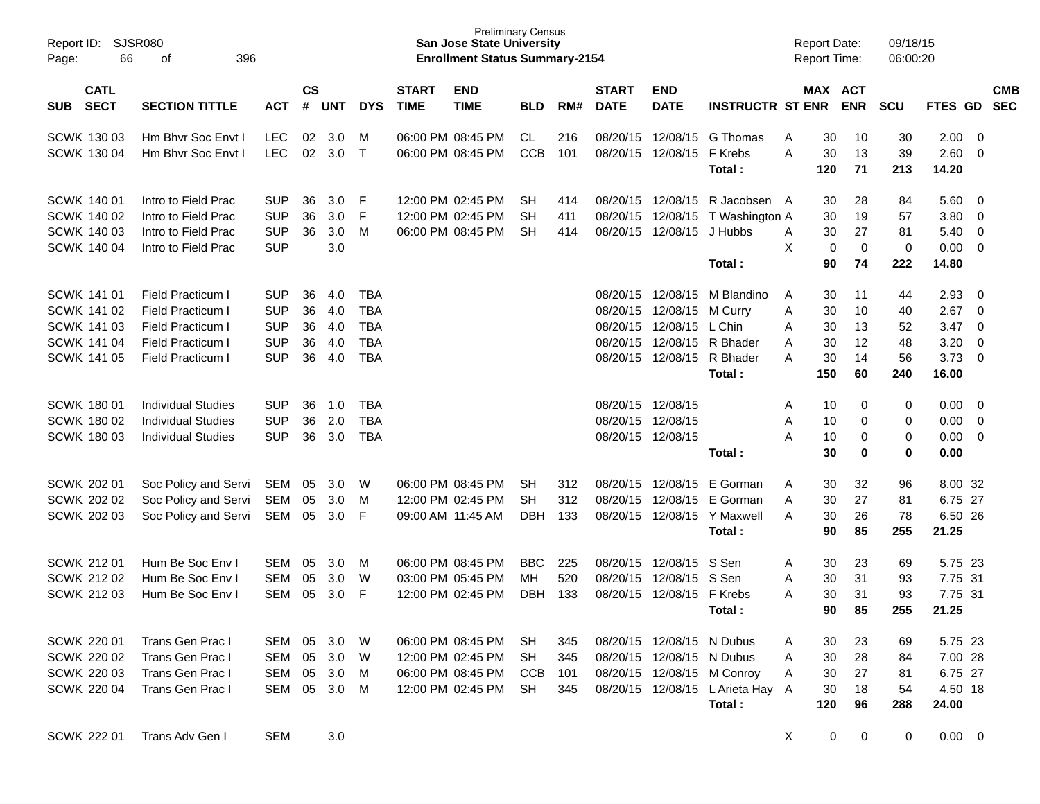Report ID: SJSR080

Preliminary Census
**San Jose State University**
**Enrollment Status Summary-2154**

Report Date: 09/18/15
Report Time: 06:00:20

| SUB | CATL SECT | SECTION TITTLE | ACT | CS # | UNT | DYS | START TIME | END TIME | BLD | RM# | START DATE | END DATE | INSTRUCTR | ST | MAX ENR | ACT ENR | SCU | FTES | GD | CMB SEC |
|---|---|---|---|---|---|---|---|---|---|---|---|---|---|---|---|---|---|---|---|---|
| SCWK | 130 03 | Hm Bhvr Soc Envt I | LEC | 02 | 3.0 | M | 06:00 PM | 08:45 PM | CL | 216 | 08/20/15 | 12/08/15 | G Thomas | A | 30 | 10 | 30 | 2.00 | 0 | |
| SCWK | 130 04 | Hm Bhvr Soc Envt I | LEC | 02 | 3.0 | T | 06:00 PM | 08:45 PM | CCB | 101 | 08/20/15 | 12/08/15 | F Krebs | A | 30 | 13 | 39 | 2.60 | 0 | |
| | | | | | | | | | | | | | **Total :** | | **120** | **71** | **213** | **14.20** | | |
| SCWK | 140 01 | Intro to Field Prac | SUP | 36 | 3.0 | F | 12:00 PM | 02:45 PM | SH | 414 | 08/20/15 | 12/08/15 | R Jacobsen | A | 30 | 28 | 84 | 5.60 | 0 | |
| SCWK | 140 02 | Intro to Field Prac | SUP | 36 | 3.0 | F | 12:00 PM | 02:45 PM | SH | 411 | 08/20/15 | 12/08/15 | T Washington | A | 30 | 19 | 57 | 3.80 | 0 | |
| SCWK | 140 03 | Intro to Field Prac | SUP | 36 | 3.0 | M | 06:00 PM | 08:45 PM | SH | 414 | 08/20/15 | 12/08/15 | J Hubbs | A | 30 | 27 | 81 | 5.40 | 0 | |
| SCWK | 140 04 | Intro to Field Prac | SUP | | 3.0 | | | | | | | | | X | 0 | 0 | 0 | 0.00 | 0 | |
| | | | | | | | | | | | | | **Total :** | | **90** | **74** | **222** | **14.80** | | |
| SCWK | 141 01 | Field Practicum I | SUP | 36 | 4.0 | TBA | | | | | 08/20/15 | 12/08/15 | M Blandino | A | 30 | 11 | 44 | 2.93 | 0 | |
| SCWK | 141 02 | Field Practicum I | SUP | 36 | 4.0 | TBA | | | | | 08/20/15 | 12/08/15 | M Curry | A | 30 | 10 | 40 | 2.67 | 0 | |
| SCWK | 141 03 | Field Practicum I | SUP | 36 | 4.0 | TBA | | | | | 08/20/15 | 12/08/15 | L Chin | A | 30 | 13 | 52 | 3.47 | 0 | |
| SCWK | 141 04 | Field Practicum I | SUP | 36 | 4.0 | TBA | | | | | 08/20/15 | 12/08/15 | R Bhader | A | 30 | 12 | 48 | 3.20 | 0 | |
| SCWK | 141 05 | Field Practicum I | SUP | 36 | 4.0 | TBA | | | | | 08/20/15 | 12/08/15 | R Bhader | A | 30 | 14 | 56 | 3.73 | 0 | |
| | | | | | | | | | | | | | **Total :** | | **150** | **60** | **240** | **16.00** | | |
| SCWK | 180 01 | Individual Studies | SUP | 36 | 1.0 | TBA | | | | | 08/20/15 | 12/08/15 | | A | 10 | 0 | 0 | 0.00 | 0 | |
| SCWK | 180 02 | Individual Studies | SUP | 36 | 2.0 | TBA | | | | | 08/20/15 | 12/08/15 | | A | 10 | 0 | 0 | 0.00 | 0 | |
| SCWK | 180 03 | Individual Studies | SUP | 36 | 3.0 | TBA | | | | | 08/20/15 | 12/08/15 | | A | 10 | 0 | 0 | 0.00 | 0 | |
| | | | | | | | | | | | | | **Total :** | | **30** | **0** | **0** | **0.00** | | |
| SCWK | 202 01 | Soc Policy and Servi | SEM | 05 | 3.0 | W | 06:00 PM | 08:45 PM | SH | 312 | 08/20/15 | 12/08/15 | E Gorman | A | 30 | 32 | 96 | 8.00 | 32 | |
| SCWK | 202 02 | Soc Policy and Servi | SEM | 05 | 3.0 | M | 12:00 PM | 02:45 PM | SH | 312 | 08/20/15 | 12/08/15 | E Gorman | A | 30 | 27 | 81 | 6.75 | 27 | |
| SCWK | 202 03 | Soc Policy and Servi | SEM | 05 | 3.0 | F | 09:00 AM | 11:45 AM | DBH | 133 | 08/20/15 | 12/08/15 | Y Maxwell | A | 30 | 26 | 78 | 6.50 | 26 | |
| | | | | | | | | | | | | | **Total :** | | **90** | **85** | **255** | **21.25** | | |
| SCWK | 212 01 | Hum Be Soc Env I | SEM | 05 | 3.0 | M | 06:00 PM | 08:45 PM | BBC | 225 | 08/20/15 | 12/08/15 | S Sen | A | 30 | 23 | 69 | 5.75 | 23 | |
| SCWK | 212 02 | Hum Be Soc Env I | SEM | 05 | 3.0 | W | 03:00 PM | 05:45 PM | MH | 520 | 08/20/15 | 12/08/15 | S Sen | A | 30 | 31 | 93 | 7.75 | 31 | |
| SCWK | 212 03 | Hum Be Soc Env I | SEM | 05 | 3.0 | F | 12:00 PM | 02:45 PM | DBH | 133 | 08/20/15 | 12/08/15 | F Krebs | A | 30 | 31 | 93 | 7.75 | 31 | |
| | | | | | | | | | | | | | **Total :** | | **90** | **85** | **255** | **21.25** | | |
| SCWK | 220 01 | Trans Gen Prac I | SEM | 05 | 3.0 | W | 06:00 PM | 08:45 PM | SH | 345 | 08/20/15 | 12/08/15 | N Dubus | A | 30 | 23 | 69 | 5.75 | 23 | |
| SCWK | 220 02 | Trans Gen Prac I | SEM | 05 | 3.0 | W | 12:00 PM | 02:45 PM | SH | 345 | 08/20/15 | 12/08/15 | N Dubus | A | 30 | 28 | 84 | 7.00 | 28 | |
| SCWK | 220 03 | Trans Gen Prac I | SEM | 05 | 3.0 | M | 06:00 PM | 08:45 PM | CCB | 101 | 08/20/15 | 12/08/15 | M Conroy | A | 30 | 27 | 81 | 6.75 | 27 | |
| SCWK | 220 04 | Trans Gen Prac I | SEM | 05 | 3.0 | M | 12:00 PM | 02:45 PM | SH | 345 | 08/20/15 | 12/08/15 | L Arieta Hay | A | 30 | 18 | 54 | 4.50 | 18 | |
| | | | | | | | | | | | | | **Total :** | | **120** | **96** | **288** | **24.00** | | |
| SCWK | 222 01 | Trans Adv Gen I | SEM | | 3.0 | | | | | | | | | X | 0 | 0 | 0 | 0.00 | 0 | |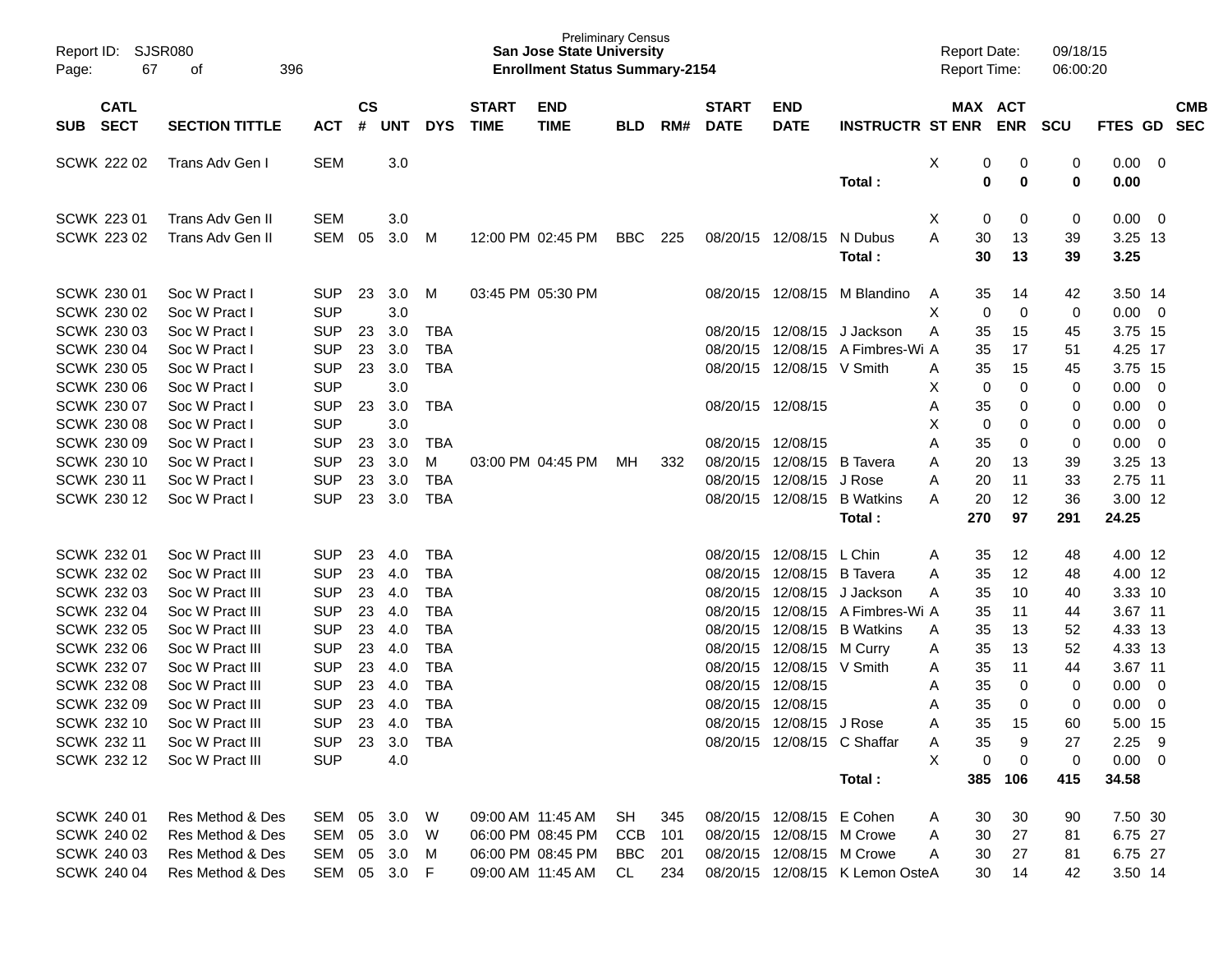Preliminary Census
**San Jose State University**
**Enrollment Status Summary-2154**

Report ID: SJSR080
Report Date: 09/18/15
Report Time: 06:00:20

| SUB | CATL SECT | SECTION TITTLE | ACT | CS # | UNT | DYS | START TIME | END TIME | BLD | RM# | START DATE | END DATE | INSTRUCTR | ST | MAX ENR | ACT ENR | SCU | FTES | GD | CMB SEC |
|---|---|---|---|---|---|---|---|---|---|---|---|---|---|---|---|---|---|---|---|---|
| SCWK | 222 02 | Trans Adv Gen I | SEM | | 3.0 | | | | | | | | | X | 0 | 0 | 0 | 0.00 | 0 | |
| | | | | | | | | | | | | | **Total :** | | **0** | **0** | **0** | **0.00** | | |
| SCWK | 223 01 | Trans Adv Gen II | SEM | | 3.0 | | | | | | | | | X | 0 | 0 | 0 | 0.00 | 0 | |
| SCWK | 223 02 | Trans Adv Gen II | SEM | 05 | 3.0 | M | 12:00 PM | 02:45 PM | BBC | 225 | 08/20/15 | 12/08/15 | N Dubus | A | 30 | 13 | 39 | 3.25 | 13 | |
| | | | | | | | | | | | | | **Total :** | | **30** | **13** | **39** | **3.25** | | |
| SCWK | 230 01 | Soc W Pract I | SUP | 23 | 3.0 | M | 03:45 PM | 05:30 PM | | | 08/20/15 | 12/08/15 | M Blandino | A | 35 | 14 | 42 | 3.50 | 14 | |
| SCWK | 230 02 | Soc W Pract I | SUP | | 3.0 | | | | | | | | | X | 0 | 0 | 0 | 0.00 | 0 | |
| SCWK | 230 03 | Soc W Pract I | SUP | 23 | 3.0 | TBA | | | | | 08/20/15 | 12/08/15 | J Jackson | A | 35 | 15 | 45 | 3.75 | 15 | |
| SCWK | 230 04 | Soc W Pract I | SUP | 23 | 3.0 | TBA | | | | | 08/20/15 | 12/08/15 | A Fimbres-Wi | A | 35 | 17 | 51 | 4.25 | 17 | |
| SCWK | 230 05 | Soc W Pract I | SUP | 23 | 3.0 | TBA | | | | | 08/20/15 | 12/08/15 | V Smith | A | 35 | 15 | 45 | 3.75 | 15 | |
| SCWK | 230 06 | Soc W Pract I | SUP | | 3.0 | | | | | | | | | X | 0 | 0 | 0 | 0.00 | 0 | |
| SCWK | 230 07 | Soc W Pract I | SUP | 23 | 3.0 | TBA | | | | | 08/20/15 | 12/08/15 | | A | 35 | 0 | 0 | 0.00 | 0 | |
| SCWK | 230 08 | Soc W Pract I | SUP | | 3.0 | | | | | | | | | X | 0 | 0 | 0 | 0.00 | 0 | |
| SCWK | 230 09 | Soc W Pract I | SUP | 23 | 3.0 | TBA | | | | | 08/20/15 | 12/08/15 | | A | 35 | 0 | 0 | 0.00 | 0 | |
| SCWK | 230 10 | Soc W Pract I | SUP | 23 | 3.0 | M | 03:00 PM | 04:45 PM | MH | 332 | 08/20/15 | 12/08/15 | B Tavera | A | 20 | 13 | 39 | 3.25 | 13 | |
| SCWK | 230 11 | Soc W Pract I | SUP | 23 | 3.0 | TBA | | | | | 08/20/15 | 12/08/15 | J Rose | A | 20 | 11 | 33 | 2.75 | 11 | |
| SCWK | 230 12 | Soc W Pract I | SUP | 23 | 3.0 | TBA | | | | | 08/20/15 | 12/08/15 | B Watkins | A | 20 | 12 | 36 | 3.00 | 12 | |
| | | | | | | | | | | | | | **Total :** | | **270** | **97** | **291** | **24.25** | | |
| SCWK | 232 01 | Soc W Pract III | SUP | 23 | 4.0 | TBA | | | | | 08/20/15 | 12/08/15 | L Chin | A | 35 | 12 | 48 | 4.00 | 12 | |
| SCWK | 232 02 | Soc W Pract III | SUP | 23 | 4.0 | TBA | | | | | 08/20/15 | 12/08/15 | B Tavera | A | 35 | 12 | 48 | 4.00 | 12 | |
| SCWK | 232 03 | Soc W Pract III | SUP | 23 | 4.0 | TBA | | | | | 08/20/15 | 12/08/15 | J Jackson | A | 35 | 10 | 40 | 3.33 | 10 | |
| SCWK | 232 04 | Soc W Pract III | SUP | 23 | 4.0 | TBA | | | | | 08/20/15 | 12/08/15 | A Fimbres-Wi | A | 35 | 11 | 44 | 3.67 | 11 | |
| SCWK | 232 05 | Soc W Pract III | SUP | 23 | 4.0 | TBA | | | | | 08/20/15 | 12/08/15 | B Watkins | A | 35 | 13 | 52 | 4.33 | 13 | |
| SCWK | 232 06 | Soc W Pract III | SUP | 23 | 4.0 | TBA | | | | | 08/20/15 | 12/08/15 | M Curry | A | 35 | 13 | 52 | 4.33 | 13 | |
| SCWK | 232 07 | Soc W Pract III | SUP | 23 | 4.0 | TBA | | | | | 08/20/15 | 12/08/15 | V Smith | A | 35 | 11 | 44 | 3.67 | 11 | |
| SCWK | 232 08 | Soc W Pract III | SUP | 23 | 4.0 | TBA | | | | | 08/20/15 | 12/08/15 | | A | 35 | 0 | 0 | 0.00 | 0 | |
| SCWK | 232 09 | Soc W Pract III | SUP | 23 | 4.0 | TBA | | | | | 08/20/15 | 12/08/15 | | A | 35 | 0 | 0 | 0.00 | 0 | |
| SCWK | 232 10 | Soc W Pract III | SUP | 23 | 4.0 | TBA | | | | | 08/20/15 | 12/08/15 | J Rose | A | 35 | 15 | 60 | 5.00 | 15 | |
| SCWK | 232 11 | Soc W Pract III | SUP | 23 | 3.0 | TBA | | | | | 08/20/15 | 12/08/15 | C Shaffar | A | 35 | 9 | 27 | 2.25 | 9 | |
| SCWK | 232 12 | Soc W Pract III | SUP | | 4.0 | | | | | | | | | X | 0 | 0 | 0 | 0.00 | 0 | |
| | | | | | | | | | | | | | **Total :** | | **385** | **106** | **415** | **34.58** | | |
| SCWK | 240 01 | Res Method & Des | SEM | 05 | 3.0 | W | 09:00 AM | 11:45 AM | SH | 345 | 08/20/15 | 12/08/15 | E Cohen | A | 30 | 30 | 90 | 7.50 | 30 | |
| SCWK | 240 02 | Res Method & Des | SEM | 05 | 3.0 | W | 06:00 PM | 08:45 PM | CCB | 101 | 08/20/15 | 12/08/15 | M Crowe | A | 30 | 27 | 81 | 6.75 | 27 | |
| SCWK | 240 03 | Res Method & Des | SEM | 05 | 3.0 | M | 06:00 PM | 08:45 PM | BBC | 201 | 08/20/15 | 12/08/15 | M Crowe | A | 30 | 27 | 81 | 6.75 | 27 | |
| SCWK | 240 04 | Res Method & Des | SEM | 05 | 3.0 | F | 09:00 AM | 11:45 AM | CL | 234 | 08/20/15 | 12/08/15 | K Lemon Oste | A | 30 | 14 | 42 | 3.50 | 14 | |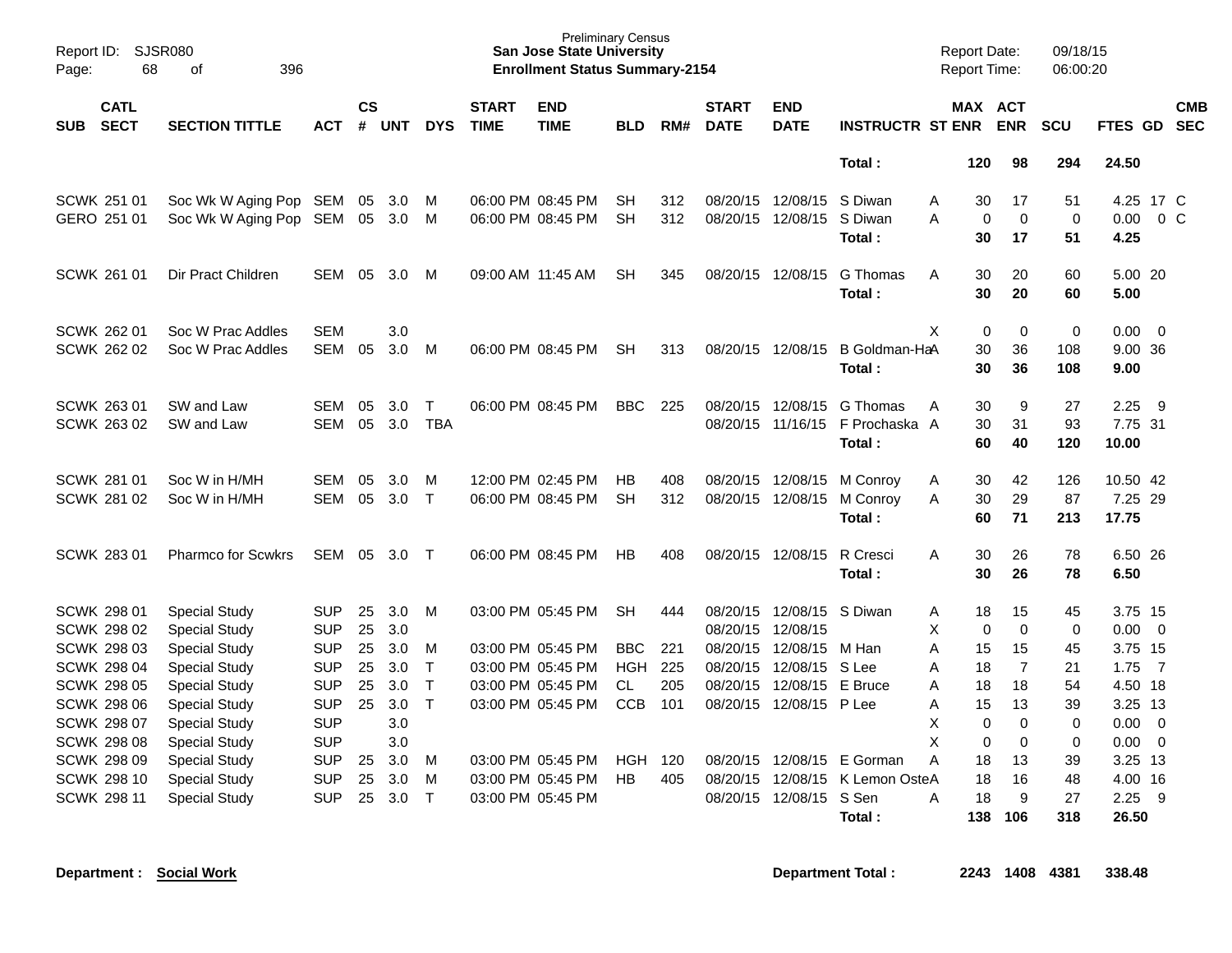Preliminary Census
**San Jose State University**
**Enrollment Status Summary-2154**

Report ID: SJSR080
Report Date: 09/18/15
Report Time: 06:00:20

| SUB | CATL SECT | SECTION TITTLE | ACT | CS # | UNT | DYS | START TIME | END TIME | BLD | RM# | START DATE | END DATE | INSTRUCTR | ST | MAX ENR | ACT ENR | SCU | FTES | GD | CMB SEC |
|---|---|---|---|---|---|---|---|---|---|---|---|---|---|---|---|---|---|---|---|---|
| | | | | | | | | | | | | | **Total :** | | **120** | **98** | **294** | **24.50** | | |
| SCWK | 251 01 | Soc Wk W Aging Pop | SEM | 05 | 3.0 | M | 06:00 PM | 08:45 PM | SH | 312 | 08/20/15 | 12/08/15 | S Diwan | A | 30 | 17 | 51 | 4.25 | 17 | C |
| GERO | 251 01 | Soc Wk W Aging Pop | SEM | 05 | 3.0 | M | 06:00 PM | 08:45 PM | SH | 312 | 08/20/15 | 12/08/15 | S Diwan | A | 0 | 0 | 0 | 0.00 | 0 | C |
| | | | | | | | | | | | | | **Total :** | | **30** | **17** | **51** | **4.25** | | |
| SCWK | 261 01 | Dir Pract Children | SEM | 05 | 3.0 | M | 09:00 AM | 11:45 AM | SH | 345 | 08/20/15 | 12/08/15 | G Thomas | A | 30 | 20 | 60 | 5.00 | 20 | |
| | | | | | | | | | | | | | **Total :** | | **30** | **20** | **60** | **5.00** | | |
| SCWK | 262 01 | Soc W Prac Addles | SEM | | 3.0 | | | | | | | | | X | 0 | 0 | 0 | 0.00 | 0 | |
| SCWK | 262 02 | Soc W Prac Addles | SEM | 05 | 3.0 | M | 06:00 PM | 08:45 PM | SH | 313 | 08/20/15 | 12/08/15 | B Goldman-Ha | A | 30 | 36 | 108 | 9.00 | 36 | |
| | | | | | | | | | | | | | **Total :** | | **30** | **36** | **108** | **9.00** | | |
| SCWK | 263 01 | SW and Law | SEM | 05 | 3.0 | T | 06:00 PM | 08:45 PM | BBC | 225 | 08/20/15 | 12/08/15 | G Thomas | A | 30 | 9 | 27 | 2.25 | 9 | |
| SCWK | 263 02 | SW and Law | SEM | 05 | 3.0 | TBA | | | | | 08/20/15 | 11/16/15 | F Prochaska | A | 30 | 31 | 93 | 7.75 | 31 | |
| | | | | | | | | | | | | | **Total :** | | **60** | **40** | **120** | **10.00** | | |
| SCWK | 281 01 | Soc W in H/MH | SEM | 05 | 3.0 | M | 12:00 PM | 02:45 PM | HB | 408 | 08/20/15 | 12/08/15 | M Conroy | A | 30 | 42 | 126 | 10.50 | 42 | |
| SCWK | 281 02 | Soc W in H/MH | SEM | 05 | 3.0 | T | 06:00 PM | 08:45 PM | SH | 312 | 08/20/15 | 12/08/15 | M Conroy | A | 30 | 29 | 87 | 7.25 | 29 | |
| | | | | | | | | | | | | | **Total :** | | **60** | **71** | **213** | **17.75** | | |
| SCWK | 283 01 | Pharmco for Scwkrs | SEM | 05 | 3.0 | T | 06:00 PM | 08:45 PM | HB | 408 | 08/20/15 | 12/08/15 | R Cresci | A | 30 | 26 | 78 | 6.50 | 26 | |
| | | | | | | | | | | | | | **Total :** | | **30** | **26** | **78** | **6.50** | | |
| SCWK | 298 01 | Special Study | SUP | 25 | 3.0 | M | 03:00 PM | 05:45 PM | SH | 444 | 08/20/15 | 12/08/15 | S Diwan | A | 18 | 15 | 45 | 3.75 | 15 | |
| SCWK | 298 02 | Special Study | SUP | 25 | 3.0 | | | | | | 08/20/15 | 12/08/15 | | X | 0 | 0 | 0 | 0.00 | 0 | |
| SCWK | 298 03 | Special Study | SUP | 25 | 3.0 | M | 03:00 PM | 05:45 PM | BBC | 221 | 08/20/15 | 12/08/15 | M Han | A | 15 | 15 | 45 | 3.75 | 15 | |
| SCWK | 298 04 | Special Study | SUP | 25 | 3.0 | T | 03:00 PM | 05:45 PM | HGH | 225 | 08/20/15 | 12/08/15 | S Lee | A | 18 | 7 | 21 | 1.75 | 7 | |
| SCWK | 298 05 | Special Study | SUP | 25 | 3.0 | T | 03:00 PM | 05:45 PM | CL | 205 | 08/20/15 | 12/08/15 | E Bruce | A | 18 | 18 | 54 | 4.50 | 18 | |
| SCWK | 298 06 | Special Study | SUP | 25 | 3.0 | T | 03:00 PM | 05:45 PM | CCB | 101 | 08/20/15 | 12/08/15 | P Lee | A | 15 | 13 | 39 | 3.25 | 13 | |
| SCWK | 298 07 | Special Study | SUP | | 3.0 | | | | | | | | | X | 0 | 0 | 0 | 0.00 | 0 | |
| SCWK | 298 08 | Special Study | SUP | | 3.0 | | | | | | | | | X | 0 | 0 | 0 | 0.00 | 0 | |
| SCWK | 298 09 | Special Study | SUP | 25 | 3.0 | M | 03:00 PM | 05:45 PM | HGH | 120 | 08/20/15 | 12/08/15 | E Gorman | A | 18 | 13 | 39 | 3.25 | 13 | |
| SCWK | 298 10 | Special Study | SUP | 25 | 3.0 | M | 03:00 PM | 05:45 PM | HB | 405 | 08/20/15 | 12/08/15 | K Lemon Oste | A | 18 | 16 | 48 | 4.00 | 16 | |
| SCWK | 298 11 | Special Study | SUP | 25 | 3.0 | T | 03:00 PM | 05:45 PM | | | 08/20/15 | 12/08/15 | S Sen | A | 18 | 9 | 27 | 2.25 | 9 | |
| | | | | | | | | | | | | | **Total :** | | **138** | **106** | **318** | **26.50** | | |

**Department : Social Work** **Department Total : 2243 1408 4381 338.48**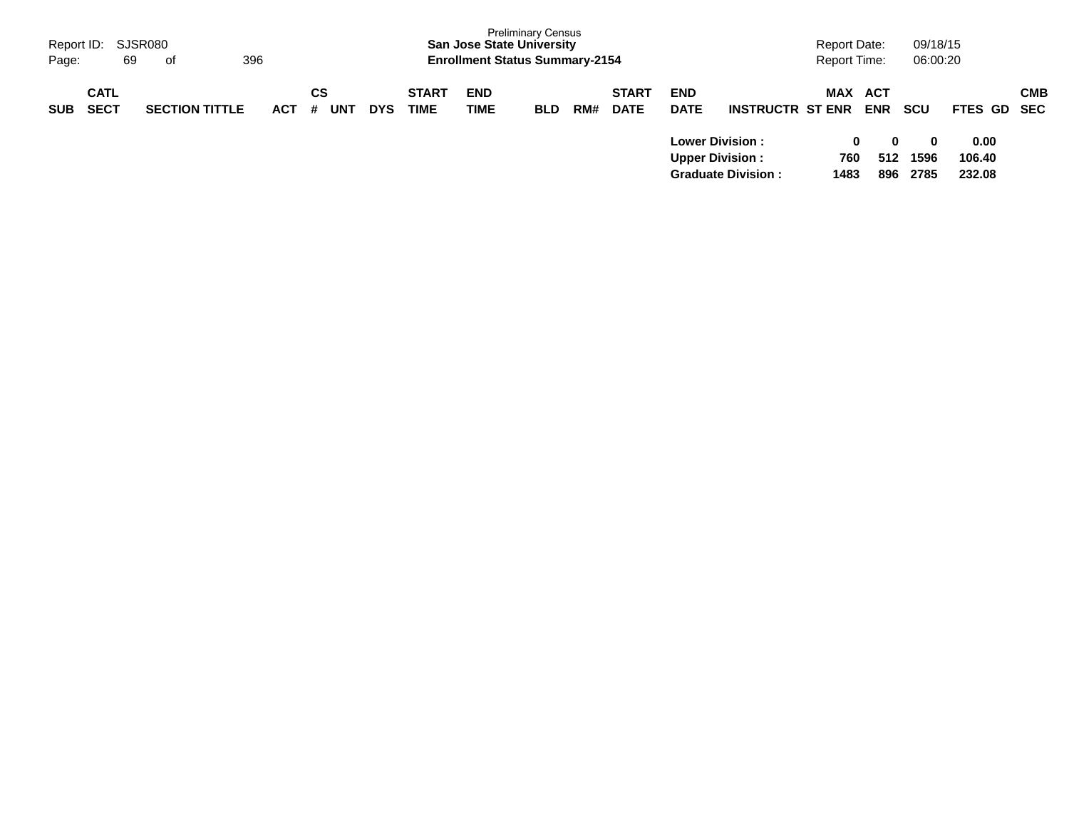| SUB | CATL SECT | SECTION TITTLE | ACT | CS # | UNT | DYS | START TIME | END TIME | BLD | RM# | START DATE | END DATE | INSTRUCTR | MAX ST ENR | ACT ENR | SCU | FTES | GD | CMB SEC |
|---|---|---|---|---|---|---|---|---|---|---|---|---|---|---|---|---|---|---|---|
| | | | | | | | | | | | | **Lower Division :** | | **0** | **0** | **0** | **0.00** | | |
| | | | | | | | | | | | | **Upper Division :** | | **760** | **512** | **1596** | **106.40** | | |
| | | | | | | | | | | | | **Graduate Division :** | | **1483** | **896** | **2785** | **232.08** | | |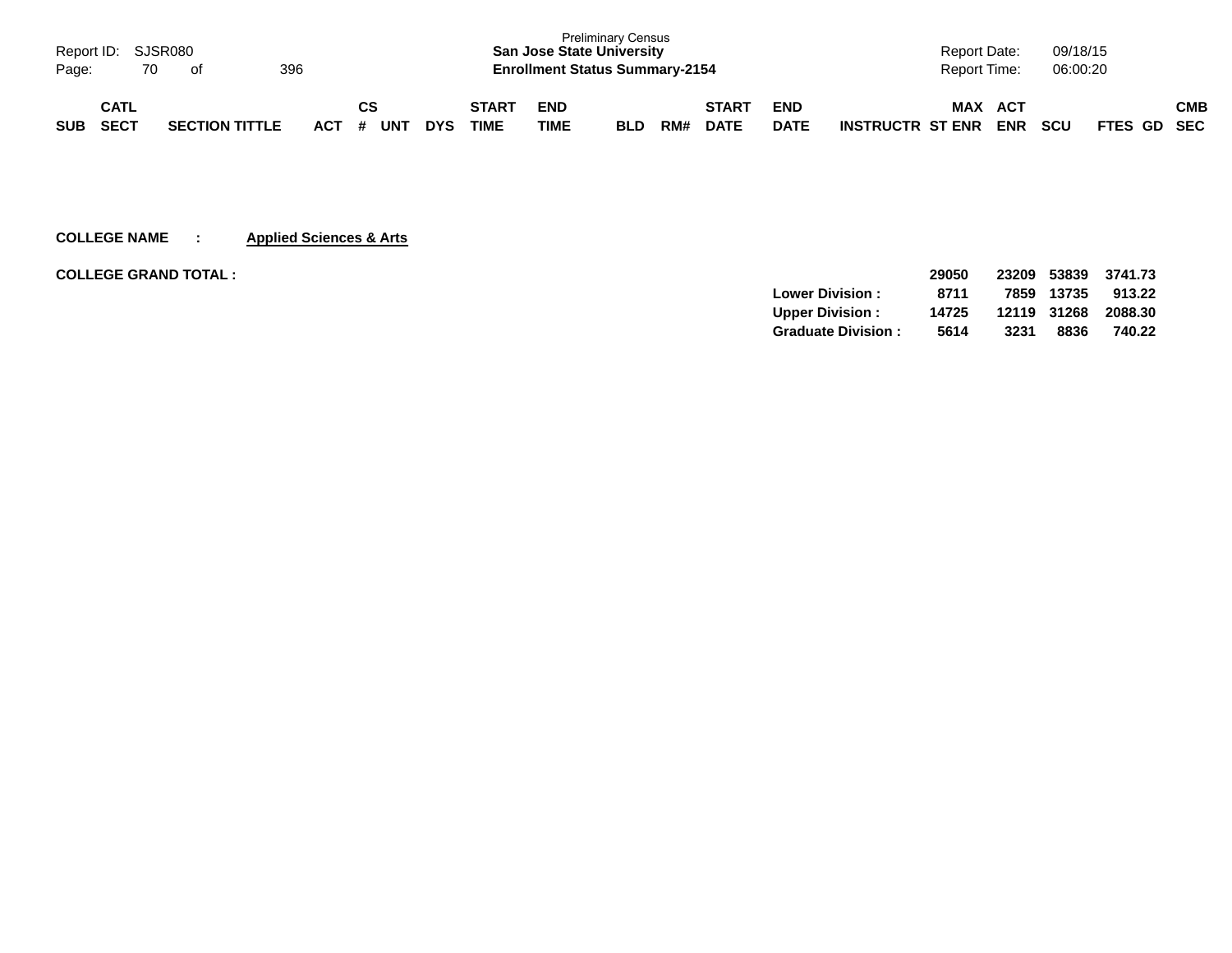**COLLEGE NAME : Applied Sciences & Arts**

**COLLEGE GRAND TOTAL :**

| | MAX ST ENR | ACT ENR | SCU | FTES |
|---|---|---|---|---|
| | 29050 | 23209 | 53839 | 3741.73 |
| Lower Division : | 8711 | 7859 | 13735 | 913.22 |
| Upper Division : | 14725 | 12119 | 31268 | 2088.30 |
| Graduate Division : | 5614 | 3231 | 8836 | 740.22 |